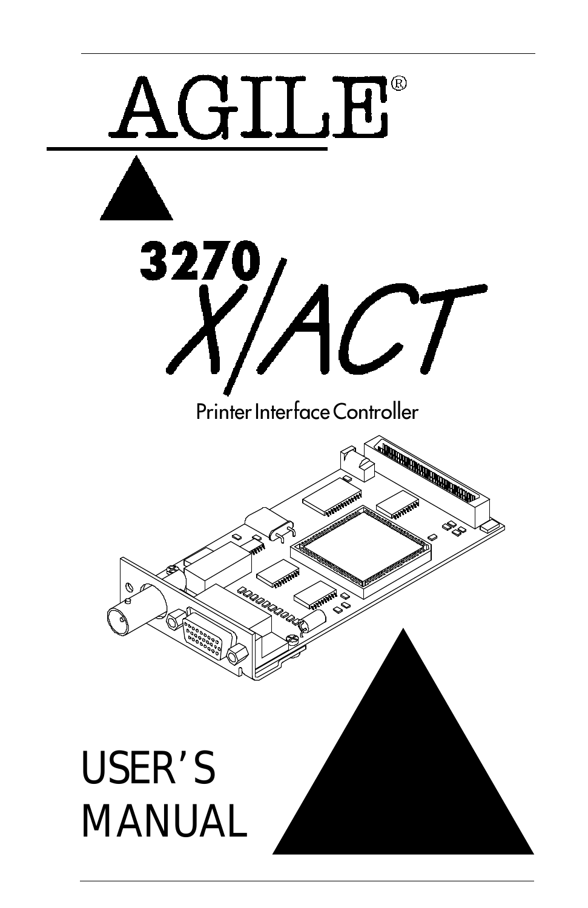# AGILE®

# 3270 X/ACT

Printer Interface Controller

# USER'S MANUAL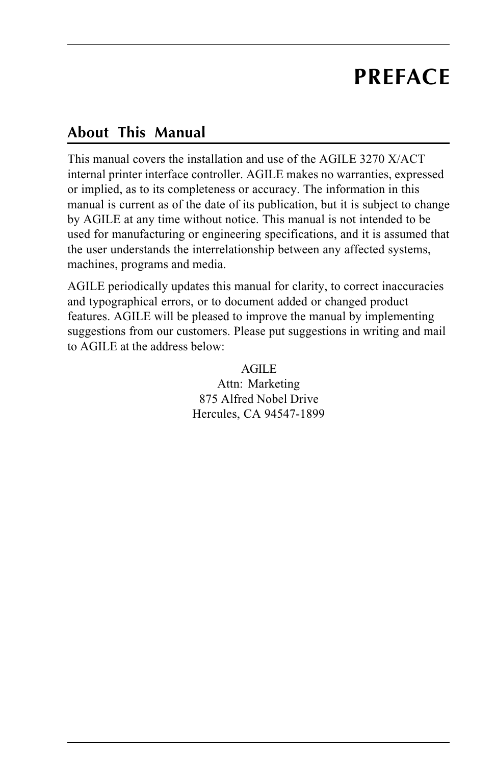# PREFACE

## About This Manual

This manual covers the installation and use of the AGILE 3270 X/ACT internal printer interface controller. AGILE makes no warranties, expressed or implied, as to its completeness or accuracy. The information in this manual is current as of the date of its publication, but it is subject to change by AGILE at any time without notice. This manual is not intended to be used for manufacturing or engineering specifications, and it is assumed that the user understands the interrelationship between any affected systems, machines, programs and media.

AGILE periodically updates this manual for clarity, to correct inaccuracies and typographical errors, or to document added or changed product features. AGILE will be pleased to improve the manual by implementing suggestions from our customers. Please put suggestions in writing and mail to AGILE at the address below:

AGILE  
Attn: Marketing  
875 Alfred Nobel Drive  
Hercules, CA 94547-1899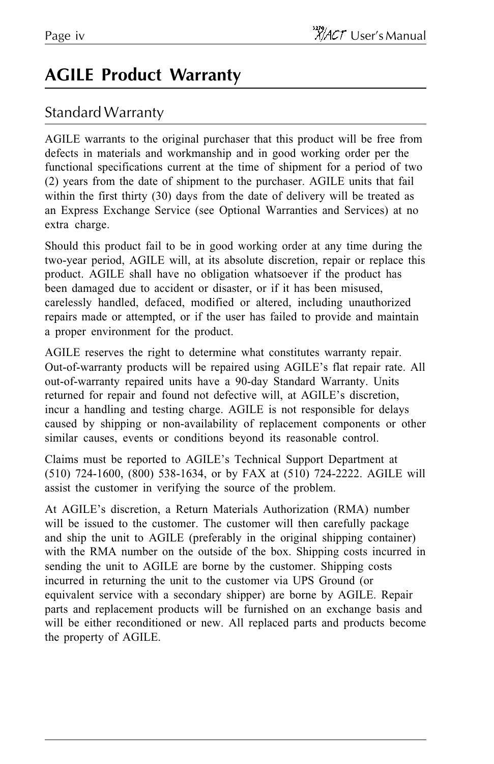# AGILE Product Warranty

## Standard Warranty

AGILE warrants to the original purchaser that this product will be free from defects in materials and workmanship and in good working order per the functional specifications current at the time of shipment for a period of two (2) years from the date of shipment to the purchaser. AGILE units that fail within the first thirty (30) days from the date of delivery will be treated as an Express Exchange Service (see Optional Warranties and Services) at no extra charge.

Should this product fail to be in good working order at any time during the two-year period, AGILE will, at its absolute discretion, repair or replace this product. AGILE shall have no obligation whatsoever if the product has been damaged due to accident or disaster, or if it has been misused, carelessly handled, defaced, modified or altered, including unauthorized repairs made or attempted, or if the user has failed to provide and maintain a proper environment for the product.

AGILE reserves the right to determine what constitutes warranty repair. Out-of-warranty products will be repaired using AGILE's flat repair rate. All out-of-warranty repaired units have a 90-day Standard Warranty. Units returned for repair and found not defective will, at AGILE's discretion, incur a handling and testing charge. AGILE is not responsible for delays caused by shipping or non-availability of replacement components or other similar causes, events or conditions beyond its reasonable control.

Claims must be reported to AGILE's Technical Support Department at (510) 724-1600, (800) 538-1634, or by FAX at (510) 724-2222. AGILE will assist the customer in verifying the source of the problem.

At AGILE's discretion, a Return Materials Authorization (RMA) number will be issued to the customer. The customer will then carefully package and ship the unit to AGILE (preferably in the original shipping container) with the RMA number on the outside of the box. Shipping costs incurred in sending the unit to AGILE are borne by the customer. Shipping costs incurred in returning the unit to the customer via UPS Ground (or equivalent service with a secondary shipper) are borne by AGILE. Repair parts and replacement products will be furnished on an exchange basis and will be either reconditioned or new. All replaced parts and products become the property of AGILE.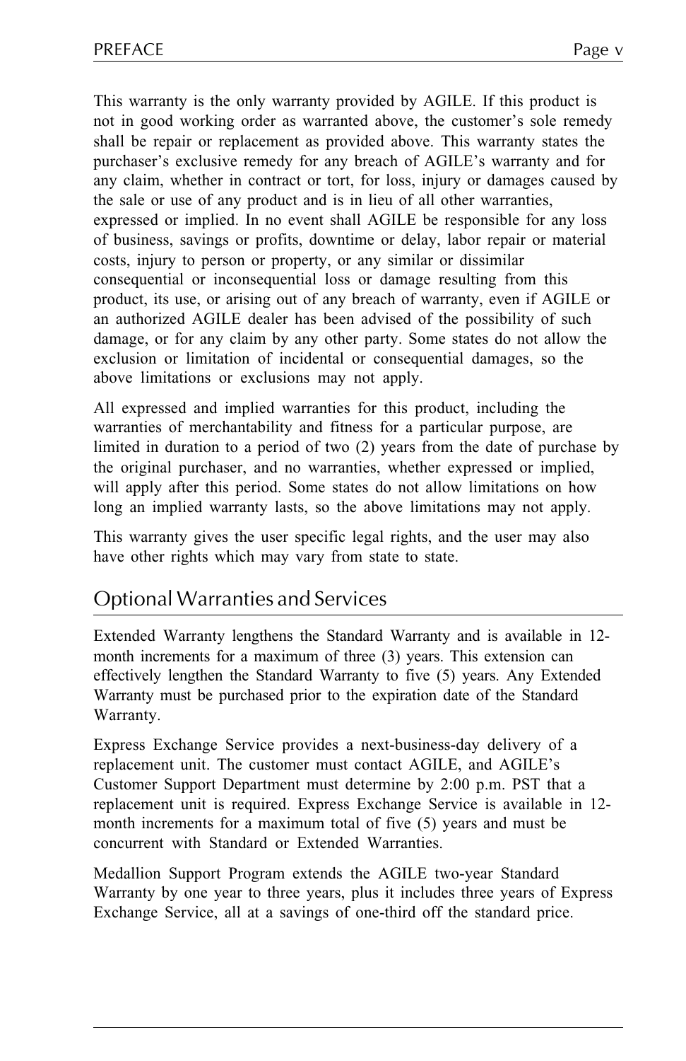This warranty is the only warranty provided by AGILE. If this product is not in good working order as warranted above, the customer's sole remedy shall be repair or replacement as provided above. This warranty states the purchaser's exclusive remedy for any breach of AGILE's warranty and for any claim, whether in contract or tort, for loss, injury or damages caused by the sale or use of any product and is in lieu of all other warranties, expressed or implied. In no event shall AGILE be responsible for any loss of business, savings or profits, downtime or delay, labor repair or material costs, injury to person or property, or any similar or dissimilar consequential or inconsequential loss or damage resulting from this product, its use, or arising out of any breach of warranty, even if AGILE or an authorized AGILE dealer has been advised of the possibility of such damage, or for any claim by any other party. Some states do not allow the exclusion or limitation of incidental or consequential damages, so the above limitations or exclusions may not apply.

All expressed and implied warranties for this product, including the warranties of merchantability and fitness for a particular purpose, are limited in duration to a period of two (2) years from the date of purchase by the original purchaser, and no warranties, whether expressed or implied, will apply after this period. Some states do not allow limitations on how long an implied warranty lasts, so the above limitations may not apply.

This warranty gives the user specific legal rights, and the user may also have other rights which may vary from state to state.

## Optional Warranties and Services

Extended Warranty lengthens the Standard Warranty and is available in 12-month increments for a maximum of three (3) years. This extension can effectively lengthen the Standard Warranty to five (5) years. Any Extended Warranty must be purchased prior to the expiration date of the Standard Warranty.

Express Exchange Service provides a next-business-day delivery of a replacement unit. The customer must contact AGILE, and AGILE's Customer Support Department must determine by 2:00 p.m. PST that a replacement unit is required. Express Exchange Service is available in 12-month increments for a maximum total of five (5) years and must be concurrent with Standard or Extended Warranties.

Medallion Support Program extends the AGILE two-year Standard Warranty by one year to three years, plus it includes three years of Express Exchange Service, all at a savings of one-third off the standard price.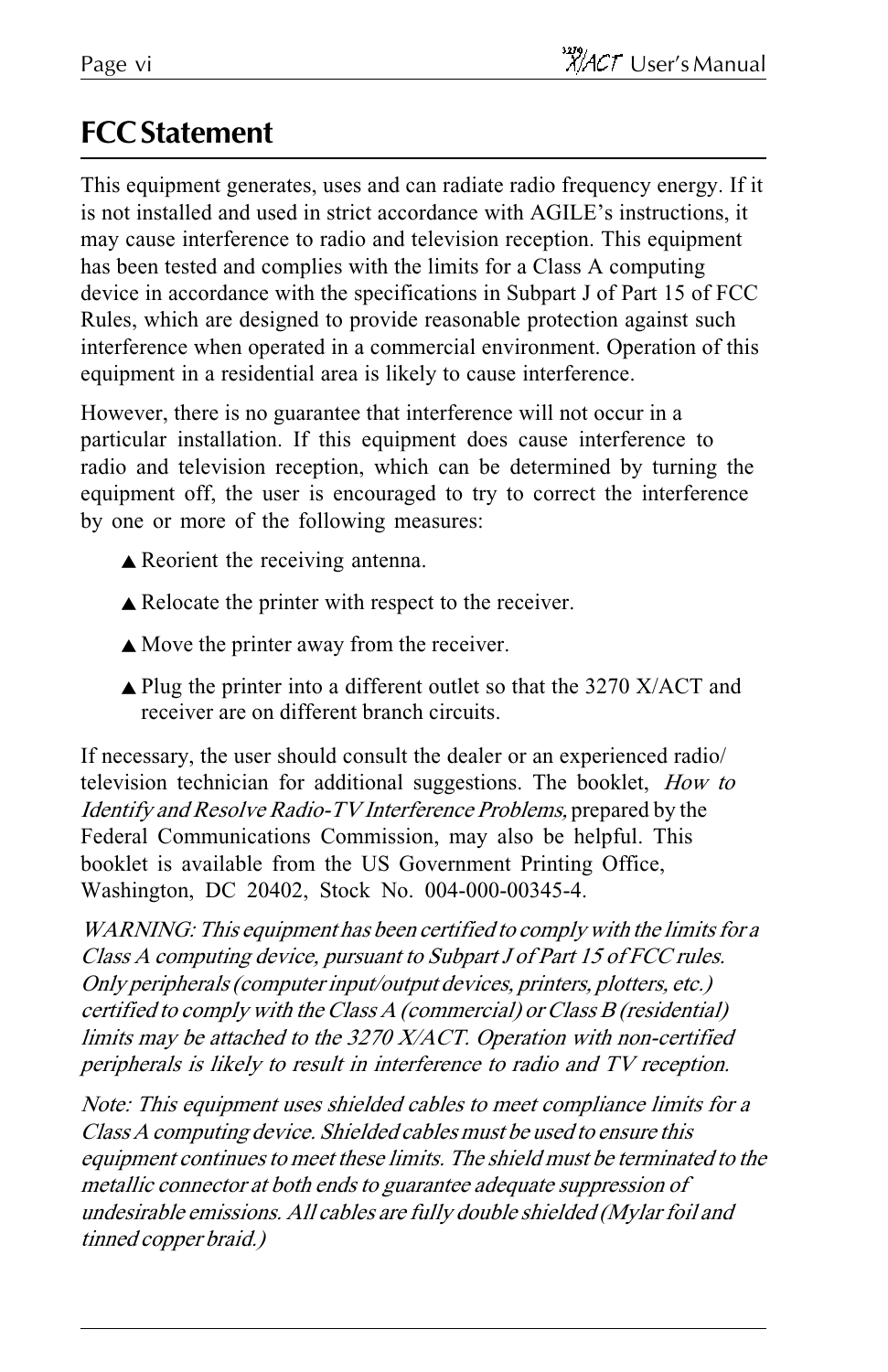# FCC Statement

This equipment generates, uses and can radiate radio frequency energy. If it is not installed and used in strict accordance with AGILE's instructions, it may cause interference to radio and television reception. This equipment has been tested and complies with the limits for a Class A computing device in accordance with the specifications in Subpart J of Part 15 of FCC Rules, which are designed to provide reasonable protection against such interference when operated in a commercial environment. Operation of this equipment in a residential area is likely to cause interference.

However, there is no guarantee that interference will not occur in a particular installation. If this equipment does cause interference to radio and television reception, which can be determined by turning the equipment off, the user is encouraged to try to correct the interference by one or more of the following measures:

- ▲ Reorient the receiving antenna.
- ▲ Relocate the printer with respect to the receiver.
- ▲ Move the printer away from the receiver.
- ▲ Plug the printer into a different outlet so that the 3270 X/ACT and receiver are on different branch circuits.

If necessary, the user should consult the dealer or an experienced radio/ television technician for additional suggestions. The booklet, *How to Identify and Resolve Radio-TV Interference Problems,* prepared by the Federal Communications Commission, may also be helpful. This booklet is available from the US Government Printing Office, Washington, DC 20402, Stock No. 004-000-00345-4.

*WARNING: This equipment has been certified to comply with the limits for a Class A computing device, pursuant to Subpart J of Part 15 of FCC rules. Only peripherals (computer input/output devices, printers, plotters, etc.) certified to comply with the Class A (commercial) or Class B (residential) limits may be attached to the 3270 X/ACT. Operation with non-certified peripherals is likely to result in interference to radio and TV reception.*

*Note: This equipment uses shielded cables to meet compliance limits for a Class A computing device. Shielded cables must be used to ensure this equipment continues to meet these limits. The shield must be terminated to the metallic connector at both ends to guarantee adequate suppression of undesirable emissions. All cables are fully double shielded (Mylar foil and tinned copper braid.)*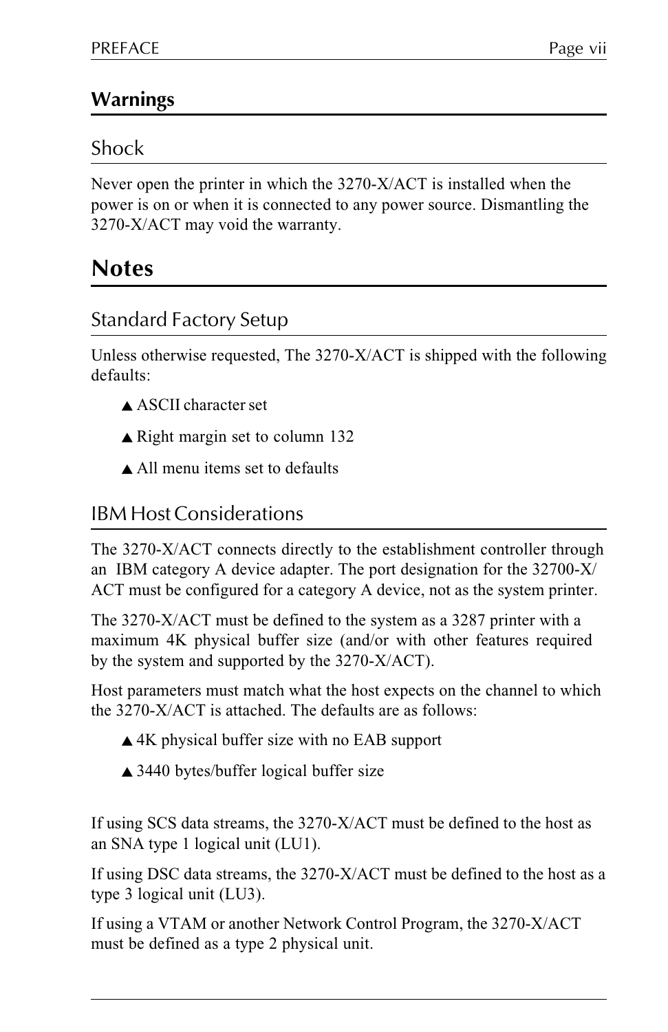## Warnings

### Shock

Never open the printer in which the 3270-X/ACT is installed when the power is on or when it is connected to any power source. Dismantling the 3270-X/ACT may void the warranty.

# Notes

### Standard Factory Setup

Unless otherwise requested, The 3270-X/ACT is shipped with the following defaults:

- ▲ ASCII character set
- ▲ Right margin set to column 132
- ▲ All menu items set to defaults

### IBM Host Considerations

The 3270-X/ACT connects directly to the establishment controller through an IBM category A device adapter. The port designation for the 32700-X/ACT must be configured for a category A device, not as the system printer.

The 3270-X/ACT must be defined to the system as a 3287 printer with a maximum 4K physical buffer size (and/or with other features required by the system and supported by the 3270-X/ACT).

Host parameters must match what the host expects on the channel to which the 3270-X/ACT is attached. The defaults are as follows:

- ▲ 4K physical buffer size with no EAB support
- ▲ 3440 bytes/buffer logical buffer size

If using SCS data streams, the 3270-X/ACT must be defined to the host as an SNA type 1 logical unit (LU1).

If using DSC data streams, the 3270-X/ACT must be defined to the host as a type 3 logical unit (LU3).

If using a VTAM or another Network Control Program, the 3270-X/ACT must be defined as a type 2 physical unit.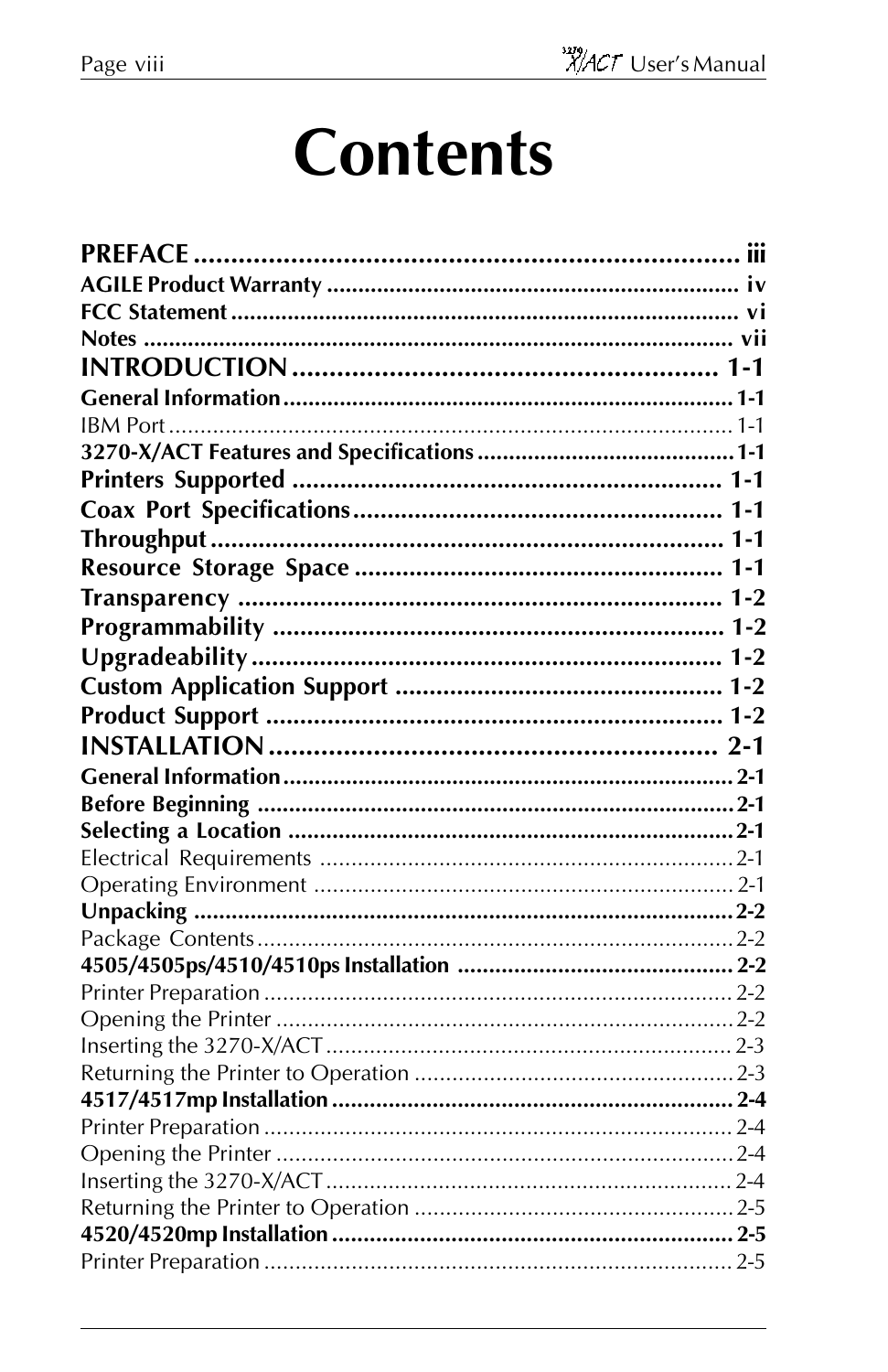# Contents

| | |
|---|---|
| **PREFACE** | **iii** |
| **AGILE Product Warranty** | **iv** |
| **FCC Statement** | **vi** |
| **Notes** | **vii** |
| **INTRODUCTION** | **1-1** |
| **General Information** | **1-1** |
| IBM Port | 1-1 |
| **3270-X/ACT Features and Specifications** | **1-1** |
| **Printers Supported** | **1-1** |
| **Coax Port Specifications** | **1-1** |
| **Throughput** | **1-1** |
| **Resource Storage Space** | **1-1** |
| **Transparency** | **1-2** |
| **Programmability** | **1-2** |
| **Upgradeability** | **1-2** |
| **Custom Application Support** | **1-2** |
| **Product Support** | **1-2** |
| **INSTALLATION** | **2-1** |
| **General Information** | **2-1** |
| **Before Beginning** | **2-1** |
| **Selecting a Location** | **2-1** |
| Electrical Requirements | 2-1 |
| Operating Environment | 2-1 |
| **Unpacking** | **2-2** |
| Package Contents | 2-2 |
| **4505/4505ps/4510/4510ps Installation** | **2-2** |
| Printer Preparation | 2-2 |
| Opening the Printer | 2-2 |
| Inserting the 3270-X/ACT | 2-3 |
| Returning the Printer to Operation | 2-3 |
| **4517/4517mp Installation** | **2-4** |
| Printer Preparation | 2-4 |
| Opening the Printer | 2-4 |
| Inserting the 3270-X/ACT | 2-4 |
| Returning the Printer to Operation | 2-5 |
| **4520/4520mp Installation** | **2-5** |
| Printer Preparation | 2-5 |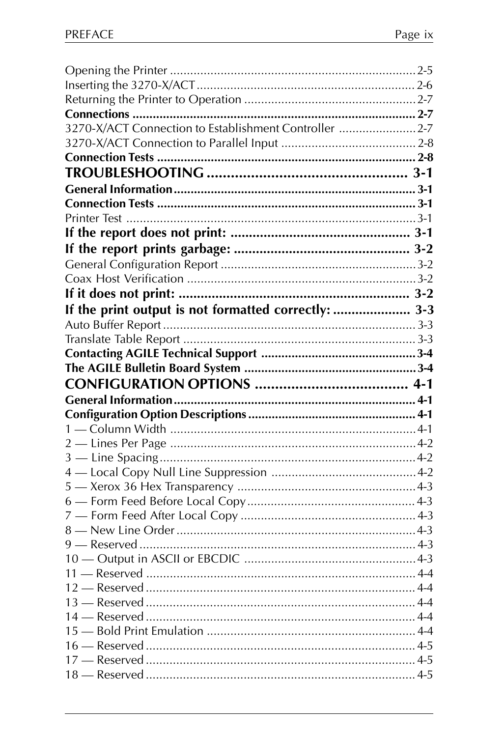Opening the Printer ........................................................................ 2-5
Inserting the 3270-X/ACT ................................................................ 2-6
Returning the Printer to Operation .................................................. 2-7
**Connections ................................................................................... 2-7**
3270-X/ACT Connection to Establishment Controller ....................... 2-7
3270-X/ACT Connection to Parallel Input ........................................ 2-8
**Connection Tests ............................................................................ 2-8**

**TROUBLESHOOTING .................................................. 3-1**

**General Information ........................................................................ 3-1**
**Connection Tests ............................................................................. 3-1**
Printer Test ...................................................................................... 3-1

**If the report does not print: ................................................. 3-1**

**If the report prints garbage: ................................................ 3-2**

General Configuration Report .......................................................... 3-2
Coax Host Verification .................................................................... 3-2

**If it does not print: ............................................................... 3-2**

**If the print output is not formatted correctly: ..................... 3-3**

Auto Buffer Report ........................................................................... 3-3
Translate Table Report ..................................................................... 3-3
**Contacting AGILE Technical Support ............................................. 3-4**
**The AGILE Bulletin Board System ................................................... 3-4**

**CONFIGURATION OPTIONS ...................................... 4-1**

**General Information ........................................................................ 4-1**
**Configuration Option Descriptions ................................................. 4-1**
1 — Column Width ........................................................................ 4-1
2 — Lines Per Page ......................................................................... 4-2
3 — Line Spacing ............................................................................ 4-2
4 — Local Copy Null Line Suppression ........................................... 4-2
5 — Xerox 36 Hex Transparency ..................................................... 4-3
6 — Form Feed Before Local Copy .................................................. 4-3
7 — Form Feed After Local Copy ..................................................... 4-3
8 — New Line Order ....................................................................... 4-3
9 — Reserved .................................................................................. 4-3
10 — Output in ASCII or EBCDIC ................................................... 4-3
11 — Reserved ................................................................................ 4-4
12 — Reserved ................................................................................ 4-4
13 — Reserved ................................................................................ 4-4
14 — Reserved ................................................................................ 4-4
15 — Bold Print Emulation .............................................................. 4-4
16 — Reserved ................................................................................ 4-5
17 — Reserved ................................................................................ 4-5
18 — Reserved ................................................................................ 4-5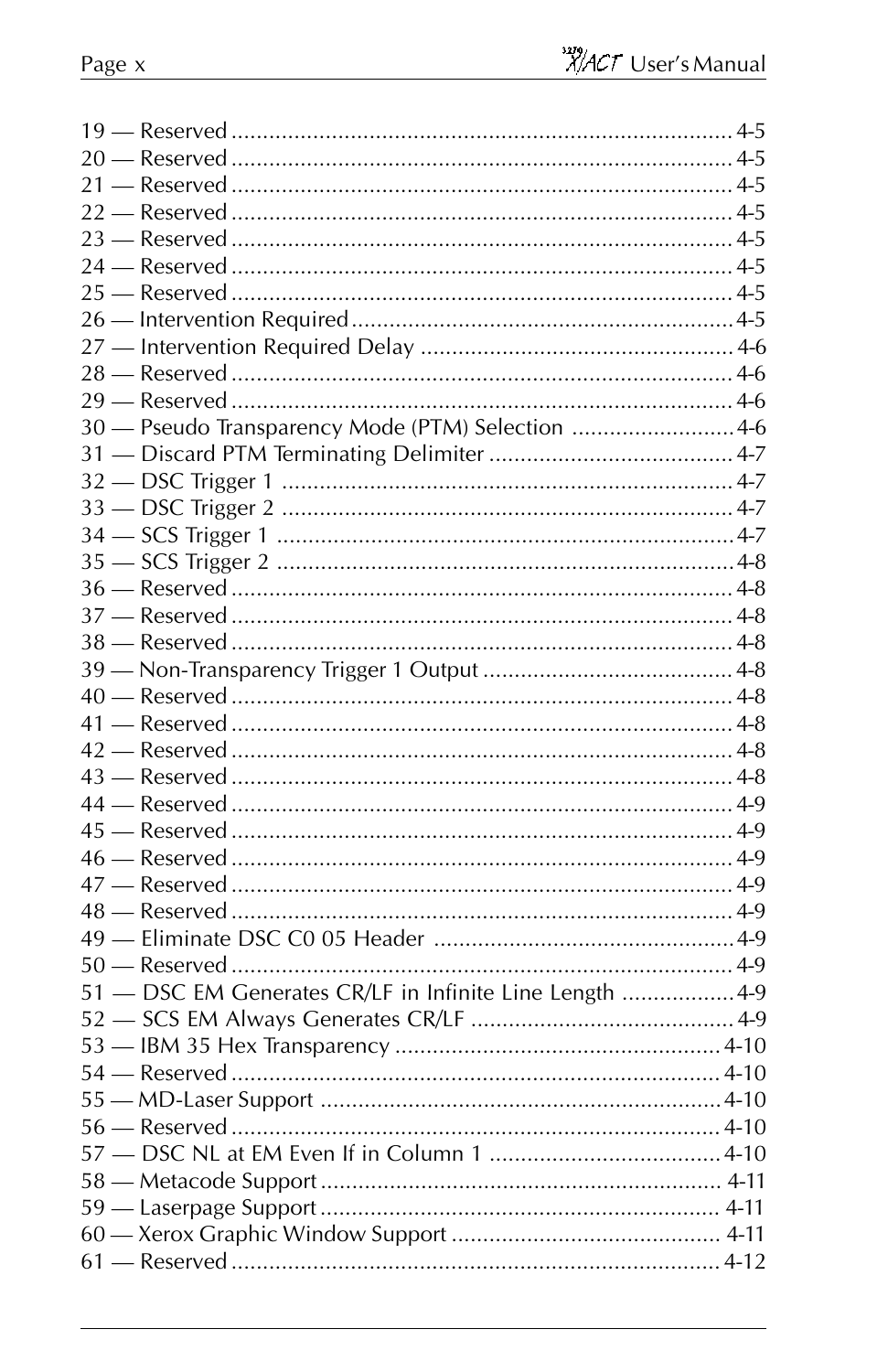19 — Reserved ................................................................................ 4-5
20 — Reserved ................................................................................ 4-5
21 — Reserved ................................................................................ 4-5
22 — Reserved ................................................................................ 4-5
23 — Reserved ................................................................................ 4-5
24 — Reserved ................................................................................ 4-5
25 — Reserved ................................................................................ 4-5
26 — Intervention Required ............................................................ 4-5
27 — Intervention Required Delay .................................................. 4-6
28 — Reserved ................................................................................ 4-6
29 — Reserved ................................................................................ 4-6
30 — Pseudo Transparency Mode (PTM) Selection .......................... 4-6
31 — Discard PTM Terminating Delimiter ....................................... 4-7
32 — DSC Trigger 1 ........................................................................ 4-7
33 — DSC Trigger 2 ........................................................................ 4-7
34 — SCS Trigger 1 ........................................................................ 4-7
35 — SCS Trigger 2 ........................................................................ 4-8
36 — Reserved ................................................................................ 4-8
37 — Reserved ................................................................................ 4-8
38 — Reserved ................................................................................ 4-8
39 — Non-Transparency Trigger 1 Output ........................................ 4-8
40 — Reserved ................................................................................ 4-8
41 — Reserved ................................................................................ 4-8
42 — Reserved ................................................................................ 4-8
43 — Reserved ................................................................................ 4-8
44 — Reserved ................................................................................ 4-9
45 — Reserved ................................................................................ 4-9
46 — Reserved ................................................................................ 4-9
47 — Reserved ................................................................................ 4-9
48 — Reserved ................................................................................ 4-9
49 — Eliminate DSC C0 05 Header ................................................ 4-9
50 — Reserved ................................................................................ 4-9
51 — DSC EM Generates CR/LF in Infinite Line Length .................. 4-9
52 — SCS EM Always Generates CR/LF .......................................... 4-9
53 — IBM 35 Hex Transparency .................................................... 4-10
54 — Reserved .............................................................................. 4-10
55 — MD-Laser Support ................................................................ 4-10
56 — Reserved .............................................................................. 4-10
57 — DSC NL at EM Even If in Column 1 ..................................... 4-10
58 — Metacode Support ................................................................ 4-11
59 — Laserpage Support ................................................................ 4-11
60 — Xerox Graphic Window Support ........................................... 4-11
61 — Reserved .............................................................................. 4-12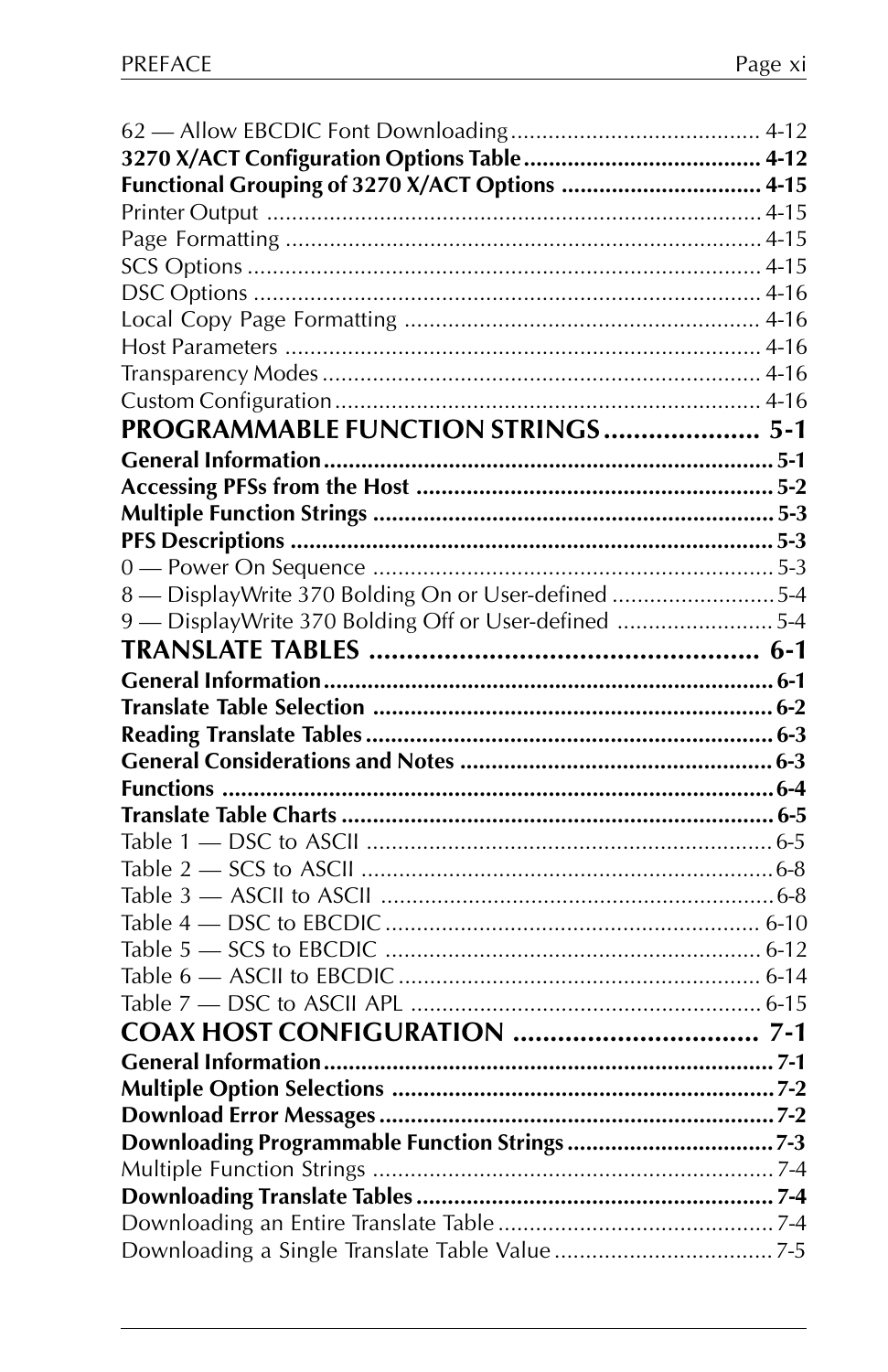62 — Allow EBCDIC Font Downloading ........................................ 4-12
**3270 X/ACT Configuration Options Table ...................................... 4-12**
**Functional Grouping of 3270 X/ACT Options ................................ 4-15**
Printer Output ............................................................................... 4-15
Page Formatting ............................................................................ 4-15
SCS Options ................................................................................... 4-15
DSC Options .................................................................................. 4-16
Local Copy Page Formatting ......................................................... 4-16
Host Parameters ............................................................................ 4-16
Transparency Modes ...................................................................... 4-16
Custom Configuration .................................................................... 4-16

**PROGRAMMABLE FUNCTION STRINGS ..................... 5-1**
**General Information ...................................................................... 5-1**
**Accessing PFSs from the Host ........................................................ 5-2**
**Multiple Function Strings ............................................................... 5-3**
**PFS Descriptions ........................................................................... 5-3**
0 — Power On Sequence ................................................................. 5-3
8 — DisplayWrite 370 Bolding On or User-defined .......................... 5-4
9 — DisplayWrite 370 Bolding Off or User-defined .......................... 5-4

**TRANSLATE TABLES .................................................... 6-1**
**General Information ...................................................................... 6-1**
**Translate Table Selection ............................................................... 6-2**
**Reading Translate Tables ................................................................ 6-3**
**General Considerations and Notes ................................................. 6-3**
**Functions ....................................................................................... 6-4**
**Translate Table Charts .................................................................... 6-5**
Table 1 — DSC to ASCII ................................................................. 6-5
Table 2 — SCS to ASCII ................................................................. 6-8
Table 3 — ASCII to ASCII .............................................................. 6-8
Table 4 — DSC to EBCDIC ............................................................ 6-10
Table 5 — SCS to EBCDIC ............................................................ 6-12
Table 6 — ASCII to EBCDIC .......................................................... 6-14
Table 7 — DSC to ASCII APL ........................................................ 6-15

**COAX HOST CONFIGURATION ................................. 7-1**
**General Information ...................................................................... 7-1**
**Multiple Option Selections ............................................................. 7-2**
**Download Error Messages .............................................................. 7-2**
**Downloading Programmable Function Strings ................................. 7-3**
Multiple Function Strings ................................................................ 7-4
**Downloading Translate Tables ......................................................... 7-4**
Downloading an Entire Translate Table ............................................ 7-4
Downloading a Single Translate Table Value ................................... 7-5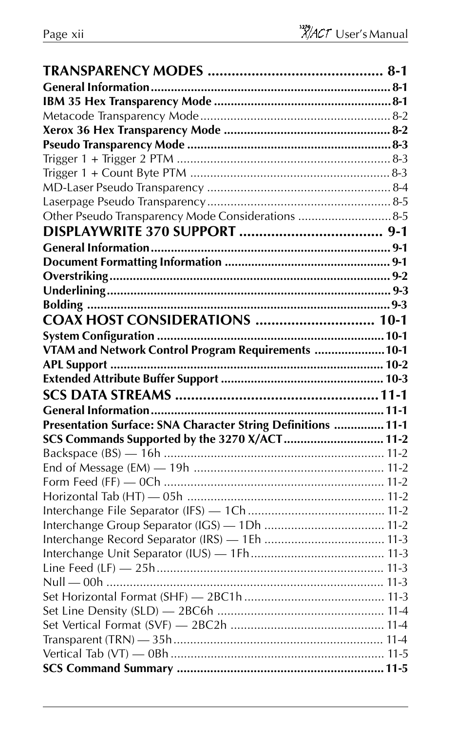**TRANSPARENCY MODES ........................................... 8-1**

**General Information ......................................................................... 8-1**

**IBM 35 Hex Transparency Mode ..................................................... 8-1**

Metacode Transparency Mode .......................................................... 8-2

**Xerox 36 Hex Transparency Mode .................................................. 8-2**

**Pseudo Transparency Mode ............................................................ 8-3**

Trigger 1 + Trigger 2 PTM ............................................................... 8-3

Trigger 1 + Count Byte PTM ............................................................ 8-3

MD-Laser Pseudo Transparency ....................................................... 8-4

Laserpage Pseudo Transparency ....................................................... 8-5

Other Pseudo Transparency Mode Considerations ............................ 8-5

**DISPLAYWRITE 370 SUPPORT .................................... 9-1**

**General Information ......................................................................... 9-1**

**Document Formatting Information .................................................. 9-1**

**Overstriking ..................................................................................... 9-2**

**Underlining ...................................................................................... 9-3**

**Bolding ............................................................................................ 9-3**

**COAX HOST CONSIDERATIONS ............................. 10-1**

**System Configuration ..................................................................... 10-1**

**VTAM and Network Control Program Requirements ..................... 10-1**

**APL Support .................................................................................. 10-2**

**Extended Attribute Buffer Support ................................................. 10-3**

**SCS DATA STREAMS .................................................. 11-1**

**General Information ....................................................................... 11-1**

**Presentation Surface: SNA Character String Definitions ............... 11-1**

**SCS Commands Supported by the 3270 X/ACT .............................. 11-2**

Backspace (BS) — 16h .................................................................. 11-2

End of Message (EM) — 19h ......................................................... 11-2

Form Feed (FF) — 0Ch .................................................................. 11-2

Horizontal Tab (HT) — 05h ........................................................... 11-2

Interchange File Separator (IFS) — 1Ch ......................................... 11-2

Interchange Group Separator (IGS) — 1Dh .................................... 11-2

Interchange Record Separator (IRS) — 1Eh .................................... 11-3

Interchange Unit Separator (IUS) — 1Fh ........................................ 11-3

Line Feed (LF) — 25h .................................................................... 11-3

Null — 00h .................................................................................... 11-3

Set Horizontal Format (SHF) — 2BC1h .......................................... 11-3

Set Line Density (SLD) — 2BC6h .................................................. 11-4

Set Vertical Format (SVF) — 2BC2h .............................................. 11-4

Transparent (TRN) — 35h ............................................................... 11-4

Vertical Tab (VT) — 0Bh ................................................................ 11-5

**SCS Command Summary ............................................................... 11-5**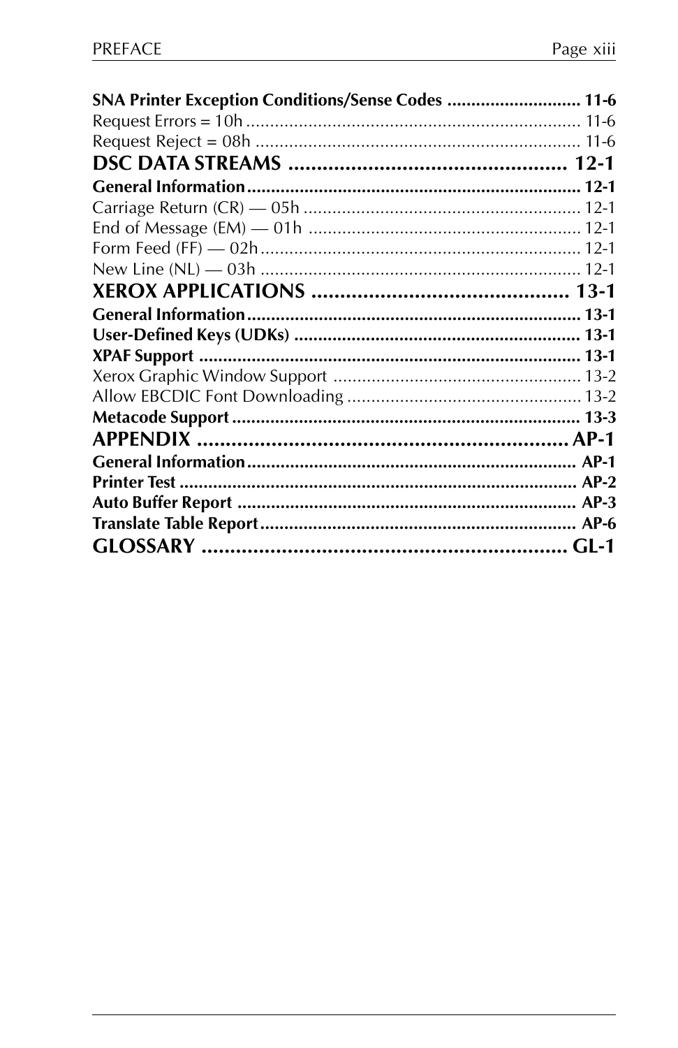**SNA Printer Exception Conditions/Sense Codes ............................ 11-6**

Request Errors = 10h ...................................................................... 11-6

Request Reject = 08h .................................................................... 11-6

## DSC DATA STREAMS ................................................ 12-1

**General Information ..................................................................... 12-1**

Carriage Return (CR) — 05h .......................................................... 12-1

End of Message (EM) — 01h ......................................................... 12-1

Form Feed (FF) — 02h ................................................................... 12-1

New Line (NL) — 03h ................................................................... 12-1

## XEROX APPLICATIONS ............................................. 13-1

**General Information ..................................................................... 13-1**

**User-Defined Keys (UDKs) ........................................................... 13-1**

**XPAF Support ................................................................................ 13-1**

Xerox Graphic Window Support .................................................... 13-2

Allow EBCDIC Font Downloading ................................................. 13-2

**Metacode Support ......................................................................... 13-3**

## APPENDIX ................................................................ AP-1

**General Information ..................................................................... AP-1**

**Printer Test ................................................................................... AP-2**

**Auto Buffer Report ....................................................................... AP-3**

**Translate Table Report ................................................................. AP-6**

## GLOSSARY ............................................................... GL-1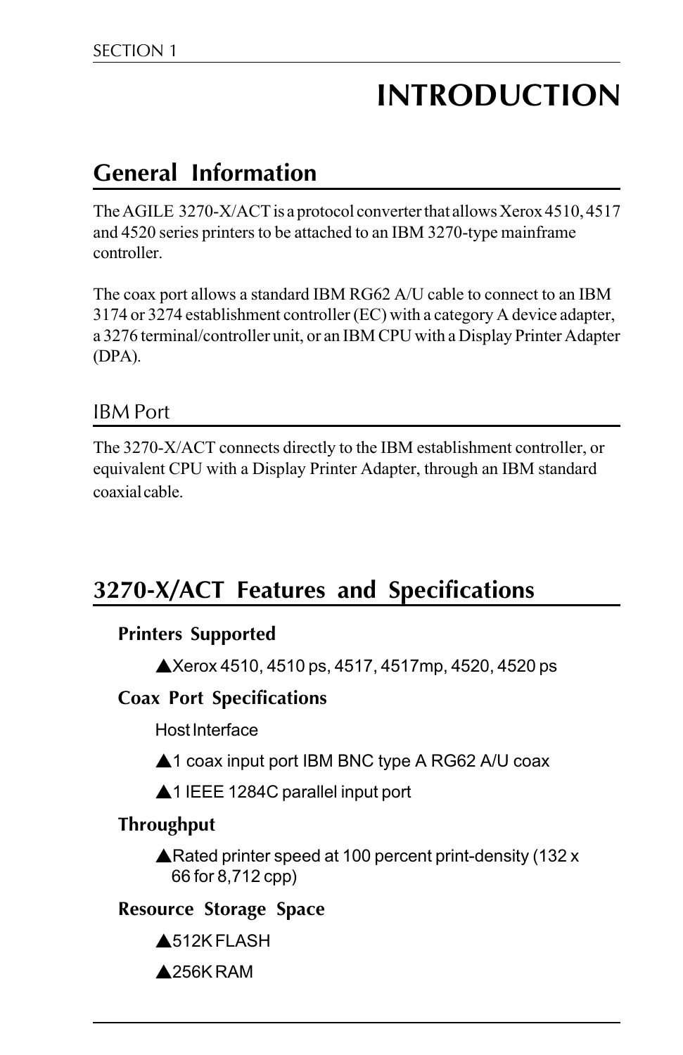SECTION 1

# INTRODUCTION

## General Information

The AGILE 3270-X/ACT is a protocol converter that allows Xerox 4510, 4517 and 4520 series printers to be attached to an IBM 3270-type mainframe controller.

The coax port allows a standard IBM RG62 A/U cable to connect to an IBM 3174 or 3274 establishment controller (EC) with a category A device adapter, a 3276 terminal/controller unit, or an IBM CPU with a Display Printer Adapter (DPA).

### IBM Port

The 3270-X/ACT connects directly to the IBM establishment controller, or equivalent CPU with a Display Printer Adapter, through an IBM standard coaxial cable.

## 3270-X/ACT Features and Specifications

**Printers Supported**

- ▲Xerox 4510, 4510 ps, 4517, 4517mp, 4520, 4520 ps

**Coax Port Specifications**

Host Interface

- ▲1 coax input port IBM BNC type A RG62 A/U coax
- ▲1 IEEE 1284C parallel input port

**Throughput**

- ▲Rated printer speed at 100 percent print-density (132 x 66 for 8,712 cpp)

**Resource Storage Space**

- ▲512K FLASH
- ▲256K RAM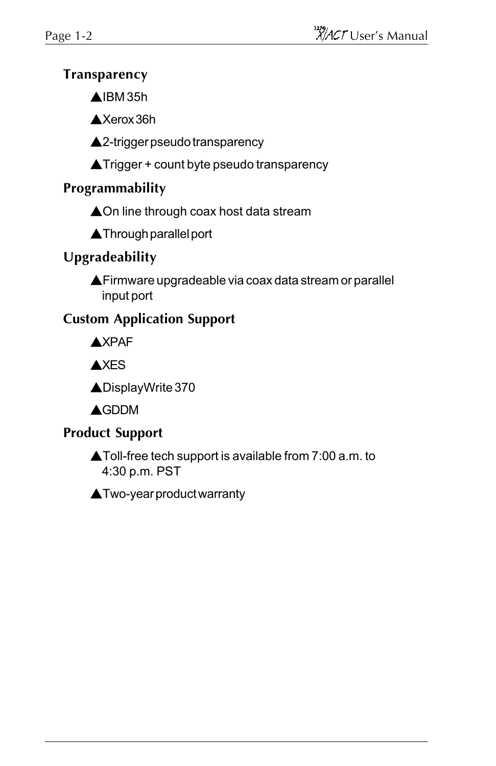### Transparency

- ▲IBM 35h
- ▲Xerox 36h
- ▲2-trigger pseudo transparency
- ▲Trigger + count byte pseudo transparency

### Programmability

- ▲On line through coax host data stream
- ▲Through parallel port

### Upgradeability

- ▲Firmware upgradeable via coax data stream or parallel input port

### Custom Application Support

- ▲XPAF
- ▲XES
- ▲DisplayWrite 370
- ▲GDDM

### Product Support

- ▲Toll-free tech support is available from 7:00 a.m. to 4:30 p.m. PST
- ▲Two-year product warranty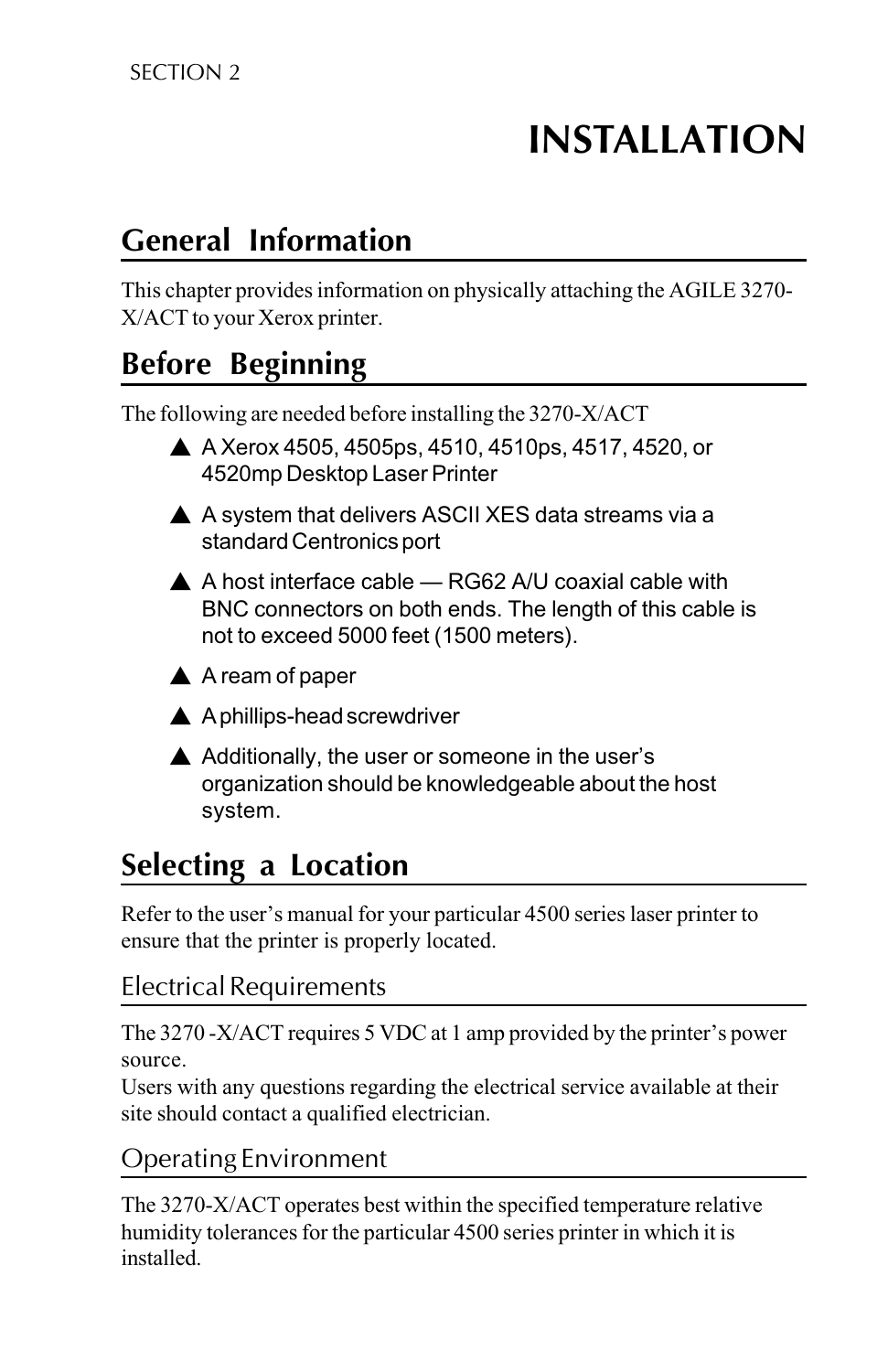SECTION 2

# INSTALLATION

## General Information

This chapter provides information on physically attaching the AGILE 3270-X/ACT to your Xerox printer.

## Before Beginning

The following are needed before installing the 3270-X/ACT

- ▲ A Xerox 4505, 4505ps, 4510, 4510ps, 4517, 4520, or 4520mp Desktop Laser Printer
- ▲ A system that delivers ASCII XES data streams via a standard Centronics port
- ▲ A host interface cable — RG62 A/U coaxial cable with BNC connectors on both ends. The length of this cable is not to exceed 5000 feet (1500 meters).
- ▲ A ream of paper
- ▲ A phillips-head screwdriver
- ▲ Additionally, the user or someone in the user's organization should be knowledgeable about the host system.

## Selecting a Location

Refer to the user's manual for your particular 4500 series laser printer to ensure that the printer is properly located.

### Electrical Requirements

The 3270 -X/ACT requires 5 VDC at 1 amp provided by the printer's power source.
Users with any questions regarding the electrical service available at their site should contact a qualified electrician.

### Operating Environment

The 3270-X/ACT operates best within the specified temperature relative humidity tolerances for the particular 4500 series printer in which it is installed.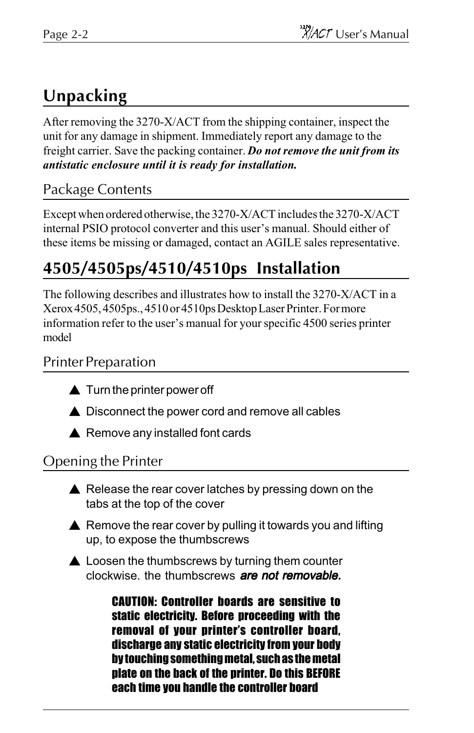## Unpacking

After removing the 3270-X/ACT from the shipping container, inspect the unit for any damage in shipment. Immediately report any damage to the freight carrier. Save the packing container. ***Do not remove the unit from its antistatic enclosure until it is ready for installation.***

### Package Contents

Except when ordered otherwise, the 3270-X/ACT includes the 3270-X/ACT internal PSIO protocol converter and this user's manual. Should either of these items be missing or damaged, contact an AGILE sales representative.

## 4505/4505ps/4510/4510ps Installation

The following describes and illustrates how to install the 3270-X/ACT in a Xerox 4505, 4505ps., 4510 or 4510ps Desktop Laser Printer. For more information refer to the user's manual for your specific 4500 series printer model

### Printer Preparation

- ▲ Turn the printer power off
- ▲ Disconnect the power cord and remove all cables
- ▲ Remove any installed font cards

### Opening the Printer

- ▲ Release the rear cover latches by pressing down on the tabs at the top of the cover
- ▲ Remove the rear cover by pulling it towards you and lifting up, to expose the thumbscrews
- ▲ Loosen the thumbscrews by turning them counter clockwise. the thumbscrews ***are not removable.***

**CAUTION: Controller boards are sensitive to static electricity. Before proceeding with the removal of your printer's controller board, discharge any static electricity from your body by touching something metal, such as the metal plate on the back of the printer. Do this BEFORE each time you handle the controller board**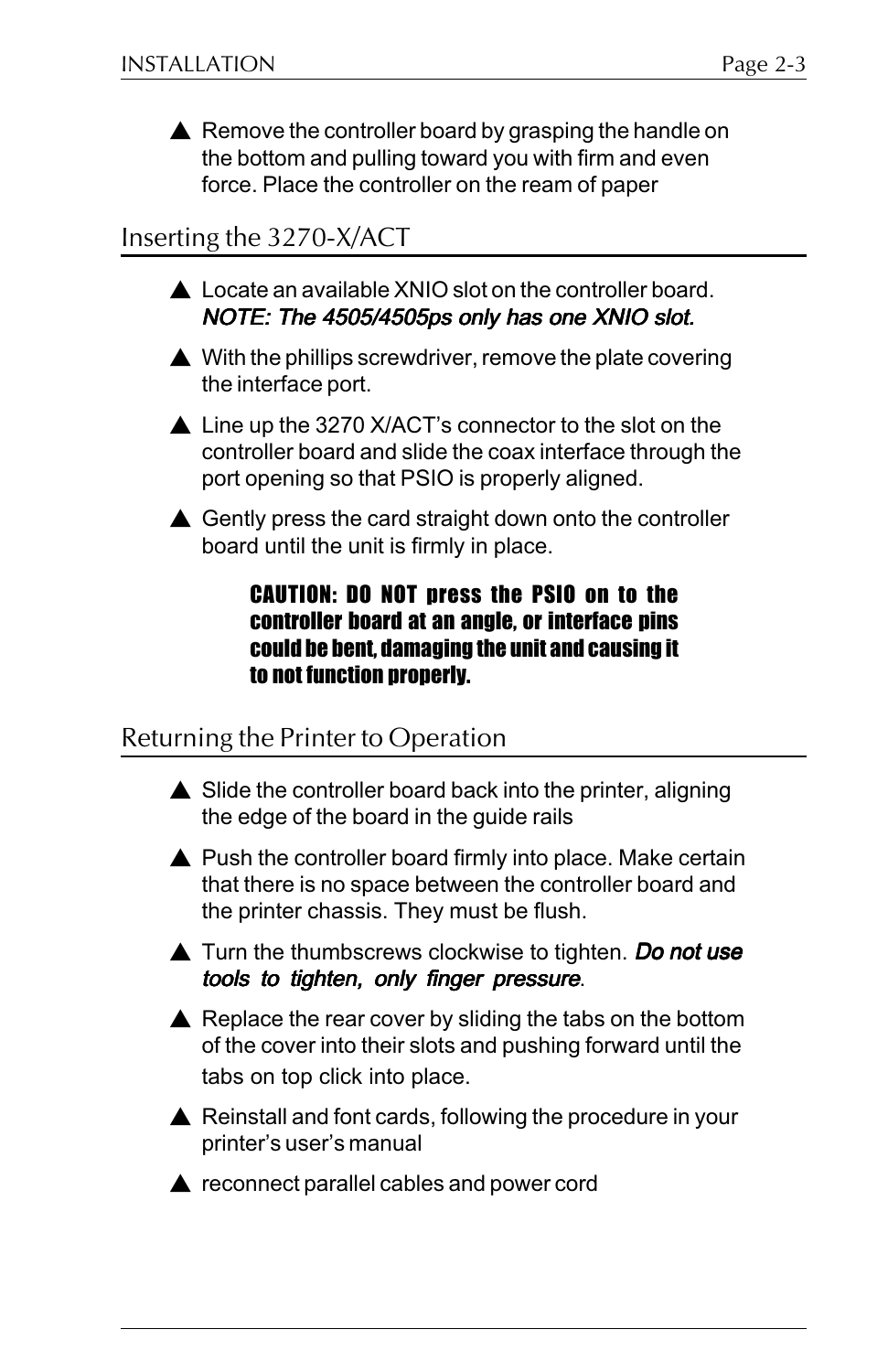▲ Remove the controller board by grasping the handle on the bottom and pulling toward you with firm and even force. Place the controller on the ream of paper

## Inserting the 3270-X/ACT

▲ Locate an available XNIO slot on the controller board. *NOTE: The 4505/4505ps only has one XNIO slot.*

▲ With the phillips screwdriver, remove the plate covering the interface port.

▲ Line up the 3270 X/ACT's connector to the slot on the controller board and slide the coax interface through the port opening so that PSIO is properly aligned.

▲ Gently press the card straight down onto the controller board until the unit is firmly in place.

> **CAUTION: DO NOT press the PSIO on to the controller board at an angle, or interface pins could be bent, damaging the unit and causing it to not function properly.**

## Returning the Printer to Operation

▲ Slide the controller board back into the printer, aligning the edge of the board in the guide rails

▲ Push the controller board firmly into place. Make certain that there is no space between the controller board and the printer chassis. They must be flush.

▲ Turn the thumbscrews clockwise to tighten. *Do not use tools to tighten, only finger pressure*.

▲ Replace the rear cover by sliding the tabs on the bottom of the cover into their slots and pushing forward until the tabs on top click into place.

▲ Reinstall and font cards, following the procedure in your printer's user's manual

▲ reconnect parallel cables and power cord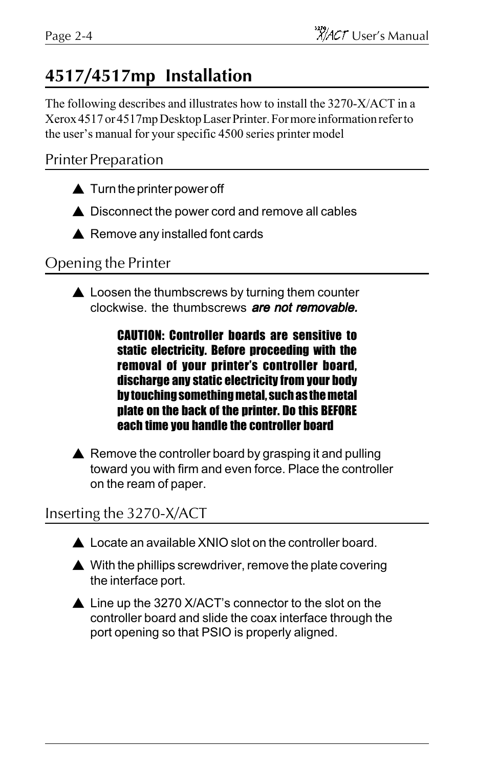## 4517/4517mp Installation

The following describes and illustrates how to install the 3270-X/ACT in a Xerox 4517 or 4517mp Desktop Laser Printer. For more information refer to the user's manual for your specific 4500 series printer model

### Printer Preparation

- ▲ Turn the printer power off
- ▲ Disconnect the power cord and remove all cables
- ▲ Remove any installed font cards

### Opening the Printer

- ▲ Loosen the thumbscrews by turning them counter clockwise. the thumbscrews ***are not removable.***

  **CAUTION: Controller boards are sensitive to static electricity. Before proceeding with the removal of your printer's controller board, discharge any static electricity from your body by touching something metal, such as the metal plate on the back of the printer. Do this BEFORE each time you handle the controller board**

- ▲ Remove the controller board by grasping it and pulling toward you with firm and even force. Place the controller on the ream of paper.

### Inserting the 3270-X/ACT

- ▲ Locate an available XNIO slot on the controller board.
- ▲ With the phillips screwdriver, remove the plate covering the interface port.
- ▲ Line up the 3270 X/ACT's connector to the slot on the controller board and slide the coax interface through the port opening so that PSIO is properly aligned.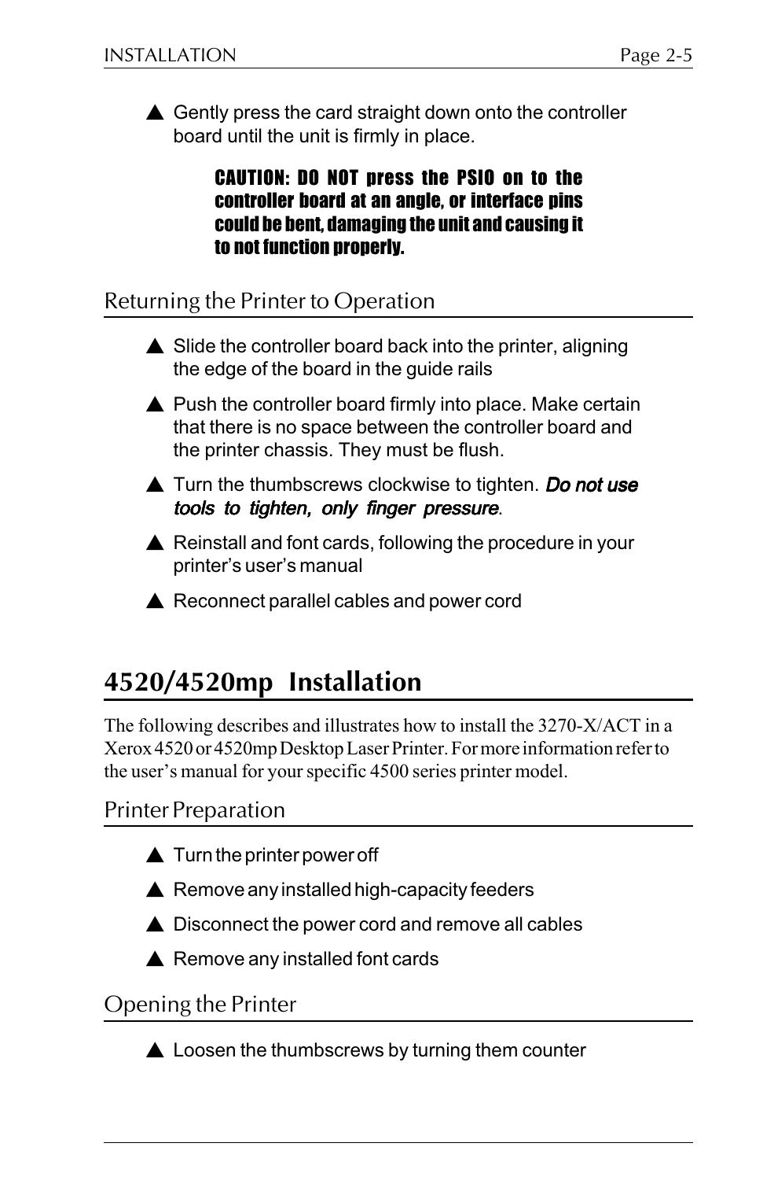- Gently press the card straight down onto the controller board until the unit is firmly in place.

> **CAUTION: DO NOT press the PSIO on to the controller board at an angle, or interface pins could be bent, damaging the unit and causing it to not function properly.**

### Returning the Printer to Operation

- Slide the controller board back into the printer, aligning the edge of the board in the guide rails
- Push the controller board firmly into place. Make certain that there is no space between the controller board and the printer chassis. They must be flush.
- Turn the thumbscrews clockwise to tighten. *Do not use tools to tighten, only finger pressure*.
- Reinstall and font cards, following the procedure in your printer's user's manual
- Reconnect parallel cables and power cord

## 4520/4520mp Installation

The following describes and illustrates how to install the 3270-X/ACT in a Xerox 4520 or 4520mp Desktop Laser Printer. For more information refer to the user's manual for your specific 4500 series printer model.

### Printer Preparation

- Turn the printer power off
- Remove any installed high-capacity feeders
- Disconnect the power cord and remove all cables
- Remove any installed font cards

### Opening the Printer

- Loosen the thumbscrews by turning them counter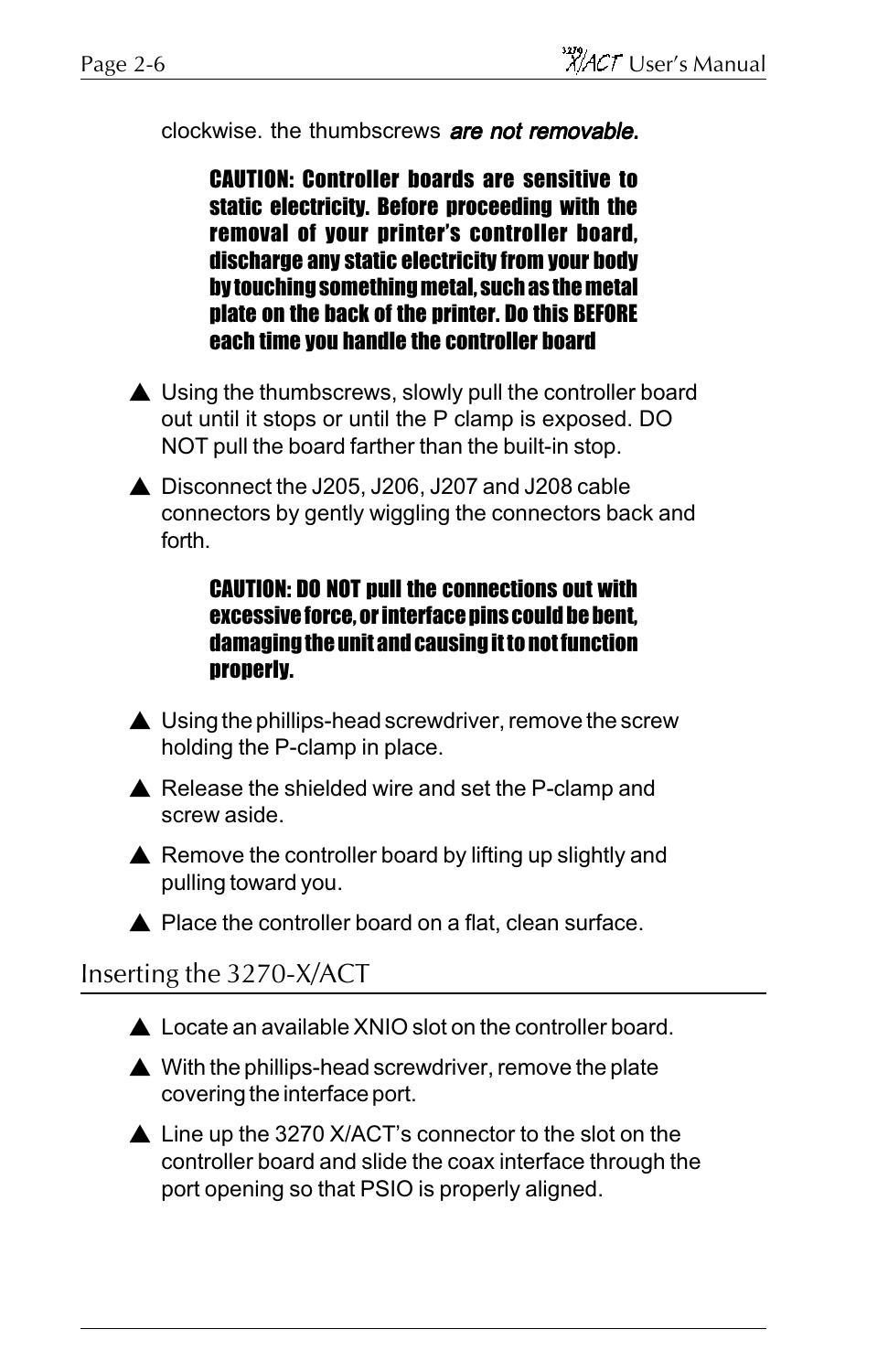clockwise. the thumbscrews ***are not removable.***

> **CAUTION: Controller boards are sensitive to static electricity. Before proceeding with the removal of your printer's controller board, discharge any static electricity from your body by touching something metal, such as the metal plate on the back of the printer. Do this BEFORE each time you handle the controller board**

▲ Using the thumbscrews, slowly pull the controller board out until it stops or until the P clamp is exposed. DO NOT pull the board farther than the built-in stop.

▲ Disconnect the J205, J206, J207 and J208 cable connectors by gently wiggling the connectors back and forth.

> **CAUTION: DO NOT pull the connections out with excessive force, or interface pins could be bent, damaging the unit and causing it to not function properly.**

▲ Using the phillips-head screwdriver, remove the screw holding the P-clamp in place.

▲ Release the shielded wire and set the P-clamp and screw aside.

▲ Remove the controller board by lifting up slightly and pulling toward you.

▲ Place the controller board on a flat, clean surface.

## Inserting the 3270-X/ACT

▲ Locate an available XNIO slot on the controller board.

▲ With the phillips-head screwdriver, remove the plate covering the interface port.

▲ Line up the 3270 X/ACT's connector to the slot on the controller board and slide the coax interface through the port opening so that PSIO is properly aligned.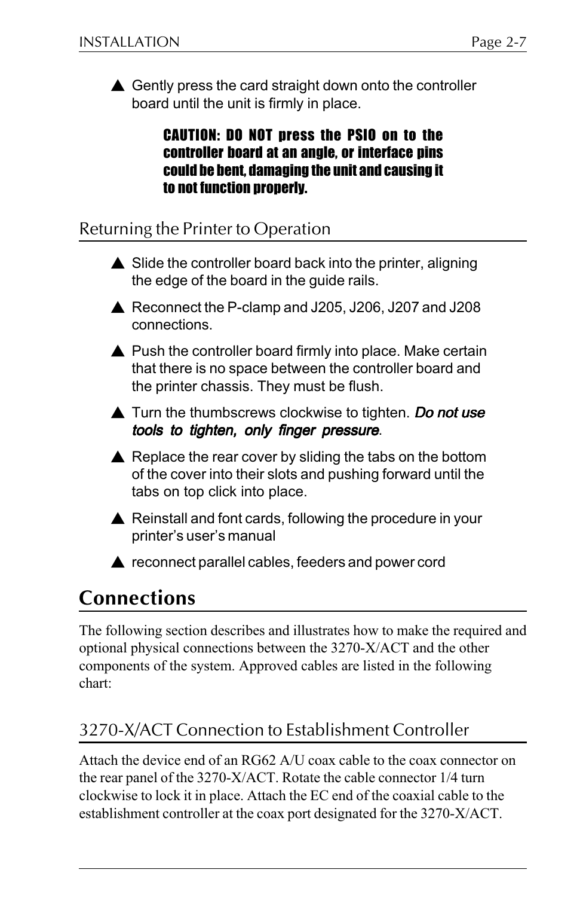- Gently press the card straight down onto the controller board until the unit is firmly in place.

  **CAUTION: DO NOT press the PSIO on to the controller board at an angle, or interface pins could be bent, damaging the unit and causing it to not function properly.**

### Returning the Printer to Operation

- Slide the controller board back into the printer, aligning the edge of the board in the guide rails.
- Reconnect the P-clamp and J205, J206, J207 and J208 connections.
- Push the controller board firmly into place. Make certain that there is no space between the controller board and the printer chassis. They must be flush.
- Turn the thumbscrews clockwise to tighten. ***Do not use tools to tighten, only finger pressure***.
- Replace the rear cover by sliding the tabs on the bottom of the cover into their slots and pushing forward until the tabs on top click into place.
- Reinstall and font cards, following the procedure in your printer's user's manual
- reconnect parallel cables, feeders and power cord

## Connections

The following section describes and illustrates how to make the required and optional physical connections between the 3270-X/ACT and the other components of the system. Approved cables are listed in the following chart:

### 3270-X/ACT Connection to Establishment Controller

Attach the device end of an RG62 A/U coax cable to the coax connector on the rear panel of the 3270-X/ACT. Rotate the cable connector 1/4 turn clockwise to lock it in place. Attach the EC end of the coaxial cable to the establishment controller at the coax port designated for the 3270-X/ACT.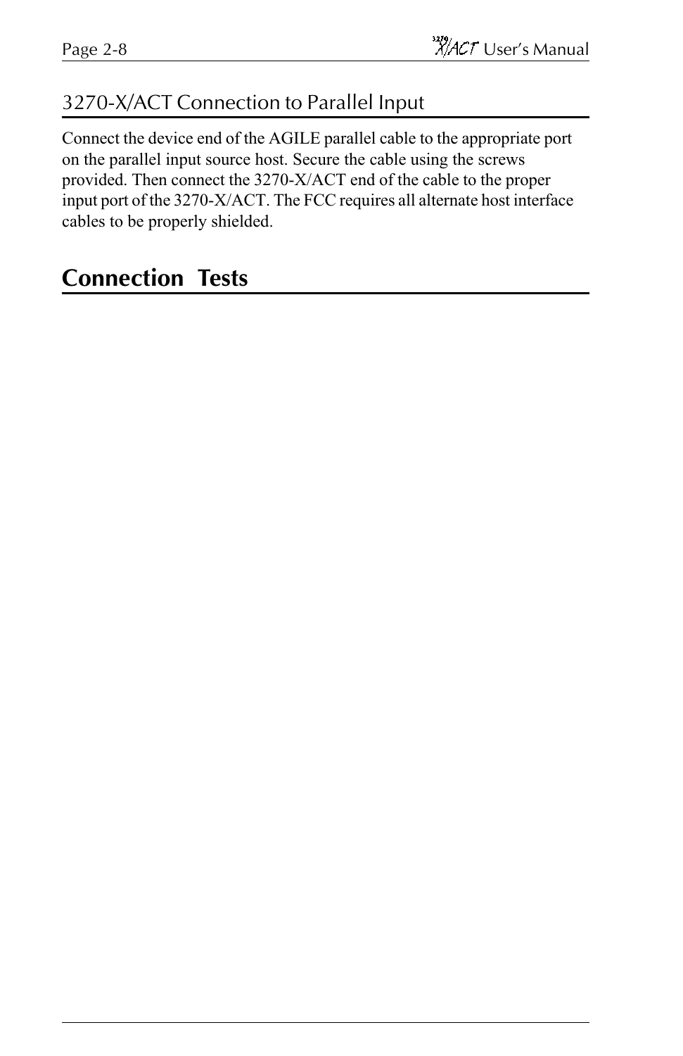### 3270-X/ACT Connection to Parallel Input

Connect the device end of the AGILE parallel cable to the appropriate port on the parallel input source host. Secure the cable using the screws provided. Then connect the 3270-X/ACT end of the cable to the proper input port of the 3270-X/ACT. The FCC requires all alternate host interface cables to be properly shielded.

## Connection Tests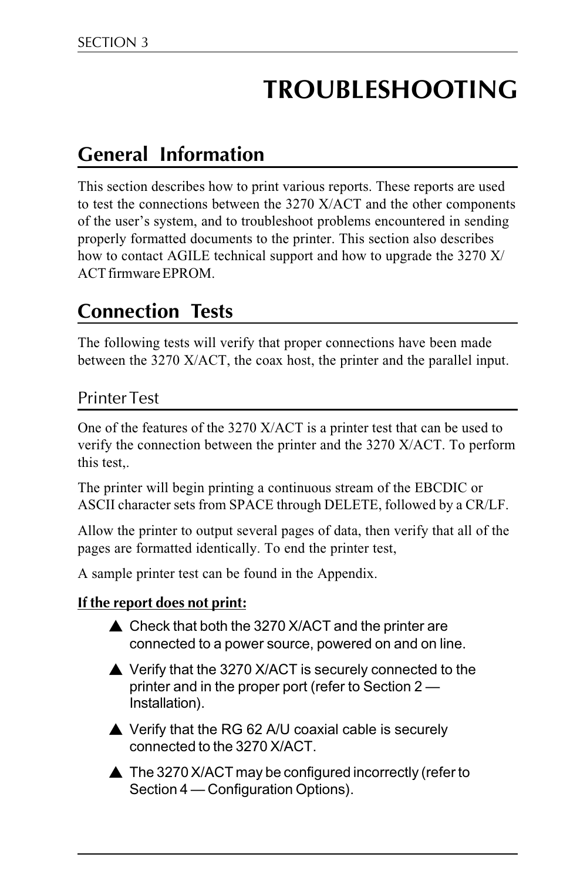# TROUBLESHOOTING

## General Information

This section describes how to print various reports. These reports are used to test the connections between the 3270 X/ACT and the other components of the user's system, and to troubleshoot problems encountered in sending properly formatted documents to the printer. This section also describes how to contact AGILE technical support and how to upgrade the 3270 X/ACT firmware EPROM.

## Connection Tests

The following tests will verify that proper connections have been made between the 3270 X/ACT, the coax host, the printer and the parallel input.

### Printer Test

One of the features of the 3270 X/ACT is a printer test that can be used to verify the connection between the printer and the 3270 X/ACT. To perform this test,.

The printer will begin printing a continuous stream of the EBCDIC or ASCII character sets from SPACE through DELETE, followed by a CR/LF.

Allow the printer to output several pages of data, then verify that all of the pages are formatted identically. To end the printer test,

A sample printer test can be found in the Appendix.

**If the report does not print:**

- Check that both the 3270 X/ACT and the printer are connected to a power source, powered on and on line.
- Verify that the 3270 X/ACT is securely connected to the printer and in the proper port (refer to Section 2 — Installation).
- Verify that the RG 62 A/U coaxial cable is securely connected to the 3270 X/ACT.
- The 3270 X/ACT may be configured incorrectly (refer to Section 4 — Configuration Options).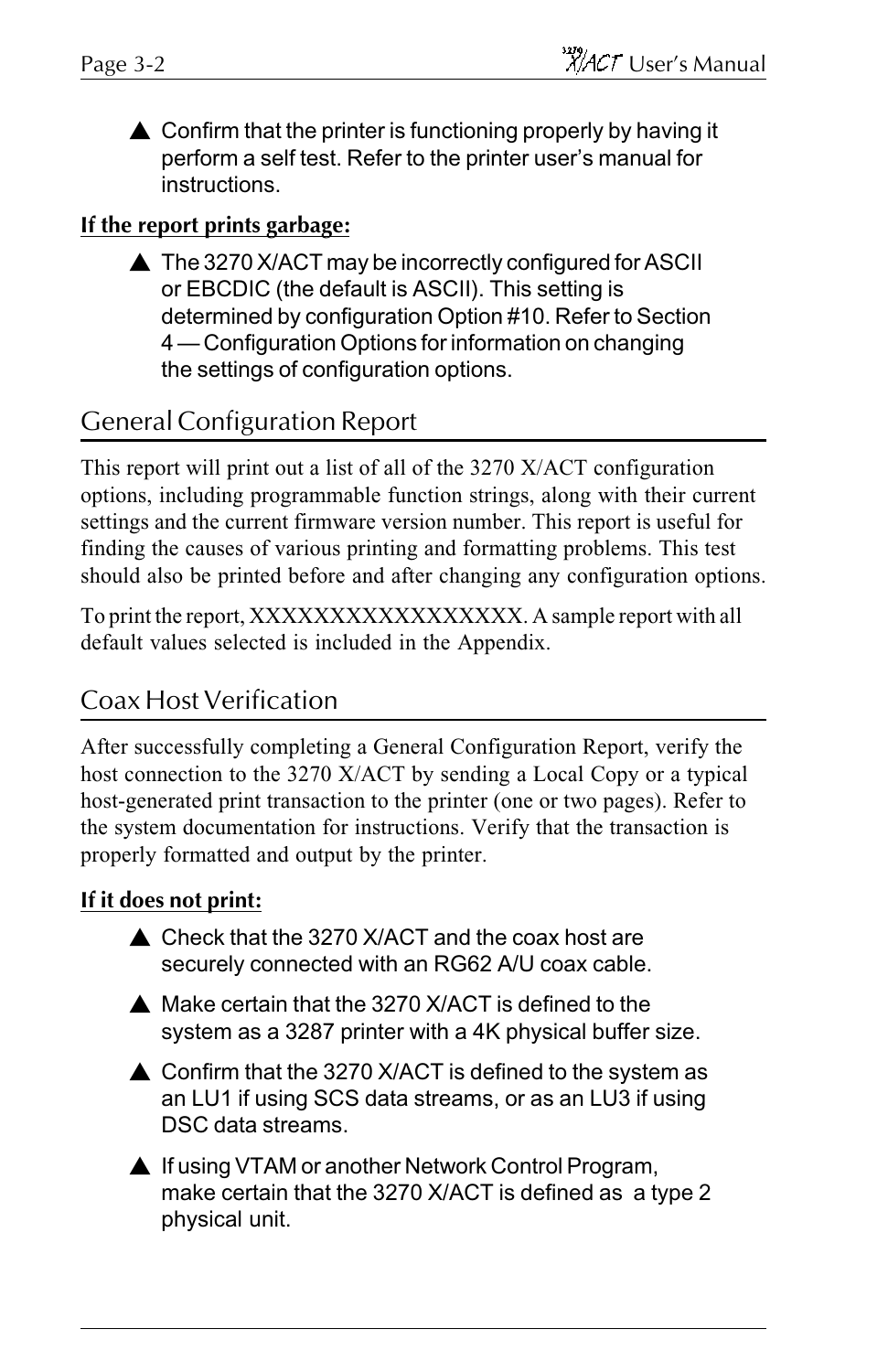- ▲ Confirm that the printer is functioning properly by having it perform a self test. Refer to the printer user's manual for instructions.

**If the report prints garbage:**

- ▲ The 3270 X/ACT may be incorrectly configured for ASCII or EBCDIC (the default is ASCII). This setting is determined by configuration Option #10. Refer to Section 4 — Configuration Options for information on changing the settings of configuration options.

## General Configuration Report

This report will print out a list of all of the 3270 X/ACT configuration options, including programmable function strings, along with their current settings and the current firmware version number. This report is useful for finding the causes of various printing and formatting problems. This test should also be printed before and after changing any configuration options.

To print the report, XXXXXXXXXXXXXXXXX. A sample report with all default values selected is included in the Appendix.

## Coax Host Verification

After successfully completing a General Configuration Report, verify the host connection to the 3270 X/ACT by sending a Local Copy or a typical host-generated print transaction to the printer (one or two pages). Refer to the system documentation for instructions. Verify that the transaction is properly formatted and output by the printer.

**If it does not print:**

- ▲ Check that the 3270 X/ACT and the coax host are securely connected with an RG62 A/U coax cable.
- ▲ Make certain that the 3270 X/ACT is defined to the system as a 3287 printer with a 4K physical buffer size.
- ▲ Confirm that the 3270 X/ACT is defined to the system as an LU1 if using SCS data streams, or as an LU3 if using DSC data streams.
- ▲ If using VTAM or another Network Control Program, make certain that the 3270 X/ACT is defined as a type 2 physical unit.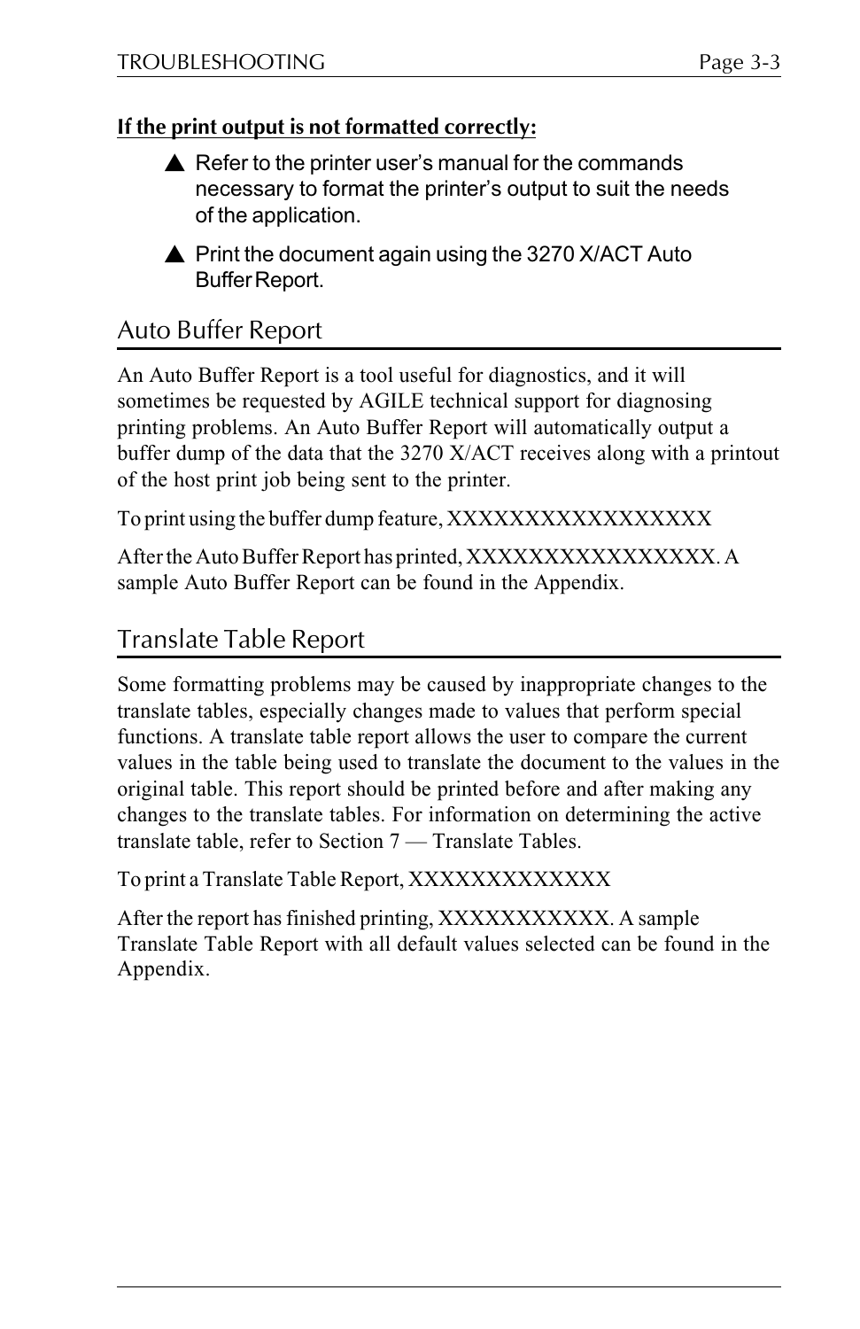**If the print output is not formatted correctly:**

- ▲ Refer to the printer user's manual for the commands necessary to format the printer's output to suit the needs of the application.
- ▲ Print the document again using the 3270 X/ACT Auto Buffer Report.

## Auto Buffer Report

An Auto Buffer Report is a tool useful for diagnostics, and it will sometimes be requested by AGILE technical support for diagnosing printing problems. An Auto Buffer Report will automatically output a buffer dump of the data that the 3270 X/ACT receives along with a printout of the host print job being sent to the printer.

To print using the buffer dump feature, XXXXXXXXXXXXXXXXX

After the Auto Buffer Report has printed, XXXXXXXXXXXXXXXX. A sample Auto Buffer Report can be found in the Appendix.

## Translate Table Report

Some formatting problems may be caused by inappropriate changes to the translate tables, especially changes made to values that perform special functions. A translate table report allows the user to compare the current values in the table being used to translate the document to the values in the original table. This report should be printed before and after making any changes to the translate tables. For information on determining the active translate table, refer to Section 7 — Translate Tables.

To print a Translate Table Report, XXXXXXXXXXXXX

After the report has finished printing, XXXXXXXXXXX. A sample Translate Table Report with all default values selected can be found in the Appendix.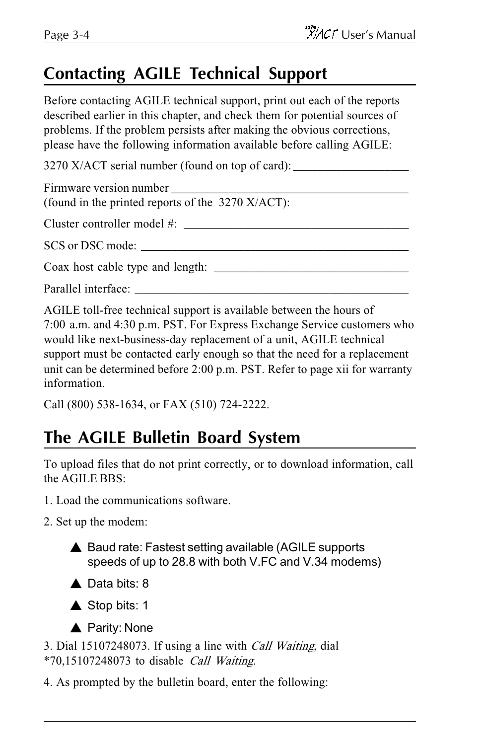## Contacting AGILE Technical Support

Before contacting AGILE technical support, print out each of the reports described earlier in this chapter, and check them for potential sources of problems. If the problem persists after making the obvious corrections, please have the following information available before calling AGILE:

3270 X/ACT serial number (found on top of card): ___________________

Firmware version number ________________________________________
(found in the printed reports of the 3270 X/ACT):

Cluster controller model #: ______________________________________

SCS or DSC mode: ______________________________________________

Coax host cable type and length: ________________________________

Parallel interface: ______________________________________________

AGILE toll-free technical support is available between the hours of 7:00 a.m. and 4:30 p.m. PST. For Express Exchange Service customers who would like next-business-day replacement of a unit, AGILE technical support must be contacted early enough so that the need for a replacement unit can be determined before 2:00 p.m. PST. Refer to page xii for warranty information.

Call (800) 538-1634, or FAX (510) 724-2222.

## The AGILE Bulletin Board System

To upload files that do not print correctly, or to download information, call the AGILE BBS:

1. Load the communications software.

2. Set up the modem:

   - Baud rate: Fastest setting available (AGILE supports speeds of up to 28.8 with both V.FC and V.34 modems)
   - Data bits: 8
   - Stop bits: 1
   - Parity: None

3. Dial 15107248073. If using a line with *Call Waiting*, dial *70,15107248073 to disable *Call Waiting*.

4. As prompted by the bulletin board, enter the following: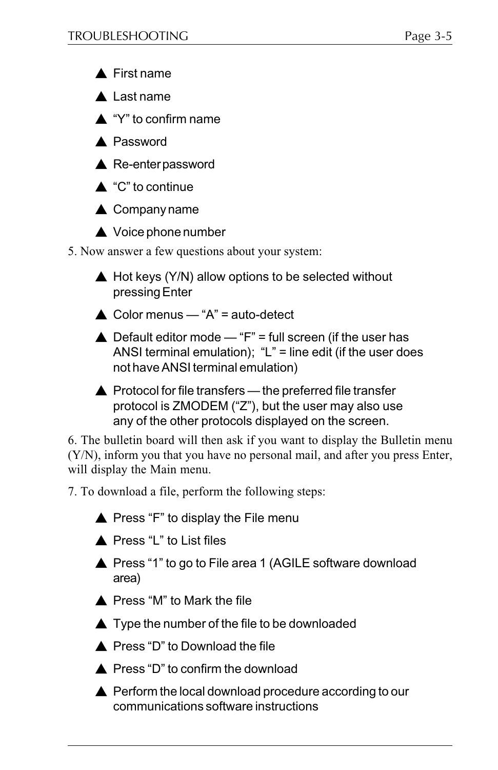- First name
- Last name
- "Y" to confirm name
- Password
- Re-enter password
- "C" to continue
- Company name
- Voice phone number

5. Now answer a few questions about your system:

- Hot keys (Y/N) allow options to be selected without pressing Enter
- Color menus — "A" = auto-detect
- Default editor mode — "F" = full screen (if the user has ANSI terminal emulation); "L" = line edit (if the user does not have ANSI terminal emulation)
- Protocol for file transfers — the preferred file transfer protocol is ZMODEM ("Z"), but the user may also use any of the other protocols displayed on the screen.

6. The bulletin board will then ask if you want to display the Bulletin menu (Y/N), inform you that you have no personal mail, and after you press Enter, will display the Main menu.

7. To download a file, perform the following steps:

- Press "F" to display the File menu
- Press "L" to List files
- Press "1" to go to File area 1 (AGILE software download area)
- Press "M" to Mark the file
- Type the number of the file to be downloaded
- Press "D" to Download the file
- Press "D" to confirm the download
- Perform the local download procedure according to our communications software instructions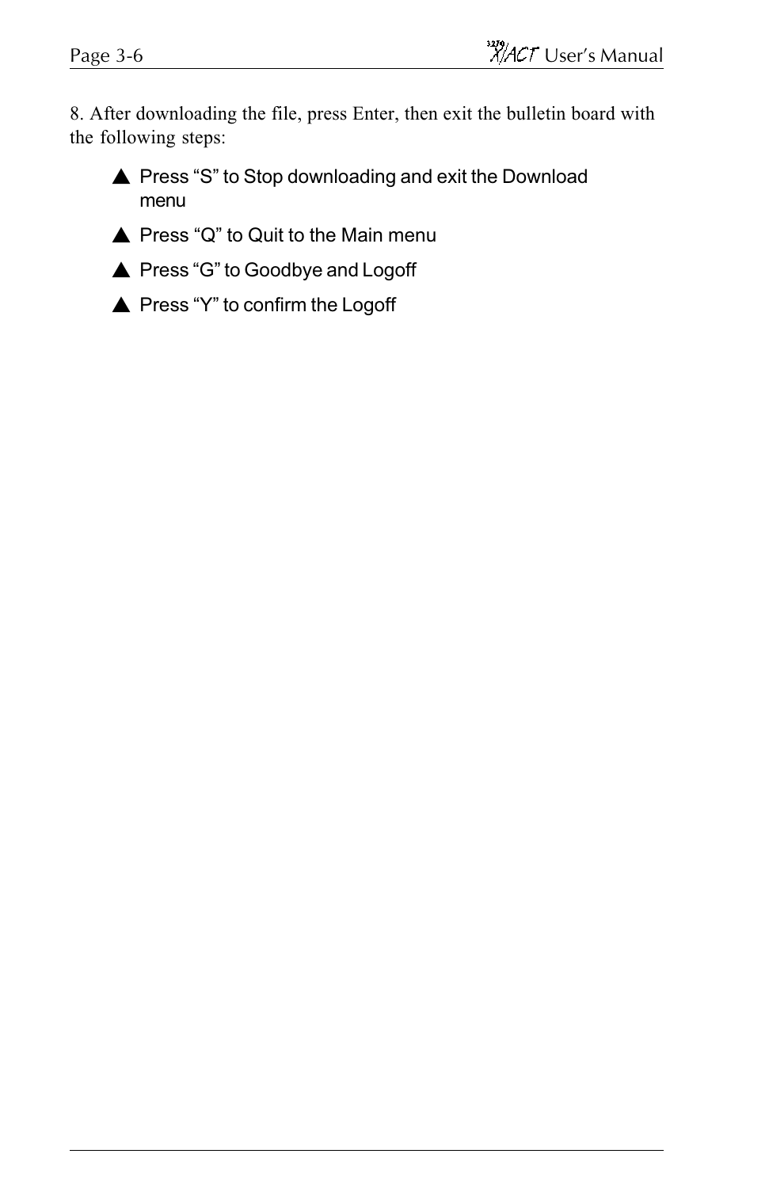8. After downloading the file, press Enter, then exit the bulletin board with the following steps:

- ▲ Press “S” to Stop downloading and exit the Download menu
- ▲ Press “Q” to Quit to the Main menu
- ▲ Press “G” to Goodbye and Logoff
- ▲ Press “Y” to confirm the Logoff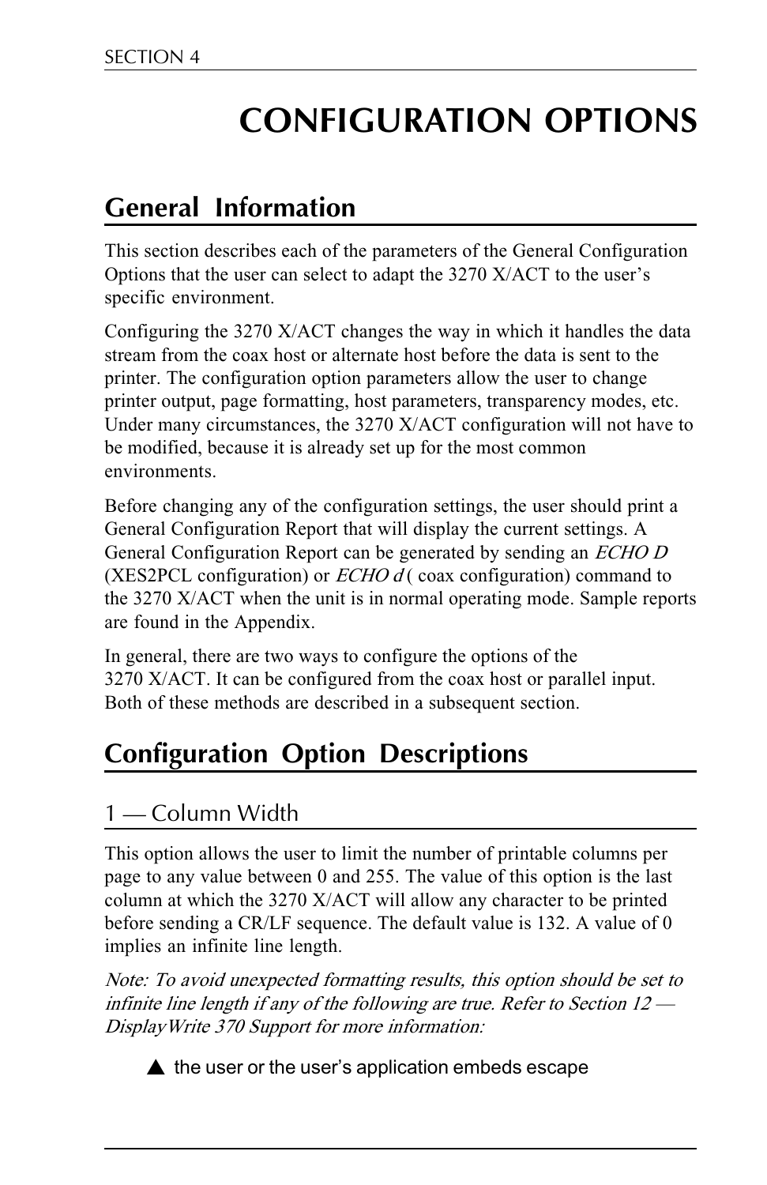# CONFIGURATION OPTIONS

## General Information

This section describes each of the parameters of the General Configuration Options that the user can select to adapt the 3270 X/ACT to the user's specific environment.

Configuring the 3270 X/ACT changes the way in which it handles the data stream from the coax host or alternate host before the data is sent to the printer. The configuration option parameters allow the user to change printer output, page formatting, host parameters, transparency modes, etc. Under many circumstances, the 3270 X/ACT configuration will not have to be modified, because it is already set up for the most common environments.

Before changing any of the configuration settings, the user should print a General Configuration Report that will display the current settings. A General Configuration Report can be generated by sending an *ECHO D* (XES2PCL configuration) or *ECHO d* ( coax configuration) command to the 3270 X/ACT when the unit is in normal operating mode. Sample reports are found in the Appendix.

In general, there are two ways to configure the options of the 3270 X/ACT. It can be configured from the coax host or parallel input. Both of these methods are described in a subsequent section.

## Configuration Option Descriptions

### 1 — Column Width

This option allows the user to limit the number of printable columns per page to any value between 0 and 255. The value of this option is the last column at which the 3270 X/ACT will allow any character to be printed before sending a CR/LF sequence. The default value is 132. A value of 0 implies an infinite line length.

*Note: To avoid unexpected formatting results, this option should be set to infinite line length if any of the following are true. Refer to Section 12 — DisplayWrite 370 Support for more information:*

- ▲ the user or the user's application embeds escape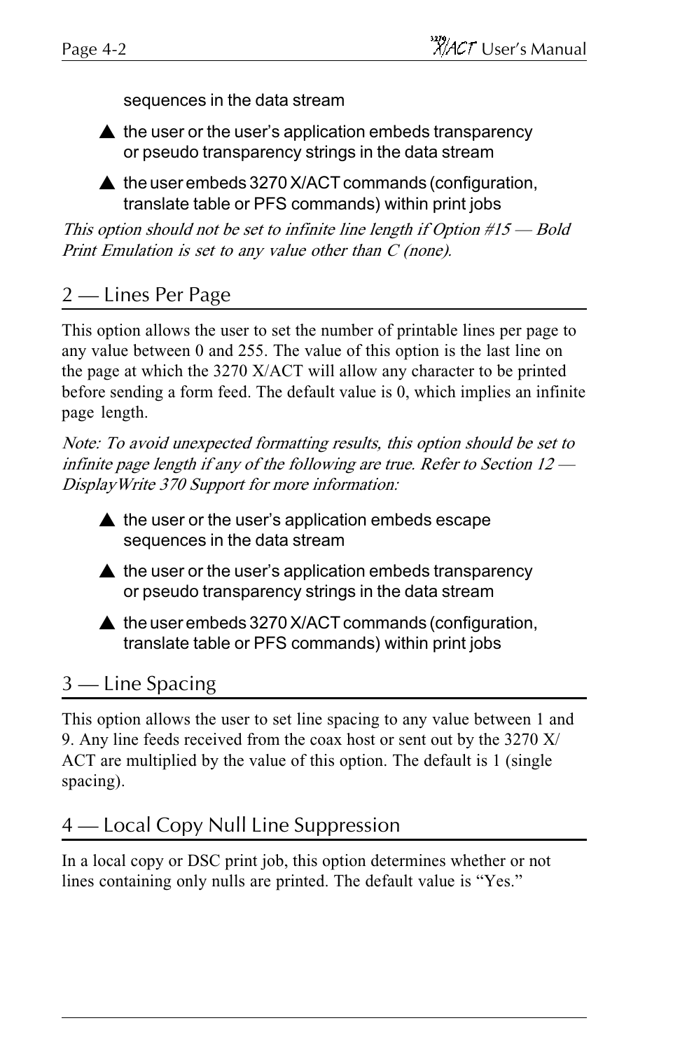sequences in the data stream

- ▲ the user or the user's application embeds transparency or pseudo transparency strings in the data stream
- ▲ the user embeds 3270 X/ACT commands (configuration, translate table or PFS commands) within print jobs

*This option should not be set to infinite line length if Option #15 — Bold Print Emulation is set to any value other than C (none).*

## 2 — Lines Per Page

This option allows the user to set the number of printable lines per page to any value between 0 and 255. The value of this option is the last line on the page at which the 3270 X/ACT will allow any character to be printed before sending a form feed. The default value is 0, which implies an infinite page length.

*Note: To avoid unexpected formatting results, this option should be set to infinite page length if any of the following are true. Refer to Section 12 — DisplayWrite 370 Support for more information:*

- ▲ the user or the user's application embeds escape sequences in the data stream
- ▲ the user or the user's application embeds transparency or pseudo transparency strings in the data stream
- ▲ the user embeds 3270 X/ACT commands (configuration, translate table or PFS commands) within print jobs

## 3 — Line Spacing

This option allows the user to set line spacing to any value between 1 and 9. Any line feeds received from the coax host or sent out by the 3270 X/ACT are multiplied by the value of this option. The default is 1 (single spacing).

## 4 — Local Copy Null Line Suppression

In a local copy or DSC print job, this option determines whether or not lines containing only nulls are printed. The default value is "Yes."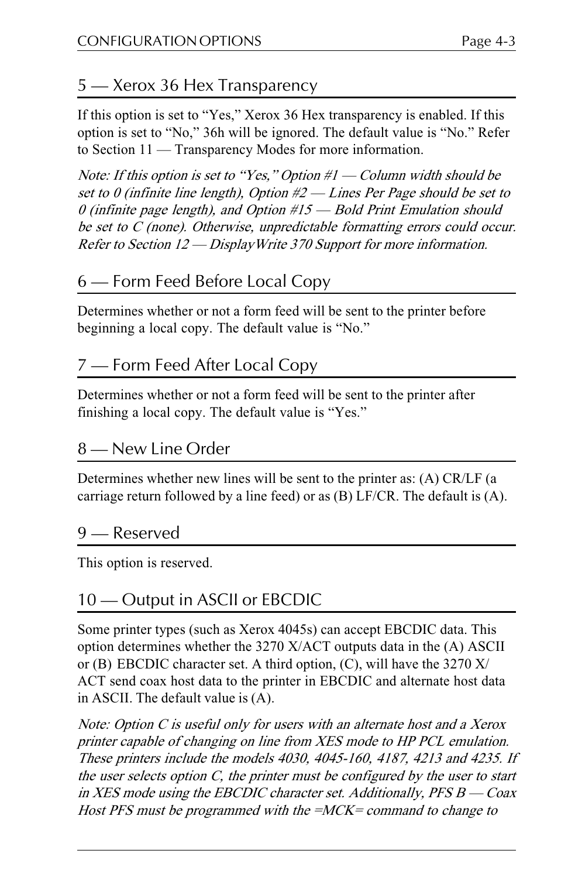## 5 — Xerox 36 Hex Transparency

If this option is set to “Yes,” Xerox 36 Hex transparency is enabled. If this option is set to “No,” 36h will be ignored. The default value is “No.” Refer to Section 11 — Transparency Modes for more information.

*Note: If this option is set to “Yes,” Option #1 — Column width should be set to 0 (infinite line length), Option #2 — Lines Per Page should be set to 0 (infinite page length), and Option #15 — Bold Print Emulation should be set to C (none). Otherwise, unpredictable formatting errors could occur. Refer to Section 12 — DisplayWrite 370 Support for more information.*

## 6 — Form Feed Before Local Copy

Determines whether or not a form feed will be sent to the printer before beginning a local copy. The default value is “No.”

## 7 — Form Feed After Local Copy

Determines whether or not a form feed will be sent to the printer after finishing a local copy. The default value is “Yes.”

## 8 — New Line Order

Determines whether new lines will be sent to the printer as: (A) CR/LF (a carriage return followed by a line feed) or as (B) LF/CR. The default is (A).

## 9 — Reserved

This option is reserved.

## 10 — Output in ASCII or EBCDIC

Some printer types (such as Xerox 4045s) can accept EBCDIC data. This option determines whether the 3270 X/ACT outputs data in the (A) ASCII or (B) EBCDIC character set. A third option, (C), will have the 3270 X/ACT send coax host data to the printer in EBCDIC and alternate host data in ASCII. The default value is (A).

*Note: Option C is useful only for users with an alternate host and a Xerox printer capable of changing on line from XES mode to HP PCL emulation. These printers include the models 4030, 4045-160, 4187, 4213 and 4235. If the user selects option C, the printer must be configured by the user to start in XES mode using the EBCDIC character set. Additionally, PFS B — Coax Host PFS must be programmed with the =MCK= command to change to*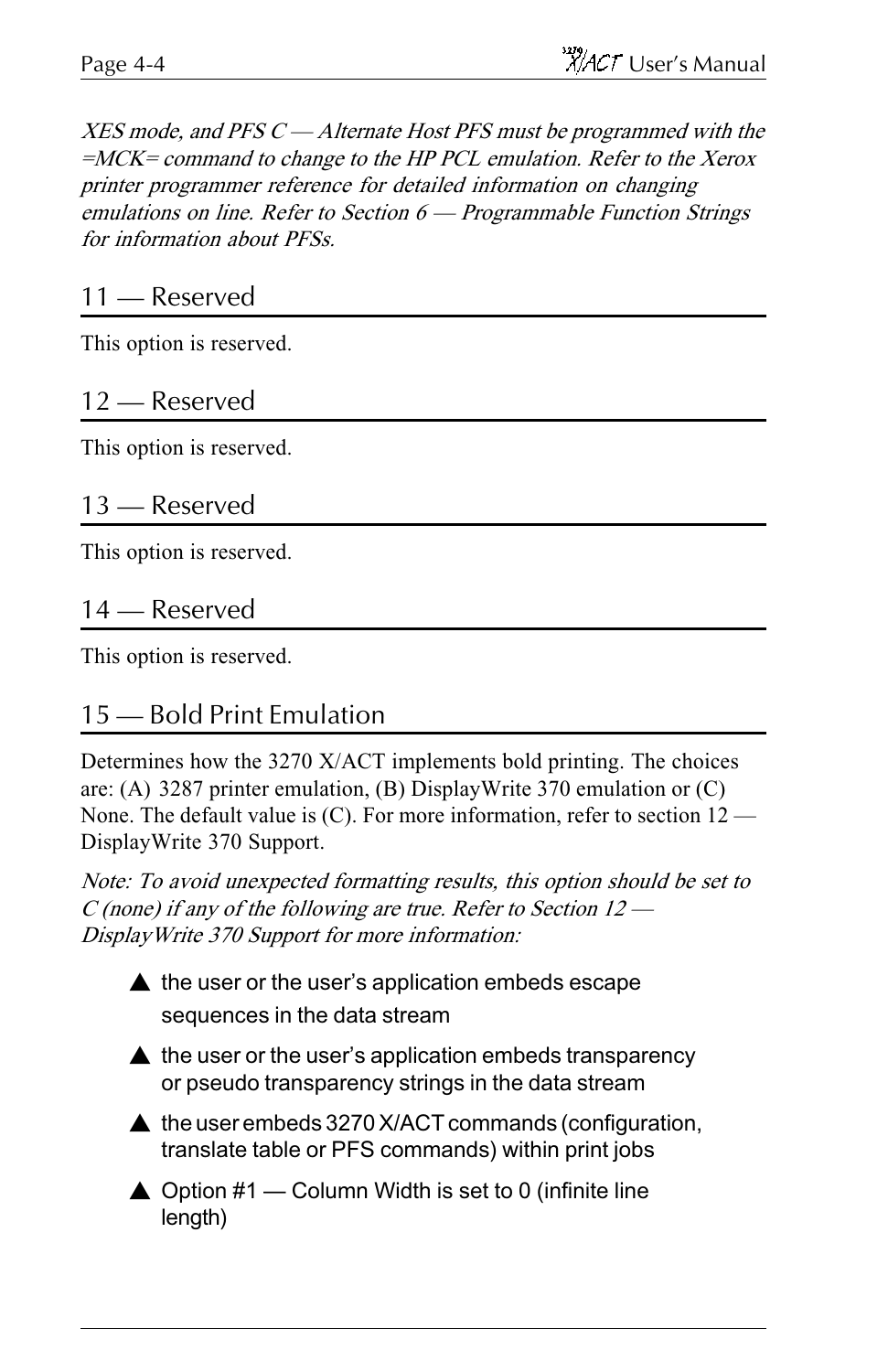*XES mode, and PFS C — Alternate Host PFS must be programmed with the =MCK= command to change to the HP PCL emulation. Refer to the Xerox printer programmer reference for detailed information on changing emulations on line. Refer to Section 6 — Programmable Function Strings for information about PFSs.*

## 11 — Reserved

This option is reserved.

## 12 — Reserved

This option is reserved.

## 13 — Reserved

This option is reserved.

## 14 — Reserved

This option is reserved.

## 15 — Bold Print Emulation

Determines how the 3270 X/ACT implements bold printing. The choices are: (A) 3287 printer emulation, (B) DisplayWrite 370 emulation or (C) None. The default value is (C). For more information, refer to section 12 — DisplayWrite 370 Support.

*Note: To avoid unexpected formatting results, this option should be set to C (none) if any of the following are true. Refer to Section 12 — DisplayWrite 370 Support for more information:*

- the user or the user's application embeds escape sequences in the data stream
- the user or the user's application embeds transparency or pseudo transparency strings in the data stream
- the user embeds 3270 X/ACT commands (configuration, translate table or PFS commands) within print jobs
- Option #1 — Column Width is set to 0 (infinite line length)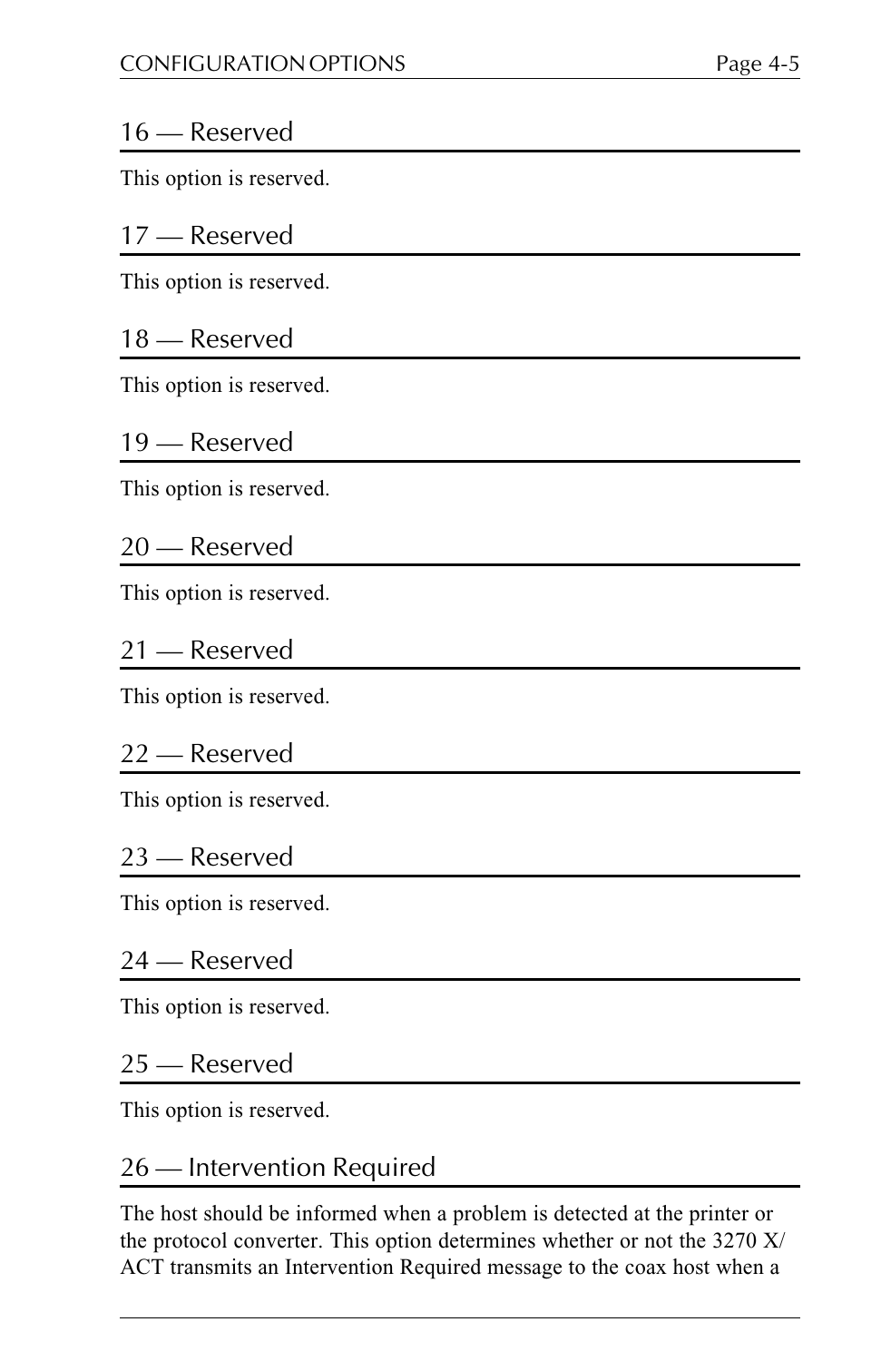## 16 — Reserved

This option is reserved.

## 17 — Reserved

This option is reserved.

## 18 — Reserved

This option is reserved.

## 19 — Reserved

This option is reserved.

## 20 — Reserved

This option is reserved.

## 21 — Reserved

This option is reserved.

## 22 — Reserved

This option is reserved.

## 23 — Reserved

This option is reserved.

## 24 — Reserved

This option is reserved.

## 25 — Reserved

This option is reserved.

## 26 — Intervention Required

The host should be informed when a problem is detected at the printer or the protocol converter. This option determines whether or not the 3270 X/ACT transmits an Intervention Required message to the coax host when a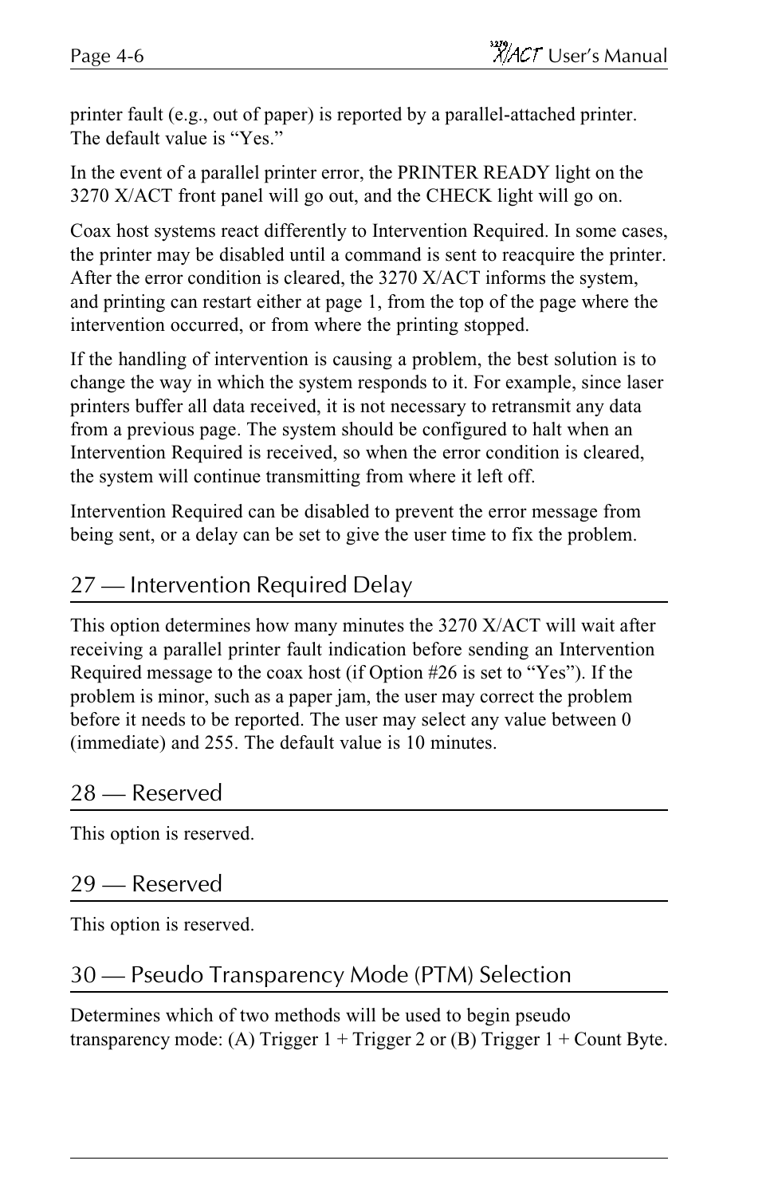printer fault (e.g., out of paper) is reported by a parallel-attached printer. The default value is “Yes.”

In the event of a parallel printer error, the PRINTER READY light on the 3270 X/ACT front panel will go out, and the CHECK light will go on.

Coax host systems react differently to Intervention Required. In some cases, the printer may be disabled until a command is sent to reacquire the printer. After the error condition is cleared, the 3270 X/ACT informs the system, and printing can restart either at page 1, from the top of the page where the intervention occurred, or from where the printing stopped.

If the handling of intervention is causing a problem, the best solution is to change the way in which the system responds to it. For example, since laser printers buffer all data received, it is not necessary to retransmit any data from a previous page. The system should be configured to halt when an Intervention Required is received, so when the error condition is cleared, the system will continue transmitting from where it left off.

Intervention Required can be disabled to prevent the error message from being sent, or a delay can be set to give the user time to fix the problem.

## 27 — Intervention Required Delay

This option determines how many minutes the 3270 X/ACT will wait after receiving a parallel printer fault indication before sending an Intervention Required message to the coax host (if Option #26 is set to “Yes”). If the problem is minor, such as a paper jam, the user may correct the problem before it needs to be reported. The user may select any value between 0 (immediate) and 255. The default value is 10 minutes.

## 28 — Reserved

This option is reserved.

## 29 — Reserved

This option is reserved.

## 30 — Pseudo Transparency Mode (PTM) Selection

Determines which of two methods will be used to begin pseudo transparency mode: (A) Trigger 1 + Trigger 2 or (B) Trigger 1 + Count Byte.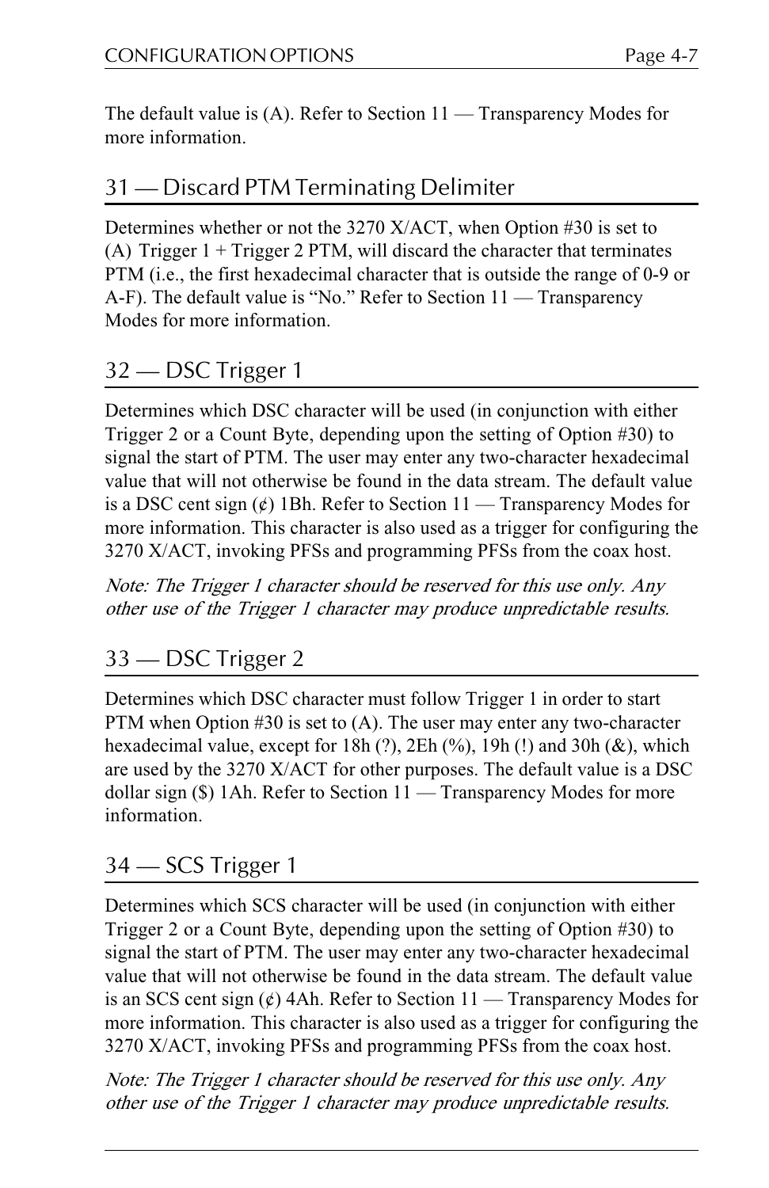The default value is (A). Refer to Section 11 — Transparency Modes for more information.

## 31 — Discard PTM Terminating Delimiter

Determines whether or not the 3270 X/ACT, when Option #30 is set to (A) Trigger 1 + Trigger 2 PTM, will discard the character that terminates PTM (i.e., the first hexadecimal character that is outside the range of 0-9 or A-F). The default value is "No." Refer to Section 11 — Transparency Modes for more information.

## 32 — DSC Trigger 1

Determines which DSC character will be used (in conjunction with either Trigger 2 or a Count Byte, depending upon the setting of Option #30) to signal the start of PTM. The user may enter any two-character hexadecimal value that will not otherwise be found in the data stream. The default value is a DSC cent sign (¢) 1Bh. Refer to Section 11 — Transparency Modes for more information. This character is also used as a trigger for configuring the 3270 X/ACT, invoking PFSs and programming PFSs from the coax host.

*Note: The Trigger 1 character should be reserved for this use only. Any other use of the Trigger 1 character may produce unpredictable results.*

## 33 — DSC Trigger 2

Determines which DSC character must follow Trigger 1 in order to start PTM when Option #30 is set to (A). The user may enter any two-character hexadecimal value, except for 18h (?), 2Eh (%), 19h (!) and 30h (&), which are used by the 3270 X/ACT for other purposes. The default value is a DSC dollar sign ($) 1Ah. Refer to Section 11 — Transparency Modes for more information.

## 34 — SCS Trigger 1

Determines which SCS character will be used (in conjunction with either Trigger 2 or a Count Byte, depending upon the setting of Option #30) to signal the start of PTM. The user may enter any two-character hexadecimal value that will not otherwise be found in the data stream. The default value is an SCS cent sign (¢) 4Ah. Refer to Section 11 — Transparency Modes for more information. This character is also used as a trigger for configuring the 3270 X/ACT, invoking PFSs and programming PFSs from the coax host.

*Note: The Trigger 1 character should be reserved for this use only. Any other use of the Trigger 1 character may produce unpredictable results.*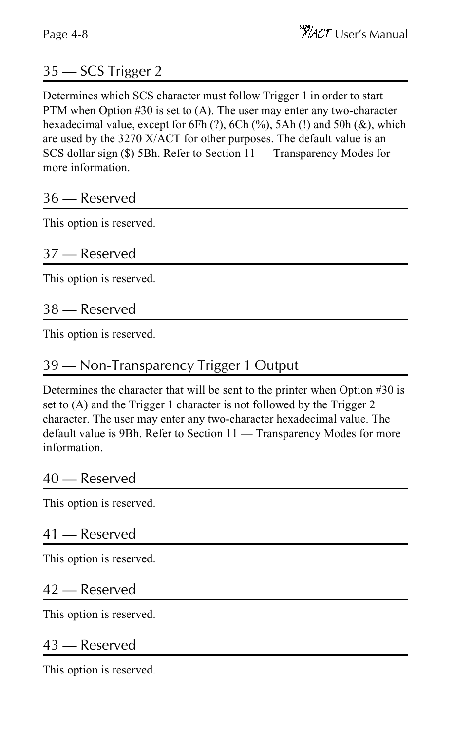## 35 — SCS Trigger 2

Determines which SCS character must follow Trigger 1 in order to start PTM when Option #30 is set to (A). The user may enter any two-character hexadecimal value, except for 6Fh (?), 6Ch (%), 5Ah (!) and 50h (&), which are used by the 3270 X/ACT for other purposes. The default value is an SCS dollar sign ($) 5Bh. Refer to Section 11 — Transparency Modes for more information.

## 36 — Reserved

This option is reserved.

## 37 — Reserved

This option is reserved.

## 38 — Reserved

This option is reserved.

## 39 — Non-Transparency Trigger 1 Output

Determines the character that will be sent to the printer when Option #30 is set to (A) and the Trigger 1 character is not followed by the Trigger 2 character. The user may enter any two-character hexadecimal value. The default value is 9Bh. Refer to Section 11 — Transparency Modes for more information.

## 40 — Reserved

This option is reserved.

## 41 — Reserved

This option is reserved.

## 42 — Reserved

This option is reserved.

## 43 — Reserved

This option is reserved.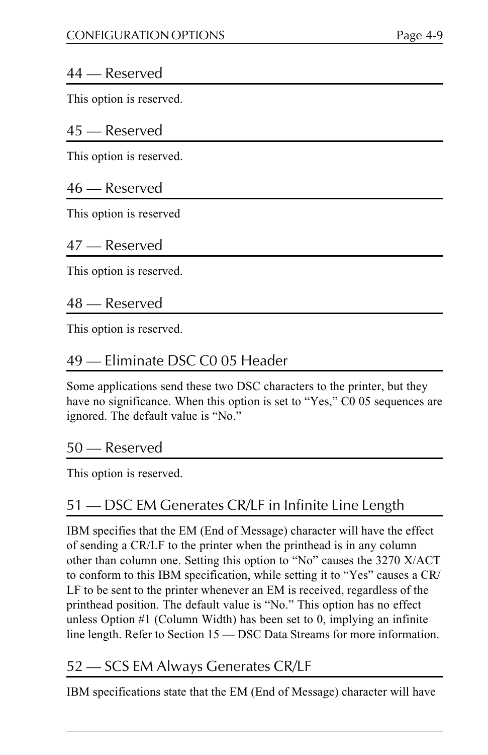## 44 — Reserved

This option is reserved.

## 45 — Reserved

This option is reserved.

## 46 — Reserved

This option is reserved

## 47 — Reserved

This option is reserved.

## 48 — Reserved

This option is reserved.

## 49 — Eliminate DSC C0 05 Header

Some applications send these two DSC characters to the printer, but they have no significance. When this option is set to “Yes,” C0 05 sequences are ignored. The default value is “No.”

## 50 — Reserved

This option is reserved.

## 51 — DSC EM Generates CR/LF in Infinite Line Length

IBM specifies that the EM (End of Message) character will have the effect of sending a CR/LF to the printer when the printhead is in any column other than column one. Setting this option to “No” causes the 3270 X/ACT to conform to this IBM specification, while setting it to “Yes” causes a CR/LF to be sent to the printer whenever an EM is received, regardless of the printhead position. The default value is “No.” This option has no effect unless Option #1 (Column Width) has been set to 0, implying an infinite line length. Refer to Section 15 — DSC Data Streams for more information.

## 52 — SCS EM Always Generates CR/LF

IBM specifications state that the EM (End of Message) character will have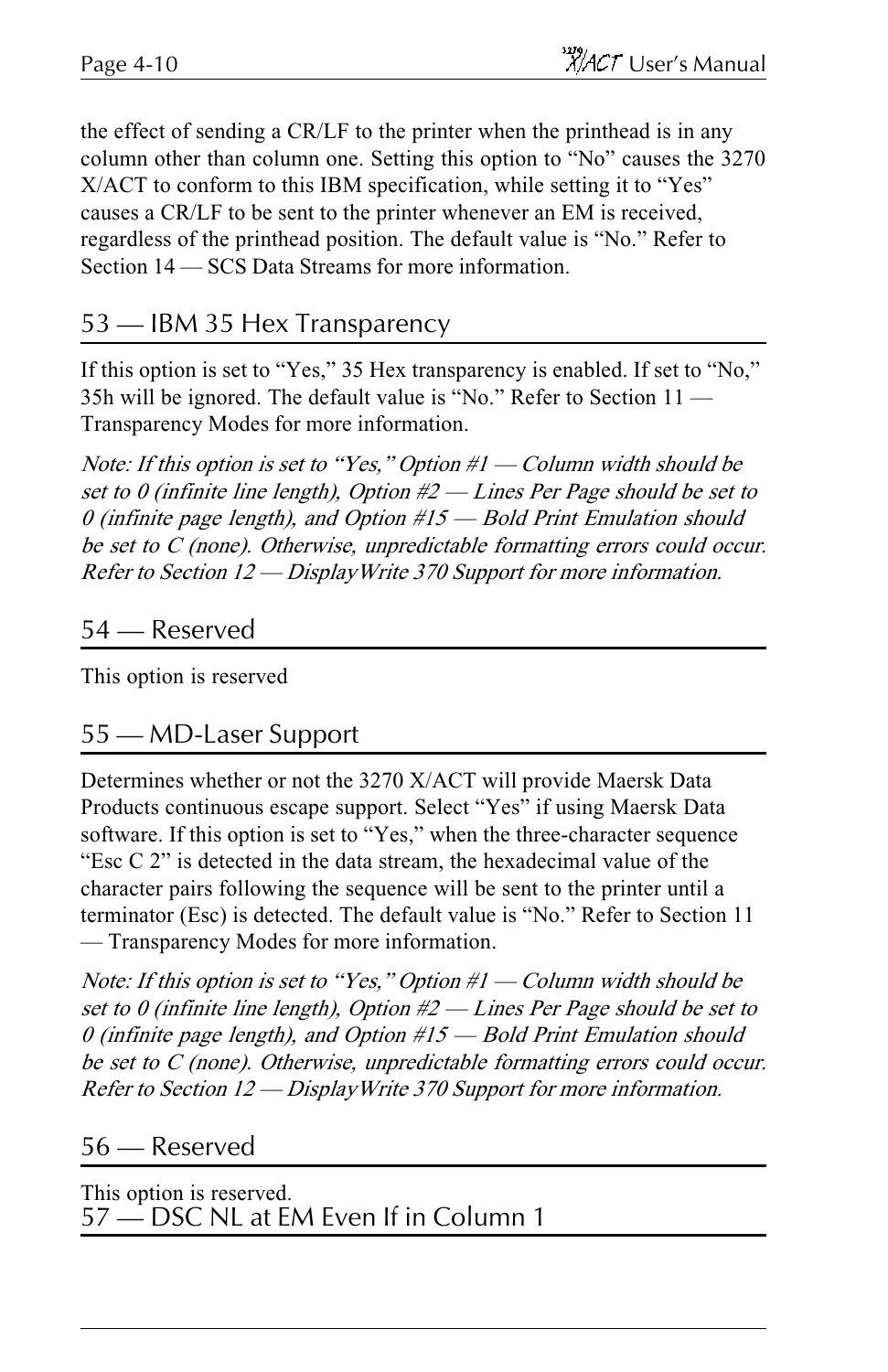the effect of sending a CR/LF to the printer when the printhead is in any column other than column one. Setting this option to “No” causes the 3270 X/ACT to conform to this IBM specification, while setting it to “Yes” causes a CR/LF to be sent to the printer whenever an EM is received, regardless of the printhead position. The default value is “No.” Refer to Section 14 — SCS Data Streams for more information.

## 53 — IBM 35 Hex Transparency

If this option is set to “Yes,” 35 Hex transparency is enabled. If set to “No,” 35h will be ignored. The default value is “No.” Refer to Section 11 — Transparency Modes for more information.

*Note: If this option is set to “Yes,” Option #1 — Column width should be set to 0 (infinite line length), Option #2 — Lines Per Page should be set to 0 (infinite page length), and Option #15 — Bold Print Emulation should be set to C (none). Otherwise, unpredictable formatting errors could occur. Refer to Section 12 — DisplayWrite 370 Support for more information.*

## 54 — Reserved

This option is reserved

## 55 — MD-Laser Support

Determines whether or not the 3270 X/ACT will provide Maersk Data Products continuous escape support. Select “Yes” if using Maersk Data software. If this option is set to “Yes,” when the three-character sequence “Esc C 2” is detected in the data stream, the hexadecimal value of the character pairs following the sequence will be sent to the printer until a terminator (Esc) is detected. The default value is “No.” Refer to Section 11 — Transparency Modes for more information.

*Note: If this option is set to “Yes,” Option #1 — Column width should be set to 0 (infinite line length), Option #2 — Lines Per Page should be set to 0 (infinite page length), and Option #15 — Bold Print Emulation should be set to C (none). Otherwise, unpredictable formatting errors could occur. Refer to Section 12 — DisplayWrite 370 Support for more information.*

## 56 — Reserved

This option is reserved.

## 57 — DSC NL at EM Even If in Column 1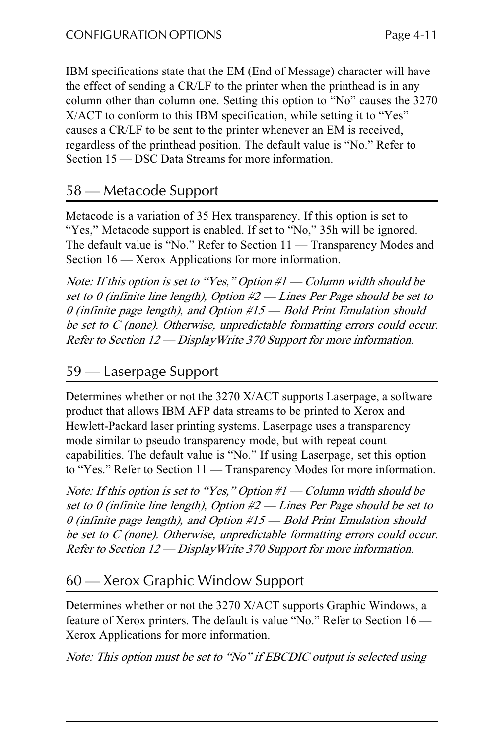IBM specifications state that the EM (End of Message) character will have the effect of sending a CR/LF to the printer when the printhead is in any column other than column one. Setting this option to "No" causes the 3270 X/ACT to conform to this IBM specification, while setting it to "Yes" causes a CR/LF to be sent to the printer whenever an EM is received, regardless of the printhead position. The default value is "No." Refer to Section 15 — DSC Data Streams for more information.

## 58 — Metacode Support

Metacode is a variation of 35 Hex transparency. If this option is set to "Yes," Metacode support is enabled. If set to "No," 35h will be ignored. The default value is "No." Refer to Section 11 — Transparency Modes and Section 16 — Xerox Applications for more information.

*Note: If this option is set to "Yes," Option #1 — Column width should be set to 0 (infinite line length), Option #2 — Lines Per Page should be set to 0 (infinite page length), and Option #15 — Bold Print Emulation should be set to C (none). Otherwise, unpredictable formatting errors could occur. Refer to Section 12 — DisplayWrite 370 Support for more information.*

## 59 — Laserpage Support

Determines whether or not the 3270 X/ACT supports Laserpage, a software product that allows IBM AFP data streams to be printed to Xerox and Hewlett-Packard laser printing systems. Laserpage uses a transparency mode similar to pseudo transparency mode, but with repeat count capabilities. The default value is "No." If using Laserpage, set this option to "Yes." Refer to Section 11 — Transparency Modes for more information.

*Note: If this option is set to "Yes," Option #1 — Column width should be set to 0 (infinite line length), Option #2 — Lines Per Page should be set to 0 (infinite page length), and Option #15 — Bold Print Emulation should be set to C (none). Otherwise, unpredictable formatting errors could occur. Refer to Section 12 — DisplayWrite 370 Support for more information.*

## 60 — Xerox Graphic Window Support

Determines whether or not the 3270 X/ACT supports Graphic Windows, a feature of Xerox printers. The default is value "No." Refer to Section 16 — Xerox Applications for more information.

*Note: This option must be set to "No" if EBCDIC output is selected using*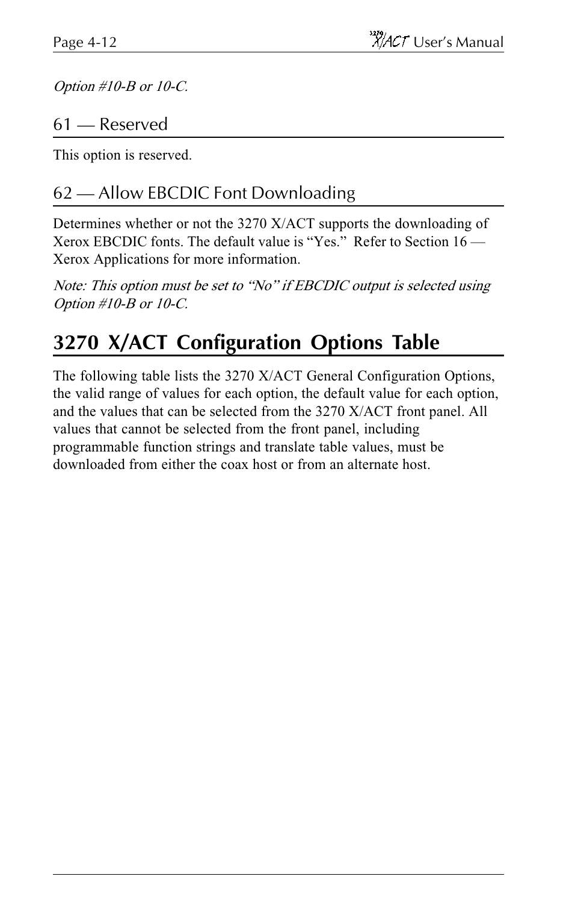*Option #10-B or 10-C.*

### 61 — Reserved

This option is reserved.

### 62 — Allow EBCDIC Font Downloading

Determines whether or not the 3270 X/ACT supports the downloading of Xerox EBCDIC fonts. The default value is "Yes." Refer to Section 16 — Xerox Applications for more information.

*Note: This option must be set to "No" if EBCDIC output is selected using Option #10-B or 10-C.*

## 3270 X/ACT Configuration Options Table

The following table lists the 3270 X/ACT General Configuration Options, the valid range of values for each option, the default value for each option, and the values that can be selected from the 3270 X/ACT front panel. All values that cannot be selected from the front panel, including programmable function strings and translate table values, must be downloaded from either the coax host or from an alternate host.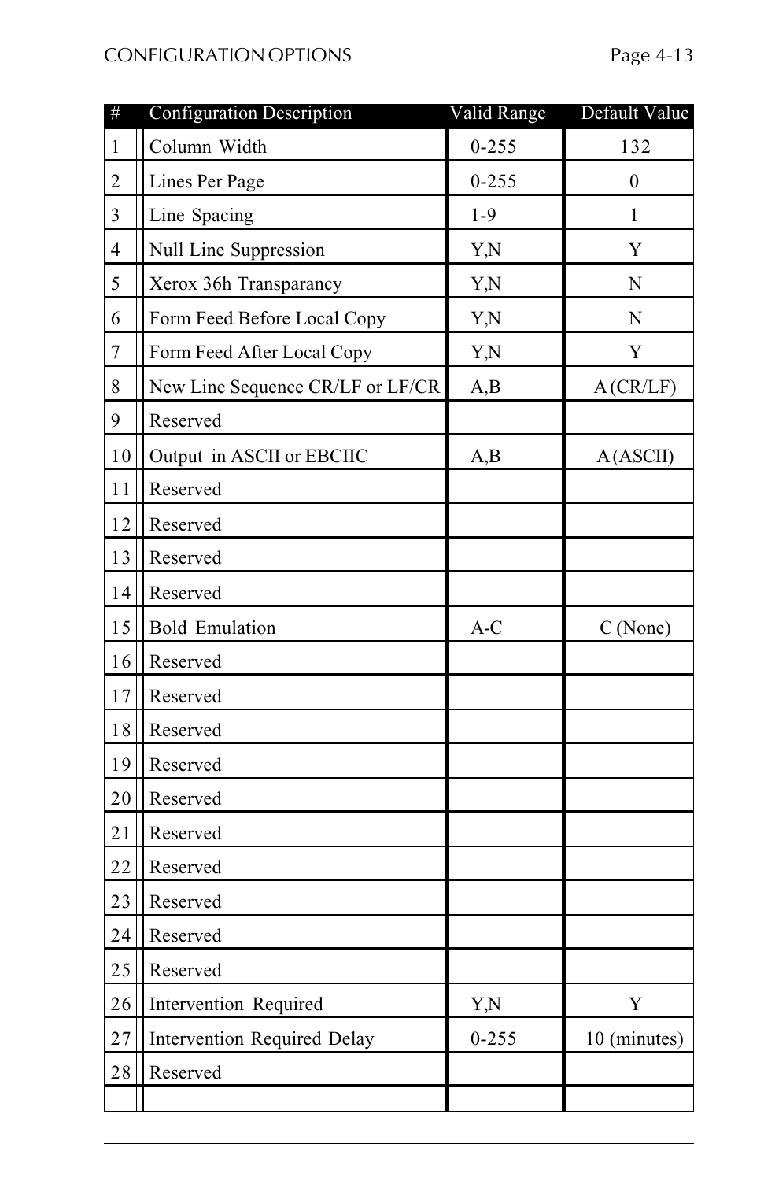| # | Configuration Description | Valid Range | Default Value |
|---|---|---|---|
| 1 | Column Width | 0-255 | 132 |
| 2 | Lines Per Page | 0-255 | 0 |
| 3 | Line Spacing | 1-9 | 1 |
| 4 | Null Line Suppression | Y,N | Y |
| 5 | Xerox 36h Transparancy | Y,N | N |
| 6 | Form Feed Before Local Copy | Y,N | N |
| 7 | Form Feed After Local Copy | Y,N | Y |
| 8 | New Line Sequence CR/LF or LF/CR | A,B | A (CR/LF) |
| 9 | Reserved | | |
| 10 | Output in ASCII or EBCIIC | A,B | A (ASCII) |
| 11 | Reserved | | |
| 12 | Reserved | | |
| 13 | Reserved | | |
| 14 | Reserved | | |
| 15 | Bold Emulation | A-C | C (None) |
| 16 | Reserved | | |
| 17 | Reserved | | |
| 18 | Reserved | | |
| 19 | Reserved | | |
| 20 | Reserved | | |
| 21 | Reserved | | |
| 22 | Reserved | | |
| 23 | Reserved | | |
| 24 | Reserved | | |
| 25 | Reserved | | |
| 26 | Intervention Required | Y,N | Y |
| 27 | Intervention Required Delay | 0-255 | 10 (minutes) |
| 28 | Reserved | | |
| | | | |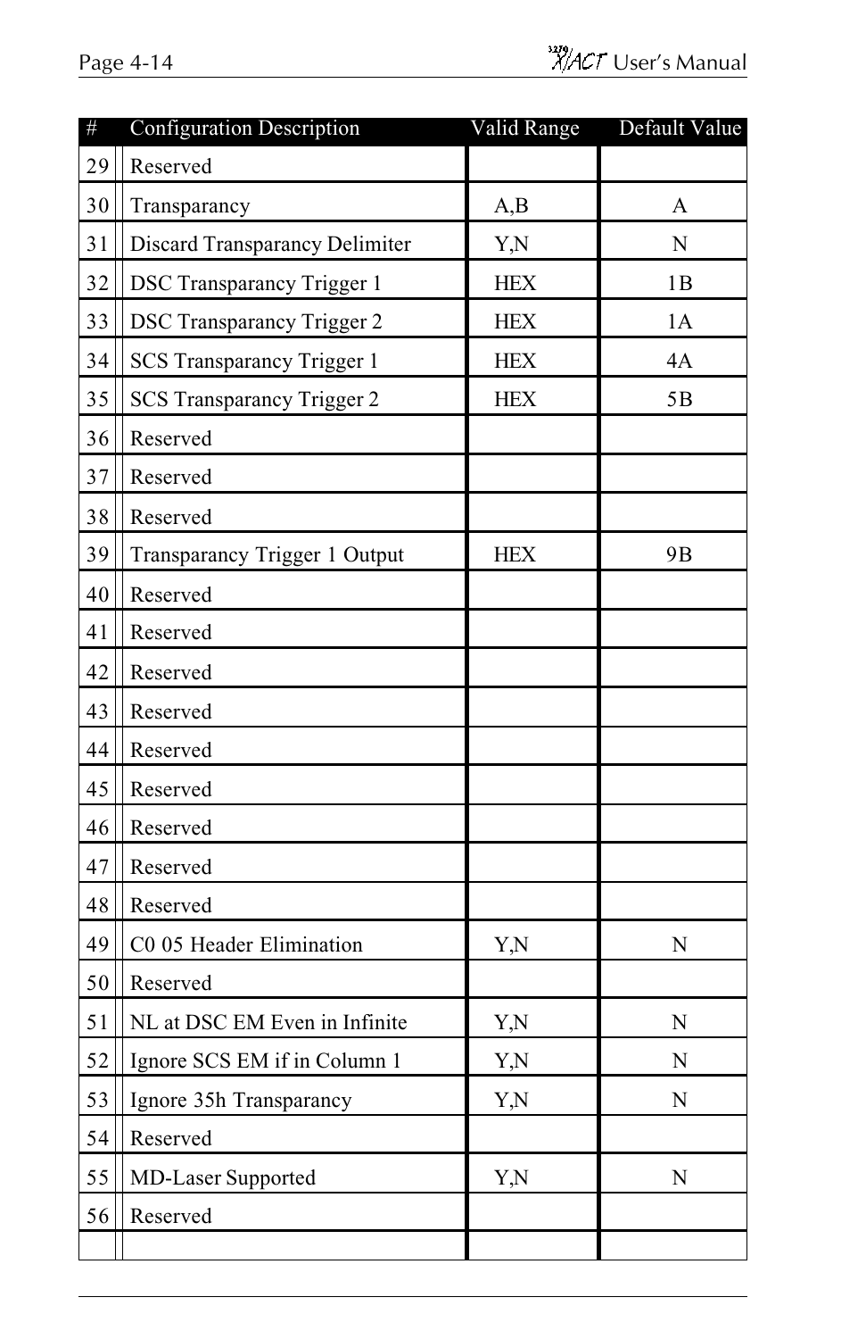| # | Configuration Description | Valid Range | Default Value |
|---|---|---|---|
| 29 | Reserved | | |
| 30 | Transparancy | A,B | A |
| 31 | Discard Transparancy Delimiter | Y,N | N |
| 32 | DSC Transparancy Trigger 1 | HEX | 1B |
| 33 | DSC Transparancy Trigger 2 | HEX | 1A |
| 34 | SCS Transparancy Trigger 1 | HEX | 4A |
| 35 | SCS Transparancy Trigger 2 | HEX | 5B |
| 36 | Reserved | | |
| 37 | Reserved | | |
| 38 | Reserved | | |
| 39 | Transparancy Trigger 1 Output | HEX | 9B |
| 40 | Reserved | | |
| 41 | Reserved | | |
| 42 | Reserved | | |
| 43 | Reserved | | |
| 44 | Reserved | | |
| 45 | Reserved | | |
| 46 | Reserved | | |
| 47 | Reserved | | |
| 48 | Reserved | | |
| 49 | C0 05 Header Elimination | Y,N | N |
| 50 | Reserved | | |
| 51 | NL at DSC EM Even in Infinite | Y,N | N |
| 52 | Ignore SCS EM if in Column 1 | Y,N | N |
| 53 | Ignore 35h Transparancy | Y,N | N |
| 54 | Reserved | | |
| 55 | MD-Laser Supported | Y,N | N |
| 56 | Reserved | | |
| | | | |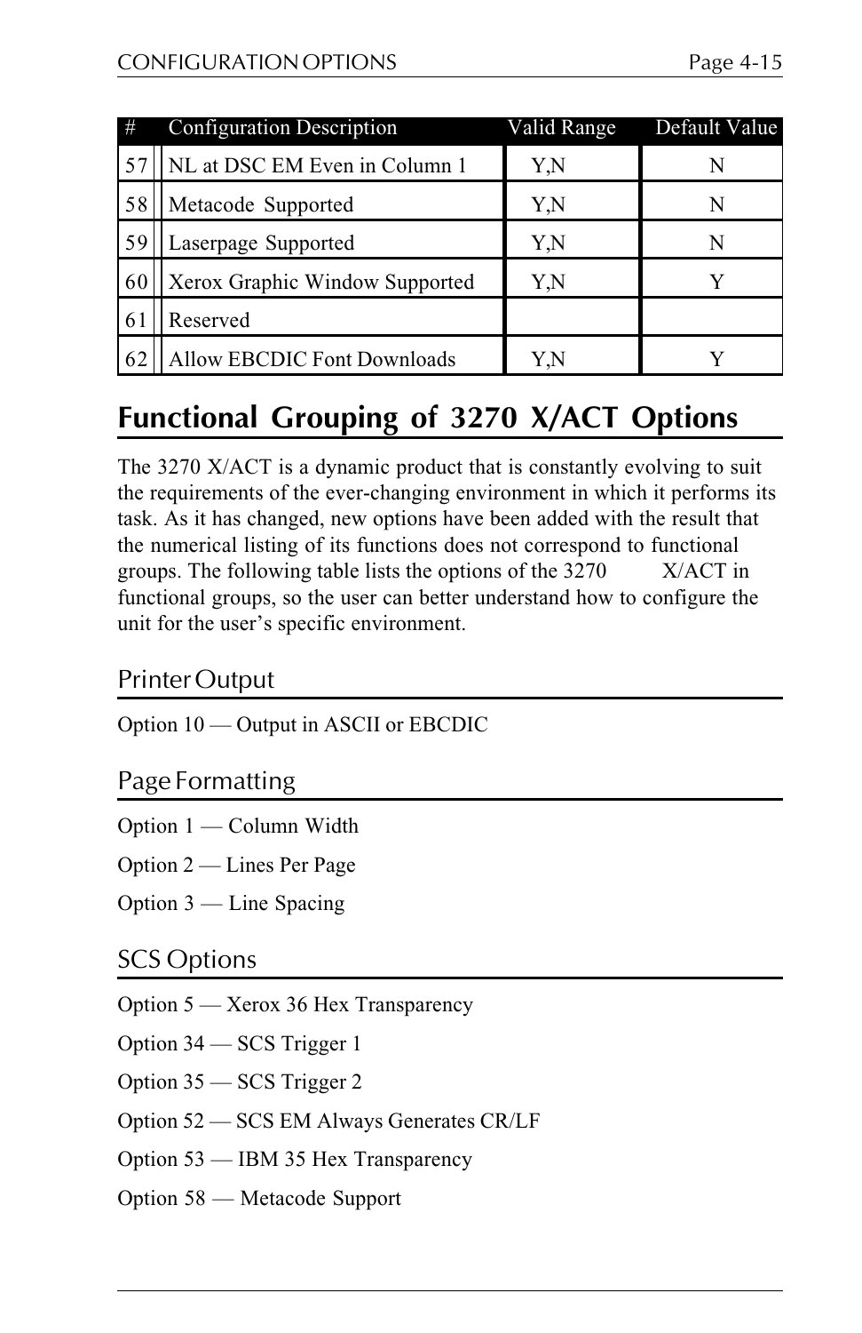| # | Configuration Description | Valid Range | Default Value |
|---|---|---|---|
| 57 | NL at DSC EM Even in Column 1 | Y,N | N |
| 58 | Metacode Supported | Y,N | N |
| 59 | Laserpage Supported | Y,N | N |
| 60 | Xerox Graphic Window Supported | Y,N | Y |
| 61 | Reserved | | |
| 62 | Allow EBCDIC Font Downloads | Y,N | Y |

## Functional Grouping of 3270 X/ACT Options

The 3270 X/ACT is a dynamic product that is constantly evolving to suit the requirements of the ever-changing environment in which it performs its task. As it has changed, new options have been added with the result that the numerical listing of its functions does not correspond to functional groups. The following table lists the options of the 3270 X/ACT in functional groups, so the user can better understand how to configure the unit for the user's specific environment.

### Printer Output

Option 10 — Output in ASCII or EBCDIC

### Page Formatting

Option 1 — Column Width

Option 2 — Lines Per Page

Option 3 — Line Spacing

### SCS Options

Option 5 — Xerox 36 Hex Transparency

Option 34 — SCS Trigger 1

Option 35 — SCS Trigger 2

Option 52 — SCS EM Always Generates CR/LF

Option 53 — IBM 35 Hex Transparency

Option 58 — Metacode Support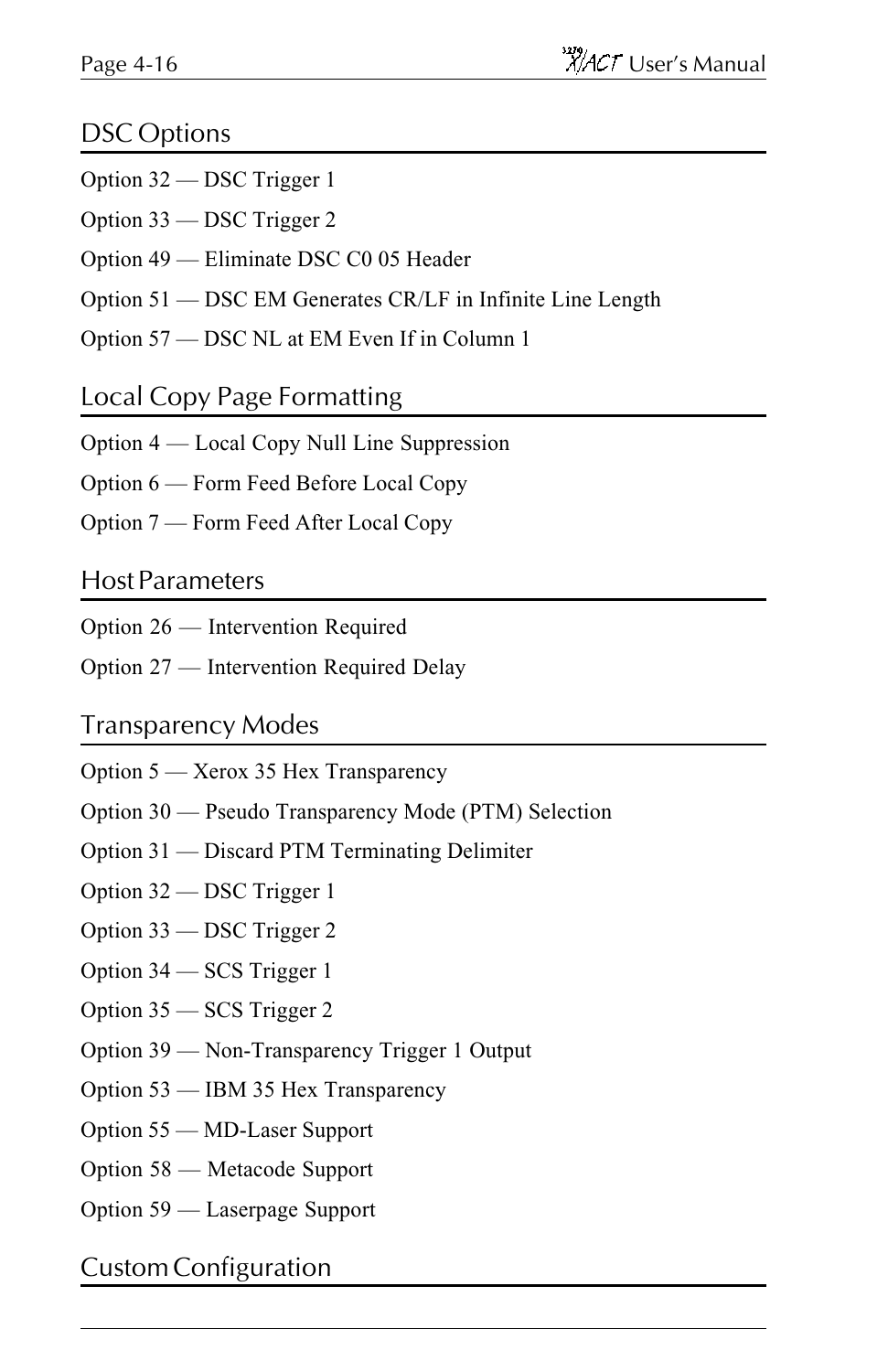## DSC Options

Option 32 — DSC Trigger 1

Option 33 — DSC Trigger 2

Option 49 — Eliminate DSC C0 05 Header

Option 51 — DSC EM Generates CR/LF in Infinite Line Length

Option 57 — DSC NL at EM Even If in Column 1

## Local Copy Page Formatting

Option 4 — Local Copy Null Line Suppression

Option 6 — Form Feed Before Local Copy

Option 7 — Form Feed After Local Copy

## Host Parameters

Option 26 — Intervention Required

Option 27 — Intervention Required Delay

## Transparency Modes

Option 5 — Xerox 35 Hex Transparency

Option 30 — Pseudo Transparency Mode (PTM) Selection

Option 31 — Discard PTM Terminating Delimiter

Option 32 — DSC Trigger 1

Option 33 — DSC Trigger 2

Option 34 — SCS Trigger 1

Option 35 — SCS Trigger 2

Option 39 — Non-Transparency Trigger 1 Output

Option 53 — IBM 35 Hex Transparency

Option 55 — MD-Laser Support

Option 58 — Metacode Support

Option 59 — Laserpage Support

## Custom Configuration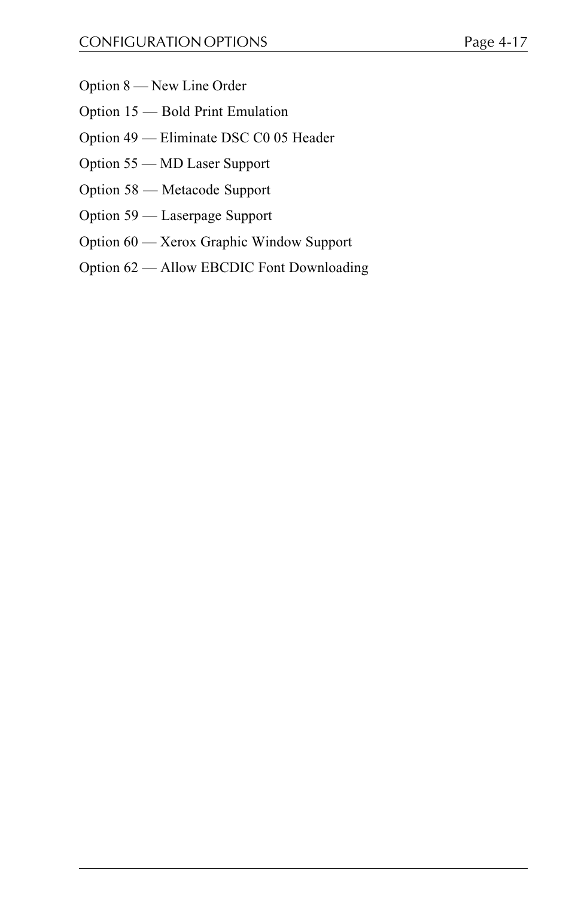Option 8 — New Line Order

Option 15 — Bold Print Emulation

Option 49 — Eliminate DSC C0 05 Header

Option 55 — MD Laser Support

Option 58 — Metacode Support

Option 59 — Laserpage Support

Option 60 — Xerox Graphic Window Support

Option 62 — Allow EBCDIC Font Downloading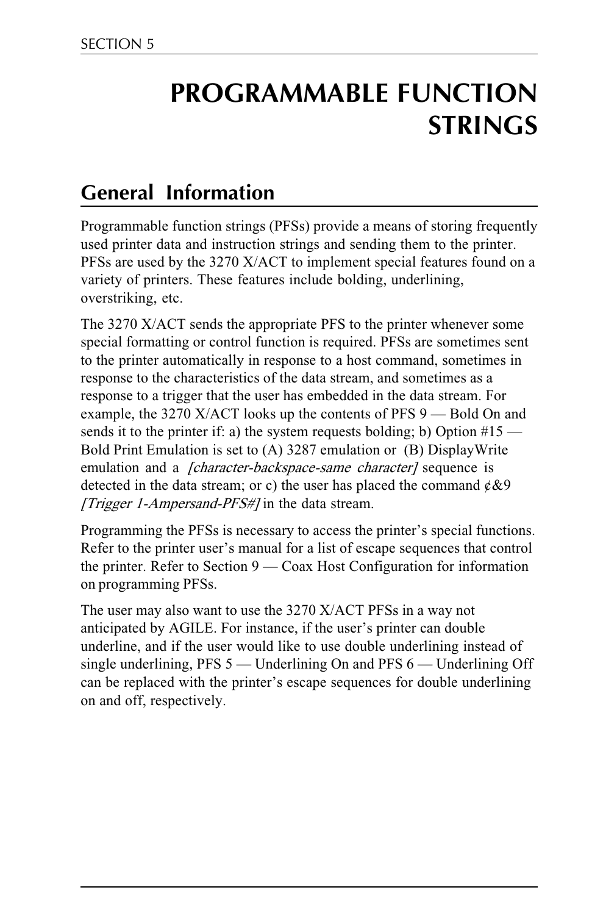# PROGRAMMABLE FUNCTION STRINGS

## General Information

Programmable function strings (PFSs) provide a means of storing frequently used printer data and instruction strings and sending them to the printer. PFSs are used by the 3270 X/ACT to implement special features found on a variety of printers. These features include bolding, underlining, overstriking, etc.

The 3270 X/ACT sends the appropriate PFS to the printer whenever some special formatting or control function is required. PFSs are sometimes sent to the printer automatically in response to a host command, sometimes in response to the characteristics of the data stream, and sometimes as a response to a trigger that the user has embedded in the data stream. For example, the 3270 X/ACT looks up the contents of PFS 9 — Bold On and sends it to the printer if: a) the system requests bolding; b) Option #15 — Bold Print Emulation is set to (A) 3287 emulation or (B) DisplayWrite emulation and a *[character-backspace-same character]* sequence is detected in the data stream; or c) the user has placed the command ¢&9 *[Trigger 1-Ampersand-PFS#]* in the data stream.

Programming the PFSs is necessary to access the printer's special functions. Refer to the printer user's manual for a list of escape sequences that control the printer. Refer to Section 9 — Coax Host Configuration for information on programming PFSs.

The user may also want to use the 3270 X/ACT PFSs in a way not anticipated by AGILE. For instance, if the user's printer can double underline, and if the user would like to use double underlining instead of single underlining, PFS 5 — Underlining On and PFS 6 — Underlining Off can be replaced with the printer's escape sequences for double underlining on and off, respectively.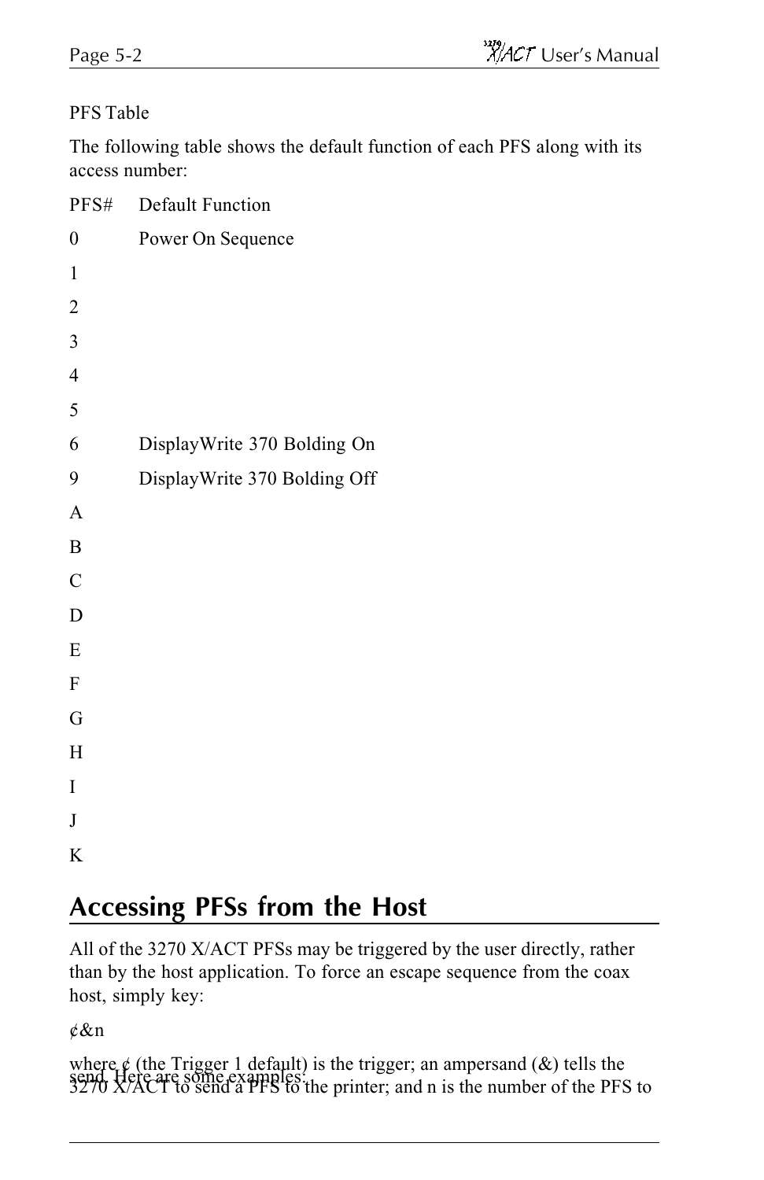PFS Table

The following table shows the default function of each PFS along with its access number:

| PFS# | Default Function |
| --- | --- |
| 0 | Power On Sequence |
| 1 | |
| 2 | |
| 3 | |
| 4 | |
| 5 | |
| 6 | DisplayWrite 370 Bolding On |
| 9 | DisplayWrite 370 Bolding Off |
| A | |
| B | |
| C | |
| D | |
| E | |
| F | |
| G | |
| H | |
| I | |
| J | |
| K | |

## Accessing PFSs from the Host

All of the 3270 X/ACT PFSs may be triggered by the user directly, rather than by the host application. To force an escape sequence from the coax host, simply key:

¢&n

where ¢ (the Trigger 1 default) is the trigger; an ampersand (&) tells the 3270 X/ACT to send a PFS to the printer; and n is the number of the PFS to send. Here are some examples: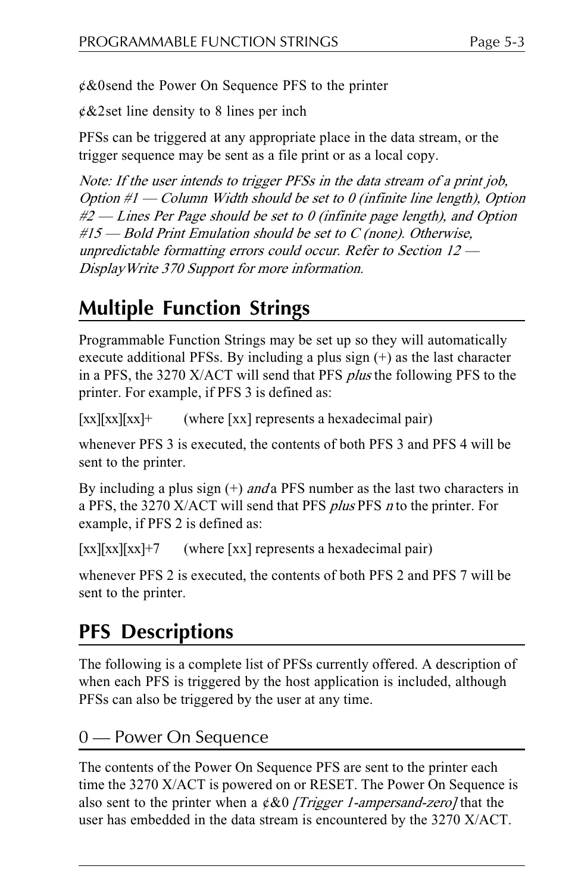¢&0send the Power On Sequence PFS to the printer

¢&2set line density to 8 lines per inch

PFSs can be triggered at any appropriate place in the data stream, or the trigger sequence may be sent as a file print or as a local copy.

*Note: If the user intends to trigger PFSs in the data stream of a print job, Option #1 — Column Width should be set to 0 (infinite line length), Option #2 — Lines Per Page should be set to 0 (infinite page length), and Option #15 — Bold Print Emulation should be set to C (none). Otherwise, unpredictable formatting errors could occur. Refer to Section 12 — DisplayWrite 370 Support for more information.*

## Multiple Function Strings

Programmable Function Strings may be set up so they will automatically execute additional PFSs. By including a plus sign (+) as the last character in a PFS, the 3270 X/ACT will send that PFS *plus* the following PFS to the printer. For example, if PFS 3 is defined as:

[xx][xx][xx]+ (where [xx] represents a hexadecimal pair)

whenever PFS 3 is executed, the contents of both PFS 3 and PFS 4 will be sent to the printer.

By including a plus sign (+) *and* a PFS number as the last two characters in a PFS, the 3270 X/ACT will send that PFS *plus* PFS *n* to the printer. For example, if PFS 2 is defined as:

[xx][xx][xx]+7 (where [xx] represents a hexadecimal pair)

whenever PFS 2 is executed, the contents of both PFS 2 and PFS 7 will be sent to the printer.

## PFS Descriptions

The following is a complete list of PFSs currently offered. A description of when each PFS is triggered by the host application is included, although PFSs can also be triggered by the user at any time.

### 0 — Power On Sequence

The contents of the Power On Sequence PFS are sent to the printer each time the 3270 X/ACT is powered on or RESET. The Power On Sequence is also sent to the printer when a ¢&0 *[Trigger 1-ampersand-zero]* that the user has embedded in the data stream is encountered by the 3270 X/ACT.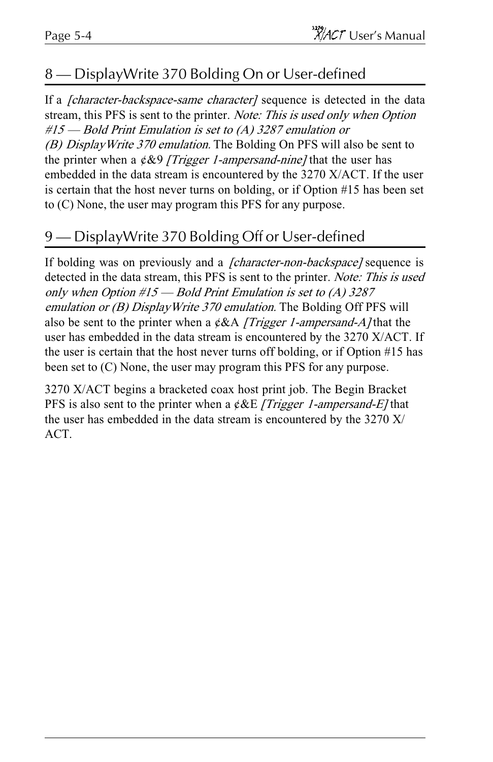## 8 — DisplayWrite 370 Bolding On or User-defined

If a *[character-backspace-same character]* sequence is detected in the data stream, this PFS is sent to the printer. *Note: This is used only when Option #15 — Bold Print Emulation is set to (A) 3287 emulation or (B) DisplayWrite 370 emulation.* The Bolding On PFS will also be sent to the printer when a ¢&9 *[Trigger 1-ampersand-nine]* that the user has embedded in the data stream is encountered by the 3270 X/ACT. If the user is certain that the host never turns on bolding, or if Option #15 has been set to (C) None, the user may program this PFS for any purpose.

## 9 — DisplayWrite 370 Bolding Off or User-defined

If bolding was on previously and a *[character-non-backspace]* sequence is detected in the data stream, this PFS is sent to the printer. *Note: This is used only when Option #15 — Bold Print Emulation is set to (A) 3287 emulation or (B) DisplayWrite 370 emulation.* The Bolding Off PFS will also be sent to the printer when a ¢&A *[Trigger 1-ampersand-A]* that the user has embedded in the data stream is encountered by the 3270 X/ACT. If the user is certain that the host never turns off bolding, or if Option #15 has been set to (C) None, the user may program this PFS for any purpose.

3270 X/ACT begins a bracketed coax host print job. The Begin Bracket PFS is also sent to the printer when a ¢&E *[Trigger 1-ampersand-E]* that the user has embedded in the data stream is encountered by the 3270 X/ACT.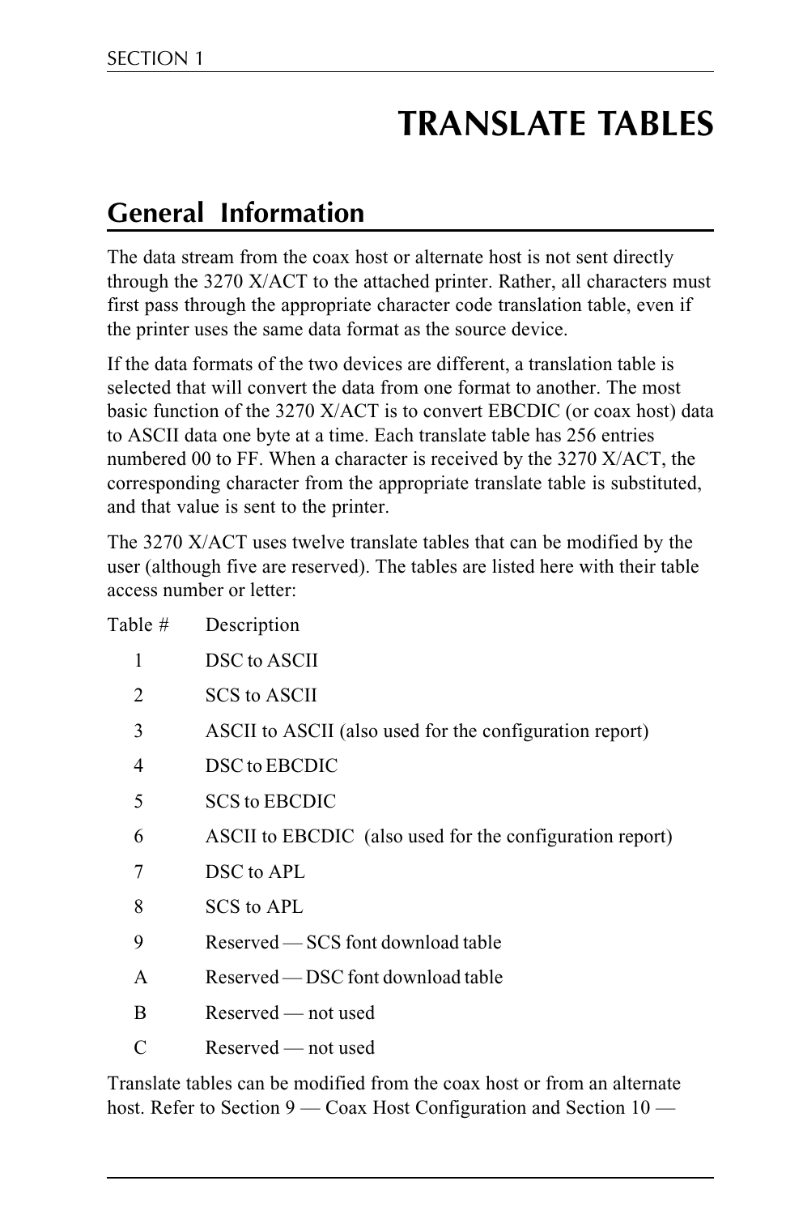# TRANSLATE TABLES

## General Information

The data stream from the coax host or alternate host is not sent directly through the 3270 X/ACT to the attached printer. Rather, all characters must first pass through the appropriate character code translation table, even if the printer uses the same data format as the source device.

If the data formats of the two devices are different, a translation table is selected that will convert the data from one format to another. The most basic function of the 3270 X/ACT is to convert EBCDIC (or coax host) data to ASCII data one byte at a time. Each translate table has 256 entries numbered 00 to FF. When a character is received by the 3270 X/ACT, the corresponding character from the appropriate translate table is substituted, and that value is sent to the printer.

The 3270 X/ACT uses twelve translate tables that can be modified by the user (although five are reserved). The tables are listed here with their table access number or letter:

| Table # | Description |
|---|---|
| 1 | DSC to ASCII |
| 2 | SCS to ASCII |
| 3 | ASCII to ASCII (also used for the configuration report) |
| 4 | DSC to EBCDIC |
| 5 | SCS to EBCDIC |
| 6 | ASCII to EBCDIC (also used for the configuration report) |
| 7 | DSC to APL |
| 8 | SCS to APL |
| 9 | Reserved — SCS font download table |
| A | Reserved — DSC font download table |
| B | Reserved — not used |
| C | Reserved — not used |

Translate tables can be modified from the coax host or from an alternate host. Refer to Section 9 — Coax Host Configuration and Section 10 —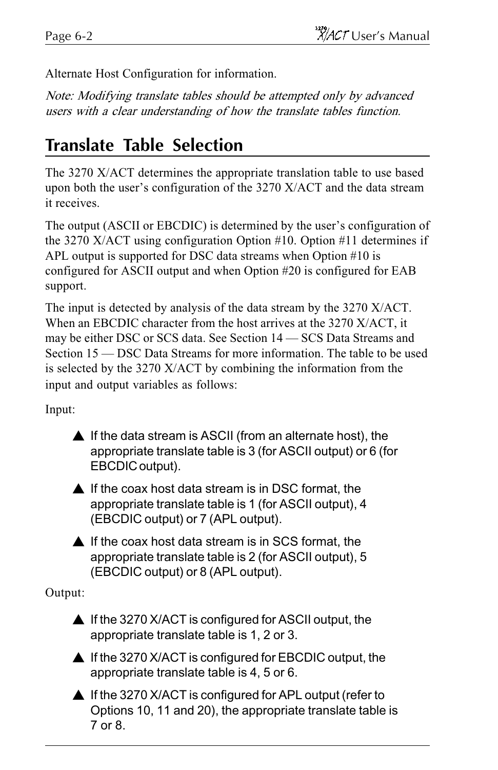Alternate Host Configuration for information.

*Note: Modifying translate tables should be attempted only by advanced users with a clear understanding of how the translate tables function.*

## Translate Table Selection

The 3270 X/ACT determines the appropriate translation table to use based upon both the user's configuration of the 3270 X/ACT and the data stream it receives.

The output (ASCII or EBCDIC) is determined by the user's configuration of the 3270 X/ACT using configuration Option #10. Option #11 determines if APL output is supported for DSC data streams when Option #10 is configured for ASCII output and when Option #20 is configured for EAB support.

The input is detected by analysis of the data stream by the 3270 X/ACT. When an EBCDIC character from the host arrives at the 3270 X/ACT, it may be either DSC or SCS data. See Section 14 — SCS Data Streams and Section 15 — DSC Data Streams for more information. The table to be used is selected by the 3270 X/ACT by combining the information from the input and output variables as follows:

Input:

- ▲ If the data stream is ASCII (from an alternate host), the appropriate translate table is 3 (for ASCII output) or 6 (for EBCDIC output).
- ▲ If the coax host data stream is in DSC format, the appropriate translate table is 1 (for ASCII output), 4 (EBCDIC output) or 7 (APL output).
- ▲ If the coax host data stream is in SCS format, the appropriate translate table is 2 (for ASCII output), 5 (EBCDIC output) or 8 (APL output).

Output:

- ▲ If the 3270 X/ACT is configured for ASCII output, the appropriate translate table is 1, 2 or 3.
- ▲ If the 3270 X/ACT is configured for EBCDIC output, the appropriate translate table is 4, 5 or 6.
- ▲ If the 3270 X/ACT is configured for APL output (refer to Options 10, 11 and 20), the appropriate translate table is 7 or 8.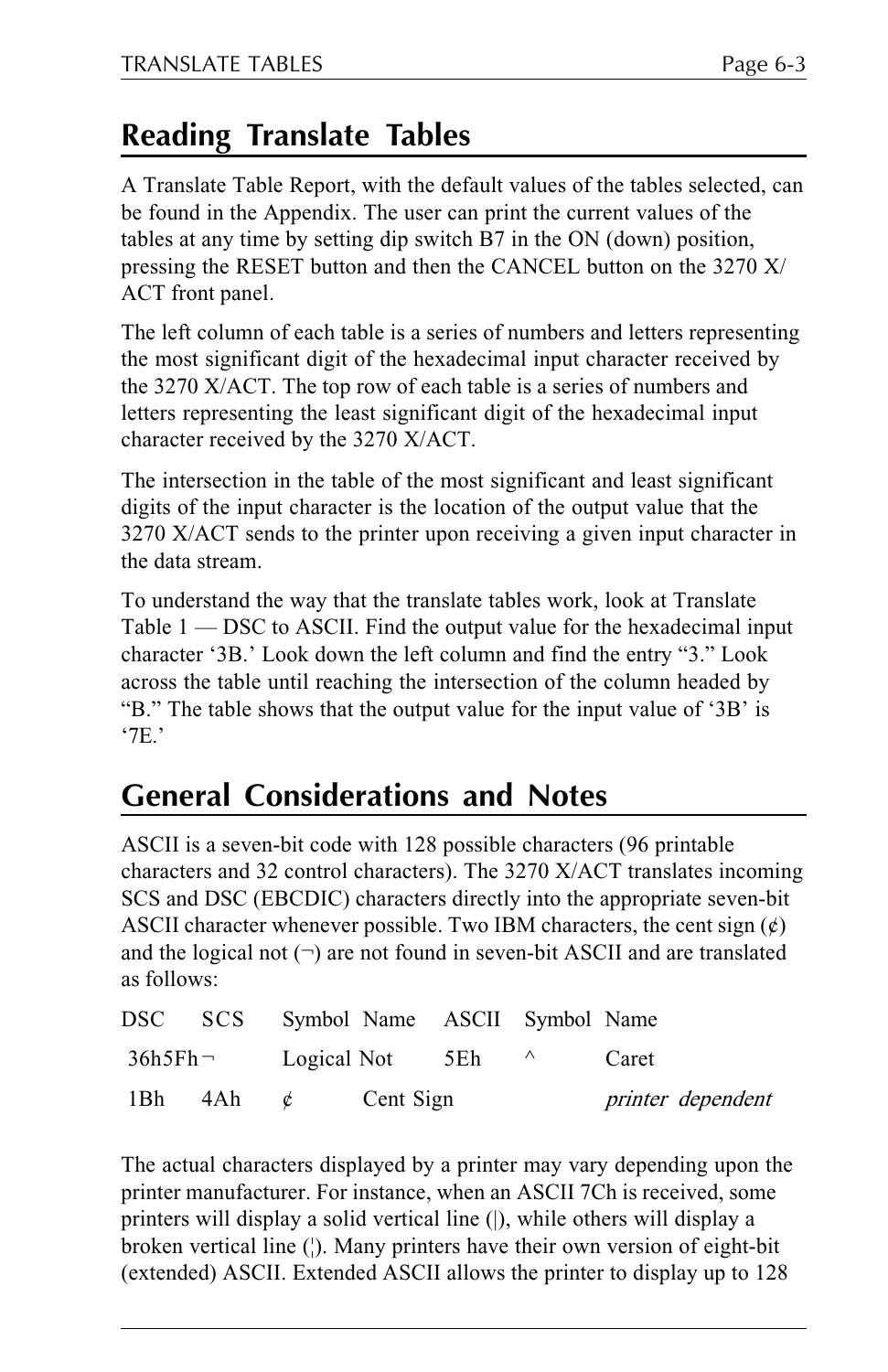## Reading Translate Tables

A Translate Table Report, with the default values of the tables selected, can be found in the Appendix. The user can print the current values of the tables at any time by setting dip switch B7 in the ON (down) position, pressing the RESET button and then the CANCEL button on the 3270 X/ACT front panel.

The left column of each table is a series of numbers and letters representing the most significant digit of the hexadecimal input character received by the 3270 X/ACT. The top row of each table is a series of numbers and letters representing the least significant digit of the hexadecimal input character received by the 3270 X/ACT.

The intersection in the table of the most significant and least significant digits of the input character is the location of the output value that the 3270 X/ACT sends to the printer upon receiving a given input character in the data stream.

To understand the way that the translate tables work, look at Translate Table 1 — DSC to ASCII. Find the output value for the hexadecimal input character '3B.' Look down the left column and find the entry "3." Look across the table until reaching the intersection of the column headed by "B." The table shows that the output value for the input value of '3B' is '7E.'

## General Considerations and Notes

ASCII is a seven-bit code with 128 possible characters (96 printable characters and 32 control characters). The 3270 X/ACT translates incoming SCS and DSC (EBCDIC) characters directly into the appropriate seven-bit ASCII character whenever possible. Two IBM characters, the cent sign (¢) and the logical not (¬) are not found in seven-bit ASCII and are translated as follows:

| DSC | SCS | Symbol | Name | ASCII | Symbol | Name |
|---|---|---|---|---|---|---|
| 36h | 5Fh | ¬ | Logical Not | 5Eh | ^ | Caret |
| 1Bh | 4Ah | ¢ | Cent Sign | | | *printer dependent* |

The actual characters displayed by a printer may vary depending upon the printer manufacturer. For instance, when an ASCII 7Ch is received, some printers will display a solid vertical line (|), while others will display a broken vertical line (¦). Many printers have their own version of eight-bit (extended) ASCII. Extended ASCII allows the printer to display up to 128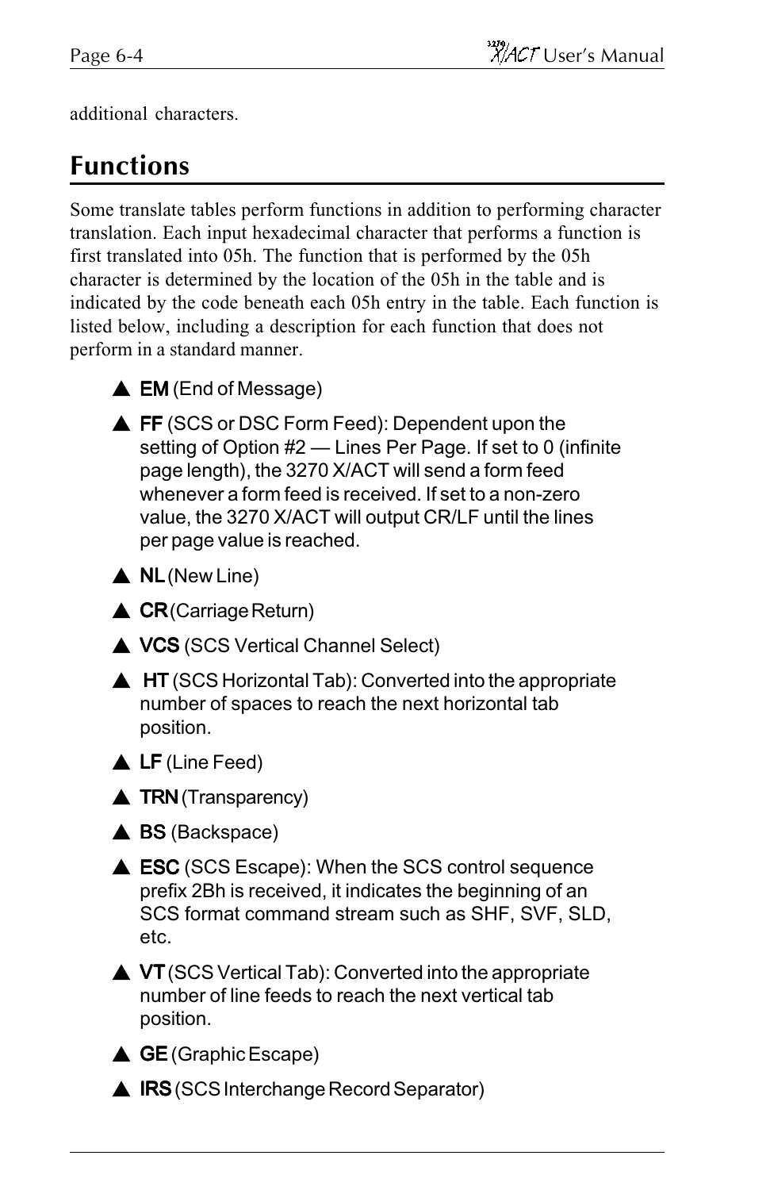additional characters.

## Functions

Some translate tables perform functions in addition to performing character translation. Each input hexadecimal character that performs a function is first translated into 05h. The function that is performed by the 05h character is determined by the location of the 05h in the table and is indicated by the code beneath each 05h entry in the table. Each function is listed below, including a description for each function that does not perform in a standard manner.

- ▲ **EM** (End of Message)
- ▲ **FF** (SCS or DSC Form Feed): Dependent upon the setting of Option #2 — Lines Per Page. If set to 0 (infinite page length), the 3270 X/ACT will send a form feed whenever a form feed is received. If set to a non-zero value, the 3270 X/ACT will output CR/LF until the lines per page value is reached.
- ▲ **NL** (New Line)
- ▲ **CR** (Carriage Return)
- ▲ **VCS** (SCS Vertical Channel Select)
- ▲ **HT** (SCS Horizontal Tab): Converted into the appropriate number of spaces to reach the next horizontal tab position.
- ▲ **LF** (Line Feed)
- ▲ **TRN** (Transparency)
- ▲ **BS** (Backspace)
- ▲ **ESC** (SCS Escape): When the SCS control sequence prefix 2Bh is received, it indicates the beginning of an SCS format command stream such as SHF, SVF, SLD, etc.
- ▲ **VT** (SCS Vertical Tab): Converted into the appropriate number of line feeds to reach the next vertical tab position.
- ▲ **GE** (Graphic Escape)
- ▲ **IRS** (SCS Interchange Record Separator)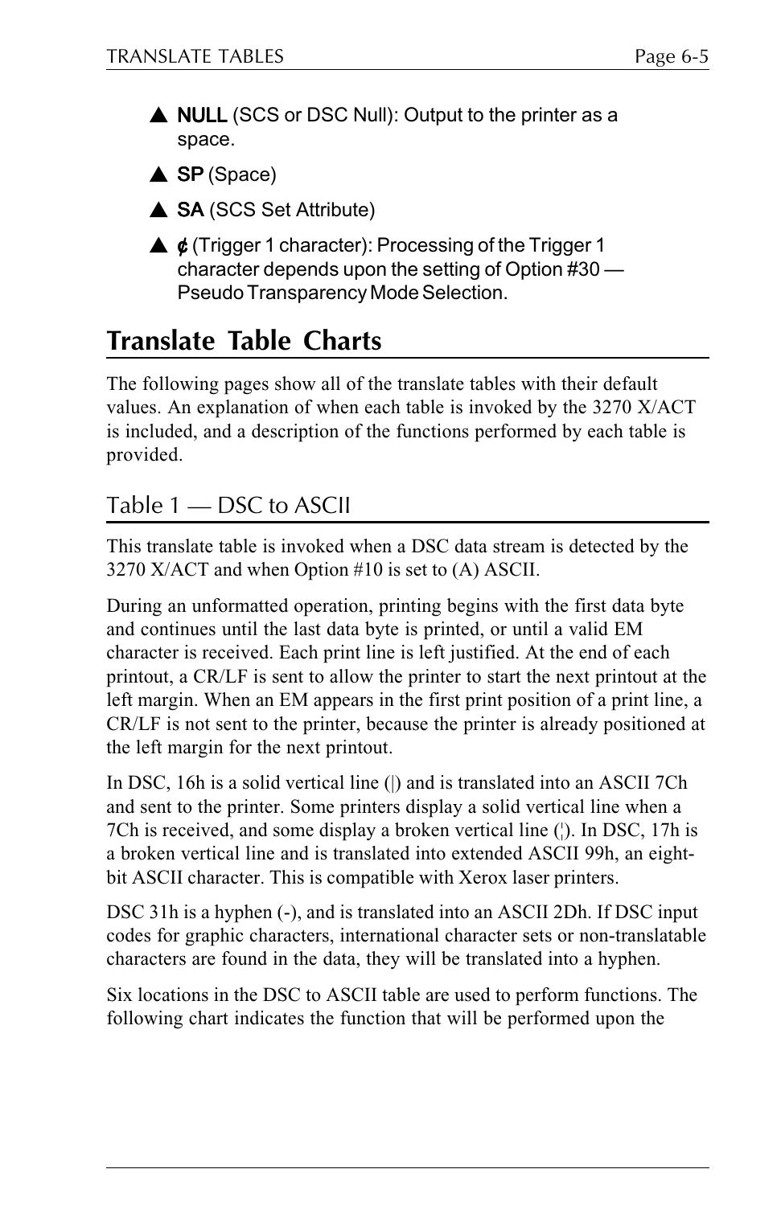- ▲ **NULL** (SCS or DSC Null): Output to the printer as a space.
- ▲ **SP** (Space)
- ▲ **SA** (SCS Set Attribute)
- ▲ **¢** (Trigger 1 character): Processing of the Trigger 1 character depends upon the setting of Option #30 — Pseudo Transparency Mode Selection.

# Translate Table Charts

The following pages show all of the translate tables with their default values. An explanation of when each table is invoked by the 3270 X/ACT is included, and a description of the functions performed by each table is provided.

## Table 1 — DSC to ASCII

This translate table is invoked when a DSC data stream is detected by the 3270 X/ACT and when Option #10 is set to (A) ASCII.

During an unformatted operation, printing begins with the first data byte and continues until the last data byte is printed, or until a valid EM character is received. Each print line is left justified. At the end of each printout, a CR/LF is sent to allow the printer to start the next printout at the left margin. When an EM appears in the first print position of a print line, a CR/LF is not sent to the printer, because the printer is already positioned at the left margin for the next printout.

In DSC, 16h is a solid vertical line (|) and is translated into an ASCII 7Ch and sent to the printer. Some printers display a solid vertical line when a 7Ch is received, and some display a broken vertical line (¦). In DSC, 17h is a broken vertical line and is translated into extended ASCII 99h, an eight-bit ASCII character. This is compatible with Xerox laser printers.

DSC 31h is a hyphen (-), and is translated into an ASCII 2Dh. If DSC input codes for graphic characters, international character sets or non-translatable characters are found in the data, they will be translated into a hyphen.

Six locations in the DSC to ASCII table are used to perform functions. The following chart indicates the function that will be performed upon the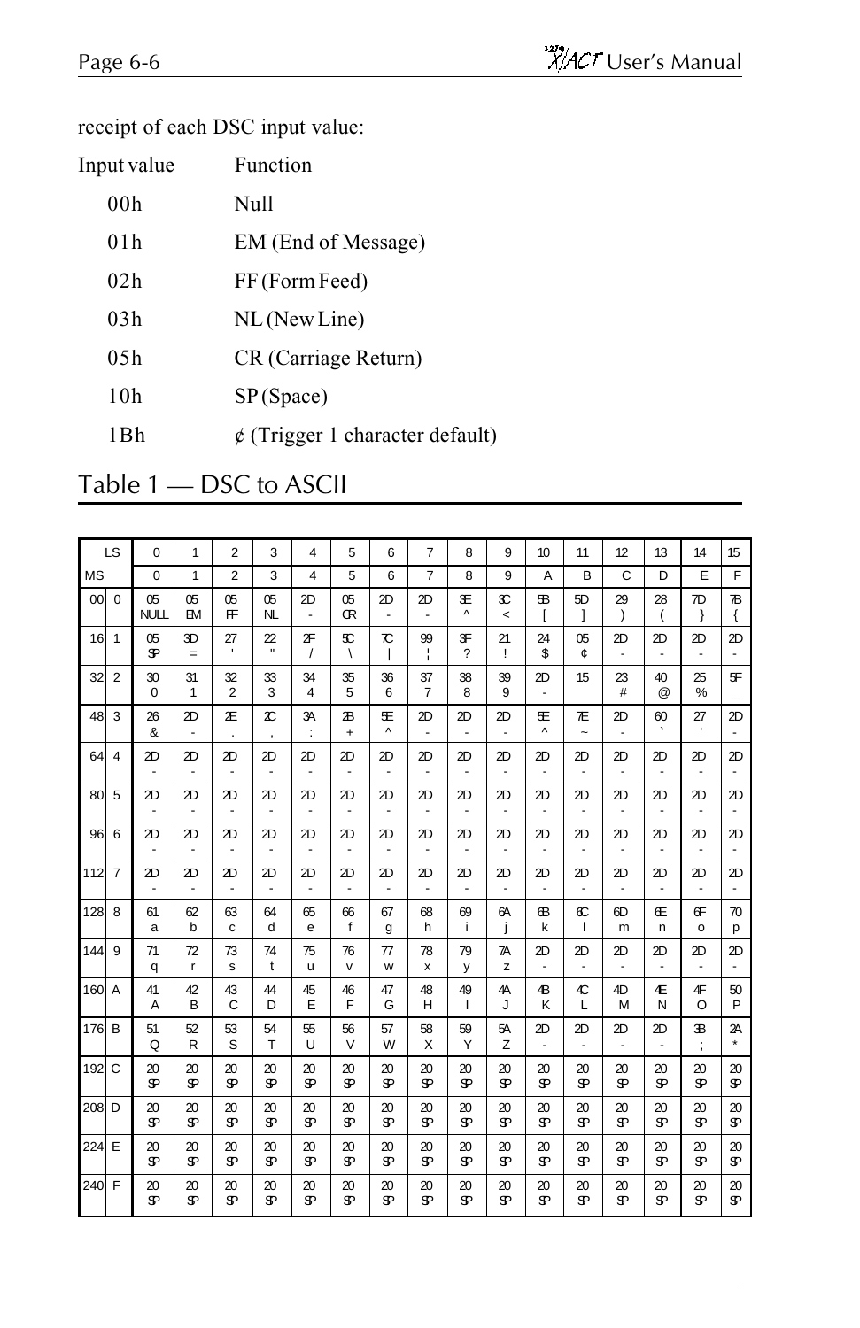receipt of each DSC input value:

| Input value | Function |
|---|---|
| 00h | Null |
| 01h | EM (End of Message) |
| 02h | FF (Form Feed) |
| 03h | NL (New Line) |
| 05h | CR (Carriage Return) |
| 10h | SP (Space) |
| 1Bh | ¢ (Trigger 1 character default) |

## Table 1 — DSC to ASCII

| | LS | 0 | 1 | 2 | 3 | 4 | 5 | 6 | 7 | 8 | 9 | 10 | 11 | 12 | 13 | 14 | 15 |
|---|---|---|---|---|---|---|---|---|---|---|---|---|---|---|---|---|---|
| MS | | 0 | 1 | 2 | 3 | 4 | 5 | 6 | 7 | 8 | 9 | A | B | C | D | E | F |
| 00 | 0 | 05 NULL | 05 EM | 05 FF | 05 NL | 2D - | 05 CR | 2D - | 2D - | 3E ^ | 3C < | 5B [ | 5D ] | 29 ) | 28 ( | 7D } | 7B { |
| 16 | 1 | 05 SP | 3D = | 27 ' | 22 " | 2F / | 5C \ | 7C \| | 99 ¦ | 3F ? | 21 ! | 24 $ | 05 ¢ | 2D - | 2D - | 2D - | 2D - |
| 32 | 2 | 30 0 | 31 1 | 32 2 | 33 3 | 34 4 | 35 5 | 36 6 | 37 7 | 38 8 | 39 9 | 2D - | 15 | 23 # | 40 @ | 25 % | 5F _ |
| 48 | 3 | 26 & | 2D - | 2E . | 2C , | 3A : | 2B + | 5E ^ | 2D - | 2D - | 2D - | 5E ^ | 7E ~ | 2D - | 60 ` | 27 ' | 2D - |
| 64 | 4 | 2D - | 2D - | 2D - | 2D - | 2D - | 2D - | 2D - | 2D - | 2D - | 2D - | 2D - | 2D - | 2D - | 2D - | 2D - | 2D - |
| 80 | 5 | 2D - | 2D - | 2D - | 2D - | 2D - | 2D - | 2D - | 2D - | 2D - | 2D - | 2D - | 2D - | 2D - | 2D - | 2D - | 2D - |
| 96 | 6 | 2D - | 2D - | 2D - | 2D - | 2D - | 2D - | 2D - | 2D - | 2D - | 2D - | 2D - | 2D - | 2D - | 2D - | 2D - | 2D - |
| 112 | 7 | 2D - | 2D - | 2D - | 2D - | 2D - | 2D - | 2D - | 2D - | 2D - | 2D - | 2D - | 2D - | 2D - | 2D - | 2D - | 2D - |
| 128 | 8 | 61 a | 62 b | 63 c | 64 d | 65 e | 66 f | 67 g | 68 h | 69 i | 6A j | 6B k | 6C l | 6D m | 6E n | 6F o | 70 p |
| 144 | 9 | 71 q | 72 r | 73 s | 74 t | 75 u | 76 v | 77 w | 78 x | 79 y | 7A z | 2D - | 2D - | 2D - | 2D - | 2D - | 2D - |
| 160 | A | 41 A | 42 B | 43 C | 44 D | 45 E | 46 F | 47 G | 48 H | 49 I | 4A J | 4B K | 4C L | 4D M | 4E N | 4F O | 50 P |
| 176 | B | 51 Q | 52 R | 53 S | 54 T | 55 U | 56 V | 57 W | 58 X | 59 Y | 5A Z | 2D - | 2D - | 2D - | 2D - | 3B ; | 2A * |
| 192 | C | 20 SP | 20 SP | 20 SP | 20 SP | 20 SP | 20 SP | 20 SP | 20 SP | 20 SP | 20 SP | 20 SP | 20 SP | 20 SP | 20 SP | 20 SP | 20 SP |
| 208 | D | 20 SP | 20 SP | 20 SP | 20 SP | 20 SP | 20 SP | 20 SP | 20 SP | 20 SP | 20 SP | 20 SP | 20 SP | 20 SP | 20 SP | 20 SP | 20 SP |
| 224 | E | 20 SP | 20 SP | 20 SP | 20 SP | 20 SP | 20 SP | 20 SP | 20 SP | 20 SP | 20 SP | 20 SP | 20 SP | 20 SP | 20 SP | 20 SP | 20 SP |
| 240 | F | 20 SP | 20 SP | 20 SP | 20 SP | 20 SP | 20 SP | 20 SP | 20 SP | 20 SP | 20 SP | 20 SP | 20 SP | 20 SP | 20 SP | 20 SP | 20 SP |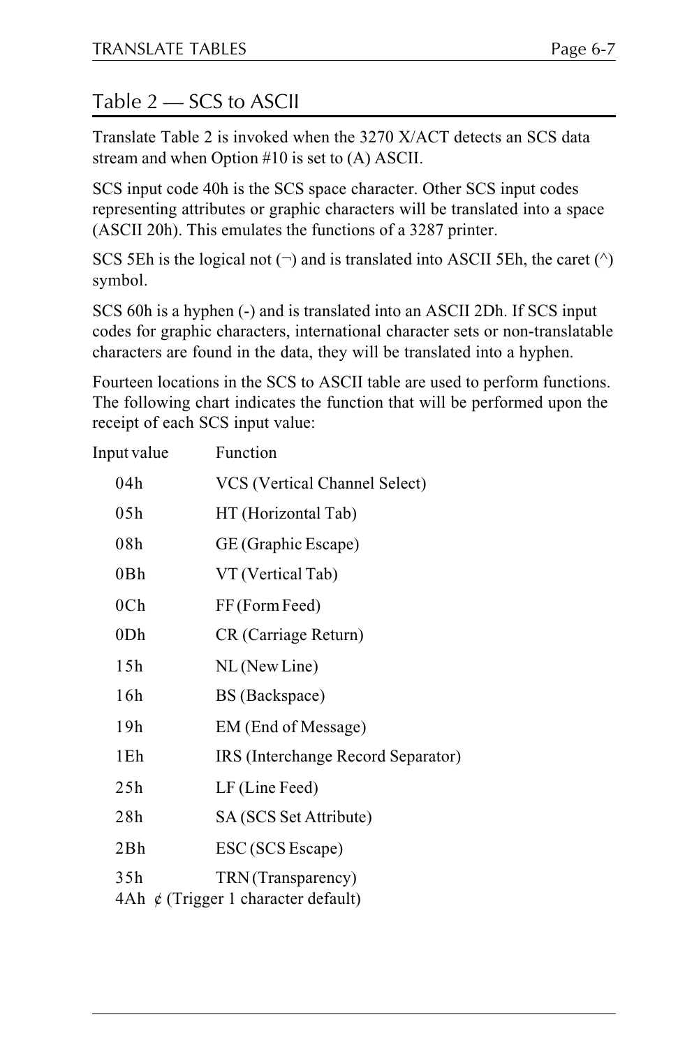## Table 2 — SCS to ASCII

Translate Table 2 is invoked when the 3270 X/ACT detects an SCS data stream and when Option #10 is set to (A) ASCII.

SCS input code 40h is the SCS space character. Other SCS input codes representing attributes or graphic characters will be translated into a space (ASCII 20h). This emulates the functions of a 3287 printer.

SCS 5Eh is the logical not (¬) and is translated into ASCII 5Eh, the caret (^) symbol.

SCS 60h is a hyphen (-) and is translated into an ASCII 2Dh. If SCS input codes for graphic characters, international character sets or non-translatable characters are found in the data, they will be translated into a hyphen.

Fourteen locations in the SCS to ASCII table are used to perform functions. The following chart indicates the function that will be performed upon the receipt of each SCS input value:

| Input value | Function |
|---|---|
| 04h | VCS (Vertical Channel Select) |
| 05h | HT (Horizontal Tab) |
| 08h | GE (Graphic Escape) |
| 0Bh | VT (Vertical Tab) |
| 0Ch | FF (Form Feed) |
| 0Dh | CR (Carriage Return) |
| 15h | NL (New Line) |
| 16h | BS (Backspace) |
| 19h | EM (End of Message) |
| 1Eh | IRS (Interchange Record Separator) |
| 25h | LF (Line Feed) |
| 28h | SA (SCS Set Attribute) |
| 2Bh | ESC (SCS Escape) |
| 35h | TRN (Transparency) |
| 4Ah | ¢ (Trigger 1 character default) |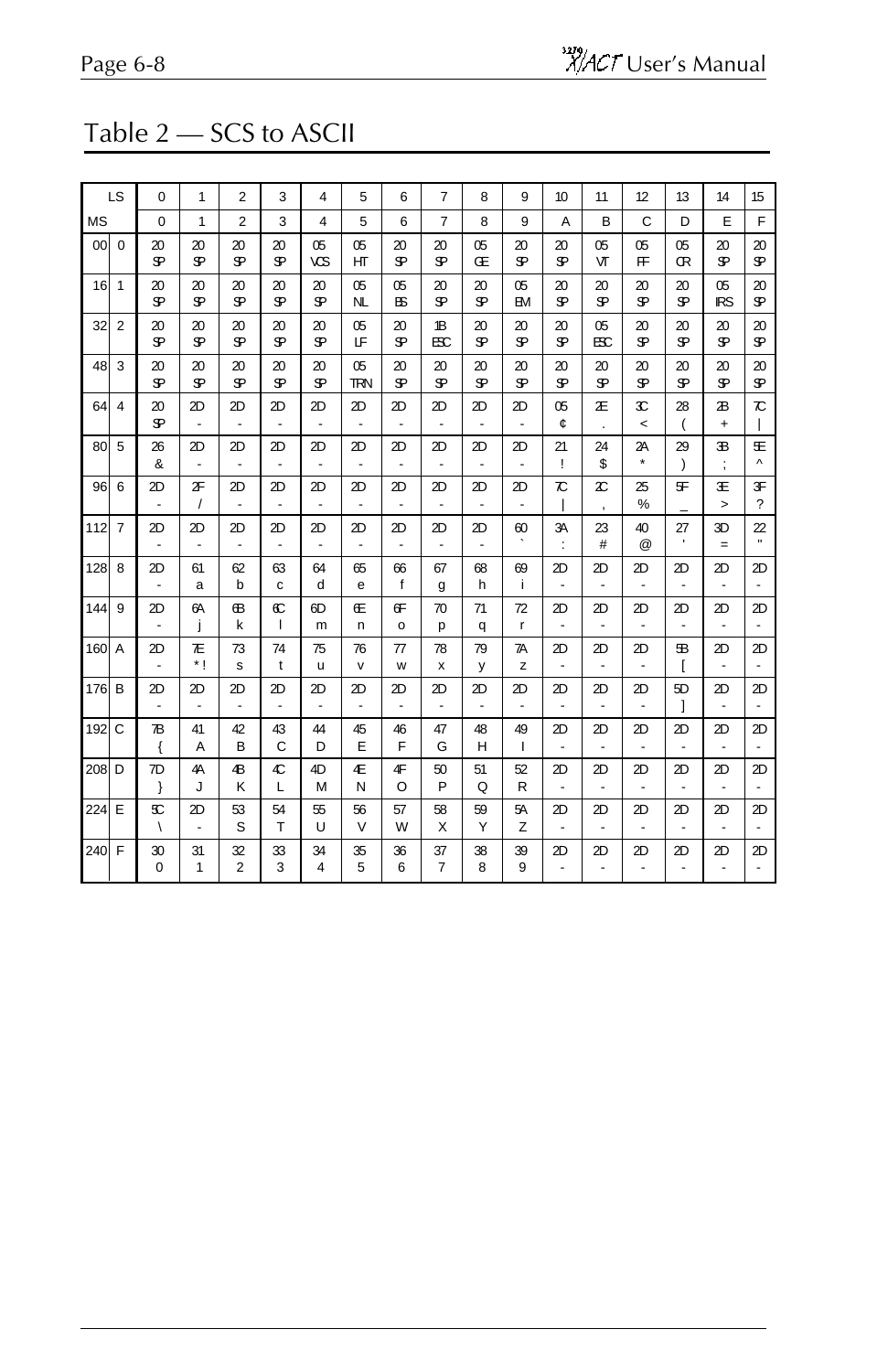# Table 2 — SCS to ASCII

| LS | | 0 | 1 | 2 | 3 | 4 | 5 | 6 | 7 | 8 | 9 | 10 | 11 | 12 | 13 | 14 | 15 |
|---|---|---|---|---|---|---|---|---|---|---|---|---|---|---|---|---|---|
| MS | | 0 | 1 | 2 | 3 | 4 | 5 | 6 | 7 | 8 | 9 | A | B | C | D | E | F |
| 00 | 0 | 20 SP | 20 SP | 20 SP | 20 SP | 05 VCS | 05 HT | 20 SP | 20 SP | 05 GE | 20 SP | 20 SP | 05 VT | 05 FF | 05 CR | 20 SP | 20 SP |
| 16 | 1 | 20 SP | 20 SP | 20 SP | 20 SP | 20 SP | 05 NL | 05 BS | 20 SP | 20 SP | 05 EM | 20 SP | 20 SP | 20 SP | 20 SP | 05 IRS | 20 SP |
| 32 | 2 | 20 SP | 20 SP | 20 SP | 20 SP | 20 SP | 05 LF | 20 SP | 1B ESC | 20 SP | 20 SP | 20 SP | 05 ESC | 20 SP | 20 SP | 20 SP | 20 SP |
| 48 | 3 | 20 SP | 20 SP | 20 SP | 20 SP | 20 SP | 05 TRN | 20 SP | 20 SP | 20 SP | 20 SP | 20 SP | 20 SP | 20 SP | 20 SP | 20 SP | 20 SP |
| 64 | 4 | 20 SP | 2D - | 2D - | 2D - | 2D - | 2D - | 2D - | 2D - | 2D - | 2D - | 05 ¢ | 2E . | 3C < | 28 ( | 2B + | 7C \| |
| 80 | 5 | 26 & | 2D - | 2D - | 2D - | 2D - | 2D - | 2D - | 2D - | 2D - | 2D - | 21 ! | 24 $ | 2A * | 29 ) | 3B ; | 5E ^ |
| 96 | 6 | 2D - | 2F / | 2D - | 2D - | 2D - | 2D - | 2D - | 2D - | 2D - | 2D - | 7C \| | 2C , | 25 % | 5F _ | 3E > | 3F ? |
| 112 | 7 | 2D - | 2D - | 2D - | 2D - | 2D - | 2D - | 2D - | 2D - | 2D - | 60 ` | 3A : | 23 # | 40 @ | 27 ' | 3D = | 22 " |
| 128 | 8 | 2D - | 61 a | 62 b | 63 c | 64 d | 65 e | 66 f | 67 g | 68 h | 69 i | 2D - | 2D - | 2D - | 2D - | 2D - | 2D - |
| 144 | 9 | 2D - | 6A j | 6B k | 6C l | 6D m | 6E n | 6F o | 70 p | 71 q | 72 r | 2D - | 2D - | 2D - | 2D - | 2D - | 2D - |
| 160 | A | 2D - | 7E * ! | 73 s | 74 t | 75 u | 76 v | 77 w | 78 x | 79 y | 7A z | 2D - | 2D - | 2D - | 5B [ | 2D - | 2D - |
| 176 | B | 2D - | 2D - | 2D - | 2D - | 2D - | 2D - | 2D - | 2D - | 2D - | 2D - | 2D - | 2D - | 2D - | 5D ] | 2D - | 2D - |
| 192 | C | 7B { | 41 A | 42 B | 43 C | 44 D | 45 E | 46 F | 47 G | 48 H | 49 I | 2D - | 2D - | 2D - | 2D - | 2D - | 2D - |
| 208 | D | 7D } | 4A J | 4B K | 4C L | 4D M | 4E N | 4F O | 50 P | 51 Q | 52 R | 2D - | 2D - | 2D - | 2D - | 2D - | 2D - |
| 224 | E | 5C \ | 2D - | 53 S | 54 T | 55 U | 56 V | 57 W | 58 X | 59 Y | 5A Z | 2D - | 2D - | 2D - | 2D - | 2D - | 2D - |
| 240 | F | 30 0 | 31 1 | 32 2 | 33 3 | 34 4 | 35 5 | 36 6 | 37 7 | 38 8 | 39 9 | 2D - | 2D - | 2D - | 2D - | 2D - | 2D - |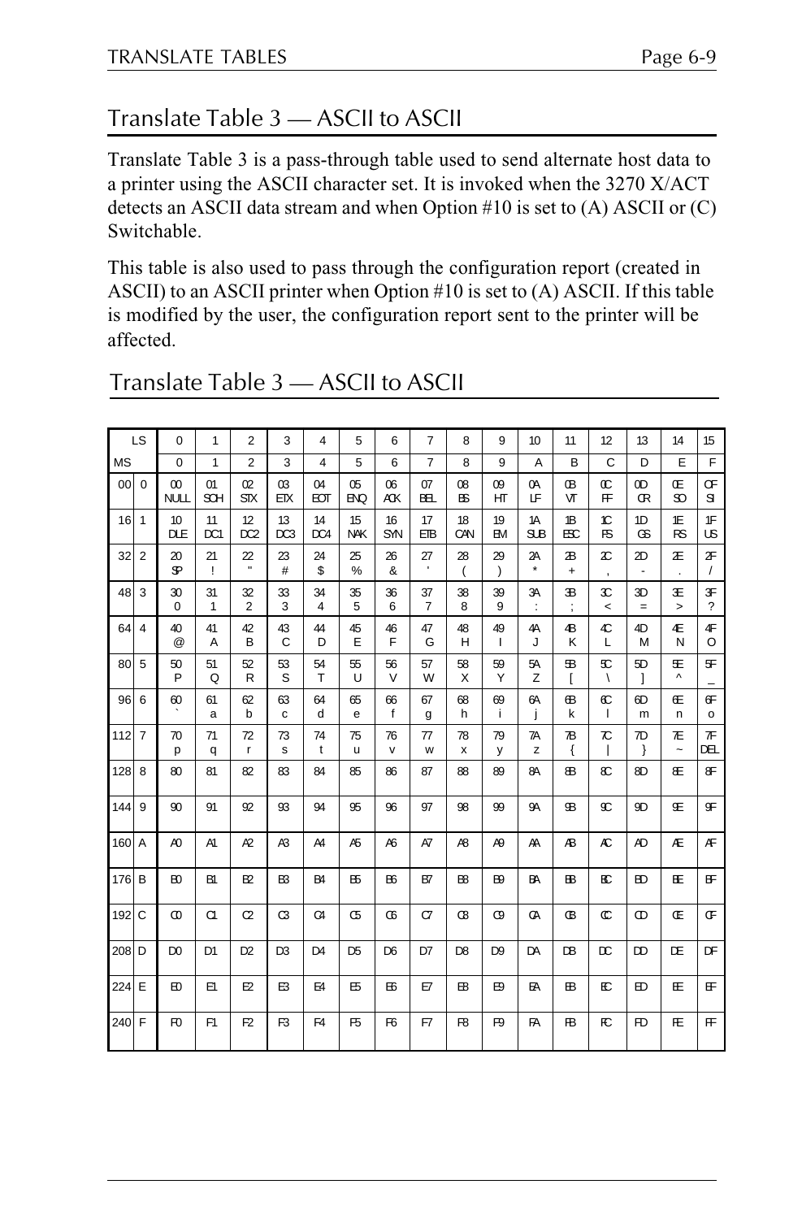## Translate Table 3 — ASCII to ASCII

Translate Table 3 is a pass-through table used to send alternate host data to a printer using the ASCII character set. It is invoked when the 3270 X/ACT detects an ASCII data stream and when Option #10 is set to (A) ASCII or (C) Switchable.

This table is also used to pass through the configuration report (created in ASCII) to an ASCII printer when Option #10 is set to (A) ASCII. If this table is modified by the user, the configuration report sent to the printer will be affected.

## Translate Table 3 — ASCII to ASCII

| LS | | 0 | 1 | 2 | 3 | 4 | 5 | 6 | 7 | 8 | 9 | 10 | 11 | 12 | 13 | 14 | 15 |
|---|---|---|---|---|---|---|---|---|---|---|---|---|---|---|---|---|---|
| MS | | 0 | 1 | 2 | 3 | 4 | 5 | 6 | 7 | 8 | 9 | A | B | C | D | E | F |
| 00 | 0 | 00 NULL | 01 SOH | 02 STX | 03 ETX | 04 EOT | 05 ENQ | 06 ACK | 07 BEL | 08 BS | 09 HT | 0A LF | 0B VT | 0C FF | 0D CR | 0E SO | 0F SI |
| 16 | 1 | 10 DLE | 11 DC1 | 12 DC2 | 13 DC3 | 14 DC4 | 15 NAK | 16 SYN | 17 ETB | 18 CAN | 19 EM | 1A SUB | 1B ESC | 1C FS | 1D GS | 1E RS | 1F US |
| 32 | 2 | 20 SP | 21 ! | 22 " | 23 # | 24 $ | 25 % | 26 & | 27 ' | 28 ( | 29 ) | 2A * | 2B + | 2C , | 2D - | 2E . | 2F / |
| 48 | 3 | 30 0 | 31 1 | 32 2 | 33 3 | 34 4 | 35 5 | 36 6 | 37 7 | 38 8 | 39 9 | 3A : | 3B ; | 3C < | 3D = | 3E > | 3F ? |
| 64 | 4 | 40 @ | 41 A | 42 B | 43 C | 44 D | 45 E | 46 F | 47 G | 48 H | 49 I | 4A J | 4B K | 4C L | 4D M | 4E N | 4F O |
| 80 | 5 | 50 P | 51 Q | 52 R | 53 S | 54 T | 55 U | 56 V | 57 W | 58 X | 59 Y | 5A Z | 5B [ | 5C \ | 5D ] | 5E ^ | 5F _ |
| 96 | 6 | 60 ` | 61 a | 62 b | 63 c | 64 d | 65 e | 66 f | 67 g | 68 h | 69 i | 6A j | 6B k | 6C l | 6D m | 6E n | 6F o |
| 112 | 7 | 70 p | 71 q | 72 r | 73 s | 74 t | 75 u | 76 v | 77 w | 78 x | 79 y | 7A z | 7B { | 7C &#124; | 7D } | 7E ~ | 7F DEL |
| 128 | 8 | 80 | 81 | 82 | 83 | 84 | 85 | 86 | 87 | 88 | 89 | 8A | 8B | 8C | 8D | 8E | 8F |
| 144 | 9 | 90 | 91 | 92 | 93 | 94 | 95 | 96 | 97 | 98 | 99 | 9A | 9B | 9C | 9D | 9E | 9F |
| 160 | A | A0 | A1 | A2 | A3 | A4 | A5 | A6 | A7 | A8 | A9 | AA | AB | AC | AD | AE | AF |
| 176 | B | B0 | B1 | B2 | B3 | B4 | B5 | B6 | B7 | B8 | B9 | BA | BB | BC | BD | BE | BF |
| 192 | C | C0 | C1 | C2 | C3 | C4 | C5 | C6 | C7 | C8 | C9 | CA | CB | CC | CD | CE | CF |
| 208 | D | D0 | D1 | D2 | D3 | D4 | D5 | D6 | D7 | D8 | D9 | DA | DB | DC | DD | DE | DF |
| 224 | E | E0 | E1 | E2 | E3 | E4 | E5 | E6 | E7 | E8 | E9 | EA | EB | EC | ED | EE | EF |
| 240 | F | F0 | F1 | F2 | F3 | F4 | F5 | F6 | F7 | F8 | F9 | FA | FB | FC | FD | FE | FF |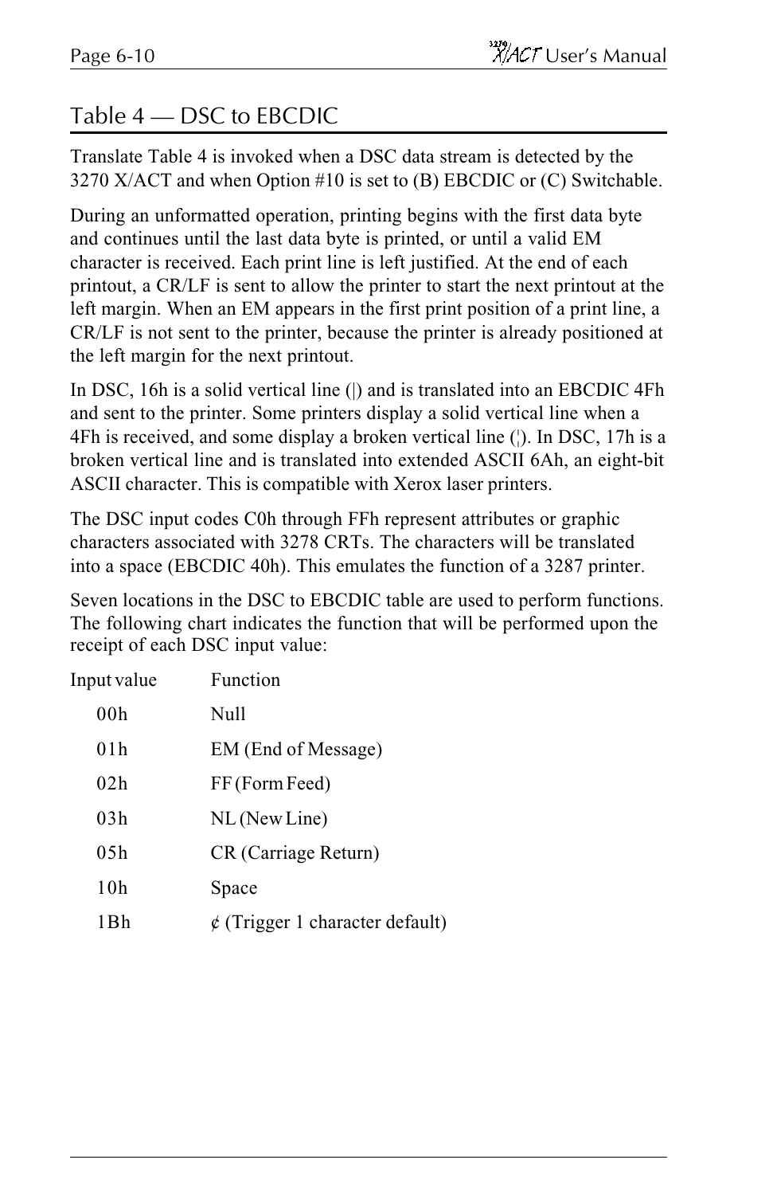## Table 4 — DSC to EBCDIC

Translate Table 4 is invoked when a DSC data stream is detected by the 3270 X/ACT and when Option #10 is set to (B) EBCDIC or (C) Switchable.

During an unformatted operation, printing begins with the first data byte and continues until the last data byte is printed, or until a valid EM character is received. Each print line is left justified. At the end of each printout, a CR/LF is sent to allow the printer to start the next printout at the left margin. When an EM appears in the first print position of a print line, a CR/LF is not sent to the printer, because the printer is already positioned at the left margin for the next printout.

In DSC, 16h is a solid vertical line (|) and is translated into an EBCDIC 4Fh and sent to the printer. Some printers display a solid vertical line when a 4Fh is received, and some display a broken vertical line (¦). In DSC, 17h is a broken vertical line and is translated into extended ASCII 6Ah, an eight-bit ASCII character. This is compatible with Xerox laser printers.

The DSC input codes C0h through FFh represent attributes or graphic characters associated with 3278 CRTs. The characters will be translated into a space (EBCDIC 40h). This emulates the function of a 3287 printer.

Seven locations in the DSC to EBCDIC table are used to perform functions. The following chart indicates the function that will be performed upon the receipt of each DSC input value:

| Input value | Function |
|---|---|
| 00h | Null |
| 01h | EM (End of Message) |
| 02h | FF (Form Feed) |
| 03h | NL (New Line) |
| 05h | CR (Carriage Return) |
| 10h | Space |
| 1Bh | ¢ (Trigger 1 character default) |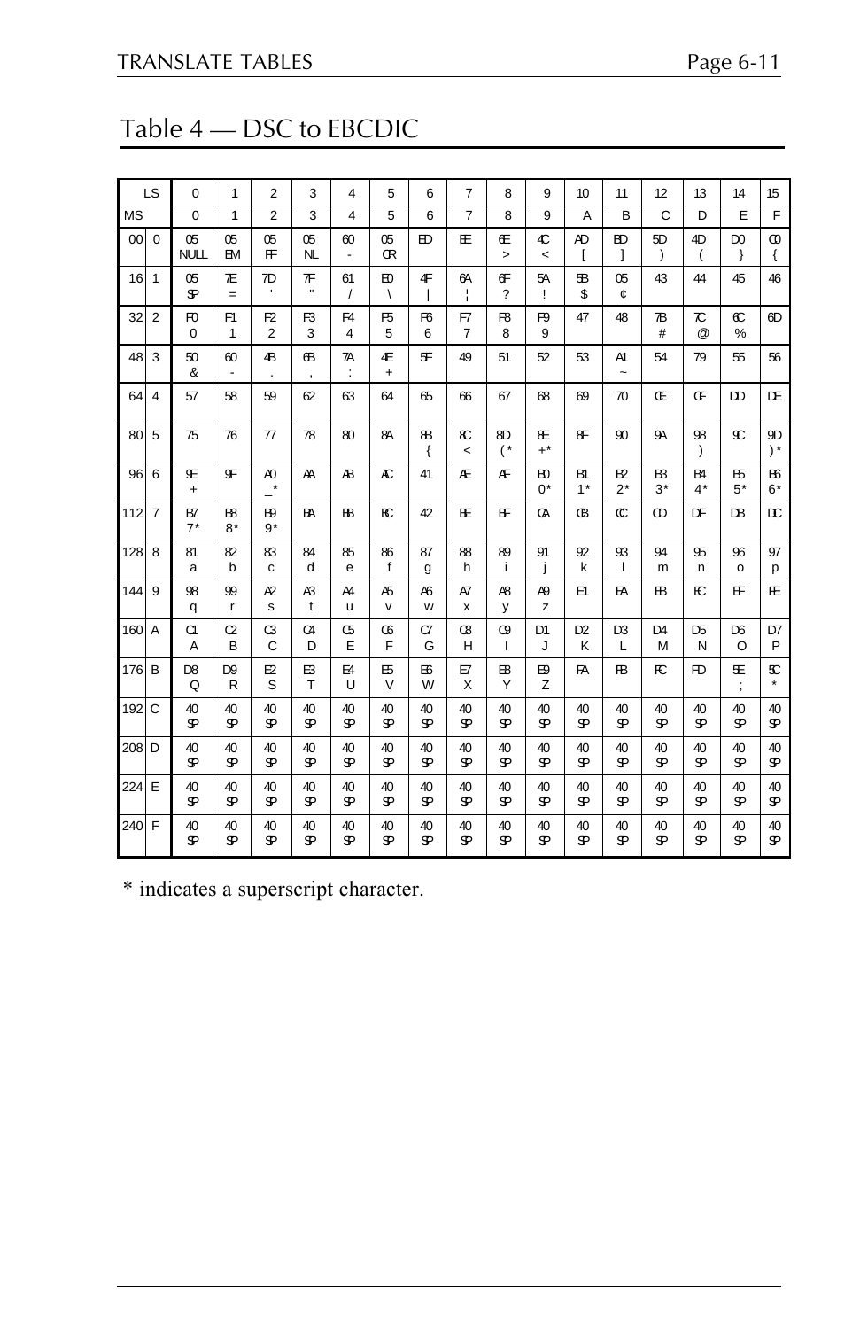# Table 4 — DSC to EBCDIC

| LS | | 0 | 1 | 2 | 3 | 4 | 5 | 6 | 7 | 8 | 9 | 10 | 11 | 12 | 13 | 14 | 15 |
|---|---|---|---|---|---|---|---|---|---|---|---|---|---|---|---|---|---|
| MS | | 0 | 1 | 2 | 3 | 4 | 5 | 6 | 7 | 8 | 9 | A | B | C | D | E | F |
| 00 | 0 | 05 NULL | 05 EM | 05 FF | 05 NL | 60 - | 05 CR | ED | EE | 6E > | 4C < | AD [ | BD ] | 5D ) | 4D ( | D0 } | C0 { |
| 16 | 1 | 05 SP | 7E = | 7D ' | 7F " | 61 / | E0 \ | 4F \| | 6A ¦ | 6F ? | 5A ! | 5B $ | 05 ¢ | 43 | 44 | 45 | 46 |
| 32 | 2 | F0 0 | F1 1 | F2 2 | F3 3 | F4 4 | F5 5 | F6 6 | F7 7 | F8 8 | F9 9 | 47 | 48 | 7B # | 7C @ | 6C % | 6D |
| 48 | 3 | 50 & | 60 - | 4B . | 6B , | 7A : | 4E + | 5F | 49 | 51 | 52 | 53 | A1 ~ | 54 | 79 | 55 | 56 |
| 64 | 4 | 57 | 58 | 59 | 62 | 63 | 64 | 65 | 66 | 67 | 68 | 69 | 70 | CE | CF | DD | DE |
| 80 | 5 | 75 | 76 | 77 | 78 | 80 | 8A | 8B { | 8C < | 8D (* | 8E +* | 8F | 90 | 9A | 98 ) | 9C | 9D )* |
| 96 | 6 | 9E + | 9F | A0 _* | AA | AB | AC | 41 | AE | AF | B0 0* | B1 1* | B2 2* | B3 3* | B4 4* | B5 5* | B6 6* |
| 112 | 7 | B7 7* | B8 8* | B9 9* | BA | BB | BC | 42 | BE | BF | CA | CB | CC | CD | DF | DB | DC |
| 128 | 8 | 81 a | 82 b | 83 c | 84 d | 85 e | 86 f | 87 g | 88 h | 89 i | 91 j | 92 k | 93 l | 94 m | 95 n | 96 o | 97 p |
| 144 | 9 | 98 q | 99 r | A2 s | A3 t | A4 u | A5 v | A6 w | A7 x | A8 y | A9 z | E1 | EA | EB | EC | EF | FE |
| 160 | A | C1 A | C2 B | C3 C | C4 D | C5 E | C6 F | C7 G | C8 H | C9 I | D1 J | D2 K | D3 L | D4 M | D5 N | D6 O | D7 P |
| 176 | B | D8 Q | D9 R | E2 S | E3 T | E4 U | E5 V | E6 W | E7 X | E8 Y | E9 Z | FA | FB | FC | FD | 5E ; | 5C * |
| 192 | C | 40 SP | 40 SP | 40 SP | 40 SP | 40 SP | 40 SP | 40 SP | 40 SP | 40 SP | 40 SP | 40 SP | 40 SP | 40 SP | 40 SP | 40 SP | 40 SP |
| 208 | D | 40 SP | 40 SP | 40 SP | 40 SP | 40 SP | 40 SP | 40 SP | 40 SP | 40 SP | 40 SP | 40 SP | 40 SP | 40 SP | 40 SP | 40 SP | 40 SP |
| 224 | E | 40 SP | 40 SP | 40 SP | 40 SP | 40 SP | 40 SP | 40 SP | 40 SP | 40 SP | 40 SP | 40 SP | 40 SP | 40 SP | 40 SP | 40 SP | 40 SP |
| 240 | F | 40 SP | 40 SP | 40 SP | 40 SP | 40 SP | 40 SP | 40 SP | 40 SP | 40 SP | 40 SP | 40 SP | 40 SP | 40 SP | 40 SP | 40 SP | 40 SP |

* indicates a superscript character.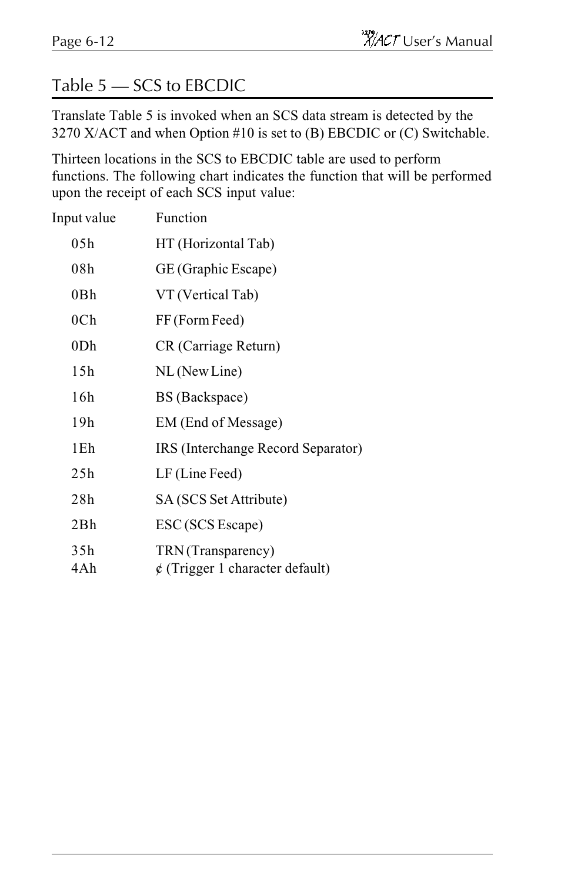## Table 5 — SCS to EBCDIC

Translate Table 5 is invoked when an SCS data stream is detected by the 3270 X/ACT and when Option #10 is set to (B) EBCDIC or (C) Switchable.

Thirteen locations in the SCS to EBCDIC table are used to perform functions. The following chart indicates the function that will be performed upon the receipt of each SCS input value:

| Input value | Function |
|---|---|
| 05h | HT (Horizontal Tab) |
| 08h | GE (Graphic Escape) |
| 0Bh | VT (Vertical Tab) |
| 0Ch | FF (Form Feed) |
| 0Dh | CR (Carriage Return) |
| 15h | NL (New Line) |
| 16h | BS (Backspace) |
| 19h | EM (End of Message) |
| 1Eh | IRS (Interchange Record Separator) |
| 25h | LF (Line Feed) |
| 28h | SA (SCS Set Attribute) |
| 2Bh | ESC (SCS Escape) |
| 35h | TRN (Transparency) |
| 4Ah | ¢ (Trigger 1 character default) |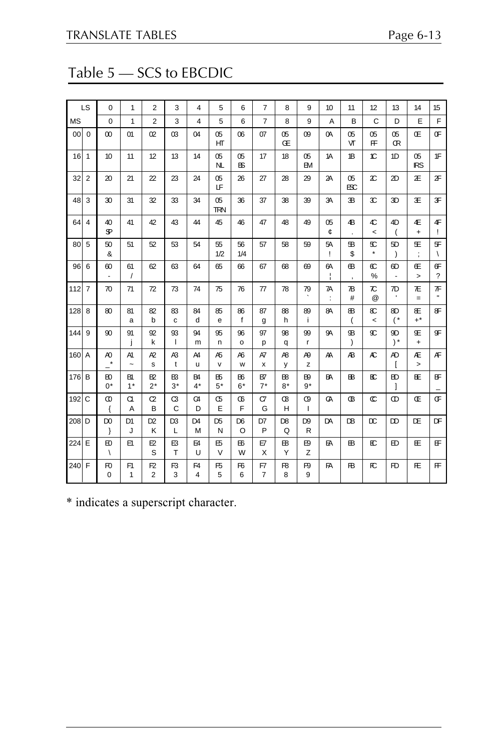# Table 5 — SCS to EBCDIC

| LS | | 0 | 1 | 2 | 3 | 4 | 5 | 6 | 7 | 8 | 9 | 10 | 11 | 12 | 13 | 14 | 15 |
|---|---|---|---|---|---|---|---|---|---|---|---|---|---|---|---|---|---|
| MS | | 0 | 1 | 2 | 3 | 4 | 5 | 6 | 7 | 8 | 9 | A | B | C | D | E | F |
| 00 | 0 | 00 | 01 | 02 | 03 | 04 | 05 HT | 06 | 07 | 05 GE | 09 | 0A | 05 VT | 05 FF | 05 CR | 0E | 0F |
| 16 | 1 | 10 | 11 | 12 | 13 | 14 | 05 NL | 05 BS | 17 | 18 | 05 EM | 1A | 1B | 1C | 1D | 05 IRS | 1F |
| 32 | 2 | 20 | 21 | 22 | 23 | 24 | 05 LF | 26 | 27 | 28 | 29 | 2A | 05 ESC | 2C | 2D | 2E | 2F |
| 48 | 3 | 30 | 31 | 32 | 33 | 34 | 05 TRN | 36 | 37 | 38 | 39 | 3A | 3B | 3C | 3D | 3E | 3F |
| 64 | 4 | 40 SP | 41 | 42 | 43 | 44 | 45 | 46 | 47 | 48 | 49 | 05 ¢ | 4B . | 4C < | 4D ( | 4E + | 4F ! |
| 80 | 5 | 50 & | 51 | 52 | 53 | 54 | 55 1/2 | 56 1/4 | 57 | 58 | 59 | 5A ! | 5B $ | 5C * | 5D ) | 5E ; | 5F \ |
| 96 | 6 | 60 - | 61 / | 62 | 63 | 64 | 65 | 66 | 67 | 68 | 69 | 6A ¦ | 6B , | 6C % | 6D - | 6E > | 6F ? |
| 112 | 7 | 70 | 71 | 72 | 73 | 74 | 75 | 76 | 77 | 78 | 79 ` | 7A : | 7B # | 7C @ | 7D ' | 7E = | 7F " |
| 128 | 8 | 80 | 81 a | 82 b | 83 c | 84 d | 85 e | 86 f | 87 g | 88 h | 89 i | 8A | 8B ( | 8C < | 8D (* | 8E +* | 8F |
| 144 | 9 | 90 | 91 j | 92 k | 93 l | 94 m | 95 n | 96 o | 97 p | 98 q | 99 r | 9A | 9B ) | 9C | 9D )* | 9E + | 9F |
| 160 | A | A0 _* | A1 ~ | A2 s | A3 t | A4 u | A5 v | A6 w | A7 x | A8 y | A9 z | AA | AB | AC | AD [ | AE > | AF |
| 176 | B | B0 0* | B1 1* | B2 2* | B3 3* | B4 4* | B5 5* | B6 6* | B7 7* | B8 8* | B9 9* | BA | BB | BC | BD ] | BE | BF _ |
| 192 | C | C0 { | C1 A | C2 B | C3 C | C4 D | C5 E | C6 F | C7 G | C8 H | C9 I | CA | CB | CC | CD | CE | CF |
| 208 | D | D0 } | D1 J | D2 K | D3 L | D4 M | D5 N | D6 O | D7 P | D8 Q | D9 R | DA | DB | DC | DD | DE | DF |
| 224 | E | E0 \ | E1 | E2 S | E3 T | E4 U | E5 V | E6 W | E7 X | E8 Y | E9 Z | EA | EB | EC | ED | EE | EF |
| 240 | F | F0 0 | F1 1 | F2 2 | F3 3 | F4 4 | F5 5 | F6 6 | F7 7 | F8 8 | F9 9 | FA | FB | FC | FD | FE | FF |

* indicates a superscript character.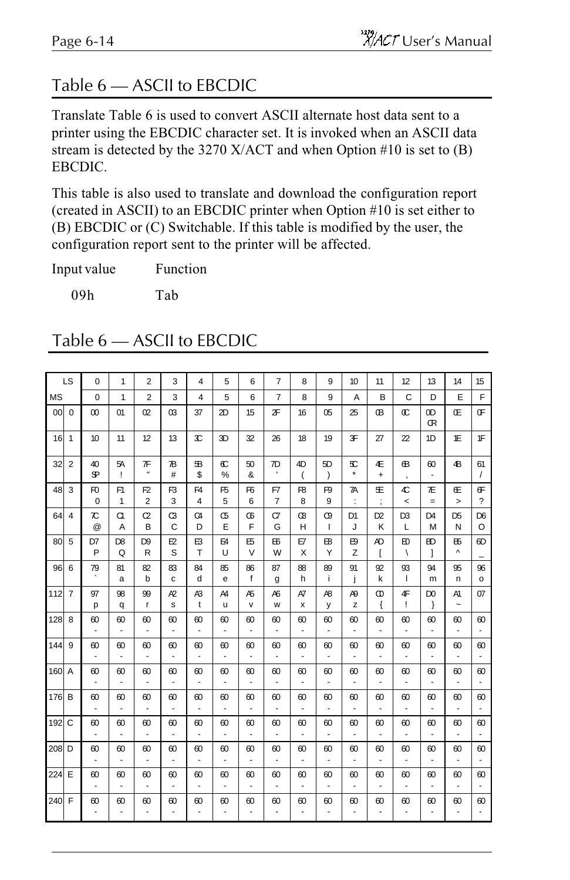## Table 6 — ASCII to EBCDIC

Translate Table 6 is used to convert ASCII alternate host data sent to a printer using the EBCDIC character set. It is invoked when an ASCII data stream is detected by the 3270 X/ACT and when Option #10 is set to (B) EBCDIC.

This table is also used to translate and download the configuration report (created in ASCII) to an EBCDIC printer when Option #10 is set either to (B) EBCDIC or (C) Switchable. If this table is modified by the user, the configuration report sent to the printer will be affected.

| Input value | Function |
|---|---|
| 09h | Tab |

## Table 6 — ASCII to EBCDIC

| LS | | 0 | 1 | 2 | 3 | 4 | 5 | 6 | 7 | 8 | 9 | 10 | 11 | 12 | 13 | 14 | 15 |
|---|---|---|---|---|---|---|---|---|---|---|---|---|---|---|---|---|---|
| MS | | 0 | 1 | 2 | 3 | 4 | 5 | 6 | 7 | 8 | 9 | A | B | C | D | E | F |
| 00 | 0 | 00 | 01 | 02 | 03 | 37 | 2D | 15 | 2F | 16 | 05 | 25 | 0B | 0C | 0D CR | 0E | 0F |
| 16 | 1 | 10 | 11 | 12 | 13 | 3C | 3D | 32 | 26 | 18 | 19 | 3F | 27 | 22 | 1D | 1E | 1F |
| 32 | 2 | 40 SP | 5A ! | 7F " | 7B # | 5B $ | 6C % | 50 & | 7D ' | 4D ( | 5D ) | 5C * | 4E + | 6B , | 60 - | 4B | 61 / |
| 48 | 3 | F0 0 | F1 1 | F2 2 | F3 3 | F4 4 | F5 5 | F6 6 | F7 7 | F8 8 | F9 9 | 7A : | 5E ; | 4C < | 7E = | 6E > | 6F ? |
| 64 | 4 | 7C @ | C1 A | C2 B | C3 C | C4 D | C5 E | C6 F | C7 G | C8 H | C9 I | D1 J | D2 K | D3 L | D4 M | D5 N | D6 O |
| 80 | 5 | D7 P | D8 Q | D9 R | E2 S | E3 T | E4 U | E5 V | E6 W | E7 X | E8 Y | E9 Z | AD [ | E0 \ | BD ] | B5 ^ | 6D _ |
| 96 | 6 | 79 ` | 81 a | 82 b | 83 c | 84 d | 85 e | 86 f | 87 g | 88 h | 89 i | 91 j | 92 k | 93 l | 94 m | 95 n | 96 o |
| 112 | 7 | 97 p | 98 q | 99 r | A2 s | A3 t | A4 u | A5 v | A6 w | A7 x | A8 y | A9 z | C0 { | 4F ! | D0 } | A1 ~ | 07 |
| 128 | 8 | 60 - | 60 - | 60 - | 60 - | 60 - | 60 - | 60 - | 60 - | 60 - | 60 - | 60 - | 60 - | 60 - | 60 - | 60 - | 60 - |
| 144 | 9 | 60 - | 60 - | 60 - | 60 - | 60 - | 60 - | 60 - | 60 - | 60 - | 60 - | 60 - | 60 - | 60 - | 60 - | 60 - | 60 - |
| 160 | A | 60 - | 60 - | 60 - | 60 - | 60 - | 60 - | 60 - | 60 - | 60 - | 60 - | 60 - | 60 - | 60 - | 60 - | 60 - | 60 - |
| 176 | B | 60 - | 60 - | 60 - | 60 - | 60 - | 60 - | 60 - | 60 - | 60 - | 60 - | 60 - | 60 - | 60 - | 60 - | 60 - | 60 - |
| 192 | C | 60 - | 60 - | 60 - | 60 - | 60 - | 60 - | 60 - | 60 - | 60 - | 60 - | 60 - | 60 - | 60 - | 60 - | 60 - | 60 - |
| 208 | D | 60 - | 60 - | 60 - | 60 - | 60 - | 60 - | 60 - | 60 - | 60 - | 60 - | 60 - | 60 - | 60 - | 60 - | 60 - | 60 - |
| 224 | E | 60 - | 60 - | 60 - | 60 - | 60 - | 60 - | 60 - | 60 - | 60 - | 60 - | 60 - | 60 - | 60 - | 60 - | 60 - | 60 - |
| 240 | F | 60 - | 60 - | 60 - | 60 - | 60 - | 60 - | 60 - | 60 - | 60 - | 60 - | 60 - | 60 - | 60 - | 60 - | 60 - | 60 - |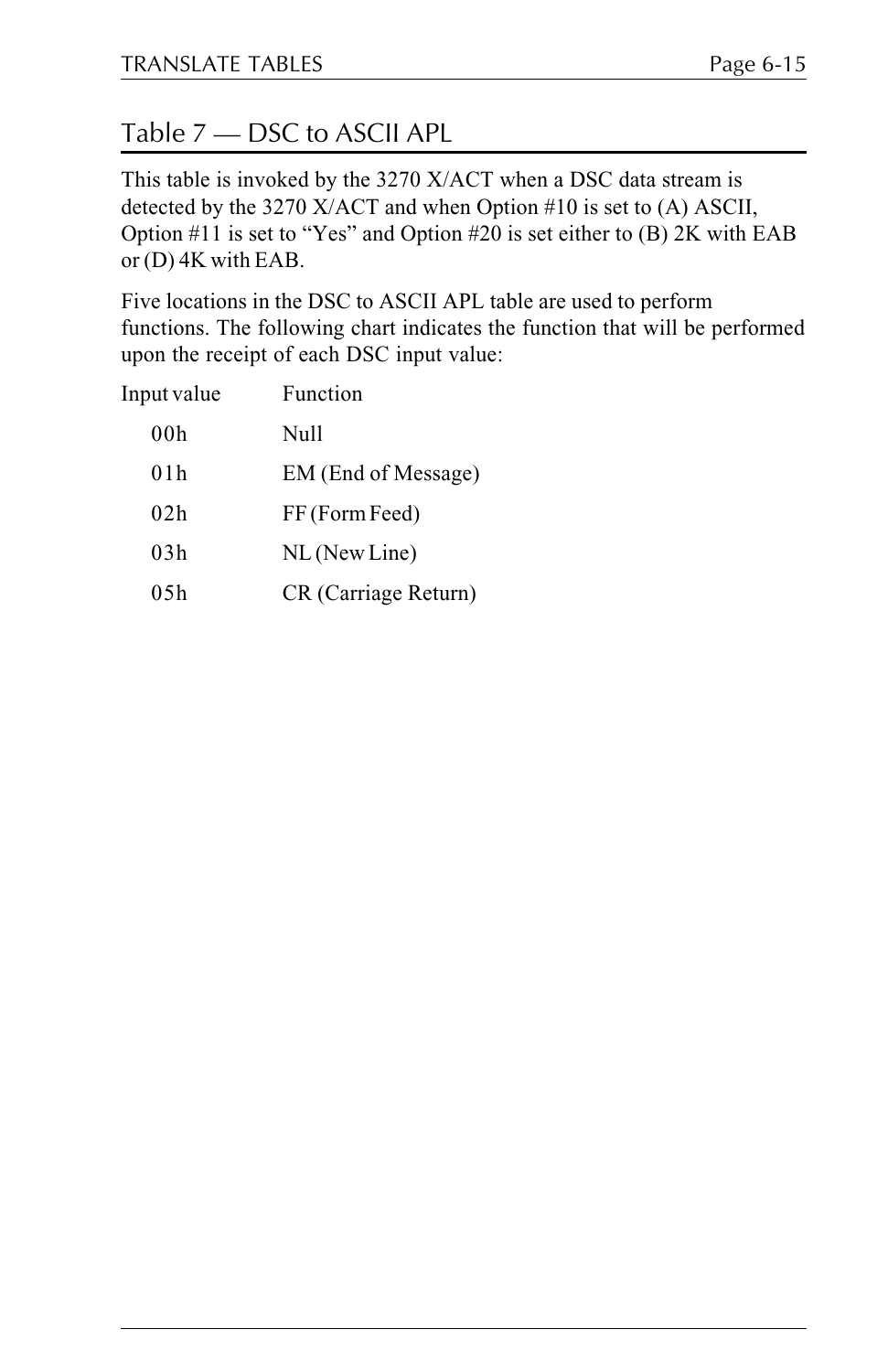## Table 7 — DSC to ASCII APL

This table is invoked by the 3270 X/ACT when a DSC data stream is detected by the 3270 X/ACT and when Option #10 is set to (A) ASCII, Option #11 is set to "Yes" and Option #20 is set either to (B) 2K with EAB or (D) 4K with EAB.

Five locations in the DSC to ASCII APL table are used to perform functions. The following chart indicates the function that will be performed upon the receipt of each DSC input value:

| Input value | Function |
|---|---|
| 00h | Null |
| 01h | EM (End of Message) |
| 02h | FF (Form Feed) |
| 03h | NL (New Line) |
| 05h | CR (Carriage Return) |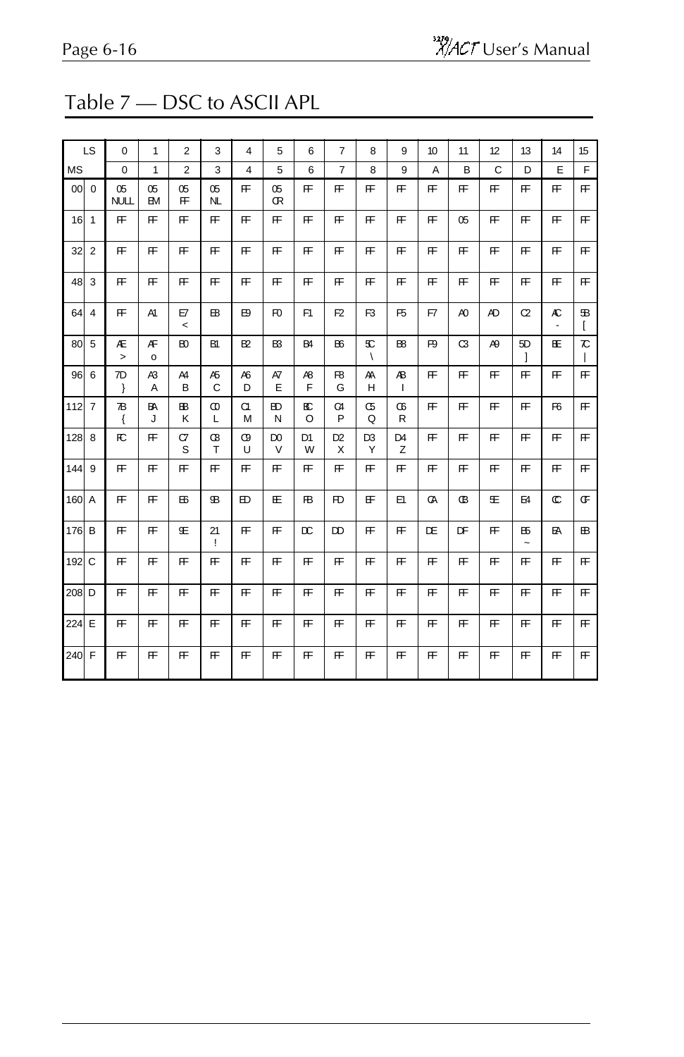# Table 7 — DSC to ASCII APL

| LS | | 0 | 1 | 2 | 3 | 4 | 5 | 6 | 7 | 8 | 9 | 10 | 11 | 12 | 13 | 14 | 15 |
|---|---|---|---|---|---|---|---|---|---|---|---|---|---|---|---|---|---|
| MS | | 0 | 1 | 2 | 3 | 4 | 5 | 6 | 7 | 8 | 9 | A | B | C | D | E | F |
| 00 | 0 | 05 NULL | 05 EM | 05 FF | 05 NL | FF | 05 CR | FF | FF | FF | FF | FF | FF | FF | FF | FF | FF |
| 16 | 1 | FF | FF | FF | FF | FF | FF | FF | FF | FF | FF | FF | 05 | FF | FF | FF | FF |
| 32 | 2 | FF | FF | FF | FF | FF | FF | FF | FF | FF | FF | FF | FF | FF | FF | FF | FF |
| 48 | 3 | FF | FF | FF | FF | FF | FF | FF | FF | FF | FF | FF | FF | FF | FF | FF | FF |
| 64 | 4 | FF | A1 | E7 < | EB | E9 | F0 | F1 | F2 | F3 | F5 | F7 | A0 | AD | C2 | AC - | 5B [ |
| 80 | 5 | AE > | AF o | B0 | B1 | B2 | B3 | B4 | B6 | 5C \ | B8 | F9 | C3 | A9 | 5D ] | BE | 7C \| |
| 96 | 6 | 7D } | A3 A | A4 B | A5 C | A6 D | A7 E | A8 F | F8 G | AA H | AB I | FF | FF | FF | FF | FF | FF |
| 112 | 7 | 7B { | BA J | BB K | C0 L | C1 M | BD N | BC O | C4 P | C5 Q | C6 R | FF | FF | FF | FF | F6 | FF |
| 128 | 8 | FC | FF | C7 S | C8 T | C9 U | D0 V | D1 W | D2 X | D3 Y | D4 Z | FF | FF | FF | FF | FF | FF |
| 144 | 9 | FF | FF | FF | FF | FF | FF | FF | FF | FF | FF | FF | FF | FF | FF | FF | FF |
| 160 | A | FF | FF | E6 | 9B | ED | EE | FB | FD | EF | E1 | CA | CB | 5E | E4 | CC | CF |
| 176 | B | FF | FF | 9E | 21 ! | FF | FF | DC | DD | FF | FF | DE | DF | FF | B5 ~ | EA | BB |
| 192 | C | FF | FF | FF | FF | FF | FF | FF | FF | FF | FF | FF | FF | FF | FF | FF | FF |
| 208 | D | FF | FF | FF | FF | FF | FF | FF | FF | FF | FF | FF | FF | FF | FF | FF | FF |
| 224 | E | FF | FF | FF | FF | FF | FF | FF | FF | FF | FF | FF | FF | FF | FF | FF | FF |
| 240 | F | FF | FF | FF | FF | FF | FF | FF | FF | FF | FF | FF | FF | FF | FF | FF | FF |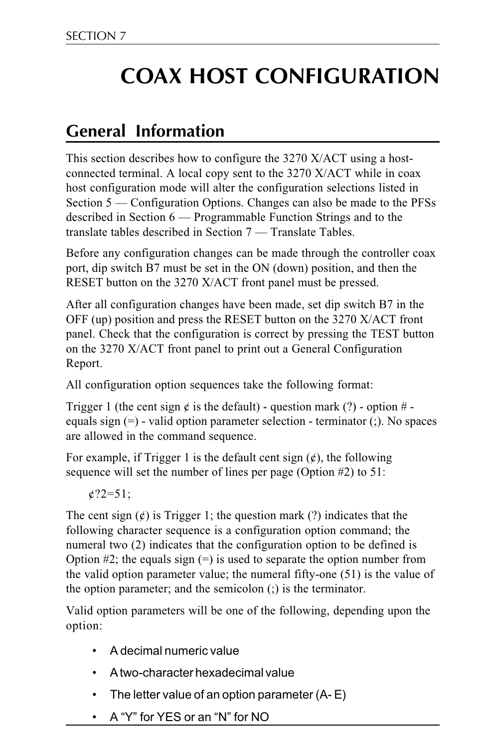# COAX HOST CONFIGURATION

## General Information

This section describes how to configure the 3270 X/ACT using a host-connected terminal. A local copy sent to the 3270 X/ACT while in coax host configuration mode will alter the configuration selections listed in Section 5 — Configuration Options. Changes can also be made to the PFSs described in Section 6 — Programmable Function Strings and to the translate tables described in Section 7 — Translate Tables.

Before any configuration changes can be made through the controller coax port, dip switch B7 must be set in the ON (down) position, and then the RESET button on the 3270 X/ACT front panel must be pressed.

After all configuration changes have been made, set dip switch B7 in the OFF (up) position and press the RESET button on the 3270 X/ACT front panel. Check that the configuration is correct by pressing the TEST button on the 3270 X/ACT front panel to print out a General Configuration Report.

All configuration option sequences take the following format:

Trigger 1 (the cent sign ¢ is the default) - question mark (?) - option # - equals sign (=) - valid option parameter selection - terminator (;). No spaces are allowed in the command sequence.

For example, if Trigger 1 is the default cent sign (¢), the following sequence will set the number of lines per page (Option #2) to 51:

¢?2=51;

The cent sign (¢) is Trigger 1; the question mark (?) indicates that the following character sequence is a configuration option command; the numeral two (2) indicates that the configuration option to be defined is Option #2; the equals sign (=) is used to separate the option number from the valid option parameter value; the numeral fifty-one (51) is the value of the option parameter; and the semicolon (;) is the terminator.

Valid option parameters will be one of the following, depending upon the option:

- A decimal numeric value
- A two-character hexadecimal value
- The letter value of an option parameter (A- E)
- A “Y” for YES or an “N” for NO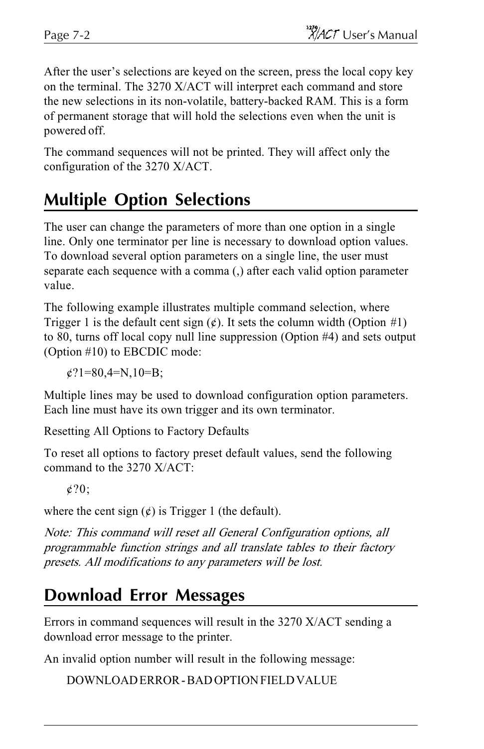After the user's selections are keyed on the screen, press the local copy key on the terminal. The 3270 X/ACT will interpret each command and store the new selections in its non-volatile, battery-backed RAM. This is a form of permanent storage that will hold the selections even when the unit is powered off.

The command sequences will not be printed. They will affect only the configuration of the 3270 X/ACT.

## Multiple Option Selections

The user can change the parameters of more than one option in a single line. Only one terminator per line is necessary to download option values. To download several option parameters on a single line, the user must separate each sequence with a comma (,) after each valid option parameter value.

The following example illustrates multiple command selection, where Trigger 1 is the default cent sign (¢). It sets the column width (Option #1) to 80, turns off local copy null line suppression (Option #4) and sets output (Option #10) to EBCDIC mode:

```
¢?1=80,4=N,10=B;
```

Multiple lines may be used to download configuration option parameters. Each line must have its own trigger and its own terminator.

Resetting All Options to Factory Defaults

To reset all options to factory preset default values, send the following command to the 3270 X/ACT:

```
¢?0;
```

where the cent sign (¢) is Trigger 1 (the default).

*Note: This command will reset all General Configuration options, all programmable function strings and all translate tables to their factory presets. All modifications to any parameters will be lost.*

## Download Error Messages

Errors in command sequences will result in the 3270 X/ACT sending a download error message to the printer.

An invalid option number will result in the following message:

```
DOWNLOAD ERROR - BAD OPTION FIELD VALUE
```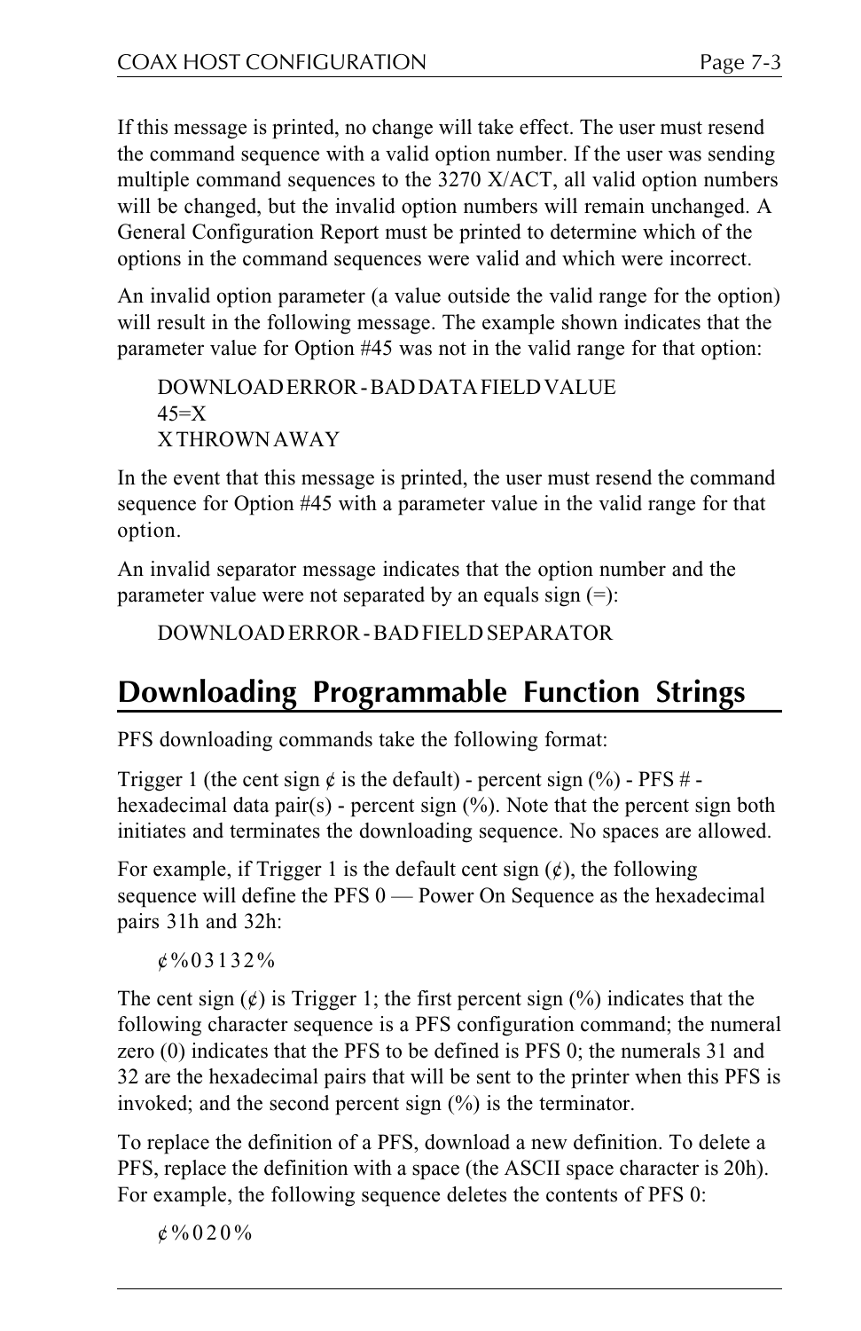If this message is printed, no change will take effect. The user must resend the command sequence with a valid option number. If the user was sending multiple command sequences to the 3270 X/ACT, all valid option numbers will be changed, but the invalid option numbers will remain unchanged. A General Configuration Report must be printed to determine which of the options in the command sequences were valid and which were incorrect.

An invalid option parameter (a value outside the valid range for the option) will result in the following message. The example shown indicates that the parameter value for Option #45 was not in the valid range for that option:

```
DOWNLOAD ERROR - BAD DATA FIELD VALUE
45=X
X THROWN AWAY
```

In the event that this message is printed, the user must resend the command sequence for Option #45 with a parameter value in the valid range for that option.

An invalid separator message indicates that the option number and the parameter value were not separated by an equals sign (=):

```
DOWNLOAD ERROR - BAD FIELD SEPARATOR
```

## Downloading Programmable Function Strings

PFS downloading commands take the following format:

Trigger 1 (the cent sign ¢ is the default) - percent sign (%) - PFS # - hexadecimal data pair(s) - percent sign (%). Note that the percent sign both initiates and terminates the downloading sequence. No spaces are allowed.

For example, if Trigger 1 is the default cent sign (¢), the following sequence will define the PFS 0 — Power On Sequence as the hexadecimal pairs 31h and 32h:

```
¢%03132%
```

The cent sign (¢) is Trigger 1; the first percent sign (%) indicates that the following character sequence is a PFS configuration command; the numeral zero (0) indicates that the PFS to be defined is PFS 0; the numerals 31 and 32 are the hexadecimal pairs that will be sent to the printer when this PFS is invoked; and the second percent sign (%) is the terminator.

To replace the definition of a PFS, download a new definition. To delete a PFS, replace the definition with a space (the ASCII space character is 20h). For example, the following sequence deletes the contents of PFS 0:

```
¢%020%
```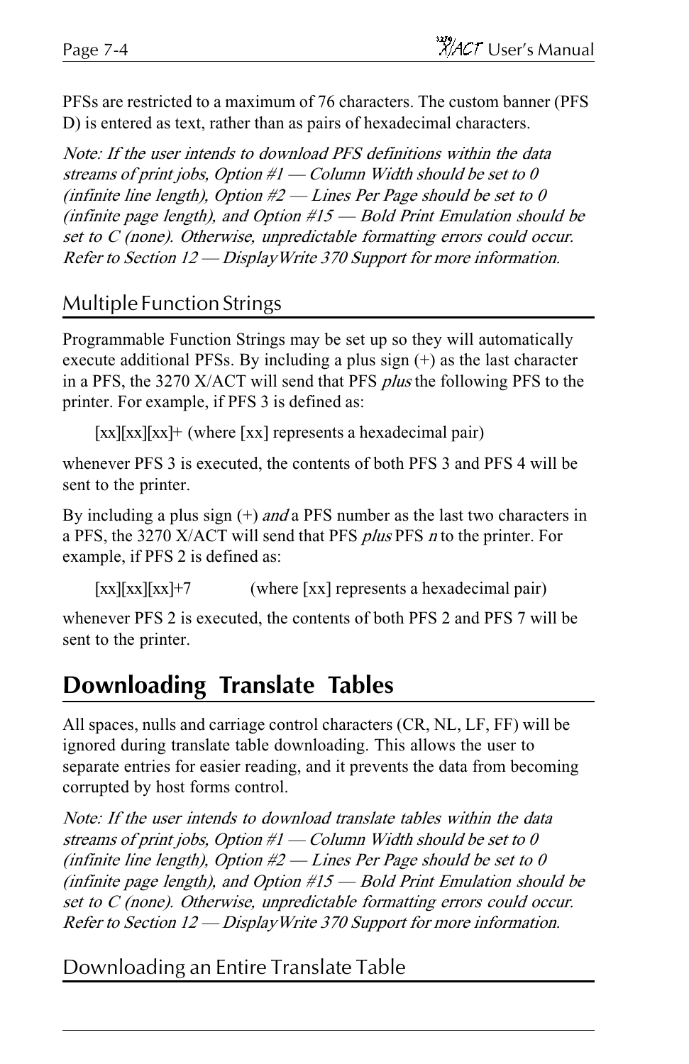PFSs are restricted to a maximum of 76 characters. The custom banner (PFS D) is entered as text, rather than as pairs of hexadecimal characters.

*Note: If the user intends to download PFS definitions within the data streams of print jobs, Option #1 — Column Width should be set to 0 (infinite line length), Option #2 — Lines Per Page should be set to 0 (infinite page length), and Option #15 — Bold Print Emulation should be set to C (none). Otherwise, unpredictable formatting errors could occur. Refer to Section 12 — DisplayWrite 370 Support for more information.*

### Multiple Function Strings

Programmable Function Strings may be set up so they will automatically execute additional PFSs. By including a plus sign (+) as the last character in a PFS, the 3270 X/ACT will send that PFS *plus* the following PFS to the printer. For example, if PFS 3 is defined as:

[xx][xx][xx]+ (where [xx] represents a hexadecimal pair)

whenever PFS 3 is executed, the contents of both PFS 3 and PFS 4 will be sent to the printer.

By including a plus sign (+) *and* a PFS number as the last two characters in a PFS, the 3270 X/ACT will send that PFS *plus* PFS *n* to the printer. For example, if PFS 2 is defined as:

[xx][xx][xx]+7 (where [xx] represents a hexadecimal pair)

whenever PFS 2 is executed, the contents of both PFS 2 and PFS 7 will be sent to the printer.

## Downloading Translate Tables

All spaces, nulls and carriage control characters (CR, NL, LF, FF) will be ignored during translate table downloading. This allows the user to separate entries for easier reading, and it prevents the data from becoming corrupted by host forms control.

*Note: If the user intends to download translate tables within the data streams of print jobs, Option #1 — Column Width should be set to 0 (infinite line length), Option #2 — Lines Per Page should be set to 0 (infinite page length), and Option #15 — Bold Print Emulation should be set to C (none). Otherwise, unpredictable formatting errors could occur. Refer to Section 12 — DisplayWrite 370 Support for more information.*

### Downloading an Entire Translate Table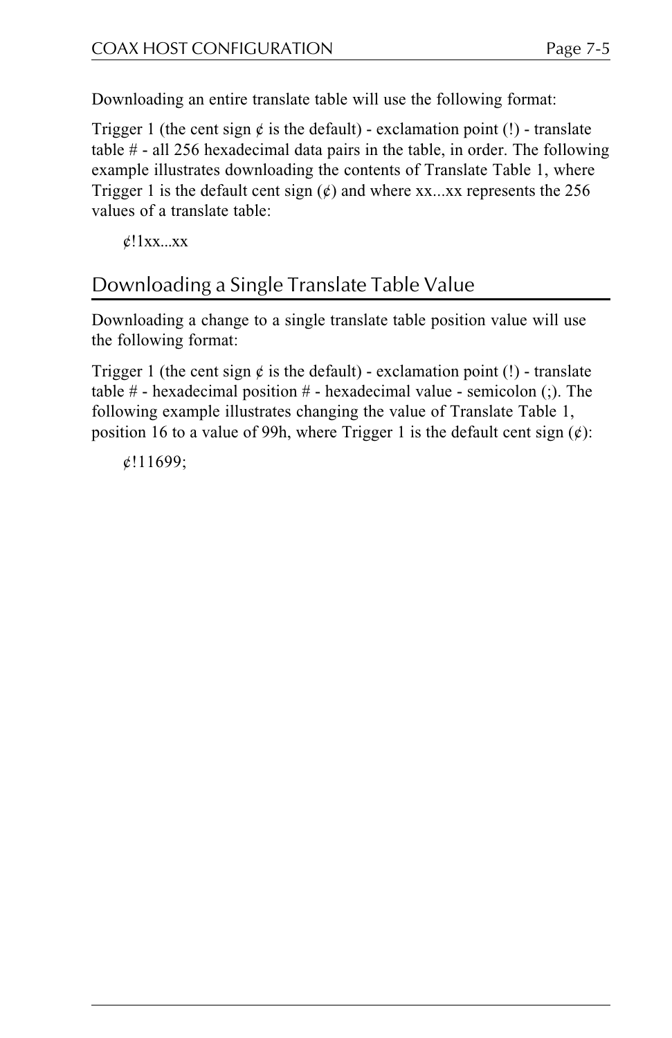Downloading an entire translate table will use the following format:

Trigger 1 (the cent sign ¢ is the default) - exclamation point (!) - translate table # - all 256 hexadecimal data pairs in the table, in order. The following example illustrates downloading the contents of Translate Table 1, where Trigger 1 is the default cent sign (¢) and where xx...xx represents the 256 values of a translate table:

¢!1xx...xx

## Downloading a Single Translate Table Value

Downloading a change to a single translate table position value will use the following format:

Trigger 1 (the cent sign ¢ is the default) - exclamation point (!) - translate table # - hexadecimal position # - hexadecimal value - semicolon (;). The following example illustrates changing the value of Translate Table 1, position 16 to a value of 99h, where Trigger 1 is the default cent sign (¢):

¢!11699;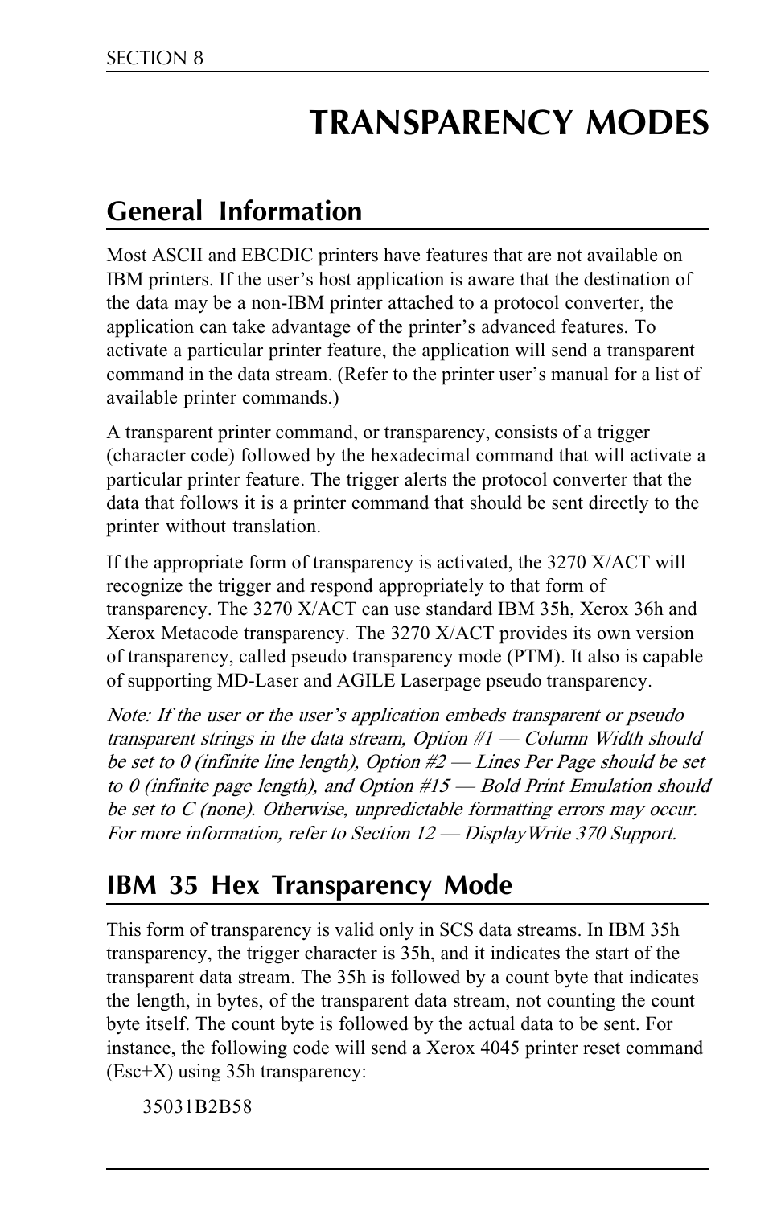# TRANSPARENCY MODES

## General Information

Most ASCII and EBCDIC printers have features that are not available on IBM printers. If the user's host application is aware that the destination of the data may be a non-IBM printer attached to a protocol converter, the application can take advantage of the printer's advanced features. To activate a particular printer feature, the application will send a transparent command in the data stream. (Refer to the printer user's manual for a list of available printer commands.)

A transparent printer command, or transparency, consists of a trigger (character code) followed by the hexadecimal command that will activate a particular printer feature. The trigger alerts the protocol converter that the data that follows it is a printer command that should be sent directly to the printer without translation.

If the appropriate form of transparency is activated, the 3270 X/ACT will recognize the trigger and respond appropriately to that form of transparency. The 3270 X/ACT can use standard IBM 35h, Xerox 36h and Xerox Metacode transparency. The 3270 X/ACT provides its own version of transparency, called pseudo transparency mode (PTM). It also is capable of supporting MD-Laser and AGILE Laserpage pseudo transparency.

*Note: If the user or the user's application embeds transparent or pseudo transparent strings in the data stream, Option #1 — Column Width should be set to 0 (infinite line length), Option #2 — Lines Per Page should be set to 0 (infinite page length), and Option #15 — Bold Print Emulation should be set to C (none). Otherwise, unpredictable formatting errors may occur. For more information, refer to Section 12 — DisplayWrite 370 Support.*

## IBM 35 Hex Transparency Mode

This form of transparency is valid only in SCS data streams. In IBM 35h transparency, the trigger character is 35h, and it indicates the start of the transparent data stream. The 35h is followed by a count byte that indicates the length, in bytes, of the transparent data stream, not counting the count byte itself. The count byte is followed by the actual data to be sent. For instance, the following code will send a Xerox 4045 printer reset command (Esc+X) using 35h transparency:

```
35031B2B58
```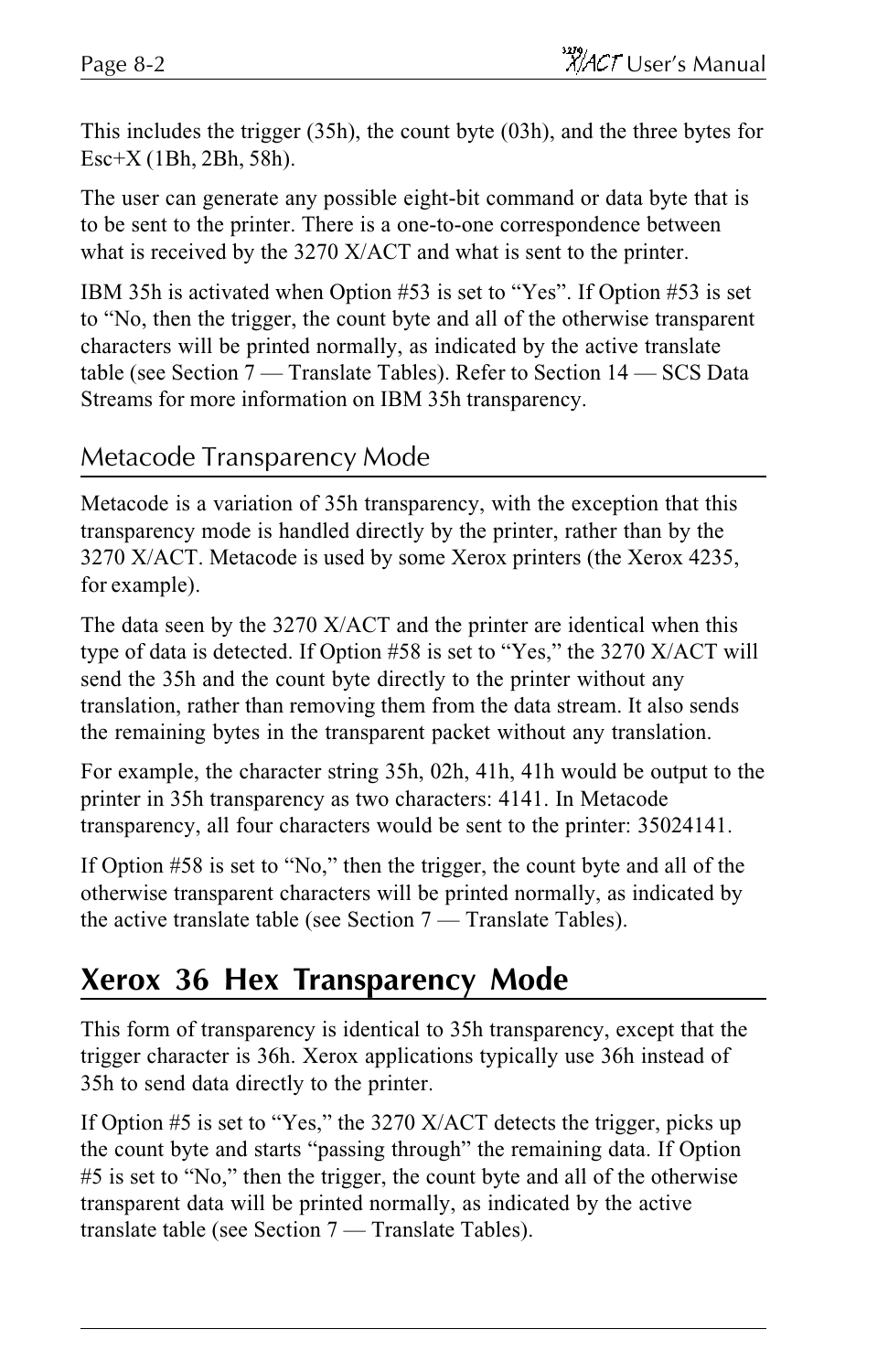This includes the trigger (35h), the count byte (03h), and the three bytes for Esc+X (1Bh, 2Bh, 58h).

The user can generate any possible eight-bit command or data byte that is to be sent to the printer. There is a one-to-one correspondence between what is received by the 3270 X/ACT and what is sent to the printer.

IBM 35h is activated when Option #53 is set to "Yes". If Option #53 is set to "No, then the trigger, the count byte and all of the otherwise transparent characters will be printed normally, as indicated by the active translate table (see Section 7 — Translate Tables). Refer to Section 14 — SCS Data Streams for more information on IBM 35h transparency.

### Metacode Transparency Mode

Metacode is a variation of 35h transparency, with the exception that this transparency mode is handled directly by the printer, rather than by the 3270 X/ACT. Metacode is used by some Xerox printers (the Xerox 4235, for example).

The data seen by the 3270 X/ACT and the printer are identical when this type of data is detected. If Option #58 is set to "Yes," the 3270 X/ACT will send the 35h and the count byte directly to the printer without any translation, rather than removing them from the data stream. It also sends the remaining bytes in the transparent packet without any translation.

For example, the character string 35h, 02h, 41h, 41h would be output to the printer in 35h transparency as two characters: 4141. In Metacode transparency, all four characters would be sent to the printer: 35024141.

If Option #58 is set to "No," then the trigger, the count byte and all of the otherwise transparent characters will be printed normally, as indicated by the active translate table (see Section 7 — Translate Tables).

## Xerox 36 Hex Transparency Mode

This form of transparency is identical to 35h transparency, except that the trigger character is 36h. Xerox applications typically use 36h instead of 35h to send data directly to the printer.

If Option #5 is set to "Yes," the 3270 X/ACT detects the trigger, picks up the count byte and starts "passing through" the remaining data. If Option #5 is set to "No," then the trigger, the count byte and all of the otherwise transparent data will be printed normally, as indicated by the active translate table (see Section 7 — Translate Tables).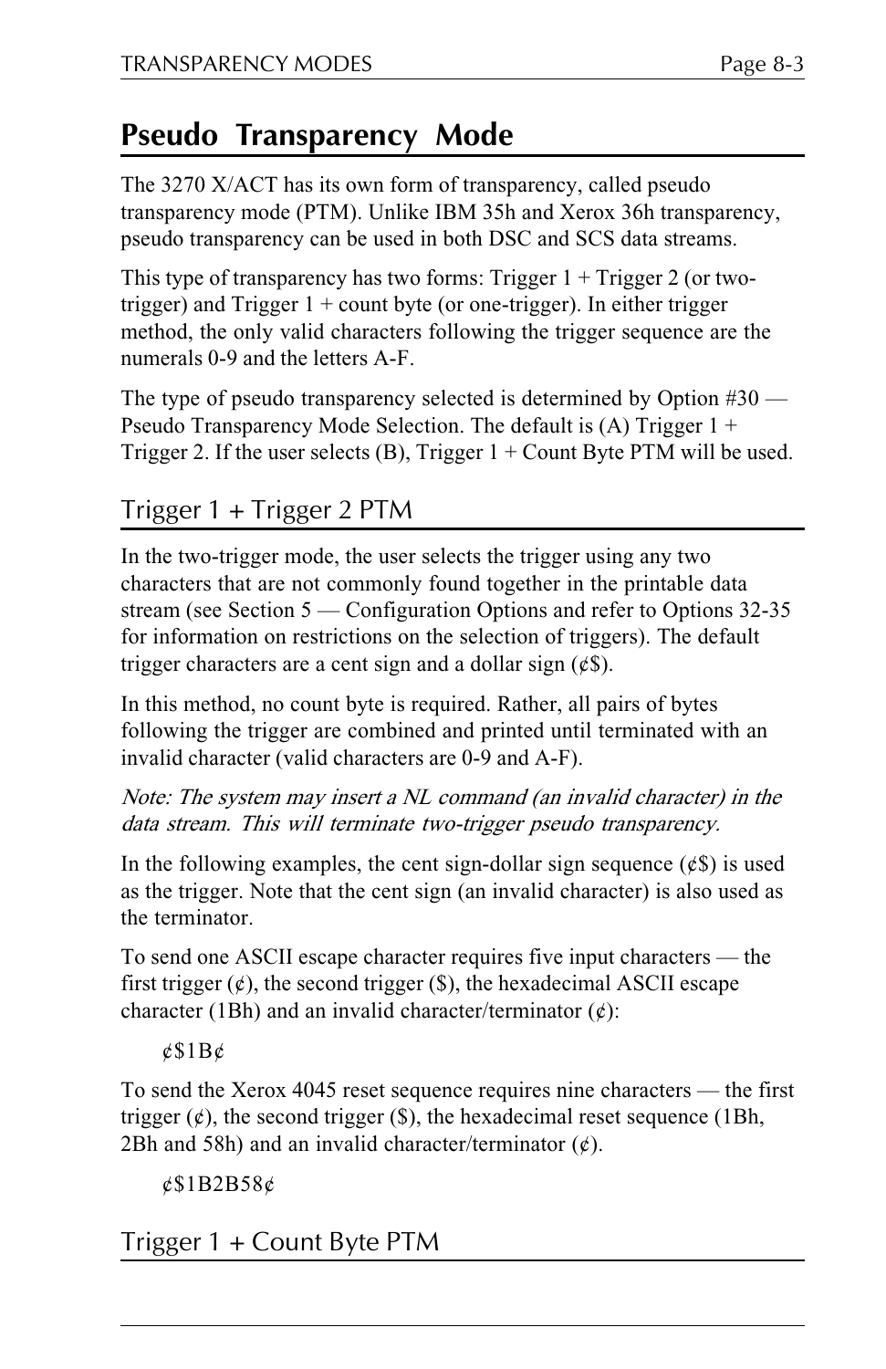## Pseudo Transparency Mode

The 3270 X/ACT has its own form of transparency, called pseudo transparency mode (PTM). Unlike IBM 35h and Xerox 36h transparency, pseudo transparency can be used in both DSC and SCS data streams.

This type of transparency has two forms: Trigger 1 + Trigger 2 (or two-trigger) and Trigger 1 + count byte (or one-trigger). In either trigger method, the only valid characters following the trigger sequence are the numerals 0-9 and the letters A-F.

The type of pseudo transparency selected is determined by Option #30 — Pseudo Transparency Mode Selection. The default is (A) Trigger 1 + Trigger 2. If the user selects (B), Trigger 1 + Count Byte PTM will be used.

### Trigger 1 + Trigger 2 PTM

In the two-trigger mode, the user selects the trigger using any two characters that are not commonly found together in the printable data stream (see Section 5 — Configuration Options and refer to Options 32-35 for information on restrictions on the selection of triggers). The default trigger characters are a cent sign and a dollar sign (¢$).

In this method, no count byte is required. Rather, all pairs of bytes following the trigger are combined and printed until terminated with an invalid character (valid characters are 0-9 and A-F).

*Note: The system may insert a NL command (an invalid character) in the data stream. This will terminate two-trigger pseudo transparency.*

In the following examples, the cent sign-dollar sign sequence (¢$) is used as the trigger. Note that the cent sign (an invalid character) is also used as the terminator.

To send one ASCII escape character requires five input characters — the first trigger (¢), the second trigger ($), the hexadecimal ASCII escape character (1Bh) and an invalid character/terminator (¢):

¢$1B¢

To send the Xerox 4045 reset sequence requires nine characters — the first trigger (¢), the second trigger ($), the hexadecimal reset sequence (1Bh, 2Bh and 58h) and an invalid character/terminator (¢).

¢$1B2B58¢

### Trigger 1 + Count Byte PTM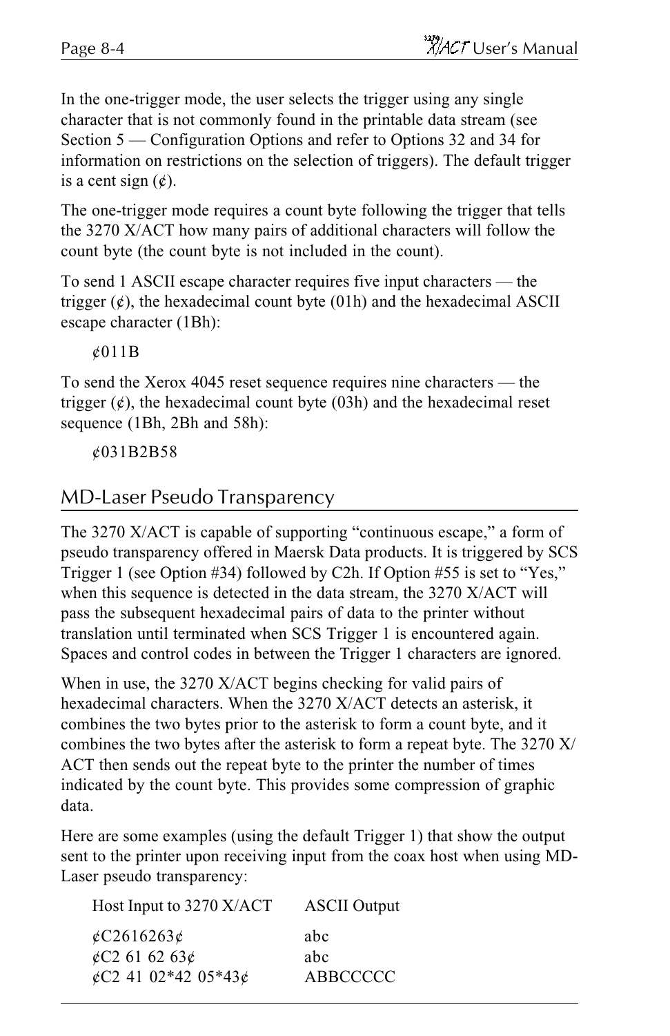In the one-trigger mode, the user selects the trigger using any single character that is not commonly found in the printable data stream (see Section 5 — Configuration Options and refer to Options 32 and 34 for information on restrictions on the selection of triggers). The default trigger is a cent sign (¢).

The one-trigger mode requires a count byte following the trigger that tells the 3270 X/ACT how many pairs of additional characters will follow the count byte (the count byte is not included in the count).

To send 1 ASCII escape character requires five input characters — the trigger (¢), the hexadecimal count byte (01h) and the hexadecimal ASCII escape character (1Bh):

¢011B

To send the Xerox 4045 reset sequence requires nine characters — the trigger (¢), the hexadecimal count byte (03h) and the hexadecimal reset sequence (1Bh, 2Bh and 58h):

¢031B2B58

## MD-Laser Pseudo Transparency

The 3270 X/ACT is capable of supporting "continuous escape," a form of pseudo transparency offered in Maersk Data products. It is triggered by SCS Trigger 1 (see Option #34) followed by C2h. If Option #55 is set to "Yes," when this sequence is detected in the data stream, the 3270 X/ACT will pass the subsequent hexadecimal pairs of data to the printer without translation until terminated when SCS Trigger 1 is encountered again. Spaces and control codes in between the Trigger 1 characters are ignored.

When in use, the 3270 X/ACT begins checking for valid pairs of hexadecimal characters. When the 3270 X/ACT detects an asterisk, it combines the two bytes prior to the asterisk to form a count byte, and it combines the two bytes after the asterisk to form a repeat byte. The 3270 X/ACT then sends out the repeat byte to the printer the number of times indicated by the count byte. This provides some compression of graphic data.

Here are some examples (using the default Trigger 1) that show the output sent to the printer upon receiving input from the coax host when using MD-Laser pseudo transparency:

| Host Input to 3270 X/ACT | ASCII Output |
|---|---|
| ¢C2616263¢ | abc |
| ¢C2 61 62 63¢ | abc |
| ¢C2 41 02*42 05*43¢ | ABBCCCCC |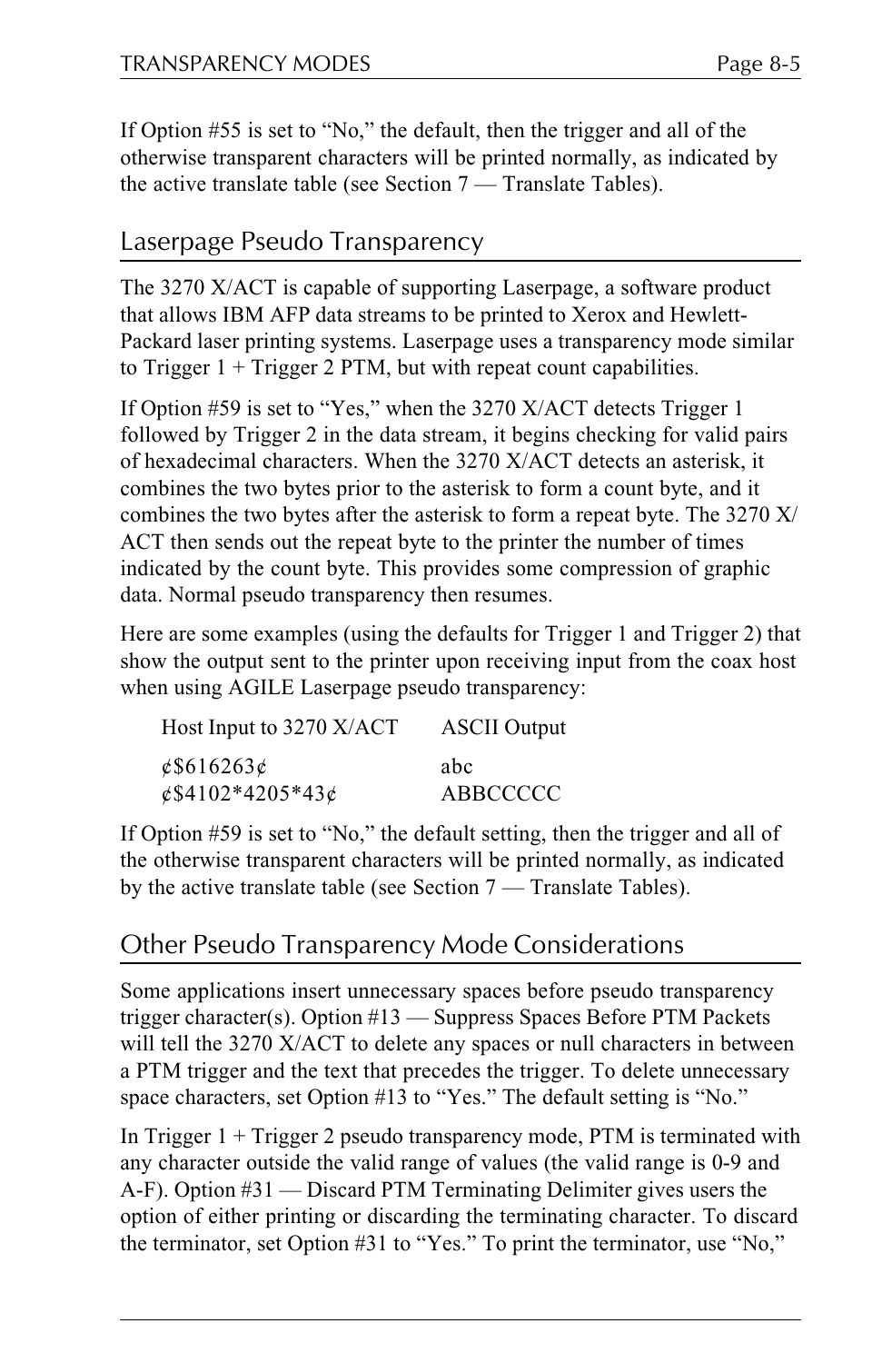If Option #55 is set to “No,” the default, then the trigger and all of the otherwise transparent characters will be printed normally, as indicated by the active translate table (see Section 7 — Translate Tables).

## Laserpage Pseudo Transparency

The 3270 X/ACT is capable of supporting Laserpage, a software product that allows IBM AFP data streams to be printed to Xerox and Hewlett-Packard laser printing systems. Laserpage uses a transparency mode similar to Trigger 1 + Trigger 2 PTM, but with repeat count capabilities.

If Option #59 is set to “Yes,” when the 3270 X/ACT detects Trigger 1 followed by Trigger 2 in the data stream, it begins checking for valid pairs of hexadecimal characters. When the 3270 X/ACT detects an asterisk, it combines the two bytes prior to the asterisk to form a count byte, and it combines the two bytes after the asterisk to form a repeat byte. The 3270 X/ACT then sends out the repeat byte to the printer the number of times indicated by the count byte. This provides some compression of graphic data. Normal pseudo transparency then resumes.

Here are some examples (using the defaults for Trigger 1 and Trigger 2) that show the output sent to the printer upon receiving input from the coax host when using AGILE Laserpage pseudo transparency:

| Host Input to 3270 X/ACT | ASCII Output |
|---|---|
| ¢$616263¢ | abc |
| ¢$4102*4205*43¢ | ABBCCCCC |

If Option #59 is set to “No,” the default setting, then the trigger and all of the otherwise transparent characters will be printed normally, as indicated by the active translate table (see Section 7 — Translate Tables).

## Other Pseudo Transparency Mode Considerations

Some applications insert unnecessary spaces before pseudo transparency trigger character(s). Option #13 — Suppress Spaces Before PTM Packets will tell the 3270 X/ACT to delete any spaces or null characters in between a PTM trigger and the text that precedes the trigger. To delete unnecessary space characters, set Option #13 to “Yes.” The default setting is “No.”

In Trigger 1 + Trigger 2 pseudo transparency mode, PTM is terminated with any character outside the valid range of values (the valid range is 0-9 and A-F). Option #31 — Discard PTM Terminating Delimiter gives users the option of either printing or discarding the terminating character. To discard the terminator, set Option #31 to “Yes.” To print the terminator, use “No,”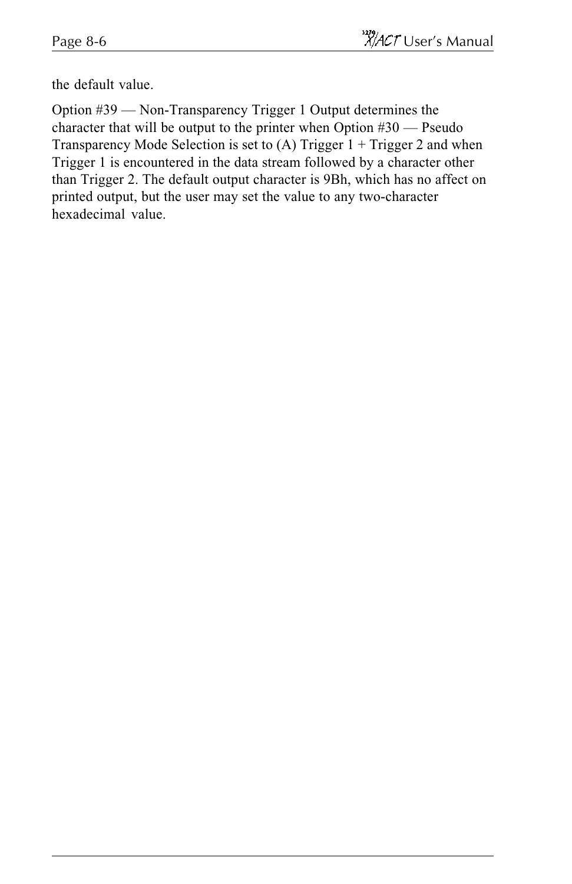the default value.

Option #39 — Non-Transparency Trigger 1 Output determines the character that will be output to the printer when Option #30 — Pseudo Transparency Mode Selection is set to (A) Trigger 1 + Trigger 2 and when Trigger 1 is encountered in the data stream followed by a character other than Trigger 2. The default output character is 9Bh, which has no affect on printed output, but the user may set the value to any two-character hexadecimal value.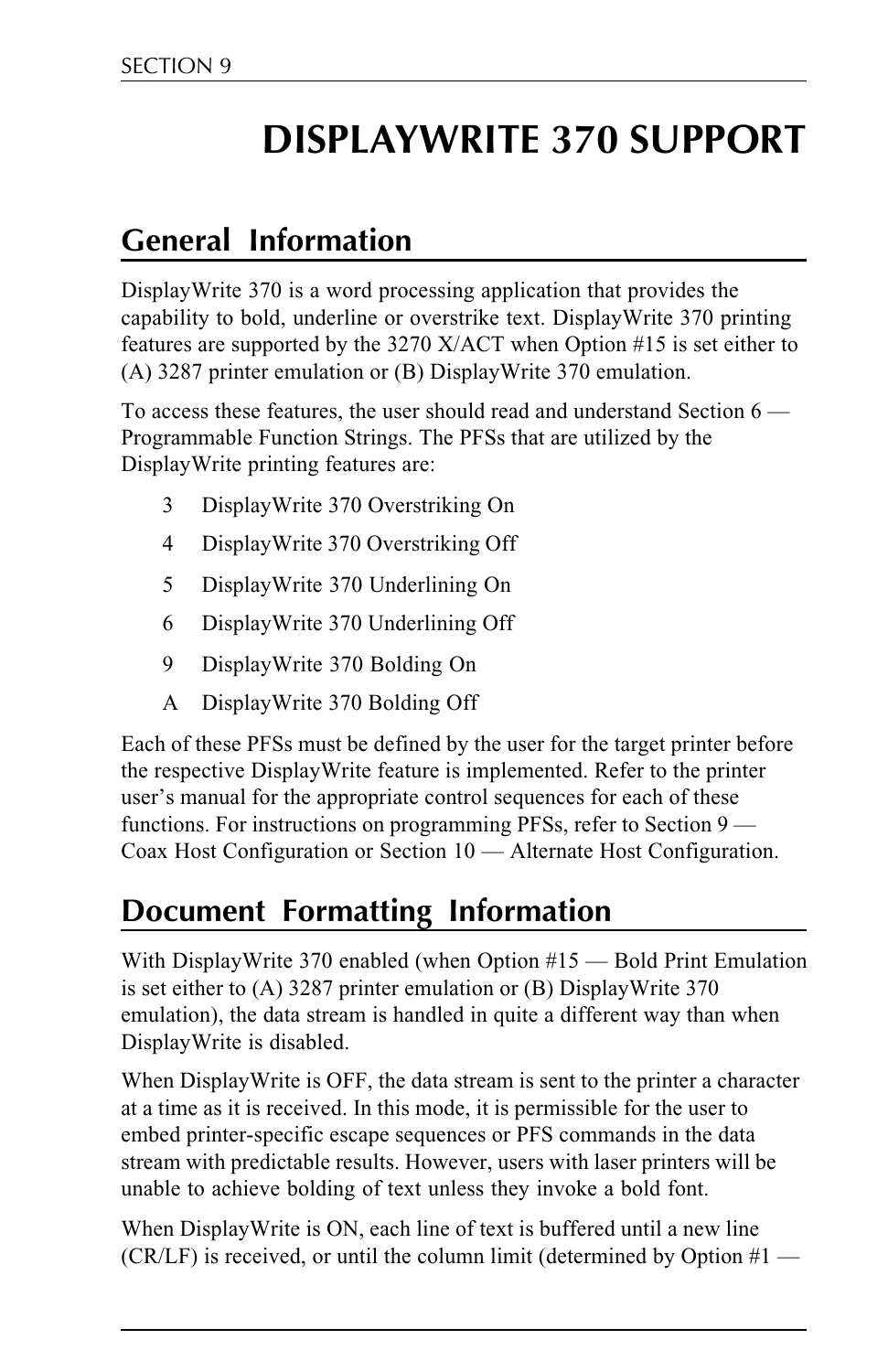# DISPLAYWRITE 370 SUPPORT

## General Information

DisplayWrite 370 is a word processing application that provides the capability to bold, underline or overstrike text. DisplayWrite 370 printing features are supported by the 3270 X/ACT when Option #15 is set either to (A) 3287 printer emulation or (B) DisplayWrite 370 emulation.

To access these features, the user should read and understand Section 6 — Programmable Function Strings. The PFSs that are utilized by the DisplayWrite printing features are:

- 3 DisplayWrite 370 Overstriking On
- 4 DisplayWrite 370 Overstriking Off
- 5 DisplayWrite 370 Underlining On
- 6 DisplayWrite 370 Underlining Off
- 9 DisplayWrite 370 Bolding On
- A DisplayWrite 370 Bolding Off

Each of these PFSs must be defined by the user for the target printer before the respective DisplayWrite feature is implemented. Refer to the printer user's manual for the appropriate control sequences for each of these functions. For instructions on programming PFSs, refer to Section 9 — Coax Host Configuration or Section 10 — Alternate Host Configuration.

## Document Formatting Information

With DisplayWrite 370 enabled (when Option #15 — Bold Print Emulation is set either to (A) 3287 printer emulation or (B) DisplayWrite 370 emulation), the data stream is handled in quite a different way than when DisplayWrite is disabled.

When DisplayWrite is OFF, the data stream is sent to the printer a character at a time as it is received. In this mode, it is permissible for the user to embed printer-specific escape sequences or PFS commands in the data stream with predictable results. However, users with laser printers will be unable to achieve bolding of text unless they invoke a bold font.

When DisplayWrite is ON, each line of text is buffered until a new line (CR/LF) is received, or until the column limit (determined by Option #1 —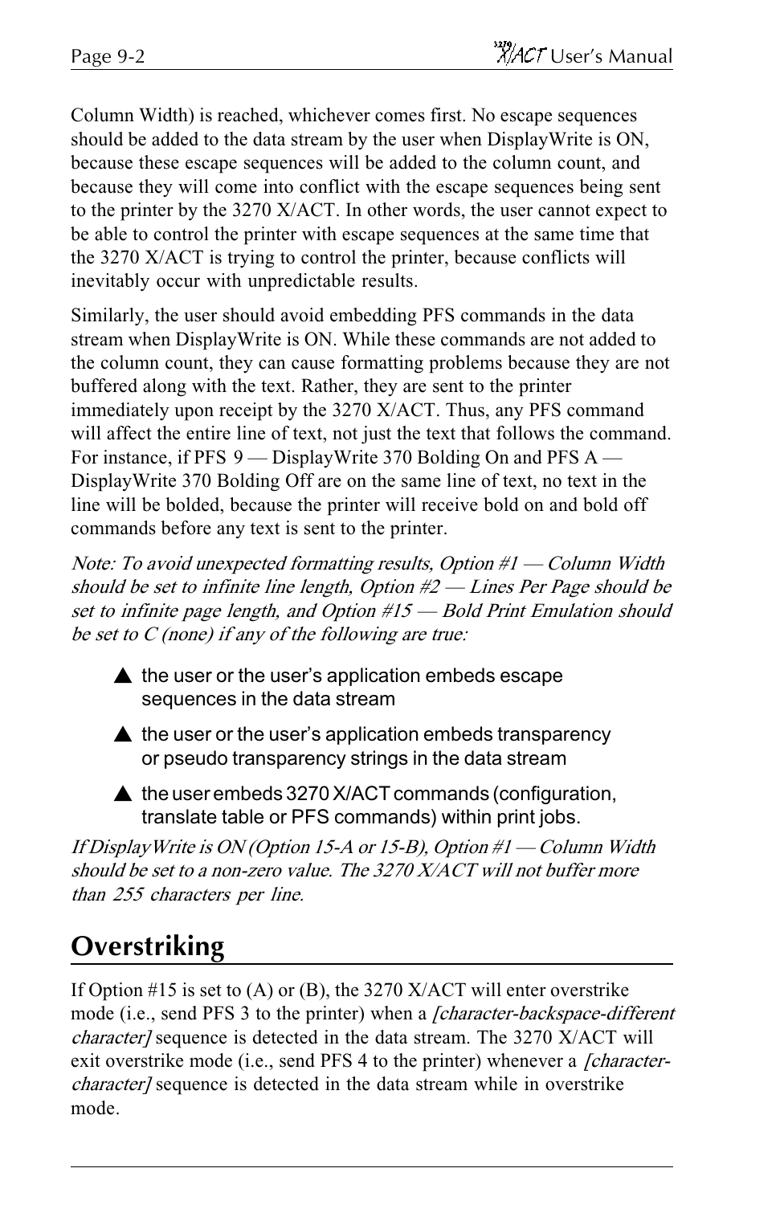Column Width) is reached, whichever comes first. No escape sequences should be added to the data stream by the user when DisplayWrite is ON, because these escape sequences will be added to the column count, and because they will come into conflict with the escape sequences being sent to the printer by the 3270 X/ACT. In other words, the user cannot expect to be able to control the printer with escape sequences at the same time that the 3270 X/ACT is trying to control the printer, because conflicts will inevitably occur with unpredictable results.

Similarly, the user should avoid embedding PFS commands in the data stream when DisplayWrite is ON. While these commands are not added to the column count, they can cause formatting problems because they are not buffered along with the text. Rather, they are sent to the printer immediately upon receipt by the 3270 X/ACT. Thus, any PFS command will affect the entire line of text, not just the text that follows the command. For instance, if PFS 9 — DisplayWrite 370 Bolding On and PFS A — DisplayWrite 370 Bolding Off are on the same line of text, no text in the line will be bolded, because the printer will receive bold on and bold off commands before any text is sent to the printer.

*Note: To avoid unexpected formatting results, Option #1 — Column Width should be set to infinite line length, Option #2 — Lines Per Page should be set to infinite page length, and Option #15 — Bold Print Emulation should be set to C (none) if any of the following are true:*

- the user or the user's application embeds escape sequences in the data stream
- the user or the user's application embeds transparency or pseudo transparency strings in the data stream
- the user embeds 3270 X/ACT commands (configuration, translate table or PFS commands) within print jobs.

*If DisplayWrite is ON (Option 15-A or 15-B), Option #1 — Column Width should be set to a non-zero value. The 3270 X/ACT will not buffer more than 255 characters per line.*

## Overstriking

If Option #15 is set to (A) or (B), the 3270 X/ACT will enter overstrike mode (i.e., send PFS 3 to the printer) when a *[character-backspace-different character]* sequence is detected in the data stream. The 3270 X/ACT will exit overstrike mode (i.e., send PFS 4 to the printer) whenever a *[character-character]* sequence is detected in the data stream while in overstrike mode.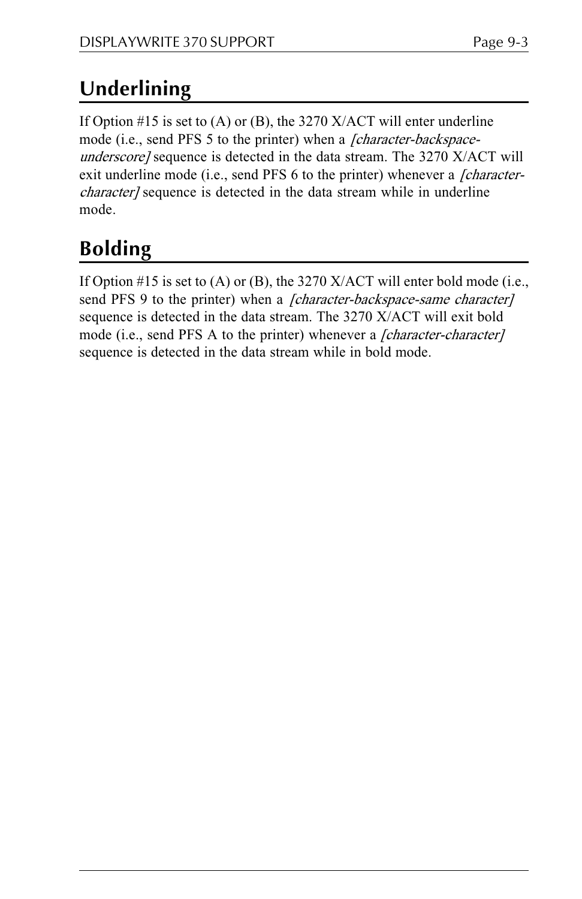## Underlining

If Option #15 is set to (A) or (B), the 3270 X/ACT will enter underline mode (i.e., send PFS 5 to the printer) when a *[character-backspace-underscore]* sequence is detected in the data stream. The 3270 X/ACT will exit underline mode (i.e., send PFS 6 to the printer) whenever a *[character-character]* sequence is detected in the data stream while in underline mode.

## Bolding

If Option #15 is set to (A) or (B), the 3270 X/ACT will enter bold mode (i.e., send PFS 9 to the printer) when a *[character-backspace-same character]* sequence is detected in the data stream. The 3270 X/ACT will exit bold mode (i.e., send PFS A to the printer) whenever a *[character-character]* sequence is detected in the data stream while in bold mode.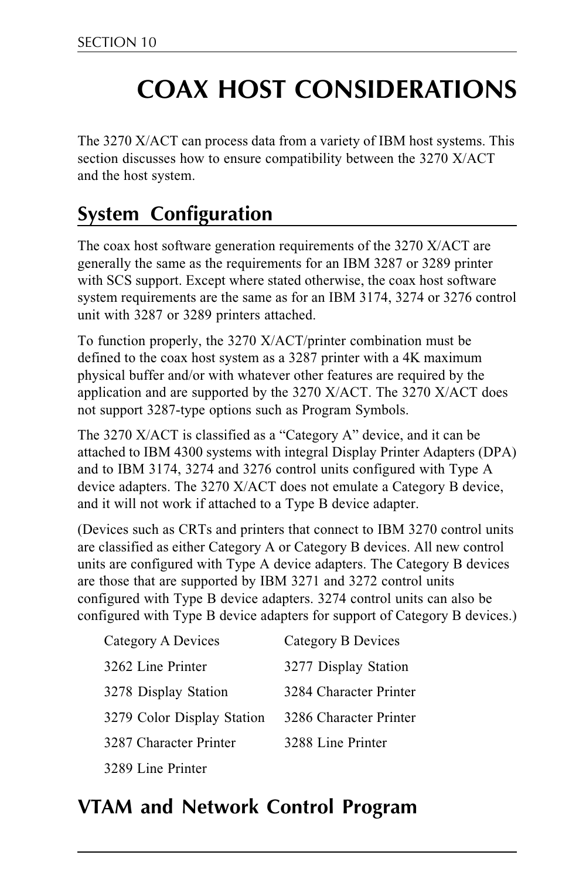# COAX HOST CONSIDERATIONS

The 3270 X/ACT can process data from a variety of IBM host systems. This section discusses how to ensure compatibility between the 3270 X/ACT and the host system.

## System Configuration

The coax host software generation requirements of the 3270 X/ACT are generally the same as the requirements for an IBM 3287 or 3289 printer with SCS support. Except where stated otherwise, the coax host software system requirements are the same as for an IBM 3174, 3274 or 3276 control unit with 3287 or 3289 printers attached.

To function properly, the 3270 X/ACT/printer combination must be defined to the coax host system as a 3287 printer with a 4K maximum physical buffer and/or with whatever other features are required by the application and are supported by the 3270 X/ACT. The 3270 X/ACT does not support 3287-type options such as Program Symbols.

The 3270 X/ACT is classified as a "Category A" device, and it can be attached to IBM 4300 systems with integral Display Printer Adapters (DPA) and to IBM 3174, 3274 and 3276 control units configured with Type A device adapters. The 3270 X/ACT does not emulate a Category B device, and it will not work if attached to a Type B device adapter.

(Devices such as CRTs and printers that connect to IBM 3270 control units are classified as either Category A or Category B devices. All new control units are configured with Type A device adapters. The Category B devices are those that are supported by IBM 3271 and 3272 control units configured with Type B device adapters. 3274 control units can also be configured with Type B device adapters for support of Category B devices.)

| Category A Devices | Category B Devices |
|---|---|
| 3262 Line Printer | 3277 Display Station |
| 3278 Display Station | 3284 Character Printer |
| 3279 Color Display Station | 3286 Character Printer |
| 3287 Character Printer | 3288 Line Printer |
| 3289 Line Printer | |

## VTAM and Network Control Program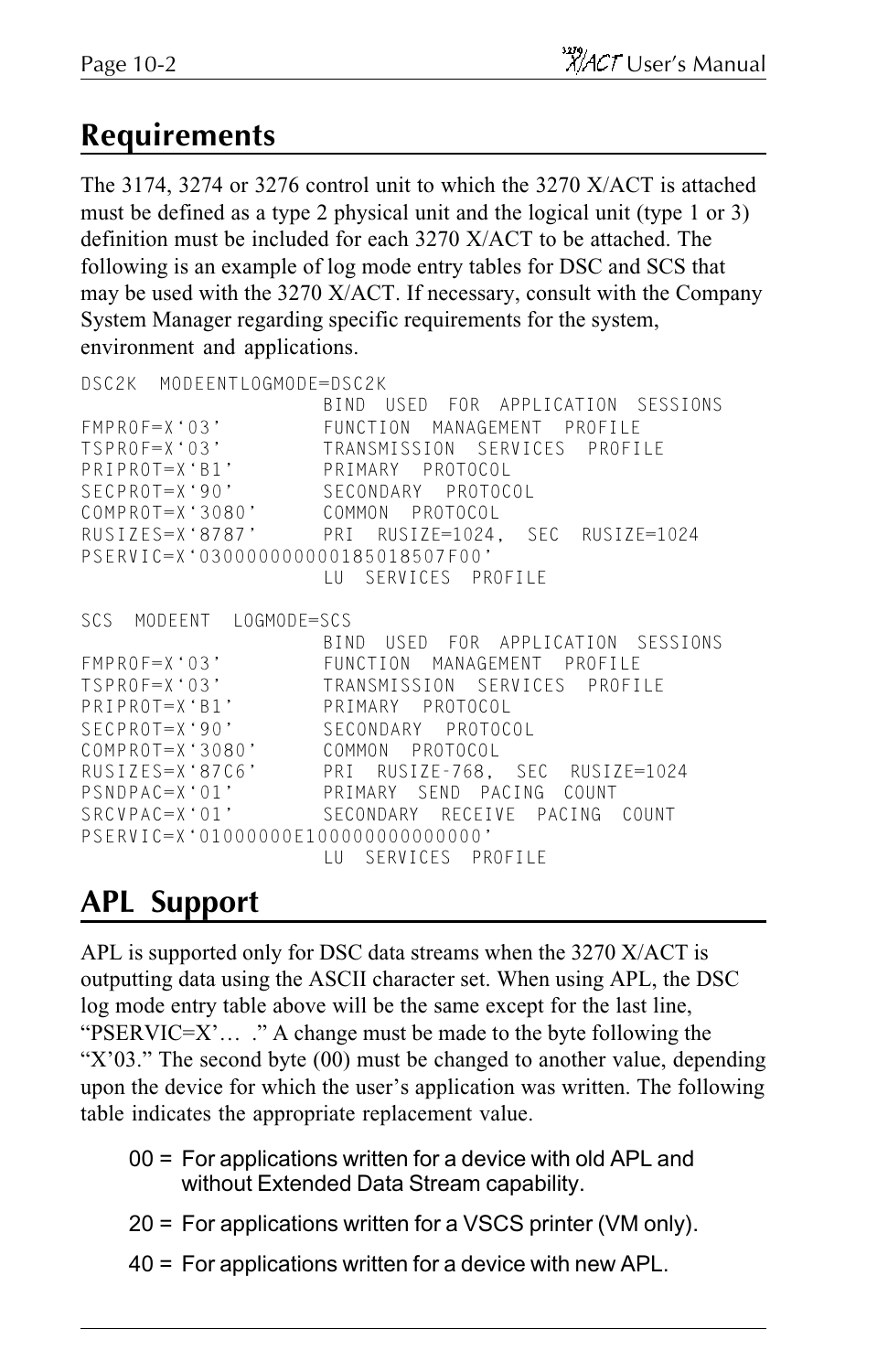## Requirements

The 3174, 3274 or 3276 control unit to which the 3270 X/ACT is attached must be defined as a type 2 physical unit and the logical unit (type 1 or 3) definition must be included for each 3270 X/ACT to be attached. The following is an example of log mode entry tables for DSC and SCS that may be used with the 3270 X/ACT. If necessary, consult with the Company System Manager regarding specific requirements for the system, environment and applications.

```
DSC2K  MODEENTLOGMODE=DSC2K
                     BIND  USED  FOR  APPLICATION  SESSIONS
FMPROF=X‘03’         FUNCTION  MANAGEMENT  PROFILE
TSPROF=X‘03’         TRANSMISSION  SERVICES  PROFILE
PRIPROT=X‘B1’        PRIMARY  PROTOCOL
SECPROT=X‘90’        SECONDARY  PROTOCOL
COMPROT=X‘3080’      COMMON  PROTOCOL
RUSIZES=X‘8787’      PRI  RUSIZE=1024,  SEC  RUSIZE=1024
PSERVIC=X‘030000000000185018507F00’
                     LU  SERVICES  PROFILE

SCS  MODEENT  LOGMODE=SCS
                     BIND  USED  FOR  APPLICATION  SESSIONS
FMPROF=X‘03’         FUNCTION  MANAGEMENT  PROFILE
TSPROF=X‘03’         TRANSMISSION  SERVICES  PROFILE
PRIPROT=X‘B1’        PRIMARY  PROTOCOL
SECPROT=X‘90’        SECONDARY  PROTOCOL
COMPROT=X‘3080’      COMMON  PROTOCOL
RUSIZES=X‘87C6’      PRI  RUSIZE-768,  SEC  RUSIZE=1024
PSNDPAC=X‘01’        PRIMARY  SEND  PACING  COUNT
SRCVPAC=X‘01’        SECONDARY  RECEIVE  PACING  COUNT
PSERVIC=X‘01000000E100000000000000’
                     LU  SERVICES  PROFILE
```

## APL Support

APL is supported only for DSC data streams when the 3270 X/ACT is outputting data using the ASCII character set. When using APL, the DSC log mode entry table above will be the same except for the last line, “PSERVIC=X’… .” A change must be made to the byte following the “X’03.” The second byte (00) must be changed to another value, depending upon the device for which the user’s application was written. The following table indicates the appropriate replacement value.

- 00 = For applications written for a device with old APL and without Extended Data Stream capability.
- 20 = For applications written for a VSCS printer (VM only).
- 40 = For applications written for a device with new APL.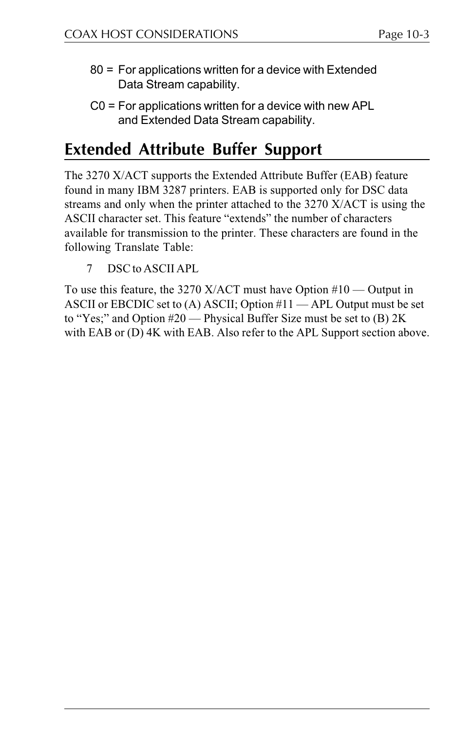80 = For applications written for a device with Extended Data Stream capability.

C0 = For applications written for a device with new APL and Extended Data Stream capability.

## Extended Attribute Buffer Support

The 3270 X/ACT supports the Extended Attribute Buffer (EAB) feature found in many IBM 3287 printers. EAB is supported only for DSC data streams and only when the printer attached to the 3270 X/ACT is using the ASCII character set. This feature "extends" the number of characters available for transmission to the printer. These characters are found in the following Translate Table:

7 DSC to ASCII APL

To use this feature, the 3270 X/ACT must have Option #10 — Output in ASCII or EBCDIC set to (A) ASCII; Option #11 — APL Output must be set to "Yes;" and Option #20 — Physical Buffer Size must be set to (B) 2K with EAB or (D) 4K with EAB. Also refer to the APL Support section above.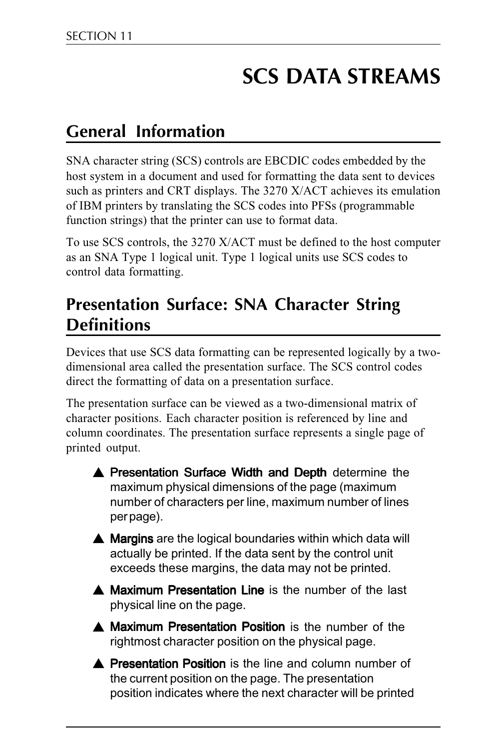# SCS DATA STREAMS

## General Information

SNA character string (SCS) controls are EBCDIC codes embedded by the host system in a document and used for formatting the data sent to devices such as printers and CRT displays. The 3270 X/ACT achieves its emulation of IBM printers by translating the SCS codes into PFSs (programmable function strings) that the printer can use to format data.

To use SCS controls, the 3270 X/ACT must be defined to the host computer as an SNA Type 1 logical unit. Type 1 logical units use SCS codes to control data formatting.

## Presentation Surface: SNA Character String Definitions

Devices that use SCS data formatting can be represented logically by a two-dimensional area called the presentation surface. The SCS control codes direct the formatting of data on a presentation surface.

The presentation surface can be viewed as a two-dimensional matrix of character positions. Each character position is referenced by line and column coordinates. The presentation surface represents a single page of printed output.

- **Presentation Surface Width and Depth** determine the maximum physical dimensions of the page (maximum number of characters per line, maximum number of lines per page).
- **Margins** are the logical boundaries within which data will actually be printed. If the data sent by the control unit exceeds these margins, the data may not be printed.
- **Maximum Presentation Line** is the number of the last physical line on the page.
- **Maximum Presentation Position** is the number of the rightmost character position on the physical page.
- **Presentation Position** is the line and column number of the current position on the page. The presentation position indicates where the next character will be printed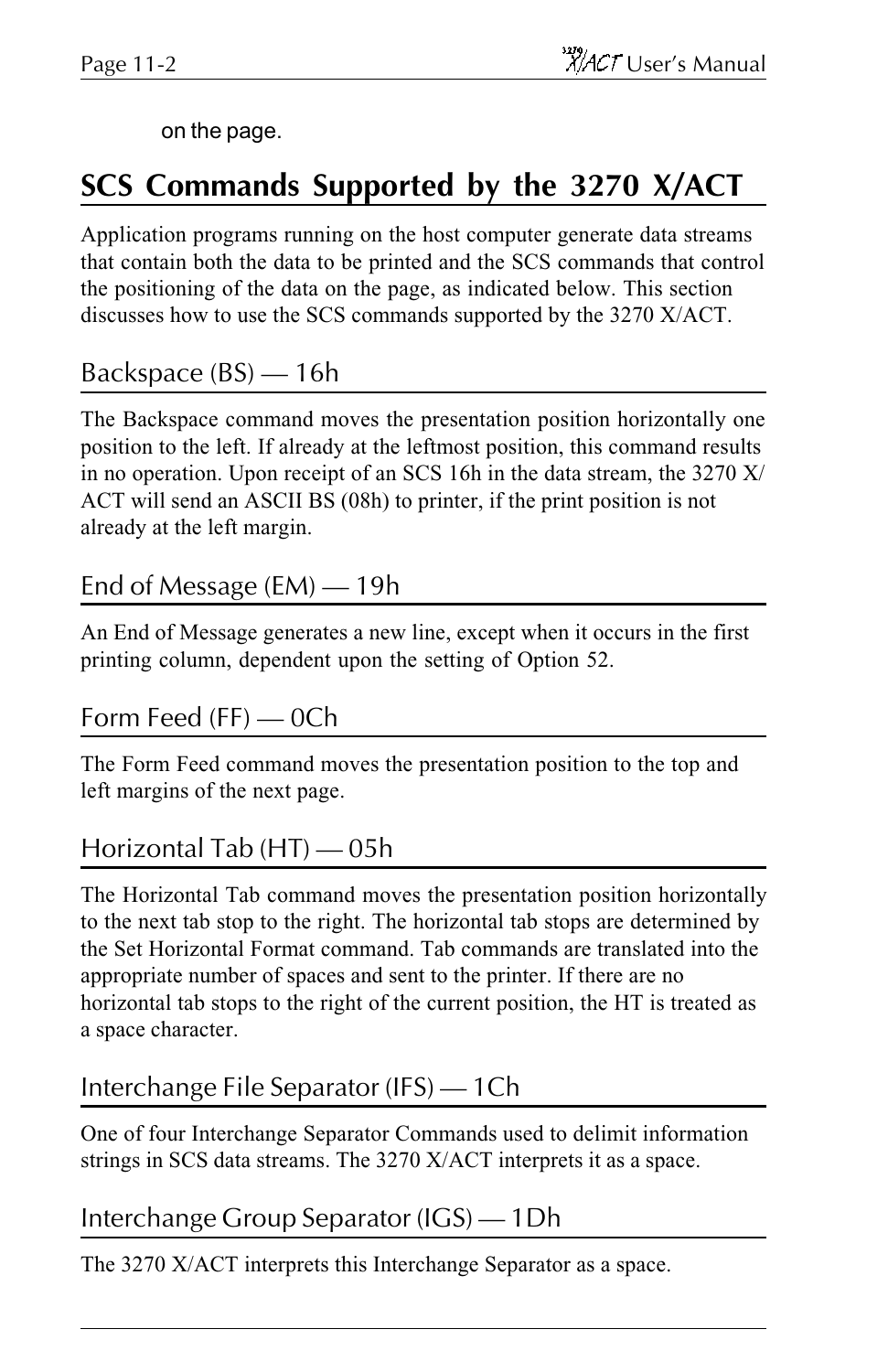on the page.

## SCS Commands Supported by the 3270 X/ACT

Application programs running on the host computer generate data streams that contain both the data to be printed and the SCS commands that control the positioning of the data on the page, as indicated below. This section discusses how to use the SCS commands supported by the 3270 X/ACT.

### Backspace (BS) — 16h

The Backspace command moves the presentation position horizontally one position to the left. If already at the leftmost position, this command results in no operation. Upon receipt of an SCS 16h in the data stream, the 3270 X/ACT will send an ASCII BS (08h) to printer, if the print position is not already at the left margin.

### End of Message (EM) — 19h

An End of Message generates a new line, except when it occurs in the first printing column, dependent upon the setting of Option 52.

### Form Feed (FF) — 0Ch

The Form Feed command moves the presentation position to the top and left margins of the next page.

### Horizontal Tab (HT) — 05h

The Horizontal Tab command moves the presentation position horizontally to the next tab stop to the right. The horizontal tab stops are determined by the Set Horizontal Format command. Tab commands are translated into the appropriate number of spaces and sent to the printer. If there are no horizontal tab stops to the right of the current position, the HT is treated as a space character.

### Interchange File Separator (IFS) — 1Ch

One of four Interchange Separator Commands used to delimit information strings in SCS data streams. The 3270 X/ACT interprets it as a space.

### Interchange Group Separator (IGS) — 1Dh

The 3270 X/ACT interprets this Interchange Separator as a space.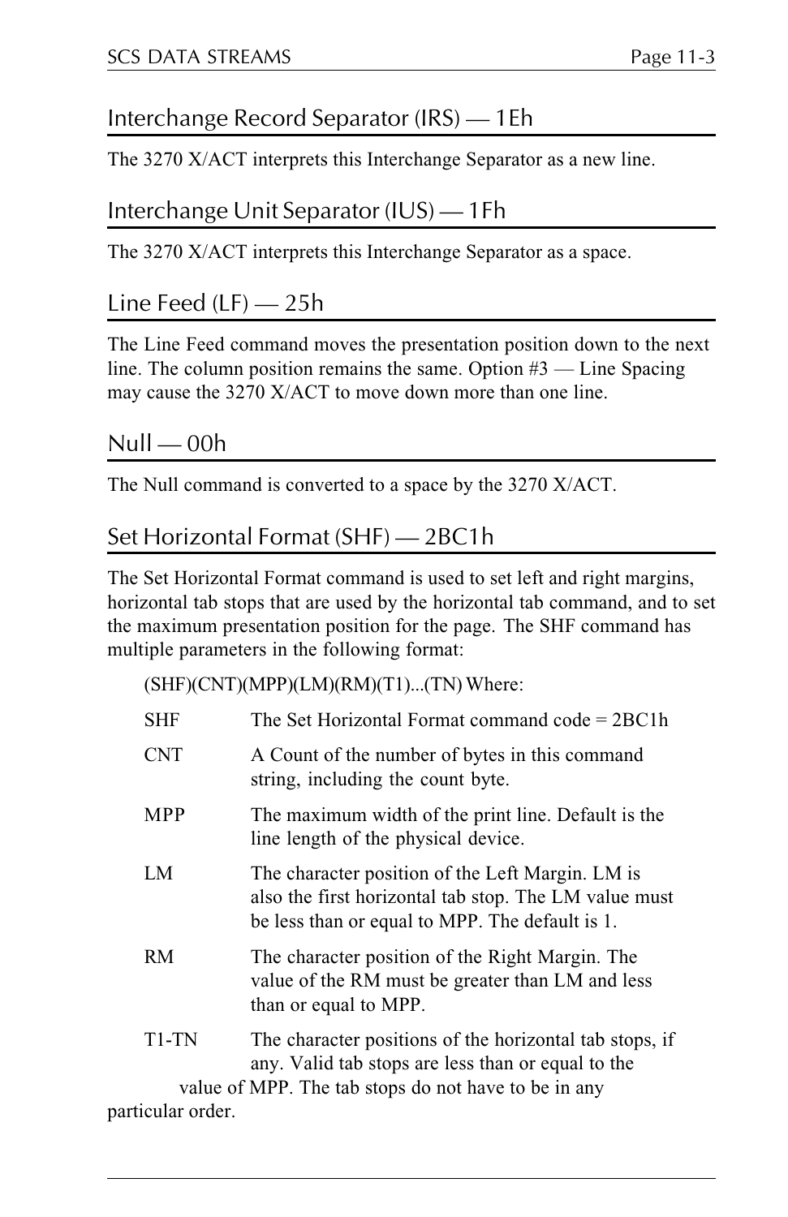## Interchange Record Separator (IRS) — 1Eh

The 3270 X/ACT interprets this Interchange Separator as a new line.

## Interchange Unit Separator (IUS) — 1Fh

The 3270 X/ACT interprets this Interchange Separator as a space.

## Line Feed (LF) — 25h

The Line Feed command moves the presentation position down to the next line. The column position remains the same. Option #3 — Line Spacing may cause the 3270 X/ACT to move down more than one line.

## Null — 00h

The Null command is converted to a space by the 3270 X/ACT.

## Set Horizontal Format (SHF) — 2BC1h

The Set Horizontal Format command is used to set left and right margins, horizontal tab stops that are used by the horizontal tab command, and to set the maximum presentation position for the page. The SHF command has multiple parameters in the following format:

(SHF)(CNT)(MPP)(LM)(RM)(T1)...(TN) Where:

| | |
|---|---|
| SHF | The Set Horizontal Format command code = 2BC1h |
| CNT | A Count of the number of bytes in this command string, including the count byte. |
| MPP | The maximum width of the print line. Default is the line length of the physical device. |
| LM | The character position of the Left Margin. LM is also the first horizontal tab stop. The LM value must be less than or equal to MPP. The default is 1. |
| RM | The character position of the Right Margin. The value of the RM must be greater than LM and less than or equal to MPP. |
| T1-TN | The character positions of the horizontal tab stops, if any. Valid tab stops are less than or equal to the value of MPP. The tab stops do not have to be in any particular order. |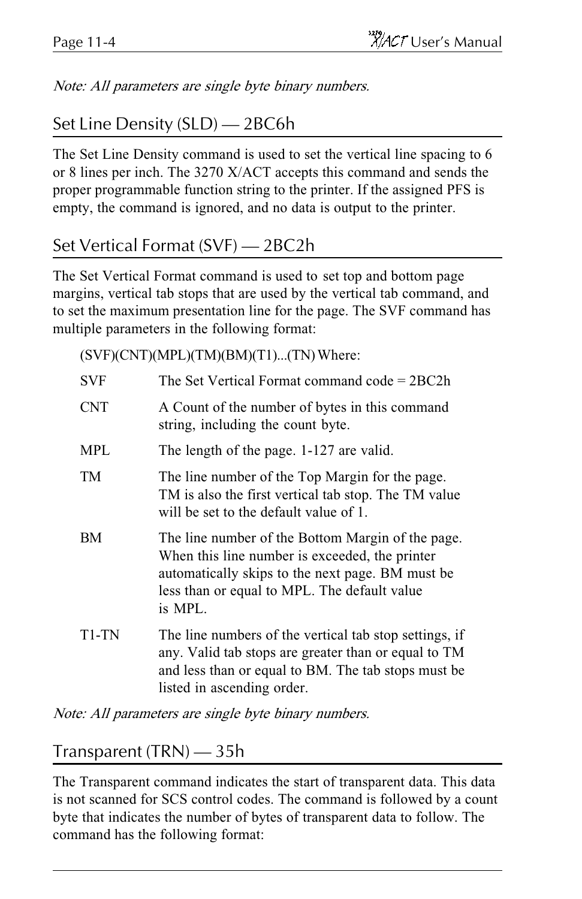*Note: All parameters are single byte binary numbers.*

## Set Line Density (SLD) — 2BC6h

The Set Line Density command is used to set the vertical line spacing to 6 or 8 lines per inch. The 3270 X/ACT accepts this command and sends the proper programmable function string to the printer. If the assigned PFS is empty, the command is ignored, and no data is output to the printer.

## Set Vertical Format (SVF) — 2BC2h

The Set Vertical Format command is used to set top and bottom page margins, vertical tab stops that are used by the vertical tab command, and to set the maximum presentation line for the page. The SVF command has multiple parameters in the following format:

(SVF)(CNT)(MPL)(TM)(BM)(T1)...(TN) Where:

| | |
|---|---|
| SVF | The Set Vertical Format command code = 2BC2h |
| CNT | A Count of the number of bytes in this command string, including the count byte. |
| MPL | The length of the page. 1-127 are valid. |
| TM | The line number of the Top Margin for the page. TM is also the first vertical tab stop. The TM value will be set to the default value of 1. |
| BM | The line number of the Bottom Margin of the page. When this line number is exceeded, the printer automatically skips to the next page. BM must be less than or equal to MPL. The default value is MPL. |
| T1-TN | The line numbers of the vertical tab stop settings, if any. Valid tab stops are greater than or equal to TM and less than or equal to BM. The tab stops must be listed in ascending order. |

*Note: All parameters are single byte binary numbers.*

## Transparent (TRN) — 35h

The Transparent command indicates the start of transparent data. This data is not scanned for SCS control codes. The command is followed by a count byte that indicates the number of bytes of transparent data to follow. The command has the following format: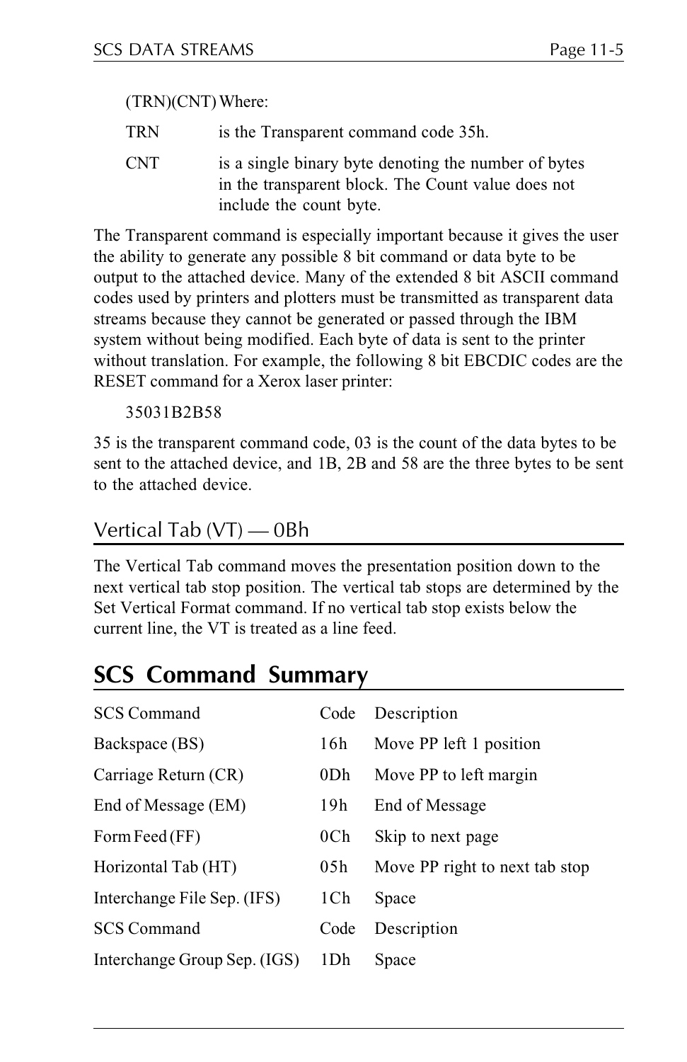(TRN)(CNT) Where:

| | |
|---|---|
| TRN | is the Transparent command code 35h. |
| CNT | is a single binary byte denoting the number of bytes in the transparent block. The Count value does not include the count byte. |

The Transparent command is especially important because it gives the user the ability to generate any possible 8 bit command or data byte to be output to the attached device. Many of the extended 8 bit ASCII command codes used by printers and plotters must be transmitted as transparent data streams because they cannot be generated or passed through the IBM system without being modified. Each byte of data is sent to the printer without translation. For example, the following 8 bit EBCDIC codes are the RESET command for a Xerox laser printer:

35031B2B58

35 is the transparent command code, 03 is the count of the data bytes to be sent to the attached device, and 1B, 2B and 58 are the three bytes to be sent to the attached device.

### Vertical Tab (VT) — 0Bh

The Vertical Tab command moves the presentation position down to the next vertical tab stop position. The vertical tab stops are determined by the Set Vertical Format command. If no vertical tab stop exists below the current line, the VT is treated as a line feed.

## SCS Command Summary

| SCS Command | Code | Description |
|---|---|---|
| Backspace (BS) | 16h | Move PP left 1 position |
| Carriage Return (CR) | 0Dh | Move PP to left margin |
| End of Message (EM) | 19h | End of Message |
| Form Feed (FF) | 0Ch | Skip to next page |
| Horizontal Tab (HT) | 05h | Move PP right to next tab stop |
| Interchange File Sep. (IFS) | 1Ch | Space |
| Interchange Group Sep. (IGS) | 1Dh | Space |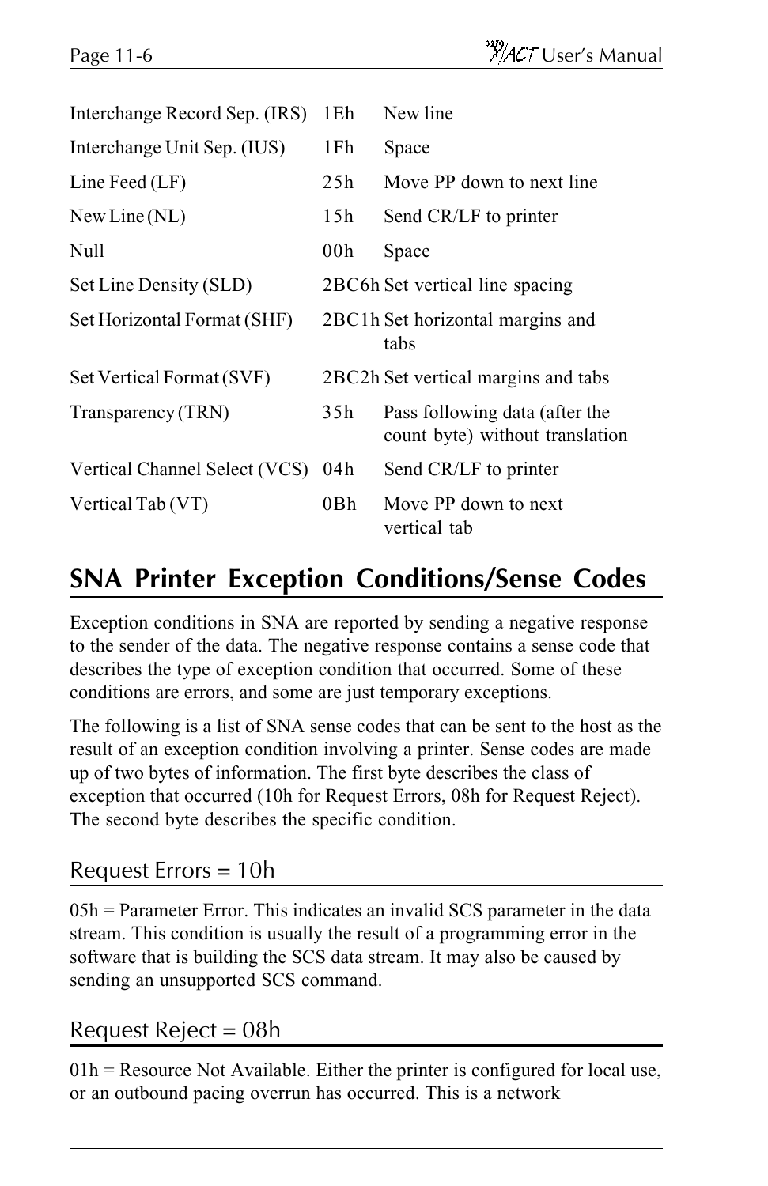| | | |
|---|---|---|
| Interchange Record Sep. (IRS) | 1Eh | New line |
| Interchange Unit Sep. (IUS) | 1Fh | Space |
| Line Feed (LF) | 25h | Move PP down to next line |
| New Line (NL) | 15h | Send CR/LF to printer |
| Null | 00h | Space |
| Set Line Density (SLD) | 2BC6h | Set vertical line spacing |
| Set Horizontal Format (SHF) | 2BC1h | Set horizontal margins and tabs |
| Set Vertical Format (SVF) | 2BC2h | Set vertical margins and tabs |
| Transparency (TRN) | 35h | Pass following data (after the count byte) without translation |
| Vertical Channel Select (VCS) | 04h | Send CR/LF to printer |
| Vertical Tab (VT) | 0Bh | Move PP down to next vertical tab |

## SNA Printer Exception Conditions/Sense Codes

Exception conditions in SNA are reported by sending a negative response to the sender of the data. The negative response contains a sense code that describes the type of exception condition that occurred. Some of these conditions are errors, and some are just temporary exceptions.

The following is a list of SNA sense codes that can be sent to the host as the result of an exception condition involving a printer. Sense codes are made up of two bytes of information. The first byte describes the class of exception that occurred (10h for Request Errors, 08h for Request Reject). The second byte describes the specific condition.

### Request Errors = 10h

05h = Parameter Error. This indicates an invalid SCS parameter in the data stream. This condition is usually the result of a programming error in the software that is building the SCS data stream. It may also be caused by sending an unsupported SCS command.

### Request Reject = 08h

01h = Resource Not Available. Either the printer is configured for local use, or an outbound pacing overrun has occurred. This is a network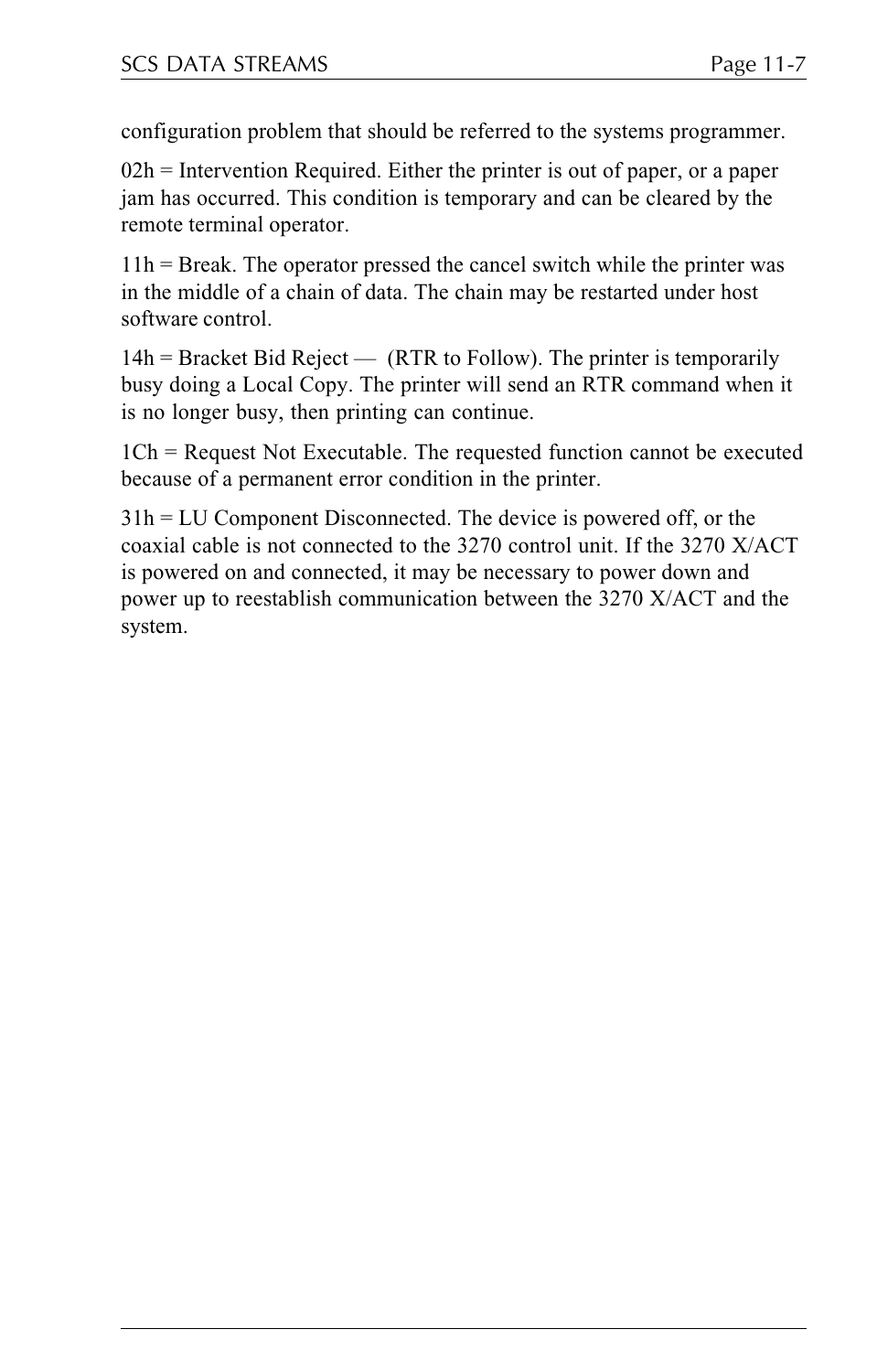configuration problem that should be referred to the systems programmer.

02h = Intervention Required. Either the printer is out of paper, or a paper jam has occurred. This condition is temporary and can be cleared by the remote terminal operator.

11h = Break. The operator pressed the cancel switch while the printer was in the middle of a chain of data. The chain may be restarted under host software control.

14h = Bracket Bid Reject — (RTR to Follow). The printer is temporarily busy doing a Local Copy. The printer will send an RTR command when it is no longer busy, then printing can continue.

1Ch = Request Not Executable. The requested function cannot be executed because of a permanent error condition in the printer.

31h = LU Component Disconnected. The device is powered off, or the coaxial cable is not connected to the 3270 control unit. If the 3270 X/ACT is powered on and connected, it may be necessary to power down and power up to reestablish communication between the 3270 X/ACT and the system.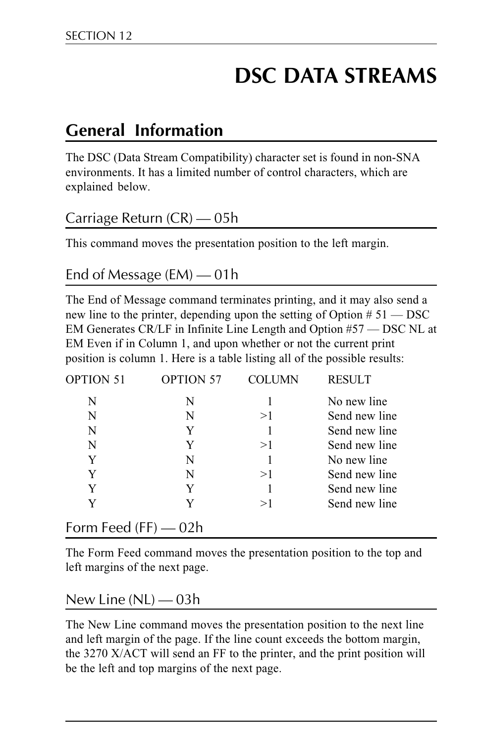# DSC DATA STREAMS

## General Information

The DSC (Data Stream Compatibility) character set is found in non-SNA environments. It has a limited number of control characters, which are explained below.

### Carriage Return (CR) — 05h

This command moves the presentation position to the left margin.

### End of Message (EM) — 01h

The End of Message command terminates printing, and it may also send a new line to the printer, depending upon the setting of Option # 51 — DSC EM Generates CR/LF in Infinite Line Length and Option #57 — DSC NL at EM Even if in Column 1, and upon whether or not the current print position is column 1. Here is a table listing all of the possible results:

| OPTION 51 | OPTION 57 | COLUMN | RESULT |
|---|---|---|---|
| N | N | 1 | No new line |
| N | N | >1 | Send new line |
| N | Y | 1 | Send new line |
| N | Y | >1 | Send new line |
| Y | N | 1 | No new line |
| Y | N | >1 | Send new line |
| Y | Y | 1 | Send new line |
| Y | Y | >1 | Send new line |

### Form Feed (FF) — 02h

The Form Feed command moves the presentation position to the top and left margins of the next page.

### New Line (NL) — 03h

The New Line command moves the presentation position to the next line and left margin of the page. If the line count exceeds the bottom margin, the 3270 X/ACT will send an FF to the printer, and the print position will be the left and top margins of the next page.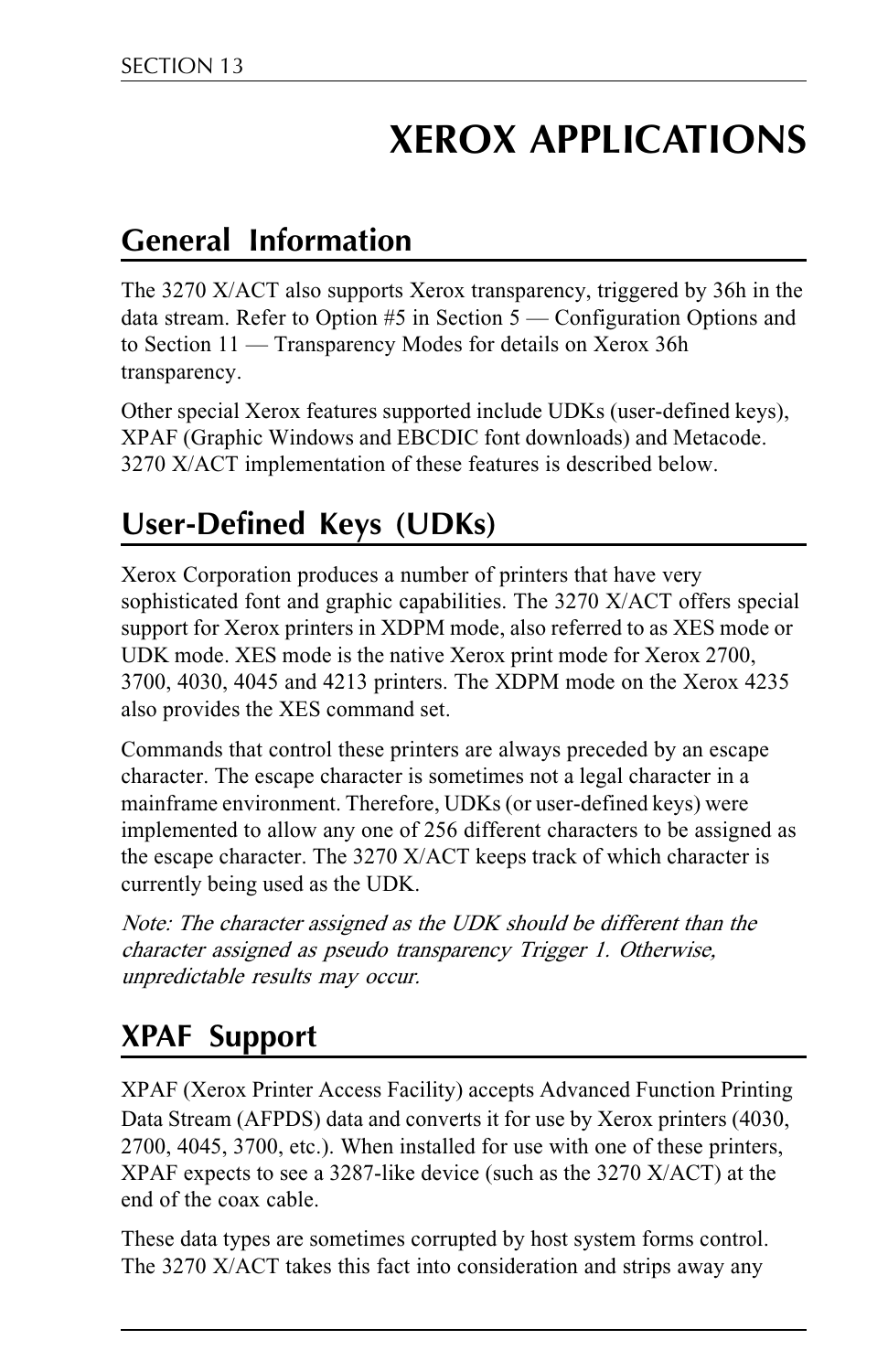# XEROX APPLICATIONS

## General Information

The 3270 X/ACT also supports Xerox transparency, triggered by 36h in the data stream. Refer to Option #5 in Section 5 — Configuration Options and to Section 11 — Transparency Modes for details on Xerox 36h transparency.

Other special Xerox features supported include UDKs (user-defined keys), XPAF (Graphic Windows and EBCDIC font downloads) and Metacode. 3270 X/ACT implementation of these features is described below.

## User-Defined Keys (UDKs)

Xerox Corporation produces a number of printers that have very sophisticated font and graphic capabilities. The 3270 X/ACT offers special support for Xerox printers in XDPM mode, also referred to as XES mode or UDK mode. XES mode is the native Xerox print mode for Xerox 2700, 3700, 4030, 4045 and 4213 printers. The XDPM mode on the Xerox 4235 also provides the XES command set.

Commands that control these printers are always preceded by an escape character. The escape character is sometimes not a legal character in a mainframe environment. Therefore, UDKs (or user-defined keys) were implemented to allow any one of 256 different characters to be assigned as the escape character. The 3270 X/ACT keeps track of which character is currently being used as the UDK.

*Note: The character assigned as the UDK should be different than the character assigned as pseudo transparency Trigger 1. Otherwise, unpredictable results may occur.*

## XPAF Support

XPAF (Xerox Printer Access Facility) accepts Advanced Function Printing Data Stream (AFPDS) data and converts it for use by Xerox printers (4030, 2700, 4045, 3700, etc.). When installed for use with one of these printers, XPAF expects to see a 3287-like device (such as the 3270 X/ACT) at the end of the coax cable.

These data types are sometimes corrupted by host system forms control. The 3270 X/ACT takes this fact into consideration and strips away any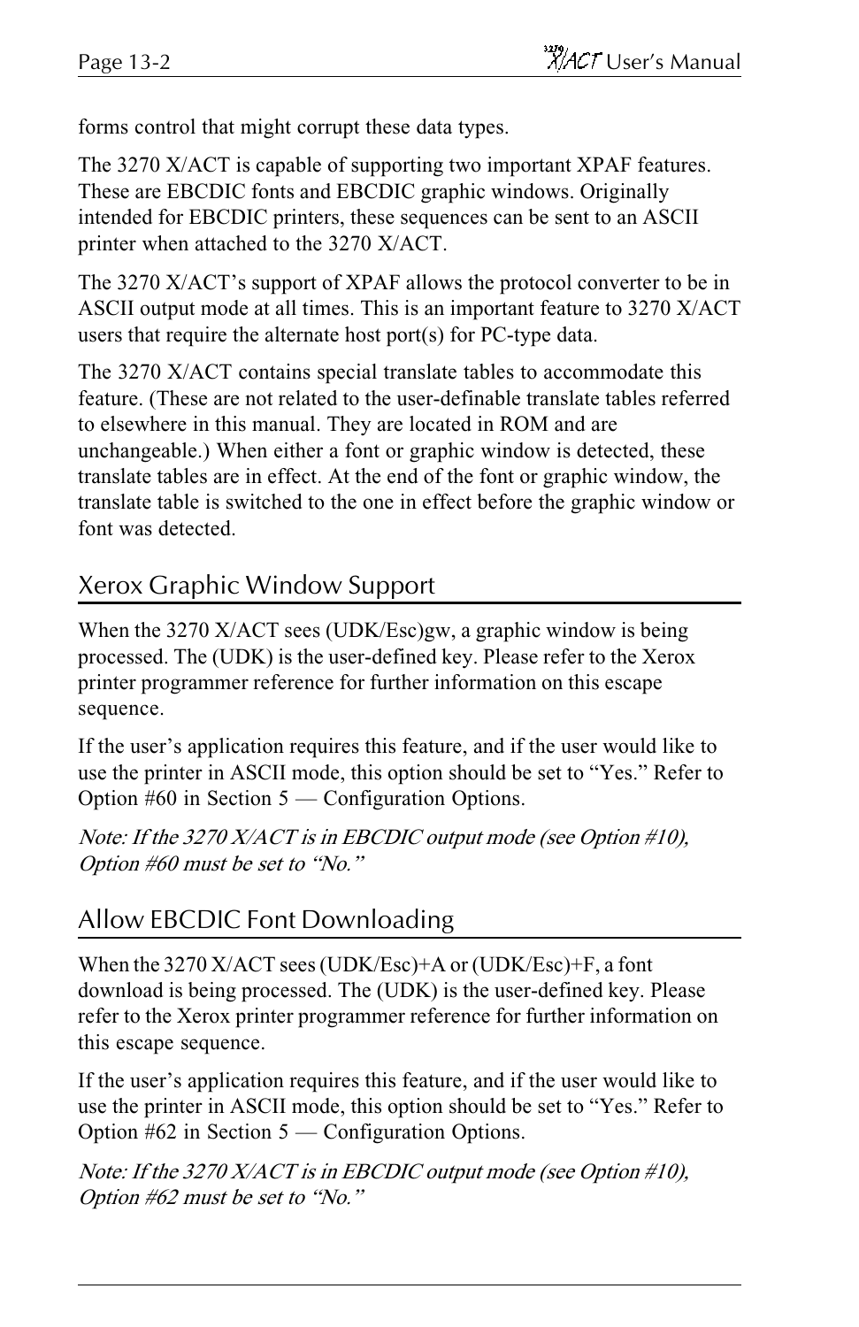forms control that might corrupt these data types.

The 3270 X/ACT is capable of supporting two important XPAF features. These are EBCDIC fonts and EBCDIC graphic windows. Originally intended for EBCDIC printers, these sequences can be sent to an ASCII printer when attached to the 3270 X/ACT.

The 3270 X/ACT's support of XPAF allows the protocol converter to be in ASCII output mode at all times. This is an important feature to 3270 X/ACT users that require the alternate host port(s) for PC-type data.

The 3270 X/ACT contains special translate tables to accommodate this feature. (These are not related to the user-definable translate tables referred to elsewhere in this manual. They are located in ROM and are unchangeable.) When either a font or graphic window is detected, these translate tables are in effect. At the end of the font or graphic window, the translate table is switched to the one in effect before the graphic window or font was detected.

## Xerox Graphic Window Support

When the 3270 X/ACT sees (UDK/Esc)gw, a graphic window is being processed. The (UDK) is the user-defined key. Please refer to the Xerox printer programmer reference for further information on this escape sequence.

If the user's application requires this feature, and if the user would like to use the printer in ASCII mode, this option should be set to "Yes." Refer to Option #60 in Section 5 — Configuration Options.

*Note: If the 3270 X/ACT is in EBCDIC output mode (see Option #10), Option #60 must be set to "No."*

## Allow EBCDIC Font Downloading

When the 3270 X/ACT sees (UDK/Esc)+A or (UDK/Esc)+F, a font download is being processed. The (UDK) is the user-defined key. Please refer to the Xerox printer programmer reference for further information on this escape sequence.

If the user's application requires this feature, and if the user would like to use the printer in ASCII mode, this option should be set to "Yes." Refer to Option #62 in Section 5 — Configuration Options.

*Note: If the 3270 X/ACT is in EBCDIC output mode (see Option #10), Option #62 must be set to "No."*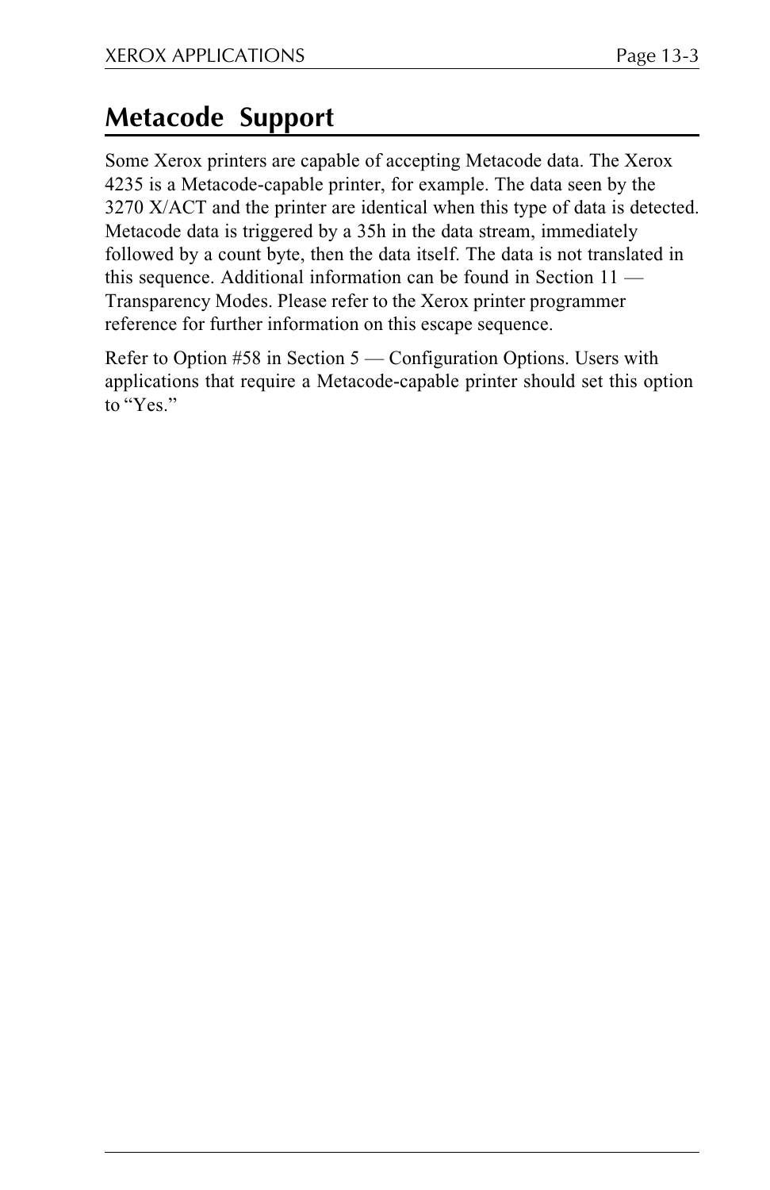## Metacode Support

Some Xerox printers are capable of accepting Metacode data. The Xerox 4235 is a Metacode-capable printer, for example. The data seen by the 3270 X/ACT and the printer are identical when this type of data is detected. Metacode data is triggered by a 35h in the data stream, immediately followed by a count byte, then the data itself. The data is not translated in this sequence. Additional information can be found in Section 11 — Transparency Modes. Please refer to the Xerox printer programmer reference for further information on this escape sequence.

Refer to Option #58 in Section 5 — Configuration Options. Users with applications that require a Metacode-capable printer should set this option to "Yes."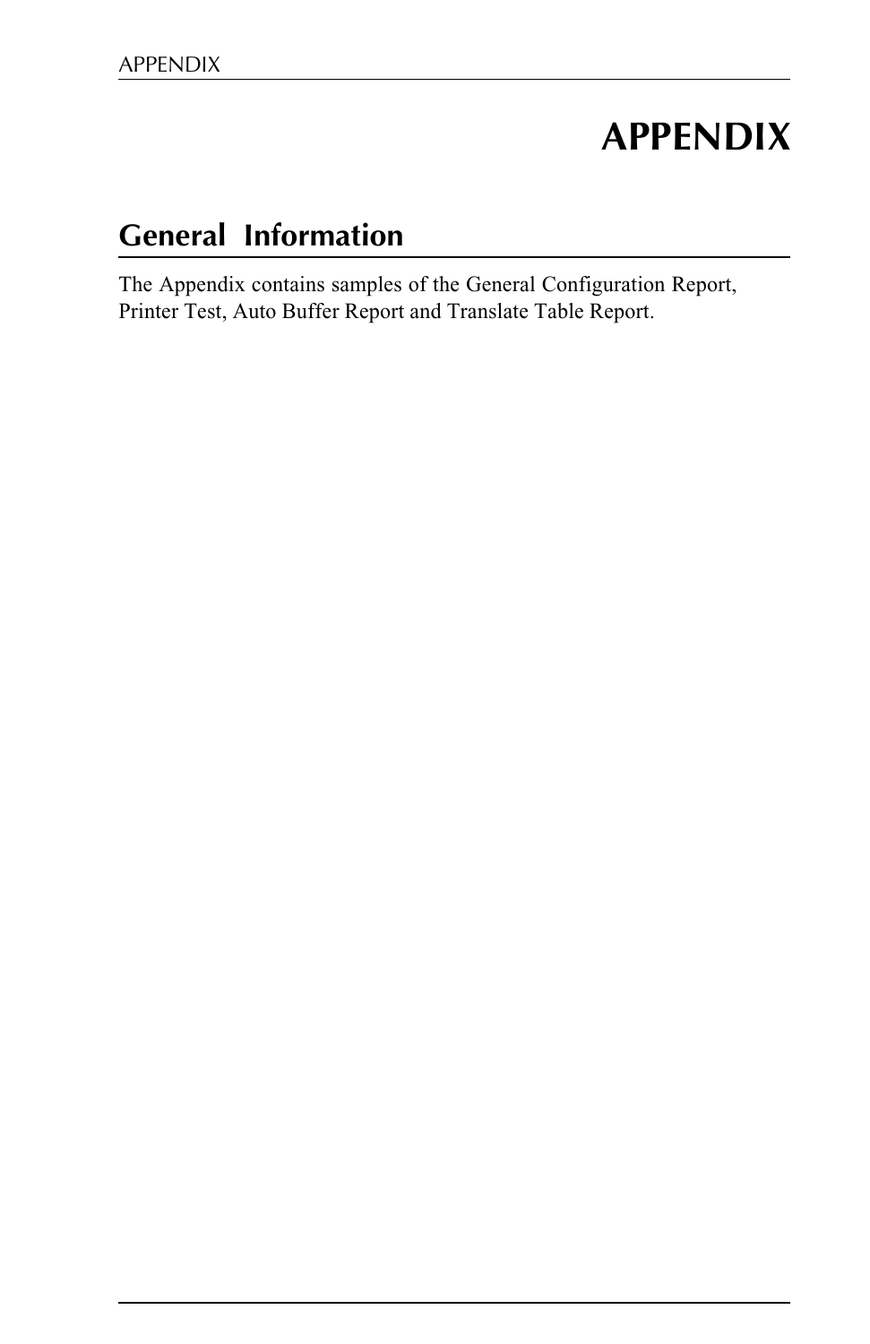# APPENDIX

## General Information

The Appendix contains samples of the General Configuration Report, Printer Test, Auto Buffer Report and Translate Table Report.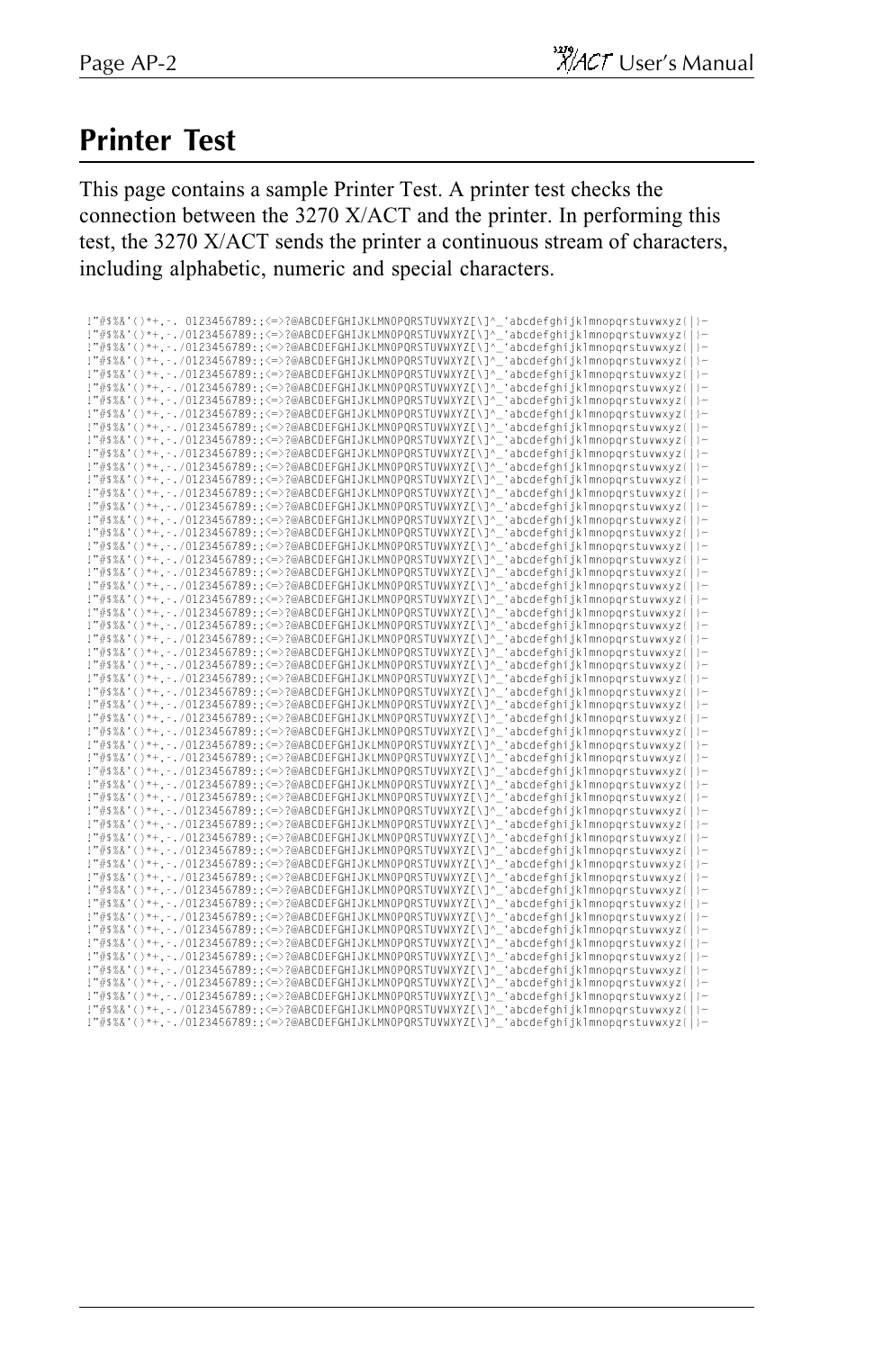# Printer Test

This page contains a sample Printer Test. A printer test checks the connection between the 3270 X/ACT and the printer. In performing this test, the 3270 X/ACT sends the printer a continuous stream of characters, including alphabetic, numeric and special characters.

```
!"#$%&'()*+,-. 0123456789:;<=>?@ABCDEFGHIJKLMNOPQRSTUVWXYZ[\]^_`abcdefghijklmnopqrstuvwxyz{|}~
!"#$%&'()*+,-./0123456789:;<=>?@ABCDEFGHIJKLMNOPQRSTUVWXYZ[\]^_`abcdefghijklmnopqrstuvwxyz{|}~
!"#$%&'()*+,-./0123456789:;<=>?@ABCDEFGHIJKLMNOPQRSTUVWXYZ[\]^_`abcdefghijklmnopqrstuvwxyz{|}~
!"#$%&'()*+,-./0123456789:;<=>?@ABCDEFGHIJKLMNOPQRSTUVWXYZ[\]^_`abcdefghijklmnopqrstuvwxyz{|}~
!"#$%&'()*+,-./0123456789:;<=>?@ABCDEFGHIJKLMNOPQRSTUVWXYZ[\]^_`abcdefghijklmnopqrstuvwxyz{|}~
!"#$%&'()*+,-./0123456789:;<=>?@ABCDEFGHIJKLMNOPQRSTUVWXYZ[\]^_`abcdefghijklmnopqrstuvwxyz{|}~
!"#$%&'()*+,-./0123456789:;<=>?@ABCDEFGHIJKLMNOPQRSTUVWXYZ[\]^_`abcdefghijklmnopqrstuvwxyz{|}~
!"#$%&'()*+,-./0123456789:;<=>?@ABCDEFGHIJKLMNOPQRSTUVWXYZ[\]^_`abcdefghijklmnopqrstuvwxyz{|}~
!"#$%&'()*+,-./0123456789:;<=>?@ABCDEFGHIJKLMNOPQRSTUVWXYZ[\]^_`abcdefghijklmnopqrstuvwxyz{|}~
!"#$%&'()*+,-./0123456789:;<=>?@ABCDEFGHIJKLMNOPQRSTUVWXYZ[\]^_`abcdefghijklmnopqrstuvwxyz{|}~
!"#$%&'()*+,-./0123456789:;<=>?@ABCDEFGHIJKLMNOPQRSTUVWXYZ[\]^_`abcdefghijklmnopqrstuvwxyz{|}~
!"#$%&'()*+,-./0123456789:;<=>?@ABCDEFGHIJKLMNOPQRSTUVWXYZ[\]^_`abcdefghijklmnopqrstuvwxyz{|}~
!"#$%&'()*+,-./0123456789:;<=>?@ABCDEFGHIJKLMNOPQRSTUVWXYZ[\]^_`abcdefghijklmnopqrstuvwxyz{|}~
!"#$%&'()*+,-./0123456789:;<=>?@ABCDEFGHIJKLMNOPQRSTUVWXYZ[\]^_`abcdefghijklmnopqrstuvwxyz{|}~
!"#$%&'()*+,-./0123456789:;<=>?@ABCDEFGHIJKLMNOPQRSTUVWXYZ[\]^_`abcdefghijklmnopqrstuvwxyz{|}~
!"#$%&'()*+,-./0123456789:;<=>?@ABCDEFGHIJKLMNOPQRSTUVWXYZ[\]^_`abcdefghijklmnopqrstuvwxyz{|}~
!"#$%&'()*+,-./0123456789:;<=>?@ABCDEFGHIJKLMNOPQRSTUVWXYZ[\]^_`abcdefghijklmnopqrstuvwxyz{|}~
!"#$%&'()*+,-./0123456789:;<=>?@ABCDEFGHIJKLMNOPQRSTUVWXYZ[\]^_`abcdefghijklmnopqrstuvwxyz{|}~
!"#$%&'()*+,-./0123456789:;<=>?@ABCDEFGHIJKLMNOPQRSTUVWXYZ[\]^_`abcdefghijklmnopqrstuvwxyz{|}~
!"#$%&'()*+,-./0123456789:;<=>?@ABCDEFGHIJKLMNOPQRSTUVWXYZ[\]^_`abcdefghijklmnopqrstuvwxyz{|}~
!"#$%&'()*+,-./0123456789:;<=>?@ABCDEFGHIJKLMNOPQRSTUVWXYZ[\]^_`abcdefghijklmnopqrstuvwxyz{|}~
!"#$%&'()*+,-./0123456789:;<=>?@ABCDEFGHIJKLMNOPQRSTUVWXYZ[\]^_`abcdefghijklmnopqrstuvwxyz{|}~
!"#$%&'()*+,-./0123456789:;<=>?@ABCDEFGHIJKLMNOPQRSTUVWXYZ[\]^_`abcdefghijklmnopqrstuvwxyz{|}~
!"#$%&'()*+,-./0123456789:;<=>?@ABCDEFGHIJKLMNOPQRSTUVWXYZ[\]^_`abcdefghijklmnopqrstuvwxyz{|}~
!"#$%&'()*+,-./0123456789:;<=>?@ABCDEFGHIJKLMNOPQRSTUVWXYZ[\]^_`abcdefghijklmnopqrstuvwxyz{|}~
!"#$%&'()*+,-./0123456789:;<=>?@ABCDEFGHIJKLMNOPQRSTUVWXYZ[\]^_`abcdefghijklmnopqrstuvwxyz{|}~
!"#$%&'()*+,-./0123456789:;<=>?@ABCDEFGHIJKLMNOPQRSTUVWXYZ[\]^_`abcdefghijklmnopqrstuvwxyz{|}~
!"#$%&'()*+,-./0123456789:;<=>?@ABCDEFGHIJKLMNOPQRSTUVWXYZ[\]^_`abcdefghijklmnopqrstuvwxyz{|}~
!"#$%&'()*+,-./0123456789:;<=>?@ABCDEFGHIJKLMNOPQRSTUVWXYZ[\]^_`abcdefghijklmnopqrstuvwxyz{|}~
!"#$%&'()*+,-./0123456789:;<=>?@ABCDEFGHIJKLMNOPQRSTUVWXYZ[\]^_`abcdefghijklmnopqrstuvwxyz{|}~
!"#$%&'()*+,-./0123456789:;<=>?@ABCDEFGHIJKLMNOPQRSTUVWXYZ[\]^_`abcdefghijklmnopqrstuvwxyz{|}~
!"#$%&'()*+,-./0123456789:;<=>?@ABCDEFGHIJKLMNOPQRSTUVWXYZ[\]^_`abcdefghijklmnopqrstuvwxyz{|}~
!"#$%&'()*+,-./0123456789:;<=>?@ABCDEFGHIJKLMNOPQRSTUVWXYZ[\]^_`abcdefghijklmnopqrstuvwxyz{|}~
!"#$%&'()*+,-./0123456789:;<=>?@ABCDEFGHIJKLMNOPQRSTUVWXYZ[\]^_`abcdefghijklmnopqrstuvwxyz{|}~
!"#$%&'()*+,-./0123456789:;<=>?@ABCDEFGHIJKLMNOPQRSTUVWXYZ[\]^_`abcdefghijklmnopqrstuvwxyz{|}~
!"#$%&'()*+,-./0123456789:;<=>?@ABCDEFGHIJKLMNOPQRSTUVWXYZ[\]^_`abcdefghijklmnopqrstuvwxyz{|}~
!"#$%&'()*+,-./0123456789:;<=>?@ABCDEFGHIJKLMNOPQRSTUVWXYZ[\]^_`abcdefghijklmnopqrstuvwxyz{|}~
!"#$%&'()*+,-./0123456789:;<=>?@ABCDEFGHIJKLMNOPQRSTUVWXYZ[\]^_`abcdefghijklmnopqrstuvwxyz{|}~
!"#$%&'()*+,-./0123456789:;<=>?@ABCDEFGHIJKLMNOPQRSTUVWXYZ[\]^_`abcdefghijklmnopqrstuvwxyz{|}~
!"#$%&'()*+,-./0123456789:;<=>?@ABCDEFGHIJKLMNOPQRSTUVWXYZ[\]^_`abcdefghijklmnopqrstuvwxyz{|}~
!"#$%&'()*+,-./0123456789:;<=>?@ABCDEFGHIJKLMNOPQRSTUVWXYZ[\]^_`abcdefghijklmnopqrstuvwxyz{|}~
!"#$%&'()*+,-./0123456789:;<=>?@ABCDEFGHIJKLMNOPQRSTUVWXYZ[\]^_`abcdefghijklmnopqrstuvwxyz{|}~
!"#$%&'()*+,-./0123456789:;<=>?@ABCDEFGHIJKLMNOPQRSTUVWXYZ[\]^_`abcdefghijklmnopqrstuvwxyz{|}~
!"#$%&'()*+,-./0123456789:;<=>?@ABCDEFGHIJKLMNOPQRSTUVWXYZ[\]^_`abcdefghijklmnopqrstuvwxyz{|}~
!"#$%&'()*+,-./0123456789:;<=>?@ABCDEFGHIJKLMNOPQRSTUVWXYZ[\]^_`abcdefghijklmnopqrstuvwxyz{|}~
!"#$%&'()*+,-./0123456789:;<=>?@ABCDEFGHIJKLMNOPQRSTUVWXYZ[\]^_`abcdefghijklmnopqrstuvwxyz{|}~
!"#$%&'()*+,-./0123456789:;<=>?@ABCDEFGHIJKLMNOPQRSTUVWXYZ[\]^_`abcdefghijklmnopqrstuvwxyz{|}~
!"#$%&'()*+,-./0123456789:;<=>?@ABCDEFGHIJKLMNOPQRSTUVWXYZ[\]^_`abcdefghijklmnopqrstuvwxyz{|}~
!"#$%&'()*+,-./0123456789:;<=>?@ABCDEFGHIJKLMNOPQRSTUVWXYZ[\]^_`abcdefghijklmnopqrstuvwxyz{|}~
!"#$%&'()*+,-./0123456789:;<=>?@ABCDEFGHIJKLMNOPQRSTUVWXYZ[\]^_`abcdefghijklmnopqrstuvwxyz{|}~
!"#$%&'()*+,-./0123456789:;<=>?@ABCDEFGHIJKLMNOPQRSTUVWXYZ[\]^_`abcdefghijklmnopqrstuvwxyz{|}~
!"#$%&'()*+,-./0123456789:;<=>?@ABCDEFGHIJKLMNOPQRSTUVWXYZ[\]^_`abcdefghijklmnopqrstuvwxyz{|}~
!"#$%&'()*+,-./0123456789:;<=>?@ABCDEFGHIJKLMNOPQRSTUVWXYZ[\]^_`abcdefghijklmnopqrstuvwxyz{|}~
!"#$%&'()*+,-./0123456789:;<=>?@ABCDEFGHIJKLMNOPQRSTUVWXYZ[\]^_`abcdefghijklmnopqrstuvwxyz{|}~
```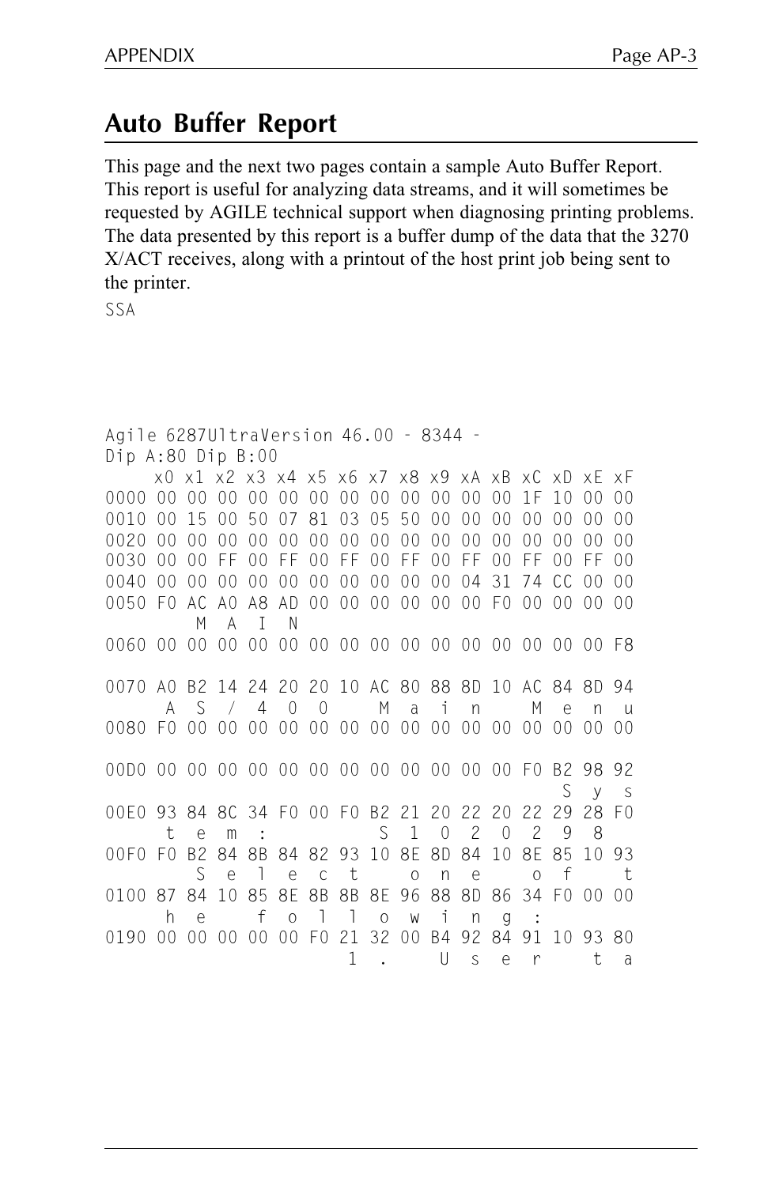## Auto Buffer Report

This page and the next two pages contain a sample Auto Buffer Report. This report is useful for analyzing data streams, and it will sometimes be requested by AGILE technical support when diagnosing printing problems. The data presented by this report is a buffer dump of the data that the 3270 X/ACT receives, along with a printout of the host print job being sent to the printer.

SSA

```
Agile 6287UltraVersion 46.00 - 8344 -
Dip A:80 Dip B:00
     x0 x1 x2 x3 x4 x5 x6 x7 x8 x9 xA xB xC xD xE xF
0000 00 00 00 00 00 00 00 00 00 00 00 00 1F 10 00 00
0010 00 15 00 50 07 81 03 05 50 00 00 00 00 00 00 00
0020 00 00 00 00 00 00 00 00 00 00 00 00 00 00 00 00
0030 00 00 FF 00 FF 00 FF 00 FF 00 FF 00 FF 00 FF 00
0040 00 00 00 00 00 00 00 00 00 00 00 04 31 74 CC 00 00
0050 F0 AC A0 A8 AD 00 00 00 00 00 00 F0 00 00 00 00
        M  A  I  N
0060 00 00 00 00 00 00 00 00 00 00 00 00 00 00 00 F8

0070 A0 B2 14 24 20 20 10 AC 80 88 8D 10 AC 84 8D 94
      A  S  /  4  0  0     M  a  i  n     M  e  n  u
0080 F0 00 00 00 00 00 00 00 00 00 00 00 00 00 00 00

00D0 00 00 00 00 00 00 00 00 00 00 00 00 F0 B2 98 92
                                             S  y  s
00E0 93 84 8C 34 F0 00 F0 B2 21 20 22 20 22 29 28 F0
      t  e  m  :           S  1  0  2  0  2  9  8
00F0 F0 B2 84 8B 84 82 93 10 8E 8D 84 10 8E 85 10 93
        S  e  l  e  c  t     o  n  e     o  f     t
0100 87 84 10 85 8E 8B 8B 8E 96 88 8D 86 34 F0 00 00
      h  e     f  o  l  l  o  w  i  n  g  :
0190 00 00 00 00 00 F0 21 32 00 B4 92 84 91 10 93 80
                        1  .     U  s  e  r     t  a
```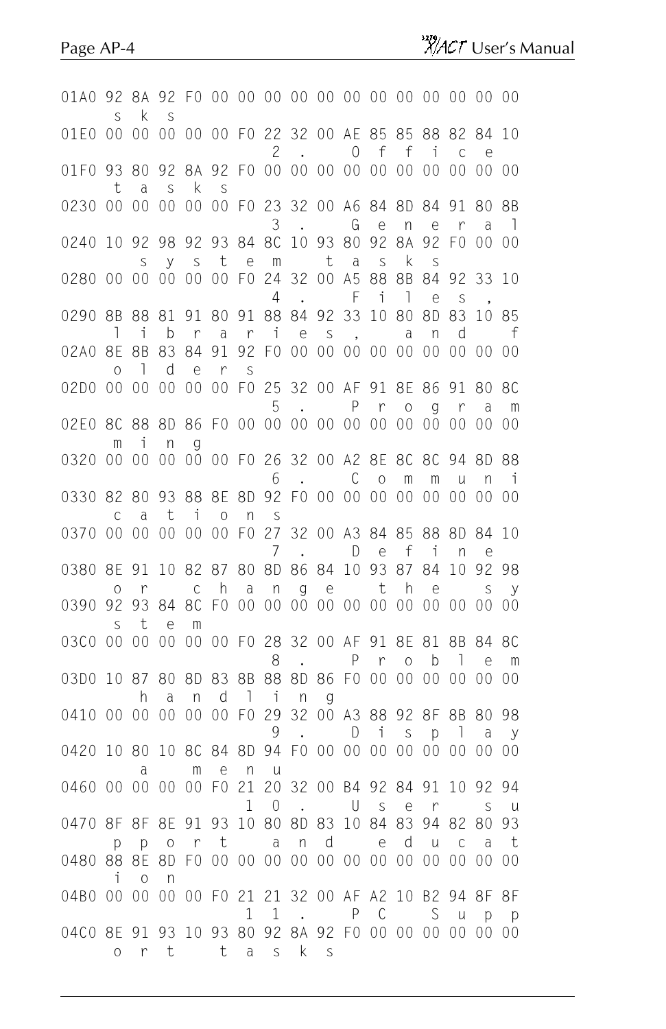```
01A0 92 8A 92 F0 00 00 00 00 00 00 00 00 00 00 00 00
      s  k  s
01E0 00 00 00 00 00 F0 22 32 00 AE 85 85 88 82 84 10
                        2  .     O  f  f  i  c  e
01F0 93 80 92 8A 92 F0 00 00 00 00 00 00 00 00 00 00
      t  a  s  k  s
0230 00 00 00 00 00 F0 23 32 00 A6 84 8D 84 91 80 8B
                        3  .     G  e  n  e  r  a  l
0240 10 92 98 92 93 84 8C 10 93 80 92 8A 92 F0 00 00
         s  y  s  t  e  m     t  a  s  k  s
0280 00 00 00 00 00 F0 24 32 00 A5 88 8B 84 92 33 10
                        4  .     F  i  l  e  s  ,
0290 8B 88 81 91 80 91 88 84 92 33 10 80 8D 83 10 85
      l  i  b  r  a  r  i  e  s  ,     a  n  d     f
02A0 8E 8B 83 84 91 92 F0 00 00 00 00 00 00 00 00 00
      o  l  d  e  r  s
02D0 00 00 00 00 00 F0 25 32 00 AF 91 8E 86 91 80 8C
                        5  .     P  r  o  g  r  a  m
02E0 8C 88 8D 86 F0 00 00 00 00 00 00 00 00 00 00 00
      m  i  n  g
0320 00 00 00 00 00 F0 26 32 00 A2 8E 8C 8C 94 8D 88
                        6  .     C  o  m  m  u  n  i
0330 82 80 93 88 8E 8D 92 F0 00 00 00 00 00 00 00 00
      c  a  t  i  o  n  s
0370 00 00 00 00 00 F0 27 32 00 A3 84 85 88 8D 84 10
                        7  .     D  e  f  i  n  e
0380 8E 91 10 82 87 80 8D 86 84 10 93 87 84 10 92 98
      o  r     c  h  a  n  g  e     t  h  e     s  y
0390 92 93 84 8C F0 00 00 00 00 00 00 00 00 00 00 00
      s  t  e  m
03C0 00 00 00 00 00 F0 28 32 00 AF 91 8E 81 8B 84 8C
                        8  .     P  r  o  b  l  e  m
03D0 10 87 80 8D 83 8B 88 8D 86 F0 00 00 00 00 00 00
         h  a  n  d  l  i  n  g
0410 00 00 00 00 00 F0 29 32 00 A3 88 92 8F 8B 80 98
                        9  .     D  i  s  p  l  a  y
0420 10 80 10 8C 84 8D 94 F0 00 00 00 00 00 00 00 00
         a     m  e  n  u
0460 00 00 00 00 F0 21 20 32 00 B4 92 84 91 10 92 94
                     1  0  .     U  s  e  r     s  u
0470 8F 8F 8E 91 93 10 80 8D 83 10 84 83 94 82 80 93
      p  p  o  r  t     a  n  d     e  d  u  c  a  t
0480 88 8E 8D F0 00 00 00 00 00 00 00 00 00 00 00 00
      i  o  n
04B0 00 00 00 00 F0 21 21 32 00 AF A2 10 B2 94 8F 8F
                     1  1  .     P  C     S  u  p  p
04C0 8E 91 93 10 93 80 92 8A 92 F0 00 00 00 00 00 00
      o  r  t     t  a  s  k  s
```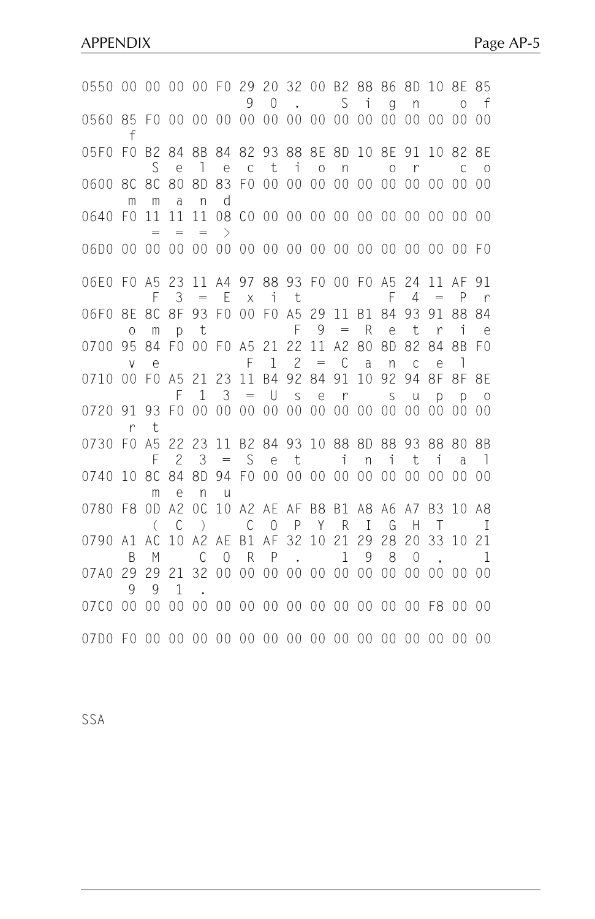```
0550 00 00 00 00 F0 29 20 32 00 B2 88 86 8D 10 8E 85
                    9  0  .     S  i  g  n     o  f
0560 85 F0 00 00 00 00 00 00 00 00 00 00 00 00 00 00
     f
05F0 F0 B2 84 8B 84 82 93 88 8E 8D 10 8E 91 10 82 8E
        S  e  l  e  c  t  i  o  n     o  r     c  o
0600 8C 8C 80 8D 83 F0 00 00 00 00 00 00 00 00 00 00
     m  m  a  n  d
0640 F0 11 11 11 08 C0 00 00 00 00 00 00 00 00 00 00
        =  =  =  >
06D0 00 00 00 00 00 00 00 00 00 00 00 00 00 00 00 F0

06E0 F0 A5 23 11 A4 97 88 93 F0 00 F0 A5 24 11 AF 91
        F  3  =  E  x  i  t              F  4  =  P  r
06F0 8E 8C 8F 93 F0 00 F0 A5 29 11 B1 84 93 91 88 84
     o  m  p  t           F  9  =  R  e  t  r  i  e
0700 95 84 F0 00 F0 A5 21 22 11 A2 80 8D 82 84 8B F0
     v  e              F  1  2  =  C  a  n  c  e  l
0710 00 F0 A5 21 23 11 B4 92 84 91 10 92 94 8F 8F 8E
           F  1  3  =  U  s  e  r     s  u  p  p  o
0720 91 93 F0 00 00 00 00 00 00 00 00 00 00 00 00 00
     r  t
0730 F0 A5 22 23 11 B2 84 93 10 88 8D 88 93 88 80 8B
        F  2  3  =  S  e  t     i  n  i  t  i  a  l
0740 10 8C 84 8D 94 F0 00 00 00 00 00 00 00 00 00 00
        m  e  n  u
0780 F8 0D A2 0C 10 A2 AE AF B8 B1 A8 A6 A7 B3 10 A8
        (  C  )     C  O  P  Y  R  I  G  H  T     I
0790 A1 AC 10 A2 AE B1 AF 32 10 21 29 28 20 33 10 21
     B  M     C  O  R  P  .     1  9  8  0  ,     1
07A0 29 29 21 32 00 00 00 00 00 00 00 00 00 00 00 00
     9  9  1  .
07C0 00 00 00 00 00 00 00 00 00 00 00 00 00 F8 00 00

07D0 F0 00 00 00 00 00 00 00 00 00 00 00 00 00 00 00
```

SSA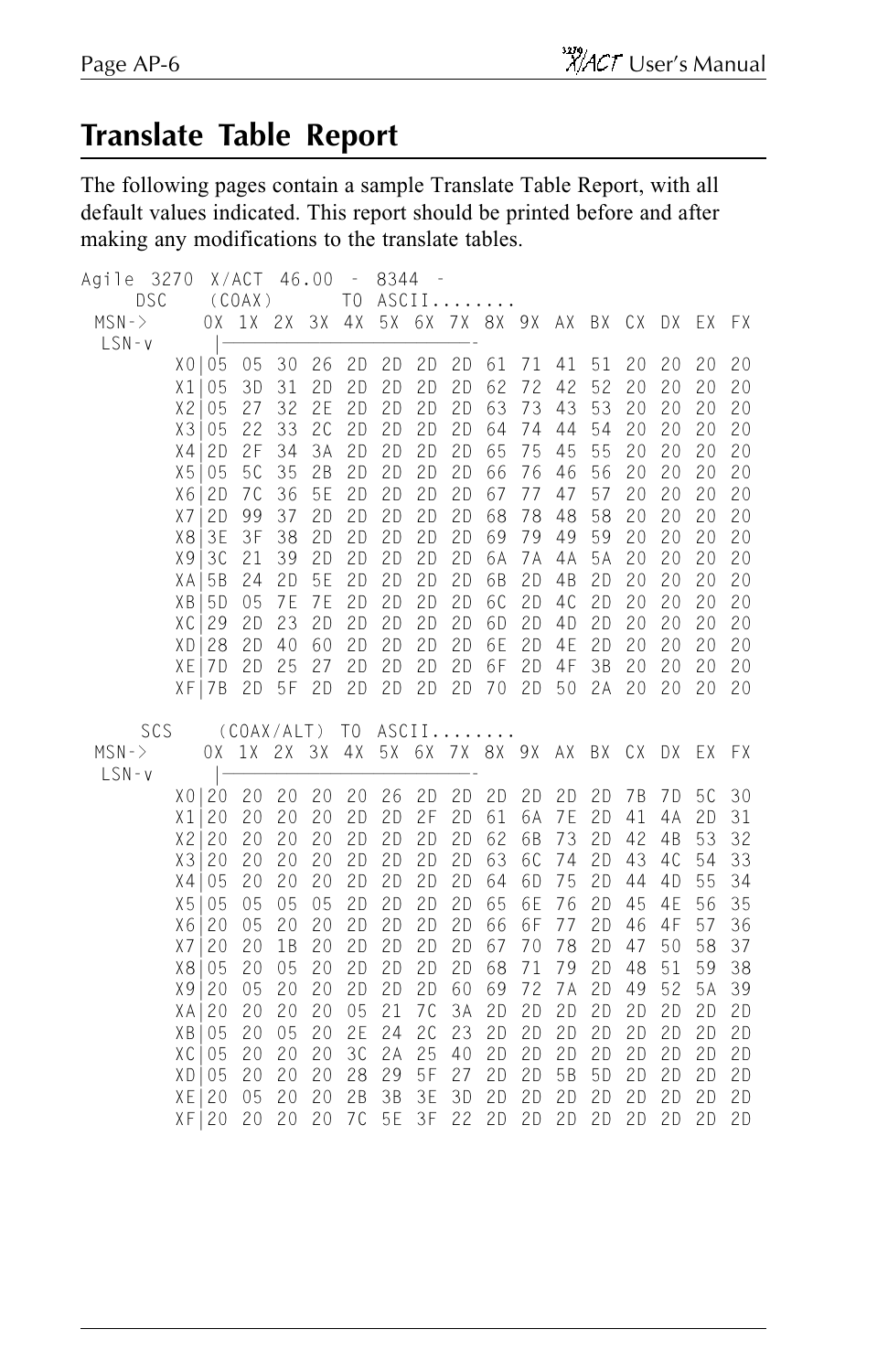## Translate Table Report

The following pages contain a sample Translate Table Report, with all default values indicated. This report should be printed before and after making any modifications to the translate tables.

```
Agile 3270 X/ACT 46.00 - 8344 -
    DSC   (COAX)     TO ASCII........
 MSN->     0X 1X 2X 3X 4X 5X 6X 7X 8X 9X AX BX CX DX EX FX
  LSN-v    |------------------------
        X0|05 05 30 26 2D 2D 2D 2D 61 71 41 51 20 20 20 20
        X1|05 3D 31 2D 2D 2D 2D 2D 62 72 42 52 20 20 20 20
        X2|05 27 32 2E 2D 2D 2D 2D 63 73 43 53 20 20 20 20
        X3|05 22 33 2C 2D 2D 2D 2D 64 74 44 54 20 20 20 20
        X4|2D 2F 34 3A 2D 2D 2D 2D 65 75 45 55 20 20 20 20
        X5|05 5C 35 2B 2D 2D 2D 2D 66 76 46 56 20 20 20 20
        X6|2D 7C 36 5E 2D 2D 2D 2D 67 77 47 57 20 20 20 20
        X7|2D 99 37 2D 2D 2D 2D 2D 68 78 48 58 20 20 20 20
        X8|3E 3F 38 2D 2D 2D 2D 2D 69 79 49 59 20 20 20 20
        X9|3C 21 39 2D 2D 2D 2D 2D 6A 7A 4A 5A 20 20 20 20
        XA|5B 24 2D 5E 2D 2D 2D 2D 6B 2D 4B 2D 20 20 20 20
        XB|5D 05 7E 7E 2D 2D 2D 2D 6C 2D 4C 2D 20 20 20 20
        XC|29 2D 23 2D 2D 2D 2D 2D 6D 2D 4D 2D 20 20 20 20
        XD|28 2D 40 60 2D 2D 2D 2D 6E 2D 4E 2D 20 20 20 20
        XE|7D 2D 25 27 2D 2D 2D 2D 6F 2D 4F 3B 20 20 20 20
        XF|7B 2D 5F 2D 2D 2D 2D 2D 70 2D 50 2A 20 20 20 20

    SCS   (COAX/ALT) TO ASCII........
 MSN->     0X 1X 2X 3X 4X 5X 6X 7X 8X 9X AX BX CX DX EX FX
  LSN-v    |------------------------
        X0|20 20 20 20 20 26 2D 2D 2D 2D 2D 2D 7B 7D 5C 30
        X1|20 20 20 20 2D 2D 2F 2D 61 6A 7E 2D 41 4A 2D 31
        X2|20 20 20 20 2D 2D 2D 2D 62 6B 73 2D 42 4B 53 32
        X3|20 20 20 20 2D 2D 2D 2D 63 6C 74 2D 43 4C 54 33
        X4|05 20 20 20 2D 2D 2D 2D 64 6D 75 2D 44 4D 55 34
        X5|05 05 05 05 2D 2D 2D 2D 65 6E 76 2D 45 4E 56 35
        X6|20 05 20 20 2D 2D 2D 2D 66 6F 77 2D 46 4F 57 36
        X7|20 20 1B 20 2D 2D 2D 2D 67 70 78 2D 47 50 58 37
        X8|05 20 05 20 2D 2D 2D 2D 68 71 79 2D 48 51 59 38
        X9|20 05 20 20 2D 2D 2D 60 69 72 7A 2D 49 52 5A 39
        XA|20 20 20 20 05 21 7C 3A 2D 2D 2D 2D 2D 2D 2D 2D
        XB|05 20 05 20 2E 24 2C 23 2D 2D 2D 2D 2D 2D 2D 2D
        XC|05 20 20 20 3C 2A 25 40 2D 2D 2D 2D 2D 2D 2D 2D
        XD|05 20 20 20 28 29 5F 27 2D 2D 5B 5D 2D 2D 2D 2D
        XE|20 05 20 20 2B 3B 3E 3D 2D 2D 2D 2D 2D 2D 2D 2D
        XF|20 20 20 20 7C 5E 3F 22 2D 2D 2D 2D 2D 2D 2D 2D
```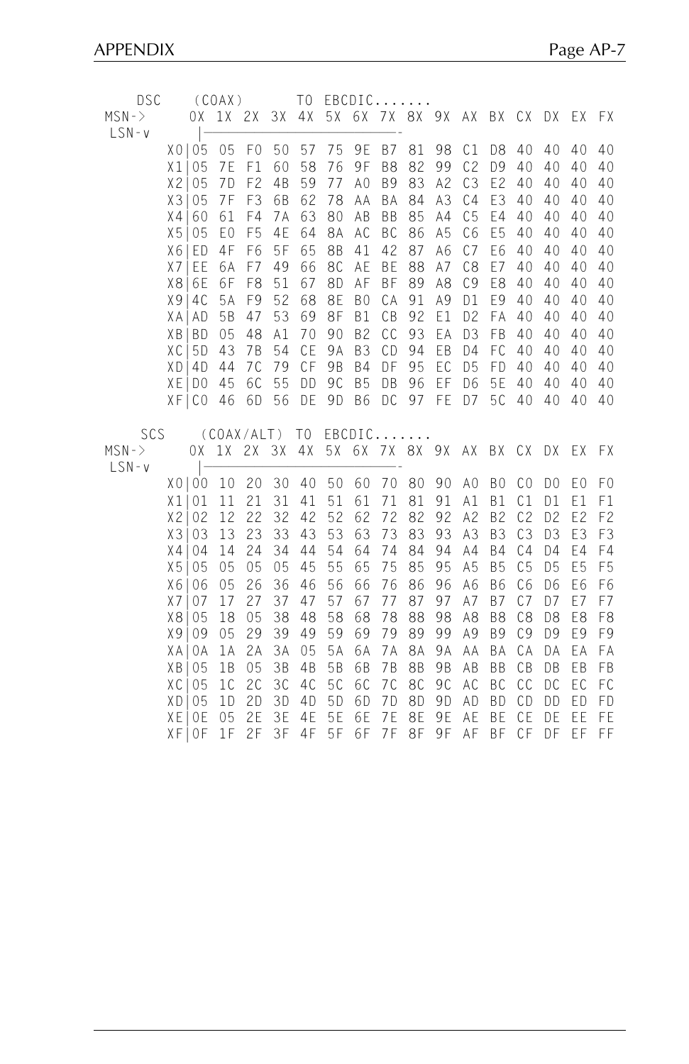DSC (COAX) TO EBCDIC.......

| MSN-> LSN-v | 0X | 1X | 2X | 3X | 4X | 5X | 6X | 7X | 8X | 9X | AX | BX | CX | DX | EX | FX |
|---|---|---|---|---|---|---|---|---|---|---|---|---|---|---|---|---|
| X0 | 05 | 05 | F0 | 50 | 57 | 75 | 9E | B7 | 81 | 98 | C1 | D8 | 40 | 40 | 40 | 40 |
| X1 | 05 | 7E | F1 | 60 | 58 | 76 | 9F | B8 | 82 | 99 | C2 | D9 | 40 | 40 | 40 | 40 |
| X2 | 05 | 7D | F2 | 4B | 59 | 77 | A0 | B9 | 83 | A2 | C3 | E2 | 40 | 40 | 40 | 40 |
| X3 | 05 | 7F | F3 | 6B | 62 | 78 | AA | BA | 84 | A3 | C4 | E3 | 40 | 40 | 40 | 40 |
| X4 | 60 | 61 | F4 | 7A | 63 | 80 | AB | BB | 85 | A4 | C5 | E4 | 40 | 40 | 40 | 40 |
| X5 | 05 | E0 | F5 | 4E | 64 | 8A | AC | BC | 86 | A5 | C6 | E5 | 40 | 40 | 40 | 40 |
| X6 | ED | 4F | F6 | 5F | 65 | 8B | 41 | 42 | 87 | A6 | C7 | E6 | 40 | 40 | 40 | 40 |
| X7 | EE | 6A | F7 | 49 | 66 | 8C | AE | BE | 88 | A7 | C8 | E7 | 40 | 40 | 40 | 40 |
| X8 | 6E | 6F | F8 | 51 | 67 | 8D | AF | BF | 89 | A8 | C9 | E8 | 40 | 40 | 40 | 40 |
| X9 | 4C | 5A | F9 | 52 | 68 | 8E | B0 | CA | 91 | A9 | D1 | E9 | 40 | 40 | 40 | 40 |
| XA | AD | 5B | 47 | 53 | 69 | 8F | B1 | CB | 92 | E1 | D2 | FA | 40 | 40 | 40 | 40 |
| XB | BD | 05 | 48 | A1 | 70 | 90 | B2 | CC | 93 | EA | D3 | FB | 40 | 40 | 40 | 40 |
| XC | 5D | 43 | 7B | 54 | CE | 9A | B3 | CD | 94 | EB | D4 | FC | 40 | 40 | 40 | 40 |
| XD | 4D | 44 | 7C | 79 | CF | 9B | B4 | DF | 95 | EC | D5 | FD | 40 | 40 | 40 | 40 |
| XE | D0 | 45 | 6C | 55 | DD | 9C | B5 | DB | 96 | EF | D6 | 5E | 40 | 40 | 40 | 40 |
| XF | C0 | 46 | 6D | 56 | DE | 9D | B6 | DC | 97 | FE | D7 | 5C | 40 | 40 | 40 | 40 |

SCS (COAX/ALT) TO EBCDIC.......

| MSN-> LSN-v | 0X | 1X | 2X | 3X | 4X | 5X | 6X | 7X | 8X | 9X | AX | BX | CX | DX | EX | FX |
|---|---|---|---|---|---|---|---|---|---|---|---|---|---|---|---|---|
| X0 | 00 | 10 | 20 | 30 | 40 | 50 | 60 | 70 | 80 | 90 | A0 | B0 | C0 | D0 | E0 | F0 |
| X1 | 01 | 11 | 21 | 31 | 41 | 51 | 61 | 71 | 81 | 91 | A1 | B1 | C1 | D1 | E1 | F1 |
| X2 | 02 | 12 | 22 | 32 | 42 | 52 | 62 | 72 | 82 | 92 | A2 | B2 | C2 | D2 | E2 | F2 |
| X3 | 03 | 13 | 23 | 33 | 43 | 53 | 63 | 73 | 83 | 93 | A3 | B3 | C3 | D3 | E3 | F3 |
| X4 | 04 | 14 | 24 | 34 | 44 | 54 | 64 | 74 | 84 | 94 | A4 | B4 | C4 | D4 | E4 | F4 |
| X5 | 05 | 05 | 05 | 05 | 45 | 55 | 65 | 75 | 85 | 95 | A5 | B5 | C5 | D5 | E5 | F5 |
| X6 | 06 | 05 | 26 | 36 | 46 | 56 | 66 | 76 | 86 | 96 | A6 | B6 | C6 | D6 | E6 | F6 |
| X7 | 07 | 17 | 27 | 37 | 47 | 57 | 67 | 77 | 87 | 97 | A7 | B7 | C7 | D7 | E7 | F7 |
| X8 | 05 | 18 | 05 | 38 | 48 | 58 | 68 | 78 | 88 | 98 | A8 | B8 | C8 | D8 | E8 | F8 |
| X9 | 09 | 05 | 29 | 39 | 49 | 59 | 69 | 79 | 89 | 99 | A9 | B9 | C9 | D9 | E9 | F9 |
| XA | 0A | 1A | 2A | 3A | 05 | 5A | 6A | 7A | 8A | 9A | AA | BA | CA | DA | EA | FA |
| XB | 05 | 1B | 05 | 3B | 4B | 5B | 6B | 7B | 8B | 9B | AB | BB | CB | DB | EB | FB |
| XC | 05 | 1C | 2C | 3C | 4C | 5C | 6C | 7C | 8C | 9C | AC | BC | CC | DC | EC | FC |
| XD | 05 | 1D | 2D | 3D | 4D | 5D | 6D | 7D | 8D | 9D | AD | BD | CD | DD | ED | FD |
| XE | 0E | 05 | 2E | 3E | 4E | 5E | 6E | 7E | 8E | 9E | AE | BE | CE | DE | EE | FE |
| XF | 0F | 1F | 2F | 3F | 4F | 5F | 6F | 7F | 8F | 9F | AF | BF | CF | DF | EF | FF |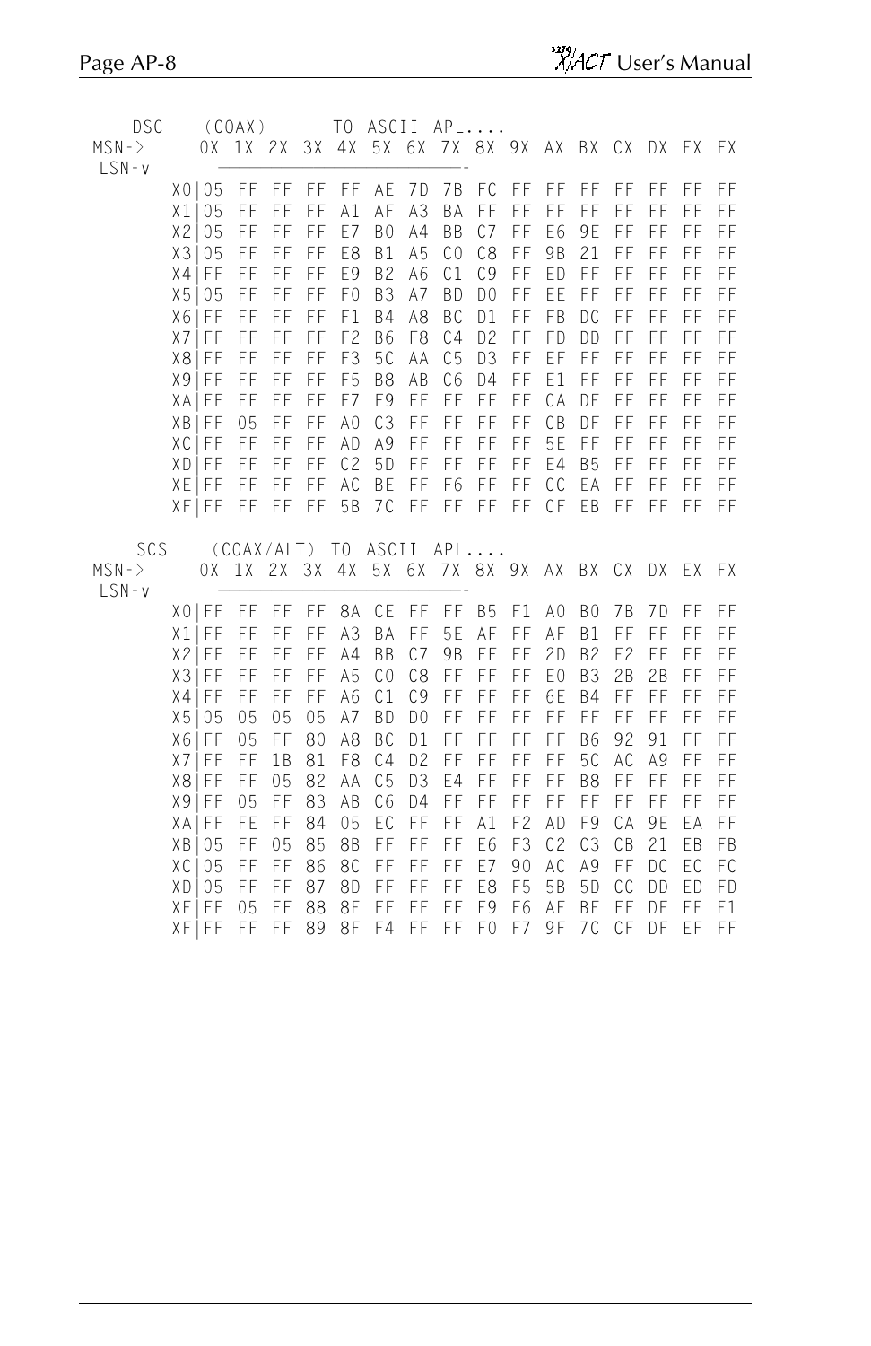DSC (COAX) TO ASCII APL....

| MSN-> / LSN-v | 0X | 1X | 2X | 3X | 4X | 5X | 6X | 7X | 8X | 9X | AX | BX | CX | DX | EX | FX |
|---|---|---|---|---|---|---|---|---|---|---|---|---|---|---|---|---|
| X0 | 05 | FF | FF | FF | FF | AE | 7D | 7B | FC | FF | FF | FF | FF | FF | FF | FF |
| X1 | 05 | FF | FF | FF | A1 | AF | A3 | BA | FF | FF | FF | FF | FF | FF | FF | FF |
| X2 | 05 | FF | FF | FF | E7 | B0 | A4 | BB | C7 | FF | E6 | 9E | FF | FF | FF | FF |
| X3 | 05 | FF | FF | FF | E8 | B1 | A5 | C0 | C8 | FF | 9B | 21 | FF | FF | FF | FF |
| X4 | FF | FF | FF | FF | E9 | B2 | A6 | C1 | C9 | FF | ED | FF | FF | FF | FF | FF |
| X5 | 05 | FF | FF | FF | F0 | B3 | A7 | BD | D0 | FF | EE | FF | FF | FF | FF | FF |
| X6 | FF | FF | FF | FF | F1 | B4 | A8 | BC | D1 | FF | FB | DC | FF | FF | FF | FF |
| X7 | FF | FF | FF | FF | F2 | B6 | F8 | C4 | D2 | FF | FD | DD | FF | FF | FF | FF |
| X8 | FF | FF | FF | FF | F3 | 5C | AA | C5 | D3 | FF | EF | FF | FF | FF | FF | FF |
| X9 | FF | FF | FF | FF | F5 | B8 | AB | C6 | D4 | FF | E1 | FF | FF | FF | FF | FF |
| XA | FF | FF | FF | FF | F7 | F9 | FF | FF | FF | FF | CA | DE | FF | FF | FF | FF |
| XB | FF | 05 | FF | FF | A0 | C3 | FF | FF | FF | FF | CB | DF | FF | FF | FF | FF |
| XC | FF | FF | FF | FF | AD | A9 | FF | FF | FF | FF | 5E | FF | FF | FF | FF | FF |
| XD | FF | FF | FF | FF | C2 | 5D | FF | FF | FF | FF | E4 | B5 | FF | FF | FF | FF |
| XE | FF | FF | FF | FF | AC | BE | FF | F6 | FF | FF | CC | EA | FF | FF | FF | FF |
| XF | FF | FF | FF | FF | 5B | 7C | FF | FF | FF | FF | CF | EB | FF | FF | FF | FF |

SCS (COAX/ALT) TO ASCII APL....

| MSN-> / LSN-v | 0X | 1X | 2X | 3X | 4X | 5X | 6X | 7X | 8X | 9X | AX | BX | CX | DX | EX | FX |
|---|---|---|---|---|---|---|---|---|---|---|---|---|---|---|---|---|
| X0 | FF | FF | FF | FF | 8A | CE | FF | FF | B5 | F1 | A0 | B0 | 7B | 7D | FF | FF |
| X1 | FF | FF | FF | FF | A3 | BA | FF | 5E | AF | FF | AF | B1 | FF | FF | FF | FF |
| X2 | FF | FF | FF | FF | A4 | BB | C7 | 9B | FF | FF | 2D | B2 | E2 | FF | FF | FF |
| X3 | FF | FF | FF | FF | A5 | C0 | C8 | FF | FF | FF | E0 | B3 | 2B | 2B | FF | FF |
| X4 | FF | FF | FF | FF | A6 | C1 | C9 | FF | FF | FF | 6E | B4 | FF | FF | FF | FF |
| X5 | 05 | 05 | 05 | 05 | A7 | BD | D0 | FF | FF | FF | FF | FF | FF | FF | FF | FF |
| X6 | FF | 05 | FF | 80 | A8 | BC | D1 | FF | FF | FF | FF | B6 | 92 | 91 | FF | FF |
| X7 | FF | FF | 1B | 81 | F8 | C4 | D2 | FF | FF | FF | FF | 5C | AC | A9 | FF | FF |
| X8 | FF | FF | 05 | 82 | AA | C5 | D3 | E4 | FF | FF | FF | B8 | FF | FF | FF | FF |
| X9 | FF | 05 | FF | 83 | AB | C6 | D4 | FF | FF | FF | FF | FF | FF | FF | FF | FF |
| XA | FF | FE | FF | 84 | 05 | EC | FF | FF | A1 | F2 | AD | F9 | CA | 9E | EA | FF |
| XB | 05 | FF | 05 | 85 | 8B | FF | FF | FF | E6 | F3 | C2 | C3 | CB | 21 | EB | FB |
| XC | 05 | FF | FF | 86 | 8C | FF | FF | FF | E7 | 90 | AC | A9 | FF | DC | EC | FC |
| XD | 05 | FF | FF | 87 | 8D | FF | FF | FF | E8 | F5 | 5B | 5D | CC | DD | ED | FD |
| XE | FF | 05 | FF | 88 | 8E | FF | FF | FF | E9 | F6 | AE | BE | FF | DE | EE | E1 |
| XF | FF | FF | FF | 89 | 8F | F4 | FF | FF | F0 | F7 | 9F | 7C | CF | DF | EF | FF |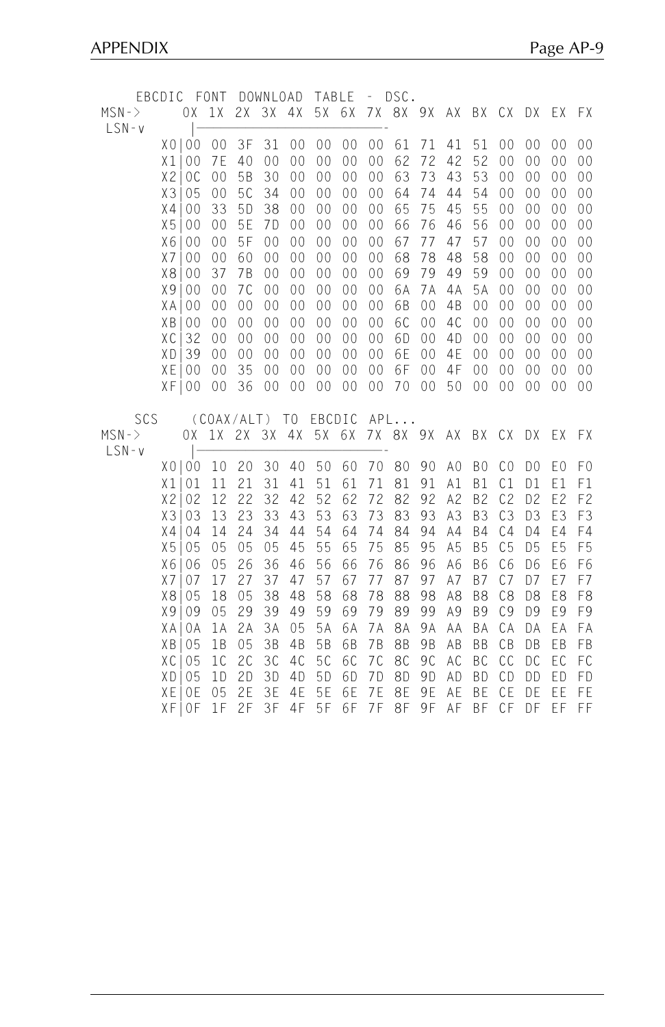EBCDIC FONT DOWNLOAD TABLE - DSC.

| MSN-> / LSN-v | 0X | 1X | 2X | 3X | 4X | 5X | 6X | 7X | 8X | 9X | AX | BX | CX | DX | EX | FX |
|---|---|---|---|---|---|---|---|---|---|---|---|---|---|---|---|---|
| X0 | 00 | 00 | 3F | 31 | 00 | 00 | 00 | 00 | 61 | 71 | 41 | 51 | 00 | 00 | 00 | 00 |
| X1 | 00 | 7E | 40 | 00 | 00 | 00 | 00 | 00 | 62 | 72 | 42 | 52 | 00 | 00 | 00 | 00 |
| X2 | 0C | 00 | 5B | 30 | 00 | 00 | 00 | 00 | 63 | 73 | 43 | 53 | 00 | 00 | 00 | 00 |
| X3 | 05 | 00 | 5C | 34 | 00 | 00 | 00 | 00 | 64 | 74 | 44 | 54 | 00 | 00 | 00 | 00 |
| X4 | 00 | 33 | 5D | 38 | 00 | 00 | 00 | 00 | 65 | 75 | 45 | 55 | 00 | 00 | 00 | 00 |
| X5 | 00 | 00 | 5E | 7D | 00 | 00 | 00 | 00 | 66 | 76 | 46 | 56 | 00 | 00 | 00 | 00 |
| X6 | 00 | 00 | 5F | 00 | 00 | 00 | 00 | 00 | 67 | 77 | 47 | 57 | 00 | 00 | 00 | 00 |
| X7 | 00 | 00 | 60 | 00 | 00 | 00 | 00 | 00 | 68 | 78 | 48 | 58 | 00 | 00 | 00 | 00 |
| X8 | 00 | 37 | 7B | 00 | 00 | 00 | 00 | 00 | 69 | 79 | 49 | 59 | 00 | 00 | 00 | 00 |
| X9 | 00 | 00 | 7C | 00 | 00 | 00 | 00 | 00 | 6A | 7A | 4A | 5A | 00 | 00 | 00 | 00 |
| XA | 00 | 00 | 00 | 00 | 00 | 00 | 00 | 00 | 6B | 00 | 4B | 00 | 00 | 00 | 00 | 00 |
| XB | 00 | 00 | 00 | 00 | 00 | 00 | 00 | 00 | 6C | 00 | 4C | 00 | 00 | 00 | 00 | 00 |
| XC | 32 | 00 | 00 | 00 | 00 | 00 | 00 | 00 | 6D | 00 | 4D | 00 | 00 | 00 | 00 | 00 |
| XD | 39 | 00 | 00 | 00 | 00 | 00 | 00 | 00 | 6E | 00 | 4E | 00 | 00 | 00 | 00 | 00 |
| XE | 00 | 00 | 35 | 00 | 00 | 00 | 00 | 00 | 6F | 00 | 4F | 00 | 00 | 00 | 00 | 00 |
| XF | 00 | 00 | 36 | 00 | 00 | 00 | 00 | 00 | 70 | 00 | 50 | 00 | 00 | 00 | 00 | 00 |

SCS (COAX/ALT) TO EBCDIC APL...

| MSN-> / LSN-v | 0X | 1X | 2X | 3X | 4X | 5X | 6X | 7X | 8X | 9X | AX | BX | CX | DX | EX | FX |
|---|---|---|---|---|---|---|---|---|---|---|---|---|---|---|---|---|
| X0 | 00 | 10 | 20 | 30 | 40 | 50 | 60 | 70 | 80 | 90 | A0 | B0 | C0 | D0 | E0 | F0 |
| X1 | 01 | 11 | 21 | 31 | 41 | 51 | 61 | 71 | 81 | 91 | A1 | B1 | C1 | D1 | E1 | F1 |
| X2 | 02 | 12 | 22 | 32 | 42 | 52 | 62 | 72 | 82 | 92 | A2 | B2 | C2 | D2 | E2 | F2 |
| X3 | 03 | 13 | 23 | 33 | 43 | 53 | 63 | 73 | 83 | 93 | A3 | B3 | C3 | D3 | E3 | F3 |
| X4 | 04 | 14 | 24 | 34 | 44 | 54 | 64 | 74 | 84 | 94 | A4 | B4 | C4 | D4 | E4 | F4 |
| X5 | 05 | 05 | 05 | 05 | 45 | 55 | 65 | 75 | 85 | 95 | A5 | B5 | C5 | D5 | E5 | F5 |
| X6 | 06 | 05 | 26 | 36 | 46 | 56 | 66 | 76 | 86 | 96 | A6 | B6 | C6 | D6 | E6 | F6 |
| X7 | 07 | 17 | 27 | 37 | 47 | 57 | 67 | 77 | 87 | 97 | A7 | B7 | C7 | D7 | E7 | F7 |
| X8 | 05 | 18 | 05 | 38 | 48 | 58 | 68 | 78 | 88 | 98 | A8 | B8 | C8 | D8 | E8 | F8 |
| X9 | 09 | 05 | 29 | 39 | 49 | 59 | 69 | 79 | 89 | 99 | A9 | B9 | C9 | D9 | E9 | F9 |
| XA | 0A | 1A | 2A | 3A | 05 | 5A | 6A | 7A | 8A | 9A | AA | BA | CA | DA | EA | FA |
| XB | 05 | 1B | 05 | 3B | 4B | 5B | 6B | 7B | 8B | 9B | AB | BB | CB | DB | EB | FB |
| XC | 05 | 1C | 2C | 3C | 4C | 5C | 6C | 7C | 8C | 9C | AC | BC | CC | DC | EC | FC |
| XD | 05 | 1D | 2D | 3D | 4D | 5D | 6D | 7D | 8D | 9D | AD | BD | CD | DD | ED | FD |
| XE | 0E | 05 | 2E | 3E | 4E | 5E | 6E | 7E | 8E | 9E | AE | BE | CE | DE | EE | FE |
| XF | 0F | 1F | 2F | 3F | 4F | 5F | 6F | 7F | 8F | 9F | AF | BF | CF | DF | EF | FF |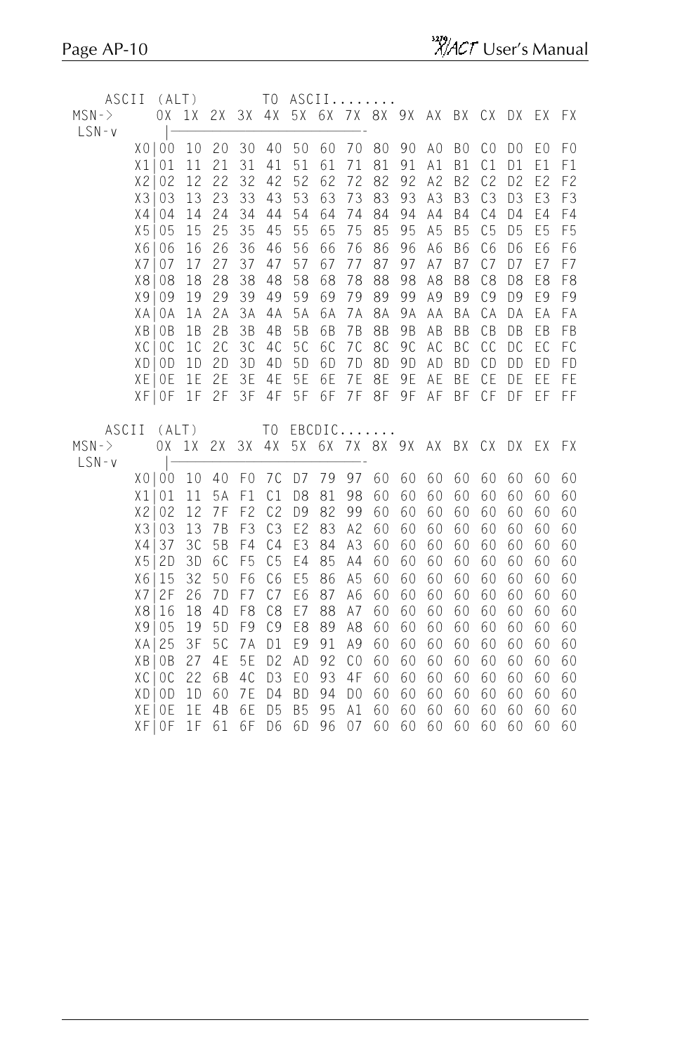ASCII (ALT) TO ASCII........

| MSN-> / LSN-v | 0X | 1X | 2X | 3X | 4X | 5X | 6X | 7X | 8X | 9X | AX | BX | CX | DX | EX | FX |
|---|---|---|---|---|---|---|---|---|---|---|---|---|---|---|---|---|
| X0 | 00 | 10 | 20 | 30 | 40 | 50 | 60 | 70 | 80 | 90 | A0 | B0 | C0 | D0 | E0 | F0 |
| X1 | 01 | 11 | 21 | 31 | 41 | 51 | 61 | 71 | 81 | 91 | A1 | B1 | C1 | D1 | E1 | F1 |
| X2 | 02 | 12 | 22 | 32 | 42 | 52 | 62 | 72 | 82 | 92 | A2 | B2 | C2 | D2 | E2 | F2 |
| X3 | 03 | 13 | 23 | 33 | 43 | 53 | 63 | 73 | 83 | 93 | A3 | B3 | C3 | D3 | E3 | F3 |
| X4 | 04 | 14 | 24 | 34 | 44 | 54 | 64 | 74 | 84 | 94 | A4 | B4 | C4 | D4 | E4 | F4 |
| X5 | 05 | 15 | 25 | 35 | 45 | 55 | 65 | 75 | 85 | 95 | A5 | B5 | C5 | D5 | E5 | F5 |
| X6 | 06 | 16 | 26 | 36 | 46 | 56 | 66 | 76 | 86 | 96 | A6 | B6 | C6 | D6 | E6 | F6 |
| X7 | 07 | 17 | 27 | 37 | 47 | 57 | 67 | 77 | 87 | 97 | A7 | B7 | C7 | D7 | E7 | F7 |
| X8 | 08 | 18 | 28 | 38 | 48 | 58 | 68 | 78 | 88 | 98 | A8 | B8 | C8 | D8 | E8 | F8 |
| X9 | 09 | 19 | 29 | 39 | 49 | 59 | 69 | 79 | 89 | 99 | A9 | B9 | C9 | D9 | E9 | F9 |
| XA | 0A | 1A | 2A | 3A | 4A | 5A | 6A | 7A | 8A | 9A | AA | BA | CA | DA | EA | FA |
| XB | 0B | 1B | 2B | 3B | 4B | 5B | 6B | 7B | 8B | 9B | AB | BB | CB | DB | EB | FB |
| XC | 0C | 1C | 2C | 3C | 4C | 5C | 6C | 7C | 8C | 9C | AC | BC | CC | DC | EC | FC |
| XD | 0D | 1D | 2D | 3D | 4D | 5D | 6D | 7D | 8D | 9D | AD | BD | CD | DD | ED | FD |
| XE | 0E | 1E | 2E | 3E | 4E | 5E | 6E | 7E | 8E | 9E | AE | BE | CE | DE | EE | FE |
| XF | 0F | 1F | 2F | 3F | 4F | 5F | 6F | 7F | 8F | 9F | AF | BF | CF | DF | EF | FF |

ASCII (ALT) TO EBCDIC.......

| MSN-> / LSN-v | 0X | 1X | 2X | 3X | 4X | 5X | 6X | 7X | 8X | 9X | AX | BX | CX | DX | EX | FX |
|---|---|---|---|---|---|---|---|---|---|---|---|---|---|---|---|---|
| X0 | 00 | 10 | 40 | F0 | 7C | D7 | 79 | 97 | 60 | 60 | 60 | 60 | 60 | 60 | 60 | 60 |
| X1 | 01 | 11 | 5A | F1 | C1 | D8 | 81 | 98 | 60 | 60 | 60 | 60 | 60 | 60 | 60 | 60 |
| X2 | 02 | 12 | 7F | F2 | C2 | D9 | 82 | 99 | 60 | 60 | 60 | 60 | 60 | 60 | 60 | 60 |
| X3 | 03 | 13 | 7B | F3 | C3 | E2 | 83 | A2 | 60 | 60 | 60 | 60 | 60 | 60 | 60 | 60 |
| X4 | 37 | 3C | 5B | F4 | C4 | E3 | 84 | A3 | 60 | 60 | 60 | 60 | 60 | 60 | 60 | 60 |
| X5 | 2D | 3D | 6C | F5 | C5 | E4 | 85 | A4 | 60 | 60 | 60 | 60 | 60 | 60 | 60 | 60 |
| X6 | 15 | 32 | 50 | F6 | C6 | E5 | 86 | A5 | 60 | 60 | 60 | 60 | 60 | 60 | 60 | 60 |
| X7 | 2F | 26 | 7D | F7 | C7 | E6 | 87 | A6 | 60 | 60 | 60 | 60 | 60 | 60 | 60 | 60 |
| X8 | 16 | 18 | 4D | F8 | C8 | E7 | 88 | A7 | 60 | 60 | 60 | 60 | 60 | 60 | 60 | 60 |
| X9 | 05 | 19 | 5D | F9 | C9 | E8 | 89 | A8 | 60 | 60 | 60 | 60 | 60 | 60 | 60 | 60 |
| XA | 25 | 3F | 5C | 7A | D1 | E9 | 91 | A9 | 60 | 60 | 60 | 60 | 60 | 60 | 60 | 60 |
| XB | 0B | 27 | 4E | 5E | D2 | AD | 92 | C0 | 60 | 60 | 60 | 60 | 60 | 60 | 60 | 60 |
| XC | 0C | 22 | 6B | 4C | D3 | E0 | 93 | 4F | 60 | 60 | 60 | 60 | 60 | 60 | 60 | 60 |
| XD | 0D | 1D | 60 | 7E | D4 | BD | 94 | D0 | 60 | 60 | 60 | 60 | 60 | 60 | 60 | 60 |
| XE | 0E | 1E | 4B | 6E | D5 | B5 | 95 | A1 | 60 | 60 | 60 | 60 | 60 | 60 | 60 | 60 |
| XF | 0F | 1F | 61 | 6F | D6 | 6D | 96 | 07 | 60 | 60 | 60 | 60 | 60 | 60 | 60 | 60 |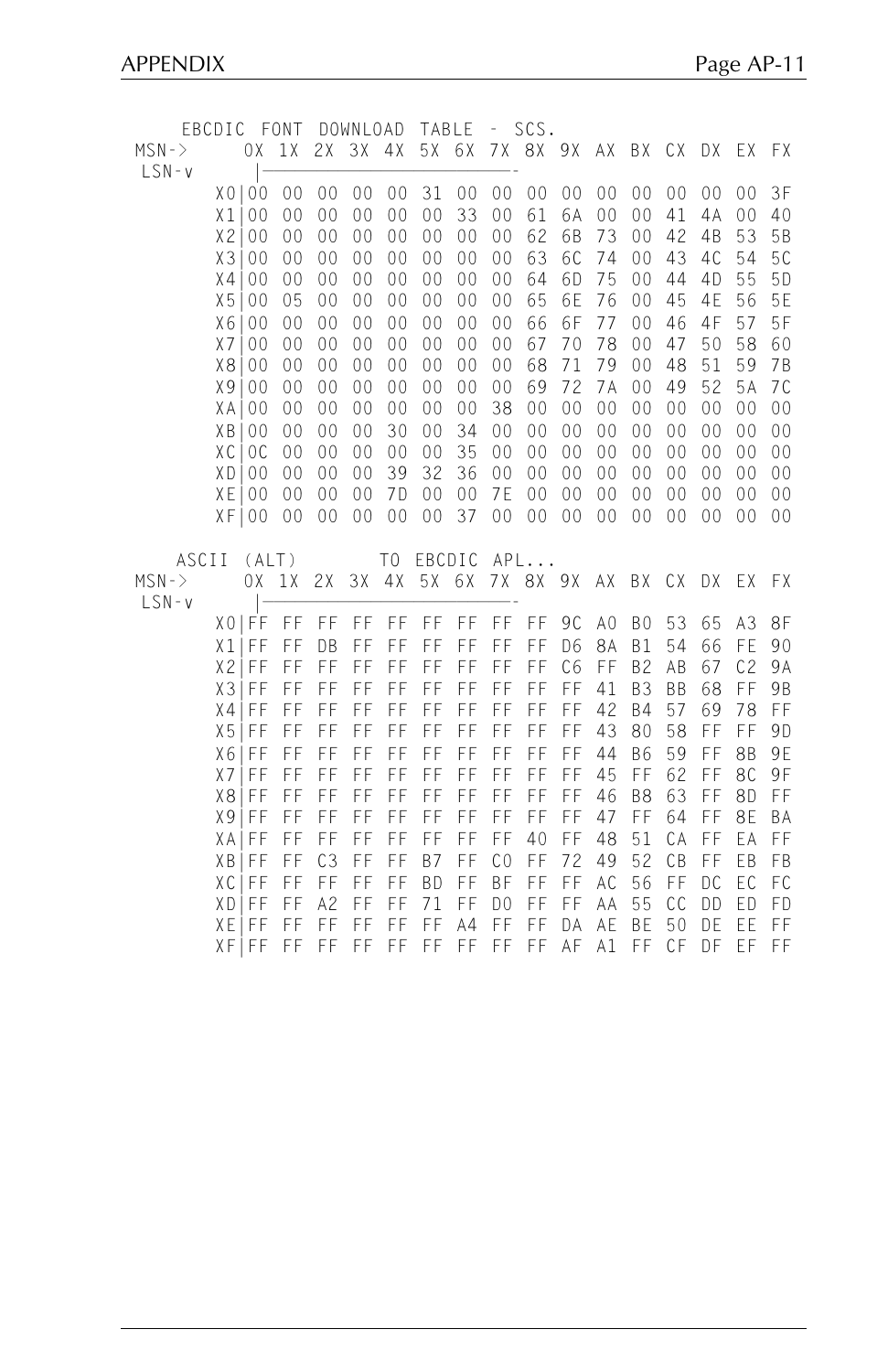EBCDIC FONT DOWNLOAD TABLE - SCS.

| MSN-> / LSN-v | 0X | 1X | 2X | 3X | 4X | 5X | 6X | 7X | 8X | 9X | AX | BX | CX | DX | EX | FX |
|---|---|---|---|---|---|---|---|---|---|---|---|---|---|---|---|---|
| X0 | 00 | 00 | 00 | 00 | 00 | 31 | 00 | 00 | 00 | 00 | 00 | 00 | 00 | 00 | 00 | 3F |
| X1 | 00 | 00 | 00 | 00 | 00 | 00 | 33 | 00 | 61 | 6A | 00 | 00 | 41 | 4A | 00 | 40 |
| X2 | 00 | 00 | 00 | 00 | 00 | 00 | 00 | 00 | 62 | 6B | 73 | 00 | 42 | 4B | 53 | 5B |
| X3 | 00 | 00 | 00 | 00 | 00 | 00 | 00 | 00 | 63 | 6C | 74 | 00 | 43 | 4C | 54 | 5C |
| X4 | 00 | 00 | 00 | 00 | 00 | 00 | 00 | 00 | 64 | 6D | 75 | 00 | 44 | 4D | 55 | 5D |
| X5 | 00 | 05 | 00 | 00 | 00 | 00 | 00 | 00 | 65 | 6E | 76 | 00 | 45 | 4E | 56 | 5E |
| X6 | 00 | 00 | 00 | 00 | 00 | 00 | 00 | 00 | 66 | 6F | 77 | 00 | 46 | 4F | 57 | 5F |
| X7 | 00 | 00 | 00 | 00 | 00 | 00 | 00 | 00 | 67 | 70 | 78 | 00 | 47 | 50 | 58 | 60 |
| X8 | 00 | 00 | 00 | 00 | 00 | 00 | 00 | 00 | 68 | 71 | 79 | 00 | 48 | 51 | 59 | 7B |
| X9 | 00 | 00 | 00 | 00 | 00 | 00 | 00 | 00 | 69 | 72 | 7A | 00 | 49 | 52 | 5A | 7C |
| XA | 00 | 00 | 00 | 00 | 00 | 00 | 00 | 38 | 00 | 00 | 00 | 00 | 00 | 00 | 00 | 00 |
| XB | 00 | 00 | 00 | 00 | 30 | 00 | 34 | 00 | 00 | 00 | 00 | 00 | 00 | 00 | 00 | 00 |
| XC | 0C | 00 | 00 | 00 | 00 | 00 | 35 | 00 | 00 | 00 | 00 | 00 | 00 | 00 | 00 | 00 |
| XD | 00 | 00 | 00 | 00 | 39 | 32 | 36 | 00 | 00 | 00 | 00 | 00 | 00 | 00 | 00 | 00 |
| XE | 00 | 00 | 00 | 00 | 7D | 00 | 00 | 7E | 00 | 00 | 00 | 00 | 00 | 00 | 00 | 00 |
| XF | 00 | 00 | 00 | 00 | 00 | 00 | 37 | 00 | 00 | 00 | 00 | 00 | 00 | 00 | 00 | 00 |

ASCII (ALT) TO EBCDIC APL...

| MSN-> / LSN-v | 0X | 1X | 2X | 3X | 4X | 5X | 6X | 7X | 8X | 9X | AX | BX | CX | DX | EX | FX |
|---|---|---|---|---|---|---|---|---|---|---|---|---|---|---|---|---|
| X0 | FF | FF | FF | FF | FF | FF | FF | FF | FF | 9C | A0 | B0 | 53 | 65 | A3 | 8F |
| X1 | FF | FF | DB | FF | FF | FF | FF | FF | FF | D6 | 8A | B1 | 54 | 66 | FE | 90 |
| X2 | FF | FF | FF | FF | FF | FF | FF | FF | FF | C6 | FF | B2 | AB | 67 | C2 | 9A |
| X3 | FF | FF | FF | FF | FF | FF | FF | FF | FF | FF | 41 | B3 | BB | 68 | FF | 9B |
| X4 | FF | FF | FF | FF | FF | FF | FF | FF | FF | FF | 42 | B4 | 57 | 69 | 78 | FF |
| X5 | FF | FF | FF | FF | FF | FF | FF | FF | FF | FF | 43 | 80 | 58 | FF | FF | 9D |
| X6 | FF | FF | FF | FF | FF | FF | FF | FF | FF | FF | 44 | B6 | 59 | FF | 8B | 9E |
| X7 | FF | FF | FF | FF | FF | FF | FF | FF | FF | FF | 45 | FF | 62 | FF | 8C | 9F |
| X8 | FF | FF | FF | FF | FF | FF | FF | FF | FF | FF | 46 | B8 | 63 | FF | 8D | FF |
| X9 | FF | FF | FF | FF | FF | FF | FF | FF | FF | FF | 47 | FF | 64 | FF | 8E | BA |
| XA | FF | FF | FF | FF | FF | FF | FF | FF | 40 | FF | 48 | 51 | CA | FF | EA | FF |
| XB | FF | FF | C3 | FF | FF | B7 | FF | C0 | FF | 72 | 49 | 52 | CB | FF | EB | FB |
| XC | FF | FF | FF | FF | FF | BD | FF | BF | FF | FF | AC | 56 | FF | DC | EC | FC |
| XD | FF | FF | A2 | FF | FF | 71 | FF | D0 | FF | FF | AA | 55 | CC | DD | ED | FD |
| XE | FF | FF | FF | FF | FF | FF | A4 | FF | FF | DA | AE | BE | 50 | DE | EE | FF |
| XF | FF | FF | FF | FF | FF | FF | FF | FF | FF | AF | A1 | FF | CF | DF | EF | FF |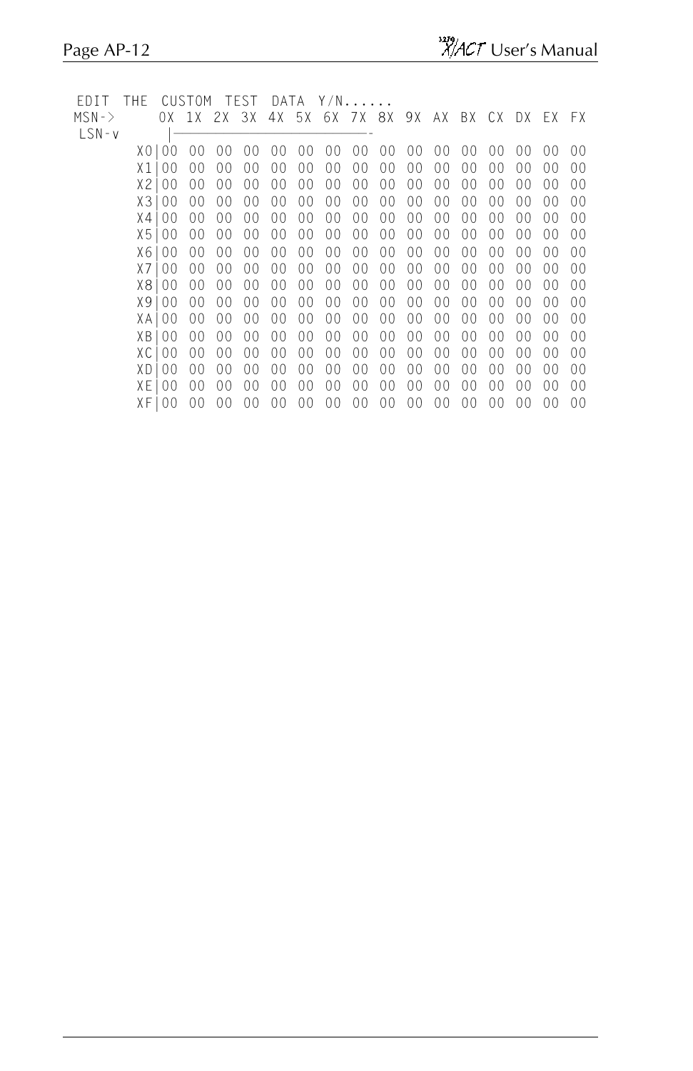```
 EDIT  THE  CUSTOM  TEST  DATA  Y/N......
MSN->       0X  1X  2X  3X  4X  5X  6X  7X  8X  9X  AX  BX  CX  DX  EX  FX
 LSN-v        |--------------------------------------------------------
          X0|00  00  00  00  00  00  00  00  00  00  00  00  00  00  00  00
          X1|00  00  00  00  00  00  00  00  00  00  00  00  00  00  00  00
          X2|00  00  00  00  00  00  00  00  00  00  00  00  00  00  00  00
          X3|00  00  00  00  00  00  00  00  00  00  00  00  00  00  00  00
          X4|00  00  00  00  00  00  00  00  00  00  00  00  00  00  00  00
          X5|00  00  00  00  00  00  00  00  00  00  00  00  00  00  00  00
          X6|00  00  00  00  00  00  00  00  00  00  00  00  00  00  00  00
          X7|00  00  00  00  00  00  00  00  00  00  00  00  00  00  00  00
          X8|00  00  00  00  00  00  00  00  00  00  00  00  00  00  00  00
          X9|00  00  00  00  00  00  00  00  00  00  00  00  00  00  00  00
          XA|00  00  00  00  00  00  00  00  00  00  00  00  00  00  00  00
          XB|00  00  00  00  00  00  00  00  00  00  00  00  00  00  00  00
          XC|00  00  00  00  00  00  00  00  00  00  00  00  00  00  00  00
          XD|00  00  00  00  00  00  00  00  00  00  00  00  00  00  00  00
          XE|00  00  00  00  00  00  00  00  00  00  00  00  00  00  00  00
          XF|00  00  00  00  00  00  00  00  00  00  00  00  00  00  00  00
```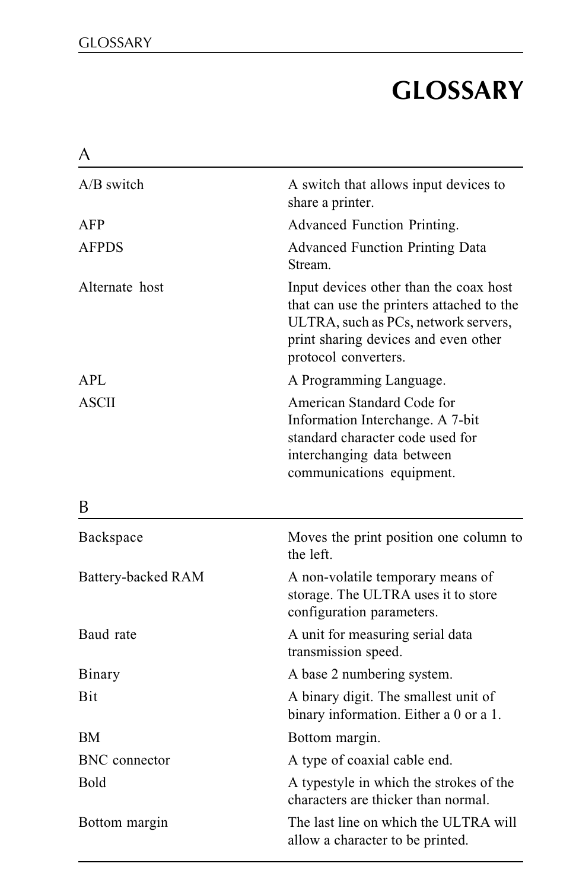# GLOSSARY

## A

| Term | Definition |
|---|---|
| A/B switch | A switch that allows input devices to share a printer. |
| AFP | Advanced Function Printing. |
| AFPDS | Advanced Function Printing Data Stream. |
| Alternate host | Input devices other than the coax host that can use the printers attached to the ULTRA, such as PCs, network servers, print sharing devices and even other protocol converters. |
| APL | A Programming Language. |
| ASCII | American Standard Code for Information Interchange. A 7-bit standard character code used for interchanging data between communications equipment. |

## B

| Term | Definition |
|---|---|
| Backspace | Moves the print position one column to the left. |
| Battery-backed RAM | A non-volatile temporary means of storage. The ULTRA uses it to store configuration parameters. |
| Baud rate | A unit for measuring serial data transmission speed. |
| Binary | A base 2 numbering system. |
| Bit | A binary digit. The smallest unit of binary information. Either a 0 or a 1. |
| BM | Bottom margin. |
| BNC connector | A type of coaxial cable end. |
| Bold | A typestyle in which the strokes of the characters are thicker than normal. |
| Bottom margin | The last line on which the ULTRA will allow a character to be printed. |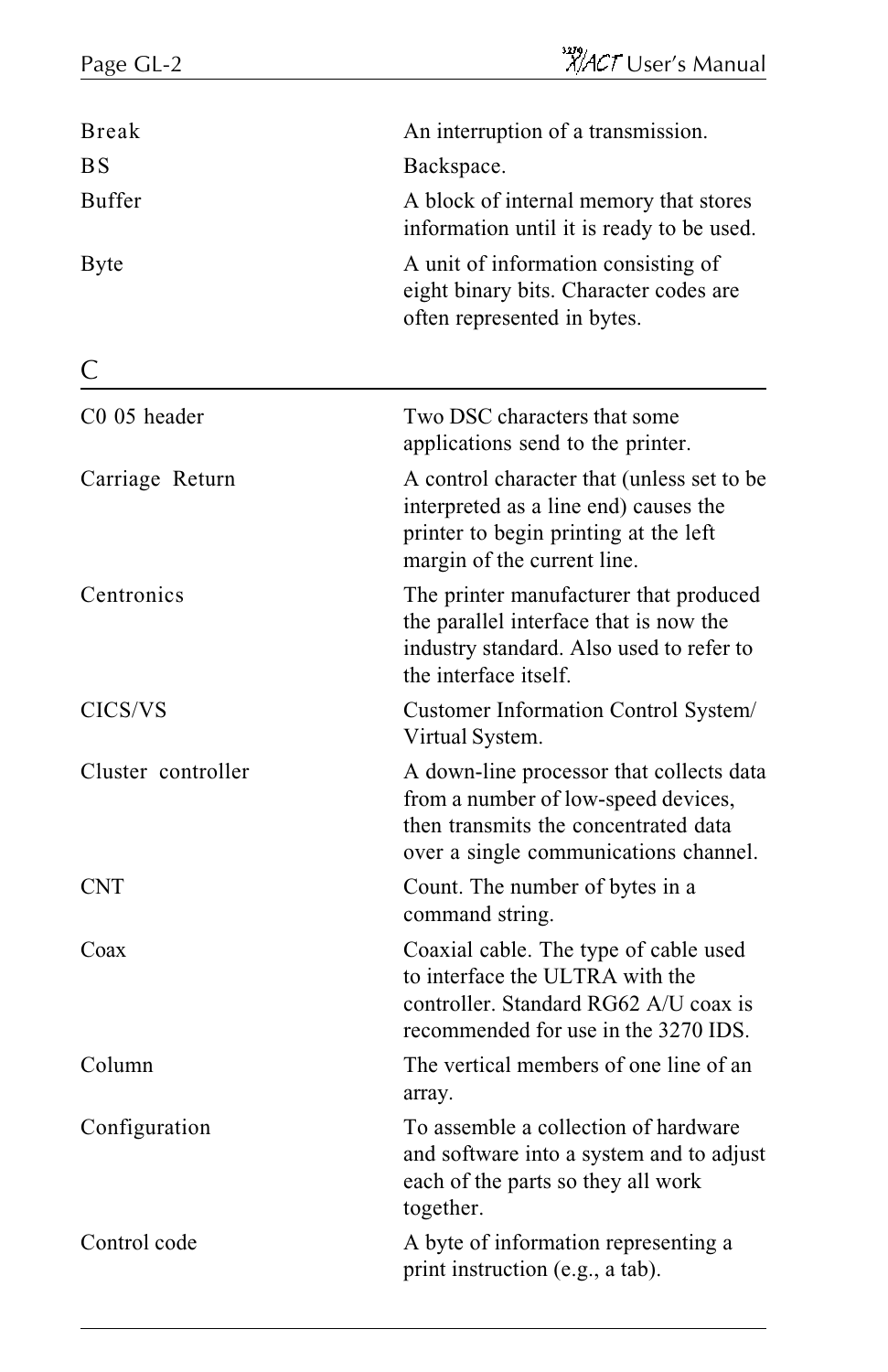| | |
|---|---|
| Break | An interruption of a transmission. |
| BS | Backspace. |
| Buffer | A block of internal memory that stores information until it is ready to be used. |
| Byte | A unit of information consisting of eight binary bits. Character codes are often represented in bytes. |

## C

| | |
|---|---|
| C0 05 header | Two DSC characters that some applications send to the printer. |
| Carriage Return | A control character that (unless set to be interpreted as a line end) causes the printer to begin printing at the left margin of the current line. |
| Centronics | The printer manufacturer that produced the parallel interface that is now the industry standard. Also used to refer to the interface itself. |
| CICS/VS | Customer Information Control System/ Virtual System. |
| Cluster controller | A down-line processor that collects data from a number of low-speed devices, then transmits the concentrated data over a single communications channel. |
| CNT | Count. The number of bytes in a command string. |
| Coax | Coaxial cable. The type of cable used to interface the ULTRA with the controller. Standard RG62 A/U coax is recommended for use in the 3270 IDS. |
| Column | The vertical members of one line of an array. |
| Configuration | To assemble a collection of hardware and software into a system and to adjust each of the parts so they all work together. |
| Control code | A byte of information representing a print instruction (e.g., a tab). |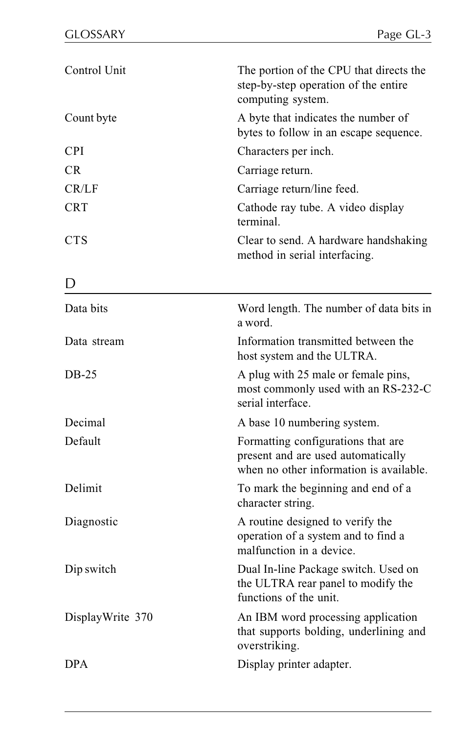| | |
|---|---|
| Control Unit | The portion of the CPU that directs the step-by-step operation of the entire computing system. |
| Count byte | A byte that indicates the number of bytes to follow in an escape sequence. |
| CPI | Characters per inch. |
| CR | Carriage return. |
| CR/LF | Carriage return/line feed. |
| CRT | Cathode ray tube. A video display terminal. |
| CTS | Clear to send. A hardware handshaking method in serial interfacing. |

## D

| | |
|---|---|
| Data bits | Word length. The number of data bits in a word. |
| Data stream | Information transmitted between the host system and the ULTRA. |
| DB-25 | A plug with 25 male or female pins, most commonly used with an RS-232-C serial interface. |
| Decimal | A base 10 numbering system. |
| Default | Formatting configurations that are present and are used automatically when no other information is available. |
| Delimit | To mark the beginning and end of a character string. |
| Diagnostic | A routine designed to verify the operation of a system and to find a malfunction in a device. |
| Dip switch | Dual In-line Package switch. Used on the ULTRA rear panel to modify the functions of the unit. |
| DisplayWrite 370 | An IBM word processing application that supports bolding, underlining and overstriking. |
| DPA | Display printer adapter. |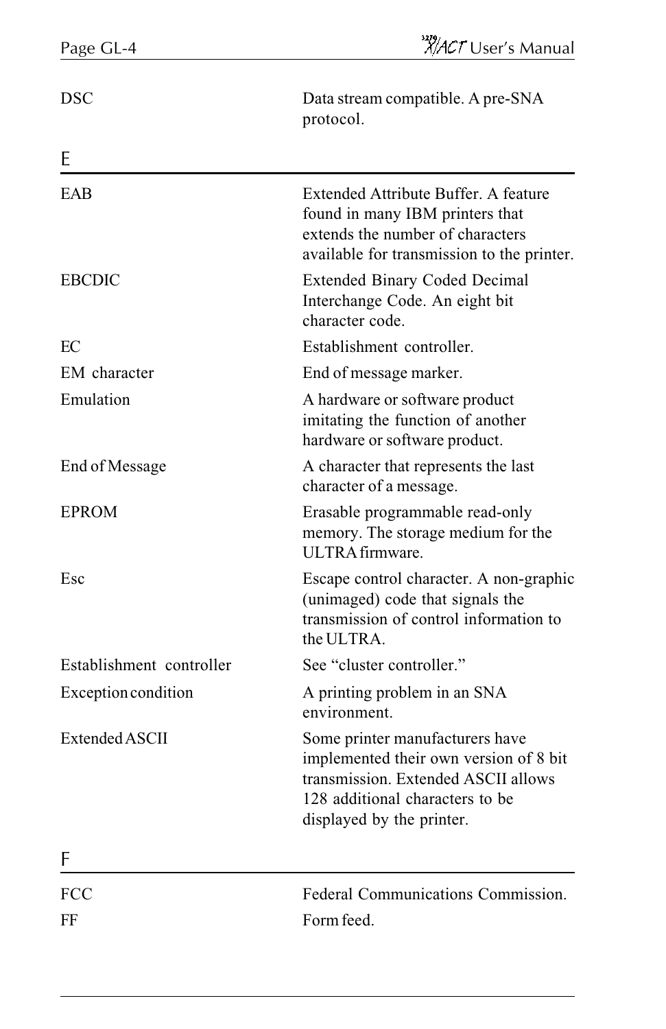| | |
|---|---|
| DSC | Data stream compatible. A pre-SNA protocol. |

## E

| | |
|---|---|
| EAB | Extended Attribute Buffer. A feature found in many IBM printers that extends the number of characters available for transmission to the printer. |
| EBCDIC | Extended Binary Coded Decimal Interchange Code. An eight bit character code. |
| EC | Establishment controller. |
| EM character | End of message marker. |
| Emulation | A hardware or software product imitating the function of another hardware or software product. |
| End of Message | A character that represents the last character of a message. |
| EPROM | Erasable programmable read-only memory. The storage medium for the ULTRA firmware. |
| Esc | Escape control character. A non-graphic (unimaged) code that signals the transmission of control information to the ULTRA. |
| Establishment controller | See "cluster controller." |
| Exception condition | A printing problem in an SNA environment. |
| Extended ASCII | Some printer manufacturers have implemented their own version of 8 bit transmission. Extended ASCII allows 128 additional characters to be displayed by the printer. |

## F

| | |
|---|---|
| FCC | Federal Communications Commission. |
| FF | Form feed. |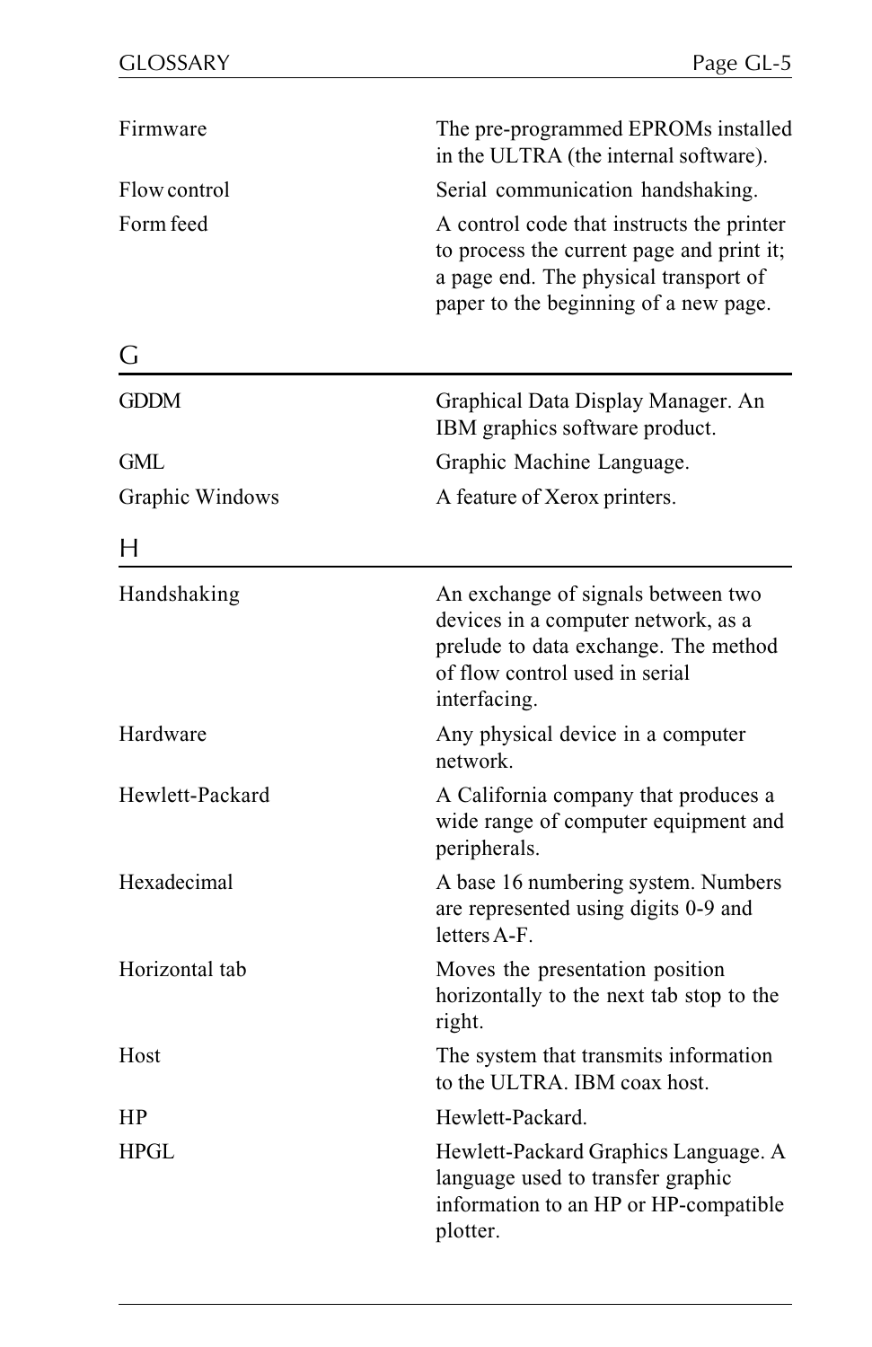| | |
|---|---|
| Firmware | The pre-programmed EPROMs installed in the ULTRA (the internal software). |
| Flow control | Serial communication handshaking. |
| Form feed | A control code that instructs the printer to process the current page and print it; a page end. The physical transport of paper to the beginning of a new page. |

## G

| | |
|---|---|
| GDDM | Graphical Data Display Manager. An IBM graphics software product. |
| GML | Graphic Machine Language. |
| Graphic Windows | A feature of Xerox printers. |

## H

| | |
|---|---|
| Handshaking | An exchange of signals between two devices in a computer network, as a prelude to data exchange. The method of flow control used in serial interfacing. |
| Hardware | Any physical device in a computer network. |
| Hewlett-Packard | A California company that produces a wide range of computer equipment and peripherals. |
| Hexadecimal | A base 16 numbering system. Numbers are represented using digits 0-9 and letters A-F. |
| Horizontal tab | Moves the presentation position horizontally to the next tab stop to the right. |
| Host | The system that transmits information to the ULTRA. IBM coax host. |
| HP | Hewlett-Packard. |
| HPGL | Hewlett-Packard Graphics Language. A language used to transfer graphic information to an HP or HP-compatible plotter. |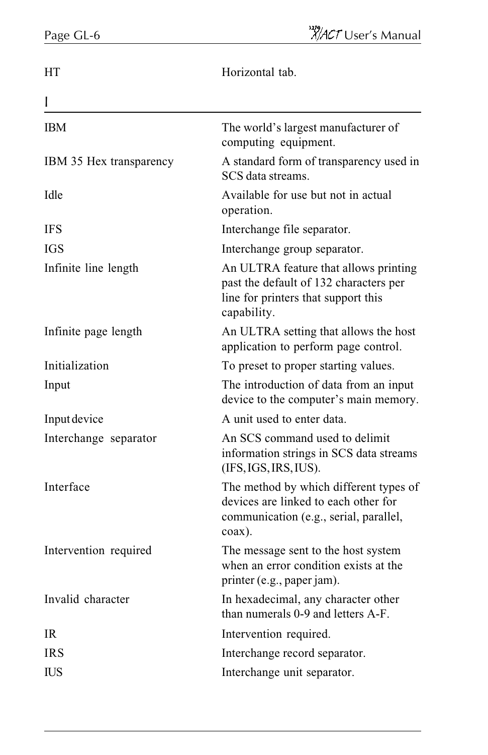| | |
|---|---|
| HT | Horizontal tab. |

## I

| | |
|---|---|
| IBM | The world's largest manufacturer of computing equipment. |
| IBM 35 Hex transparency | A standard form of transparency used in SCS data streams. |
| Idle | Available for use but not in actual operation. |
| IFS | Interchange file separator. |
| IGS | Interchange group separator. |
| Infinite line length | An ULTRA feature that allows printing past the default of 132 characters per line for printers that support this capability. |
| Infinite page length | An ULTRA setting that allows the host application to perform page control. |
| Initialization | To preset to proper starting values. |
| Input | The introduction of data from an input device to the computer's main memory. |
| Input device | A unit used to enter data. |
| Interchange separator | An SCS command used to delimit information strings in SCS data streams (IFS, IGS, IRS, IUS). |
| Interface | The method by which different types of devices are linked to each other for communication (e.g., serial, parallel, coax). |
| Intervention required | The message sent to the host system when an error condition exists at the printer (e.g., paper jam). |
| Invalid character | In hexadecimal, any character other than numerals 0-9 and letters A-F. |
| IR | Intervention required. |
| IRS | Interchange record separator. |
| IUS | Interchange unit separator. |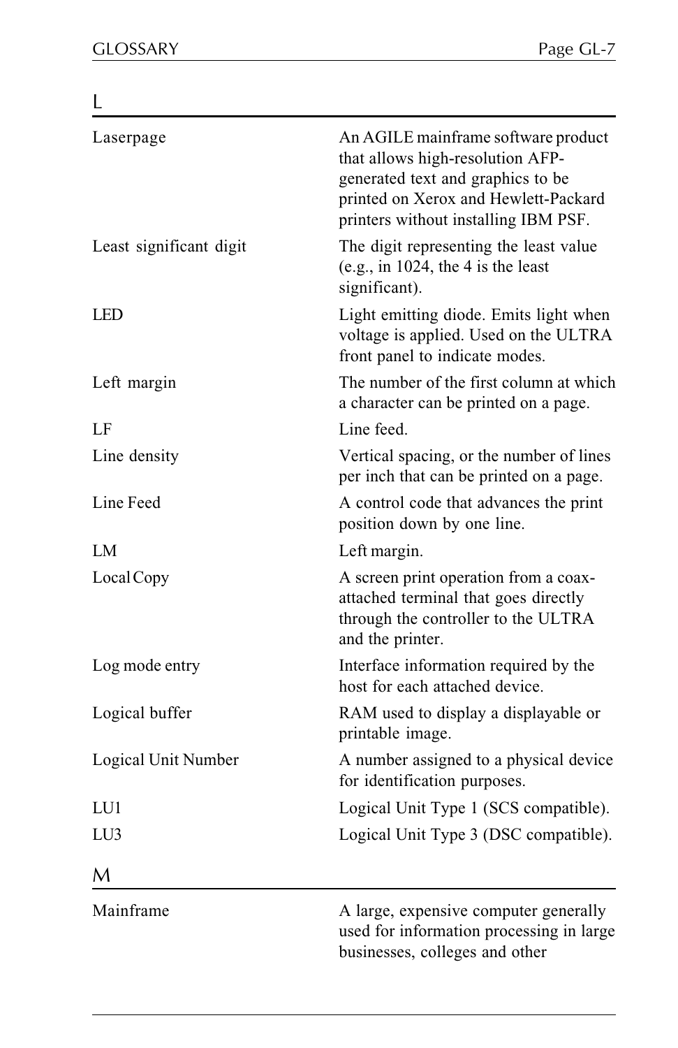## L

| Term | Definition |
|---|---|
| Laserpage | An AGILE mainframe software product that allows high-resolution AFP-generated text and graphics to be printed on Xerox and Hewlett-Packard printers without installing IBM PSF. |
| Least significant digit | The digit representing the least value (e.g., in 1024, the 4 is the least significant). |
| LED | Light emitting diode. Emits light when voltage is applied. Used on the ULTRA front panel to indicate modes. |
| Left margin | The number of the first column at which a character can be printed on a page. |
| LF | Line feed. |
| Line density | Vertical spacing, or the number of lines per inch that can be printed on a page. |
| Line Feed | A control code that advances the print position down by one line. |
| LM | Left margin. |
| Local Copy | A screen print operation from a coax-attached terminal that goes directly through the controller to the ULTRA and the printer. |
| Log mode entry | Interface information required by the host for each attached device. |
| Logical buffer | RAM used to display a displayable or printable image. |
| Logical Unit Number | A number assigned to a physical device for identification purposes. |
| LU1 | Logical Unit Type 1 (SCS compatible). |
| LU3 | Logical Unit Type 3 (DSC compatible). |

## M

| Term | Definition |
|---|---|
| Mainframe | A large, expensive computer generally used for information processing in large businesses, colleges and other |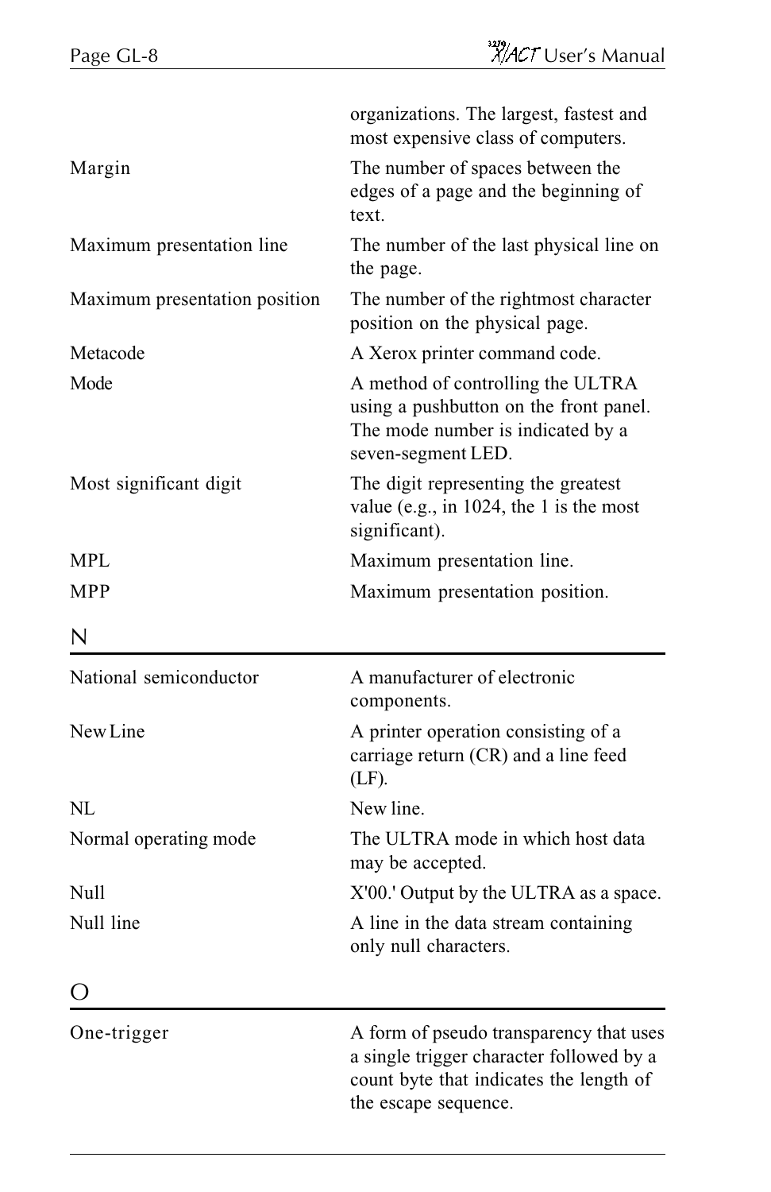| | |
|---|---|
| | organizations. The largest, fastest and most expensive class of computers. |
| Margin | The number of spaces between the edges of a page and the beginning of text. |
| Maximum presentation line | The number of the last physical line on the page. |
| Maximum presentation position | The number of the rightmost character position on the physical page. |
| Metacode | A Xerox printer command code. |
| Mode | A method of controlling the ULTRA using a pushbutton on the front panel. The mode number is indicated by a seven-segment LED. |
| Most significant digit | The digit representing the greatest value (e.g., in 1024, the 1 is the most significant). |
| MPL | Maximum presentation line. |
| MPP | Maximum presentation position. |

## N

| | |
|---|---|
| National semiconductor | A manufacturer of electronic components. |
| New Line | A printer operation consisting of a carriage return (CR) and a line feed (LF). |
| NL | New line. |
| Normal operating mode | The ULTRA mode in which host data may be accepted. |
| Null | X'00.' Output by the ULTRA as a space. |
| Null line | A line in the data stream containing only null characters. |

## O

| | |
|---|---|
| One-trigger | A form of pseudo transparency that uses a single trigger character followed by a count byte that indicates the length of the escape sequence. |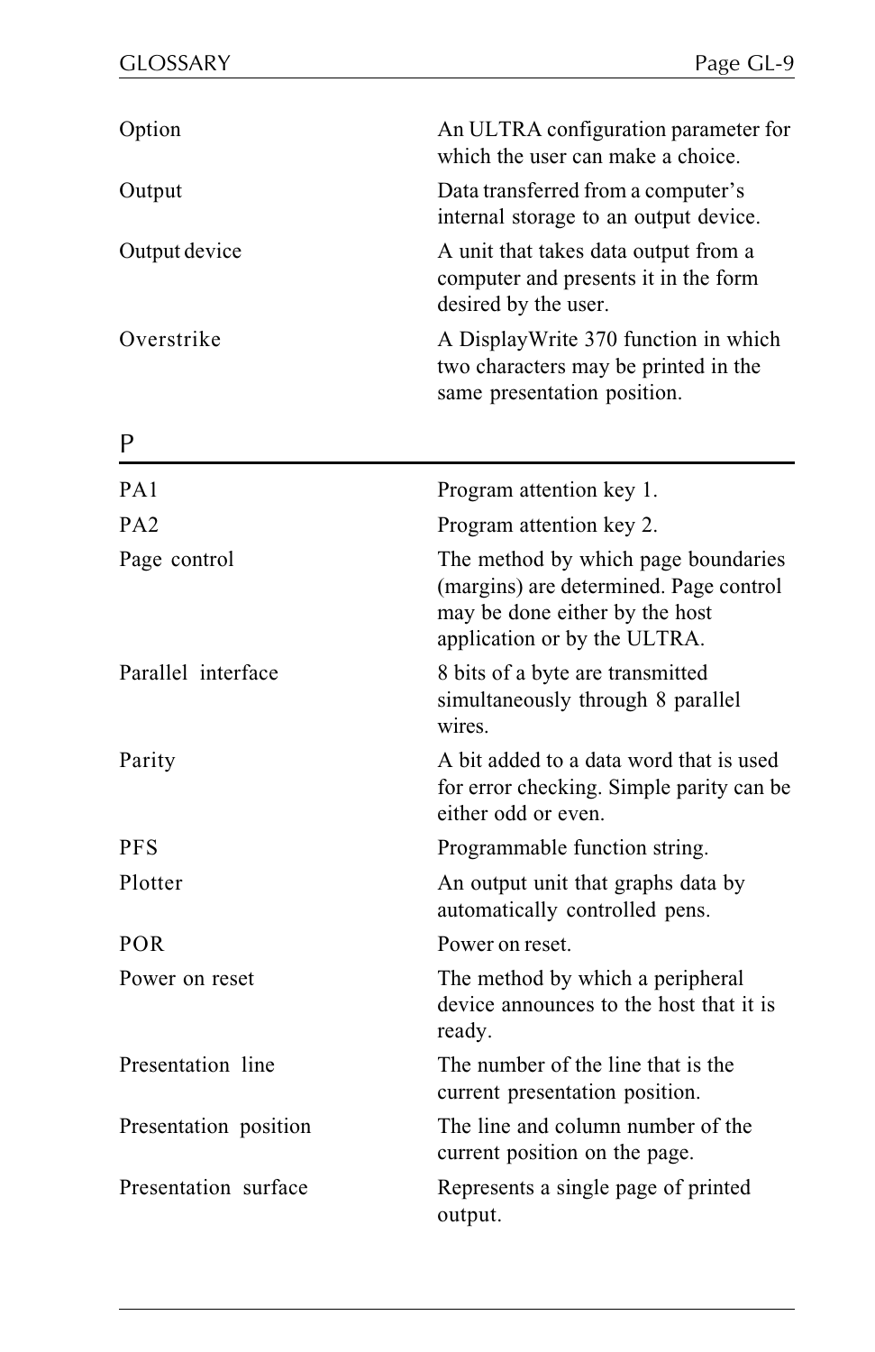| | |
|---|---|
| Option | An ULTRA configuration parameter for which the user can make a choice. |
| Output | Data transferred from a computer's internal storage to an output device. |
| Output device | A unit that takes data output from a computer and presents it in the form desired by the user. |
| Overstrike | A DisplayWrite 370 function in which two characters may be printed in the same presentation position. |

## P

| | |
|---|---|
| PA1 | Program attention key 1. |
| PA2 | Program attention key 2. |
| Page control | The method by which page boundaries (margins) are determined. Page control may be done either by the host application or by the ULTRA. |
| Parallel interface | 8 bits of a byte are transmitted simultaneously through 8 parallel wires. |
| Parity | A bit added to a data word that is used for error checking. Simple parity can be either odd or even. |
| PFS | Programmable function string. |
| Plotter | An output unit that graphs data by automatically controlled pens. |
| POR | Power on reset. |
| Power on reset | The method by which a peripheral device announces to the host that it is ready. |
| Presentation line | The number of the line that is the current presentation position. |
| Presentation position | The line and column number of the current position on the page. |
| Presentation surface | Represents a single page of printed output. |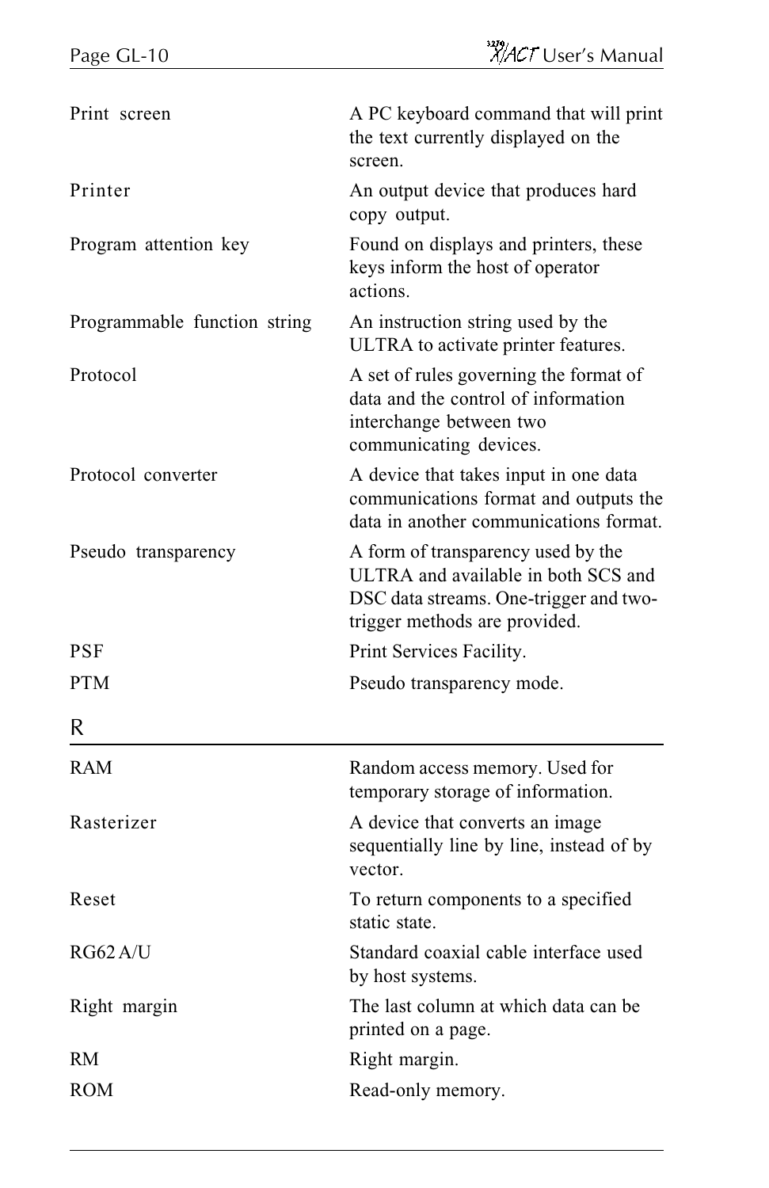| | |
|---|---|
| Print screen | A PC keyboard command that will print the text currently displayed on the screen. |
| Printer | An output device that produces hard copy output. |
| Program attention key | Found on displays and printers, these keys inform the host of operator actions. |
| Programmable function string | An instruction string used by the ULTRA to activate printer features. |
| Protocol | A set of rules governing the format of data and the control of information interchange between two communicating devices. |
| Protocol converter | A device that takes input in one data communications format and outputs the data in another communications format. |
| Pseudo transparency | A form of transparency used by the ULTRA and available in both SCS and DSC data streams. One-trigger and two-trigger methods are provided. |
| PSF | Print Services Facility. |
| PTM | Pseudo transparency mode. |

## R

| | |
|---|---|
| RAM | Random access memory. Used for temporary storage of information. |
| Rasterizer | A device that converts an image sequentially line by line, instead of by vector. |
| Reset | To return components to a specified static state. |
| RG62 A/U | Standard coaxial cable interface used by host systems. |
| Right margin | The last column at which data can be printed on a page. |
| RM | Right margin. |
| ROM | Read-only memory. |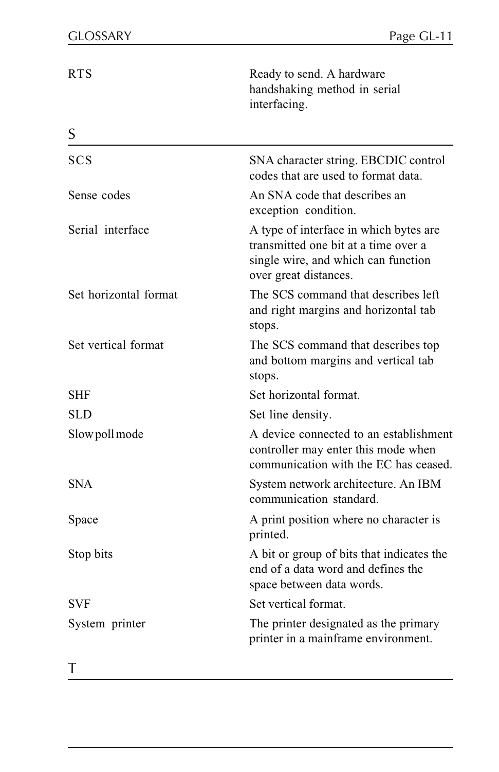| | |
|---|---|
| RTS | Ready to send. A hardware handshaking method in serial interfacing. |

## S

| | |
|---|---|
| SCS | SNA character string. EBCDIC control codes that are used to format data. |
| Sense codes | An SNA code that describes an exception condition. |
| Serial interface | A type of interface in which bytes are transmitted one bit at a time over a single wire, and which can function over great distances. |
| Set horizontal format | The SCS command that describes left and right margins and horizontal tab stops. |
| Set vertical format | The SCS command that describes top and bottom margins and vertical tab stops. |
| SHF | Set horizontal format. |
| SLD | Set line density. |
| Slow poll mode | A device connected to an establishment controller may enter this mode when communication with the EC has ceased. |
| SNA | System network architecture. An IBM communication standard. |
| Space | A print position where no character is printed. |
| Stop bits | A bit or group of bits that indicates the end of a data word and defines the space between data words. |
| SVF | Set vertical format. |
| System printer | The printer designated as the primary printer in a mainframe environment. |

## T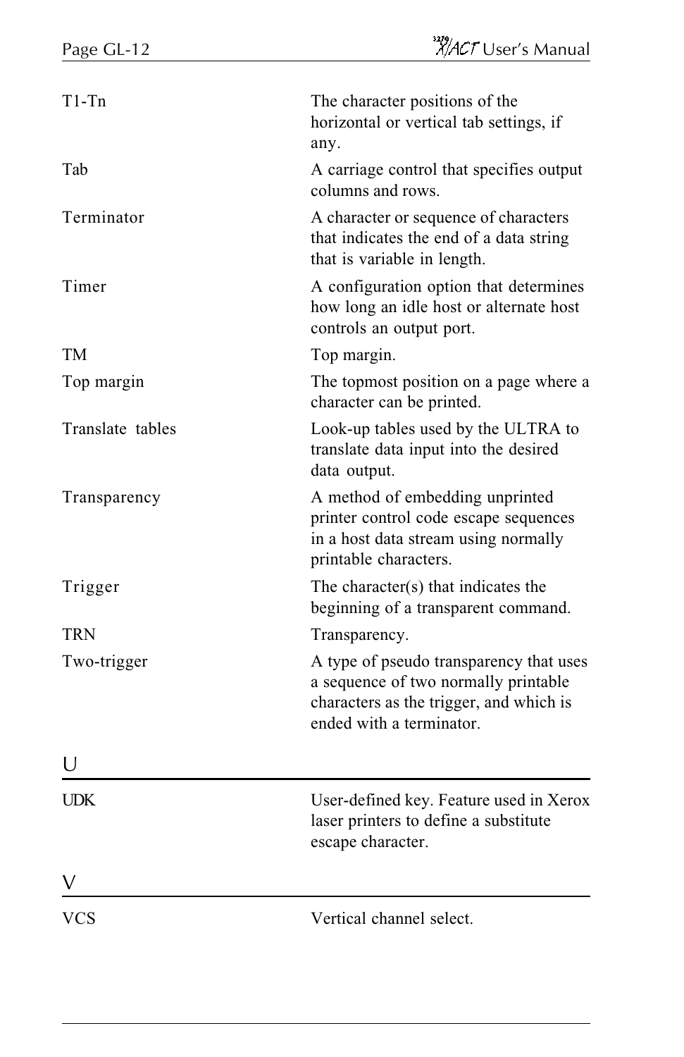| | |
|---|---|
| T1-Tn | The character positions of the horizontal or vertical tab settings, if any. |
| Tab | A carriage control that specifies output columns and rows. |
| Terminator | A character or sequence of characters that indicates the end of a data string that is variable in length. |
| Timer | A configuration option that determines how long an idle host or alternate host controls an output port. |
| TM | Top margin. |
| Top margin | The topmost position on a page where a character can be printed. |
| Translate tables | Look-up tables used by the ULTRA to translate data input into the desired data output. |
| Transparency | A method of embedding unprinted printer control code escape sequences in a host data stream using normally printable characters. |
| Trigger | The character(s) that indicates the beginning of a transparent command. |
| TRN | Transparency. |
| Two-trigger | A type of pseudo transparency that uses a sequence of two normally printable characters as the trigger, and which is ended with a terminator. |

## U

| | |
|---|---|
| UDK | User-defined key. Feature used in Xerox laser printers to define a substitute escape character. |

## V

| | |
|---|---|
| VCS | Vertical channel select. |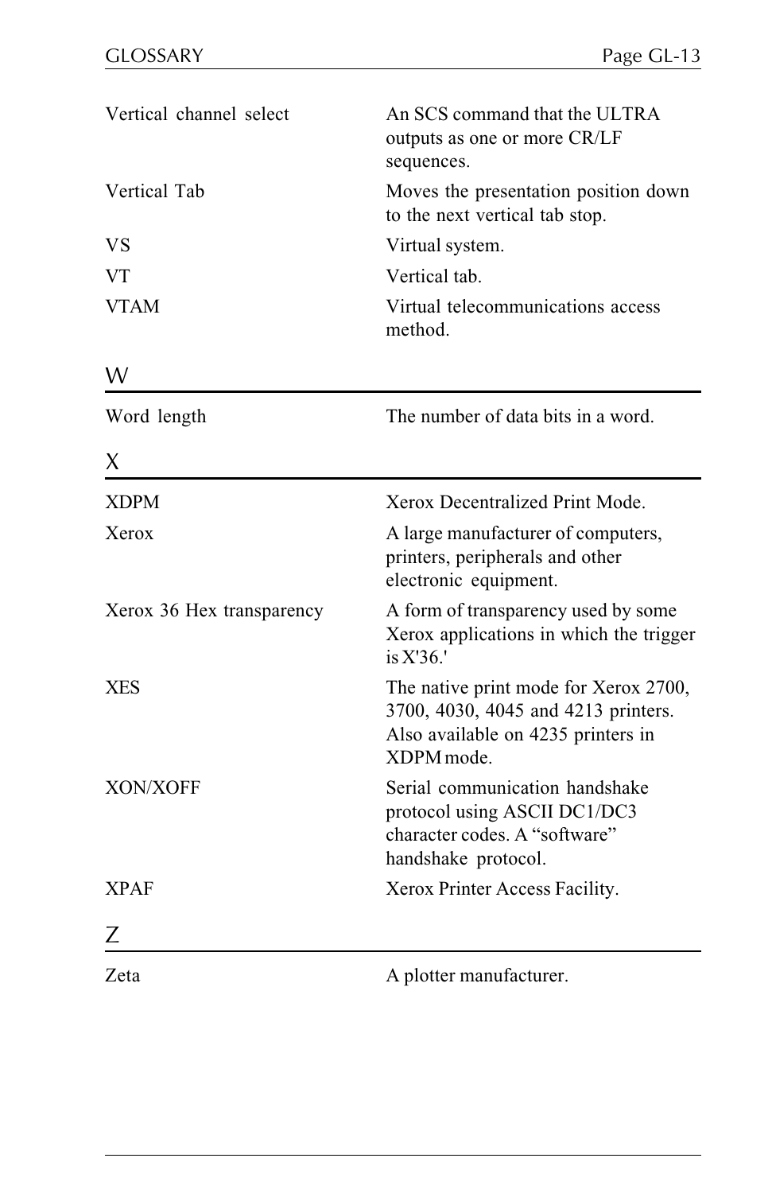| | |
|---|---|
| Vertical channel select | An SCS command that the ULTRA outputs as one or more CR/LF sequences. |
| Vertical Tab | Moves the presentation position down to the next vertical tab stop. |
| VS | Virtual system. |
| VT | Vertical tab. |
| VTAM | Virtual telecommunications access method. |

## W

| | |
|---|---|
| Word length | The number of data bits in a word. |

## X

| | |
|---|---|
| XDPM | Xerox Decentralized Print Mode. |
| Xerox | A large manufacturer of computers, printers, peripherals and other electronic equipment. |
| Xerox 36 Hex transparency | A form of transparency used by some Xerox applications in which the trigger is X'36.' |
| XES | The native print mode for Xerox 2700, 3700, 4030, 4045 and 4213 printers. Also available on 4235 printers in XDPM mode. |
| XON/XOFF | Serial communication handshake protocol using ASCII DC1/DC3 character codes. A "software" handshake protocol. |
| XPAF | Xerox Printer Access Facility. |

## Z

| | |
|---|---|
| Zeta | A plotter manufacturer. |